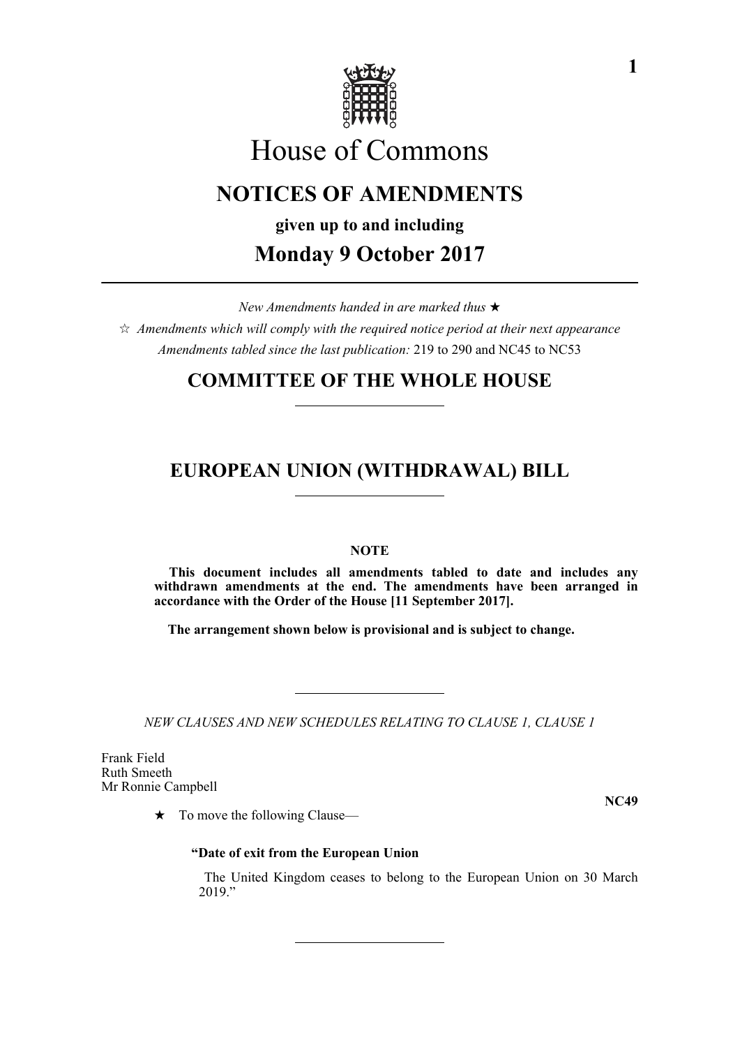# House of Commons

## NOTICES OF AMENDMENTS

**given up to and including**

## Monday 9 October 2017

*New Amendments handed in are marked thus* ★

☆ *Amendments which will comply with the required notice period at their next appearance*

*Amendments tabled since the last publication:* 219 to 290 and NC45 to NC53

## COMMITTEE OF THE WHOLE HOUSE

## EUROPEAN UNION (WITHDRAWAL) BILL

**NOTE**

**This document includes all amendments tabled to date and includes any withdrawn amendments at the end. The amendments have been arranged in accordance with the Order of the House [11 September 2017].**

**The arrangement shown below is provisional and is subject to change.**

*NEW CLAUSES AND NEW SCHEDULES RELATING TO CLAUSE 1, CLAUSE 1*

Frank Field
Ruth Smeeth
Mr Ronnie Campbell

**NC49**

★ To move the following Clause—

**"Date of exit from the European Union**

The United Kingdom ceases to belong to the European Union on 30 March 2019."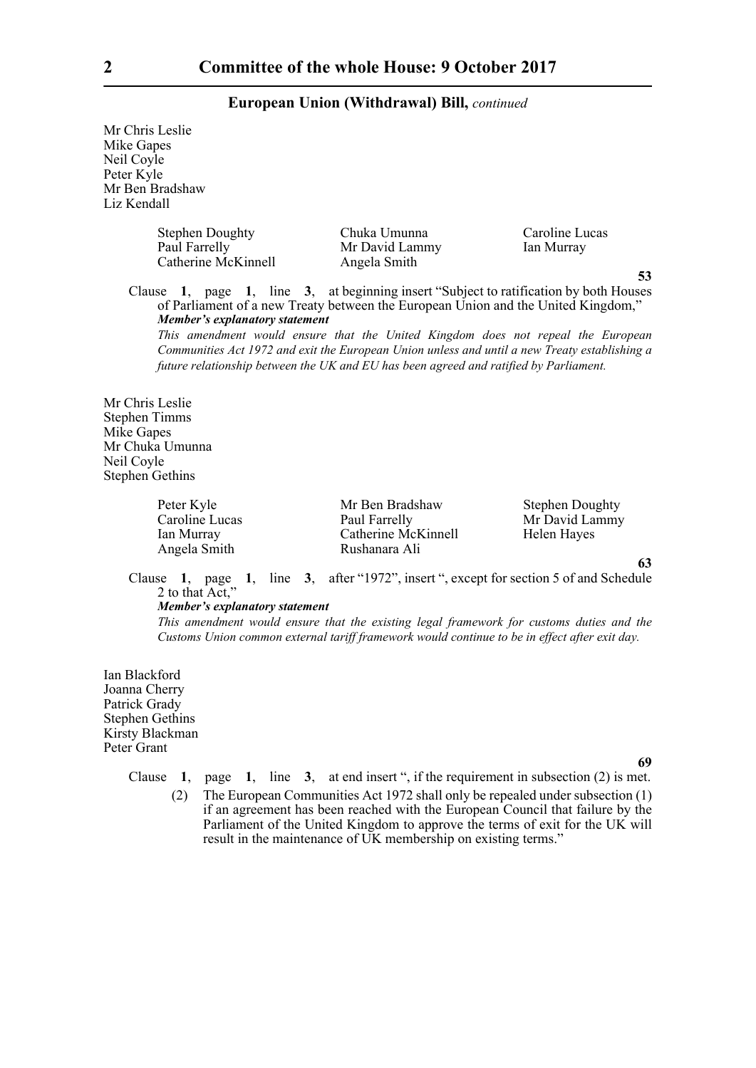Mr Chris Leslie
Mike Gapes
Neil Coyle
Peter Kyle
Mr Ben Bradshaw
Liz Kendall

| | | |
|---|---|---|
| Stephen Doughty | Chuka Umunna | Caroline Lucas |
| Paul Farrelly | Mr David Lammy | Ian Murray |
| Catherine McKinnell | Angela Smith | |

**53**

Clause **1**, page **1**, line **3**, at beginning insert "Subject to ratification by both Houses of Parliament of a new Treaty between the European Union and the United Kingdom,"

***Member's explanatory statement***

*This amendment would ensure that the United Kingdom does not repeal the European Communities Act 1972 and exit the European Union unless and until a new Treaty establishing a future relationship between the UK and EU has been agreed and ratified by Parliament.*

Mr Chris Leslie
Stephen Timms
Mike Gapes
Mr Chuka Umunna
Neil Coyle
Stephen Gethins

| | | |
|---|---|---|
| Peter Kyle | Mr Ben Bradshaw | Stephen Doughty |
| Caroline Lucas | Paul Farrelly | Mr David Lammy |
| Ian Murray | Catherine McKinnell | Helen Hayes |
| Angela Smith | Rushanara Ali | |

**63**

Clause **1**, page **1**, line **3**, after "1972", insert ", except for section 5 of and Schedule 2 to that Act,"

***Member's explanatory statement***

*This amendment would ensure that the existing legal framework for customs duties and the Customs Union common external tariff framework would continue to be in effect after exit day.*

Ian Blackford
Joanna Cherry
Patrick Grady
Stephen Gethins
Kirsty Blackman
Peter Grant

**69**

Clause **1**, page **1**, line **3**, at end insert ", if the requirement in subsection (2) is met.

(2) The European Communities Act 1972 shall only be repealed under subsection (1) if an agreement has been reached with the European Council that failure by the Parliament of the United Kingdom to approve the terms of exit for the UK will result in the maintenance of UK membership on existing terms."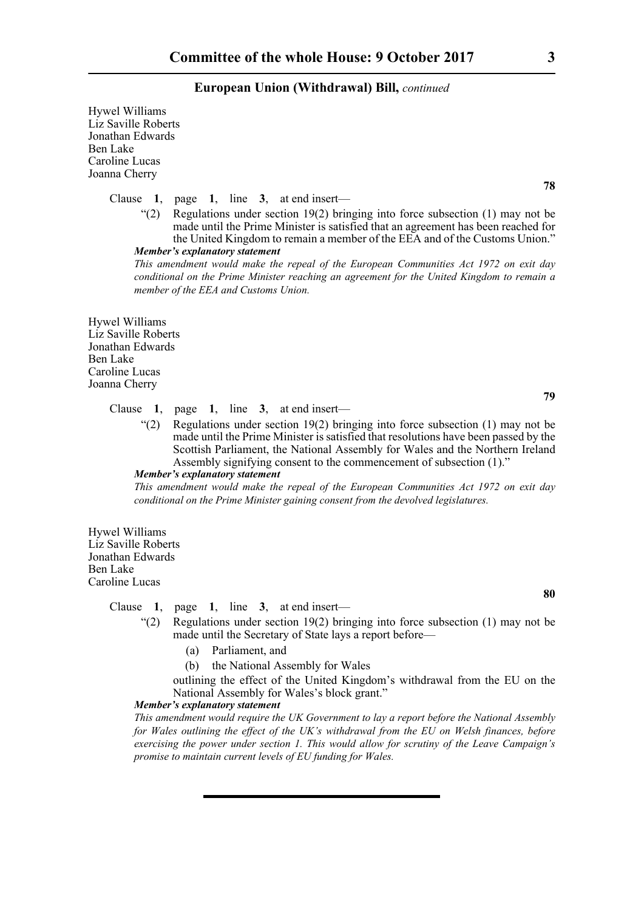Hywel Williams
Liz Saville Roberts
Jonathan Edwards
Ben Lake
Caroline Lucas
Joanna Cherry

**78**

Clause **1**, page **1**, line **3**, at end insert—

"(2) Regulations under section 19(2) bringing into force subsection (1) may not be made until the Prime Minister is satisfied that an agreement has been reached for the United Kingdom to remain a member of the EEA and of the Customs Union."

***Member's explanatory statement***

*This amendment would make the repeal of the European Communities Act 1972 on exit day conditional on the Prime Minister reaching an agreement for the United Kingdom to remain a member of the EEA and Customs Union.*

Hywel Williams
Liz Saville Roberts
Jonathan Edwards
Ben Lake
Caroline Lucas
Joanna Cherry

**79**

Clause **1**, page **1**, line **3**, at end insert—

"(2) Regulations under section 19(2) bringing into force subsection (1) may not be made until the Prime Minister is satisfied that resolutions have been passed by the Scottish Parliament, the National Assembly for Wales and the Northern Ireland Assembly signifying consent to the commencement of subsection (1)."

***Member's explanatory statement***

*This amendment would make the repeal of the European Communities Act 1972 on exit day conditional on the Prime Minister gaining consent from the devolved legislatures.*

Hywel Williams
Liz Saville Roberts
Jonathan Edwards
Ben Lake
Caroline Lucas

**80**

Clause **1**, page **1**, line **3**, at end insert—

"(2) Regulations under section 19(2) bringing into force subsection (1) may not be made until the Secretary of State lays a report before—

(a) Parliament, and

(b) the National Assembly for Wales

outlining the effect of the United Kingdom's withdrawal from the EU on the National Assembly for Wales's block grant."

***Member's explanatory statement***

*This amendment would require the UK Government to lay a report before the National Assembly for Wales outlining the effect of the UK's withdrawal from the EU on Welsh finances, before exercising the power under section 1. This would allow for scrutiny of the Leave Campaign's promise to maintain current levels of EU funding for Wales.*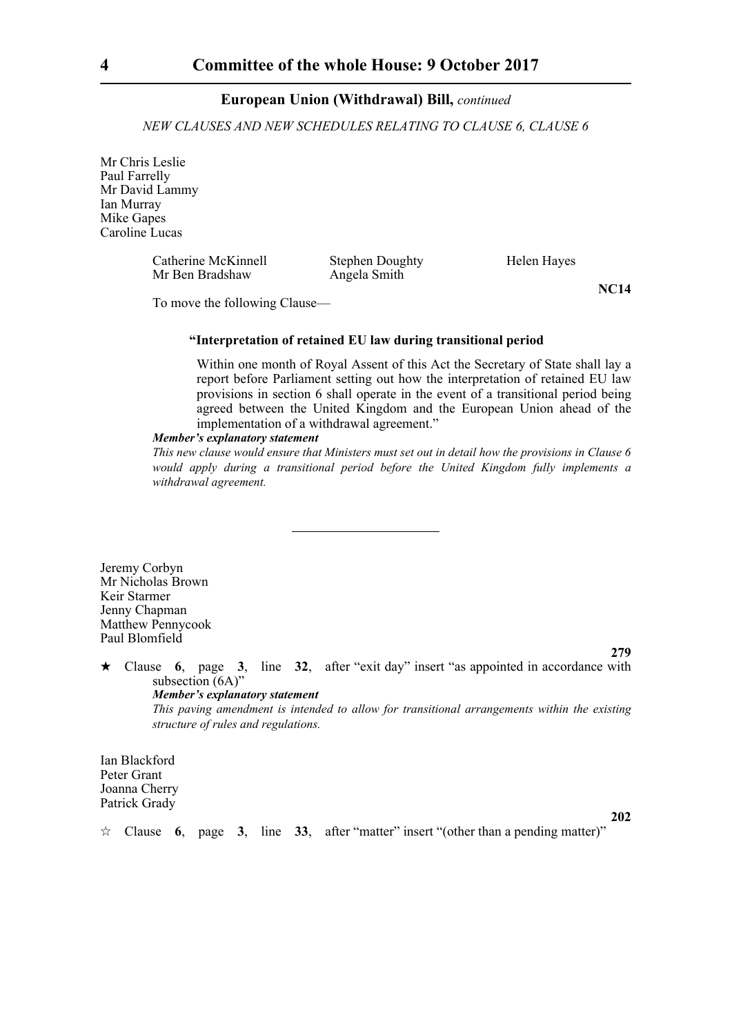**European Union (Withdrawal) Bill,** *continued*

*NEW CLAUSES AND NEW SCHEDULES RELATING TO CLAUSE 6, CLAUSE 6*

Mr Chris Leslie
Paul Farrelly
Mr David Lammy
Ian Murray
Mike Gapes
Caroline Lucas

Catherine McKinnell    Stephen Doughty    Helen Hayes
Mr Ben Bradshaw    Angela Smith

**NC14**

To move the following Clause—

**"Interpretation of retained EU law during transitional period**

Within one month of Royal Assent of this Act the Secretary of State shall lay a report before Parliament setting out how the interpretation of retained EU law provisions in section 6 shall operate in the event of a transitional period being agreed between the United Kingdom and the European Union ahead of the implementation of a withdrawal agreement."

***Member's explanatory statement***

*This new clause would ensure that Ministers must set out in detail how the provisions in Clause 6 would apply during a transitional period before the United Kingdom fully implements a withdrawal agreement.*

---

Jeremy Corbyn
Mr Nicholas Brown
Keir Starmer
Jenny Chapman
Matthew Pennycook
Paul Blomfield

**279**

★ Clause **6**, page **3**, line **32**, after "exit day" insert "as appointed in accordance with subsection (6A)"

***Member's explanatory statement***

*This paving amendment is intended to allow for transitional arrangements within the existing structure of rules and regulations.*

Ian Blackford
Peter Grant
Joanna Cherry
Patrick Grady

**202**

☆ Clause **6**, page **3**, line **33**, after "matter" insert "(other than a pending matter)"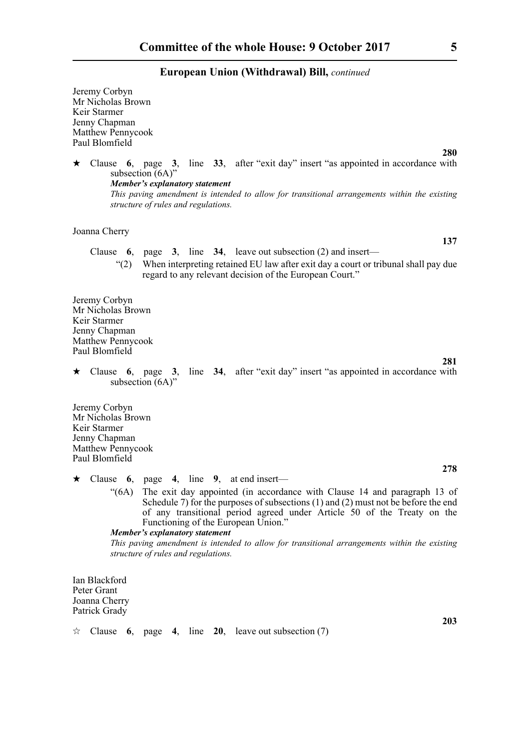Jeremy Corbyn
Mr Nicholas Brown
Keir Starmer
Jenny Chapman
Matthew Pennycook
Paul Blomfield

**280**

★ Clause **6**, page **3**, line **33**, after "exit day" insert "as appointed in accordance with subsection (6A)"

***Member's explanatory statement***

*This paving amendment is intended to allow for transitional arrangements within the existing structure of rules and regulations.*

Joanna Cherry

**137**

Clause **6**, page **3**, line **34**, leave out subsection (2) and insert—

"(2) When interpreting retained EU law after exit day a court or tribunal shall pay due regard to any relevant decision of the European Court."

Jeremy Corbyn
Mr Nicholas Brown
Keir Starmer
Jenny Chapman
Matthew Pennycook
Paul Blomfield

**281**

★ Clause **6**, page **3**, line **34**, after "exit day" insert "as appointed in accordance with subsection (6A)"

Jeremy Corbyn
Mr Nicholas Brown
Keir Starmer
Jenny Chapman
Matthew Pennycook
Paul Blomfield

**278**

★ Clause **6**, page **4**, line **9**, at end insert—

"(6A) The exit day appointed (in accordance with Clause 14 and paragraph 13 of Schedule 7) for the purposes of subsections (1) and (2) must not be before the end of any transitional period agreed under Article 50 of the Treaty on the Functioning of the European Union."

***Member's explanatory statement***

*This paving amendment is intended to allow for transitional arrangements within the existing structure of rules and regulations.*

Ian Blackford
Peter Grant
Joanna Cherry
Patrick Grady

**203**

☆ Clause **6**, page **4**, line **20**, leave out subsection (7)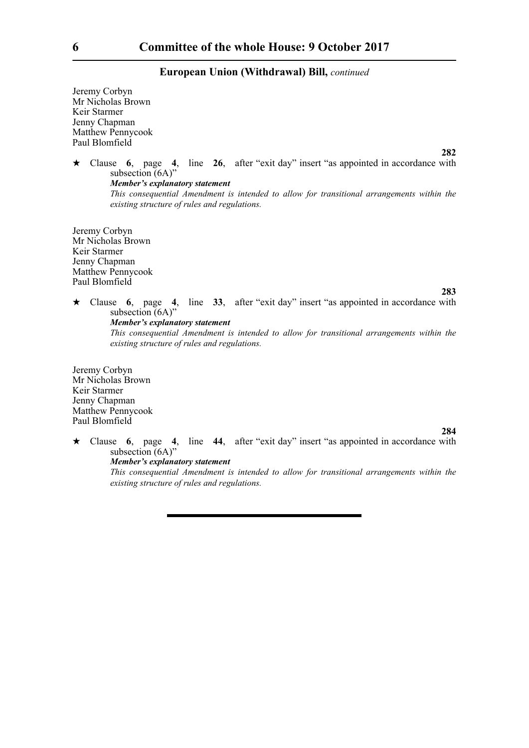Jeremy Corbyn
Mr Nicholas Brown
Keir Starmer
Jenny Chapman
Matthew Pennycook
Paul Blomfield

**282**

★ Clause **6**, page **4**, line **26**, after "exit day" insert "as appointed in accordance with subsection (6A)"

***Member's explanatory statement***

*This consequential Amendment is intended to allow for transitional arrangements within the existing structure of rules and regulations.*

Jeremy Corbyn
Mr Nicholas Brown
Keir Starmer
Jenny Chapman
Matthew Pennycook
Paul Blomfield

**283**

★ Clause **6**, page **4**, line **33**, after "exit day" insert "as appointed in accordance with subsection (6A)"

***Member's explanatory statement***

*This consequential Amendment is intended to allow for transitional arrangements within the existing structure of rules and regulations.*

Jeremy Corbyn
Mr Nicholas Brown
Keir Starmer
Jenny Chapman
Matthew Pennycook
Paul Blomfield

**284**

★ Clause **6**, page **4**, line **44**, after "exit day" insert "as appointed in accordance with subsection (6A)"

***Member's explanatory statement***

*This consequential Amendment is intended to allow for transitional arrangements within the existing structure of rules and regulations.*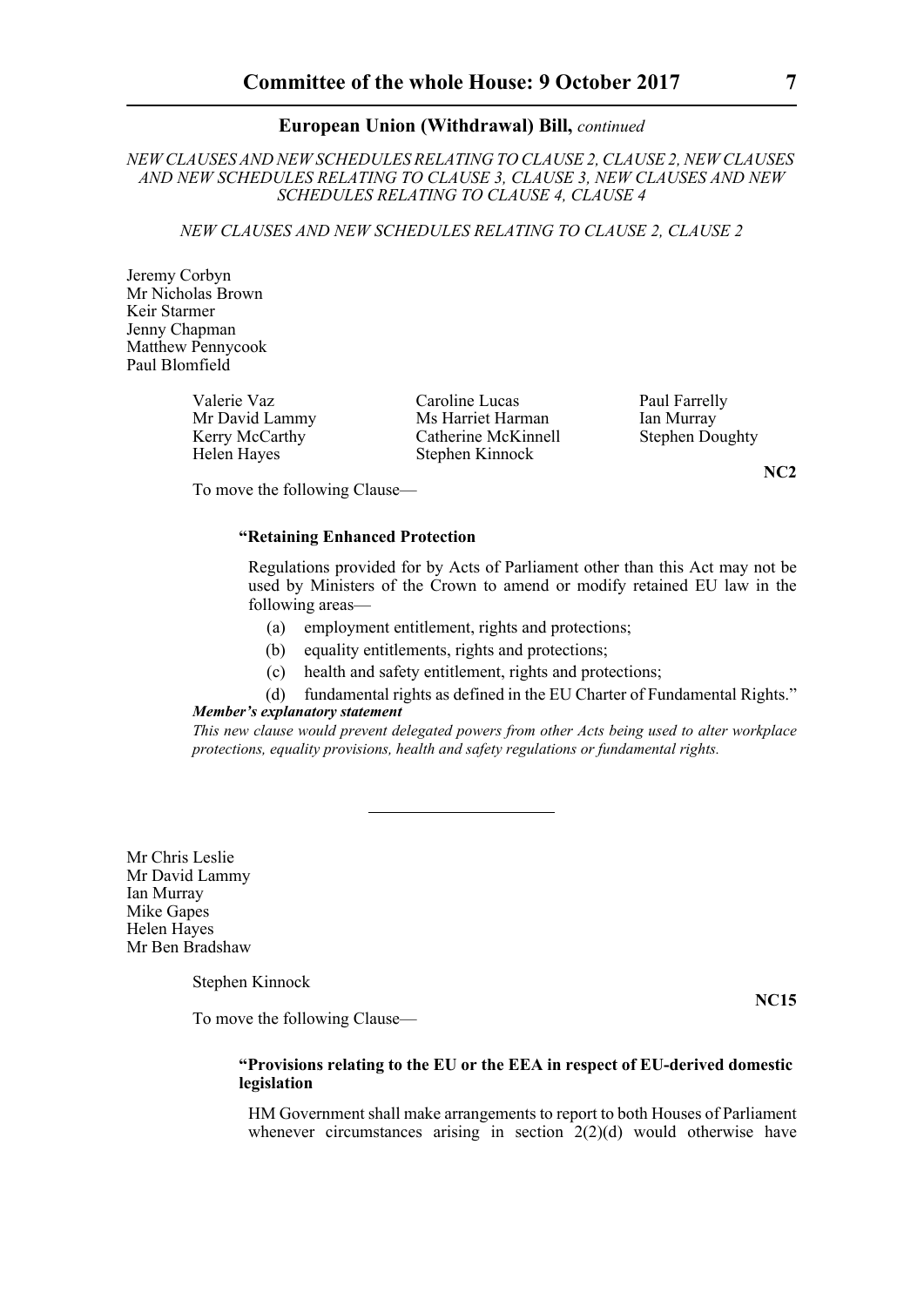*NEW CLAUSES AND NEW SCHEDULES RELATING TO CLAUSE 2, CLAUSE 2, NEW CLAUSES AND NEW SCHEDULES RELATING TO CLAUSE 3, CLAUSE 3, NEW CLAUSES AND NEW SCHEDULES RELATING TO CLAUSE 4, CLAUSE 4*

*NEW CLAUSES AND NEW SCHEDULES RELATING TO CLAUSE 2, CLAUSE 2*

Jeremy Corbyn
Mr Nicholas Brown
Keir Starmer
Jenny Chapman
Matthew Pennycook
Paul Blomfield

Valerie Vaz
Mr David Lammy
Kerry McCarthy
Helen Hayes
Caroline Lucas
Ms Harriet Harman
Catherine McKinnell
Stephen Kinnock
Paul Farrelly
Ian Murray
Stephen Doughty

**NC2**

To move the following Clause—

**"Retaining Enhanced Protection**

Regulations provided for by Acts of Parliament other than this Act may not be used by Ministers of the Crown to amend or modify retained EU law in the following areas—

(a) employment entitlement, rights and protections;

(b) equality entitlements, rights and protections;

(c) health and safety entitlement, rights and protections;

(d) fundamental rights as defined in the EU Charter of Fundamental Rights."

***Member's explanatory statement***

*This new clause would prevent delegated powers from other Acts being used to alter workplace protections, equality provisions, health and safety regulations or fundamental rights.*

---

Mr Chris Leslie
Mr David Lammy
Ian Murray
Mike Gapes
Helen Hayes
Mr Ben Bradshaw

Stephen Kinnock

**NC15**

To move the following Clause—

**"Provisions relating to the EU or the EEA in respect of EU-derived domestic legislation**

HM Government shall make arrangements to report to both Houses of Parliament whenever circumstances arising in section 2(2)(d) would otherwise have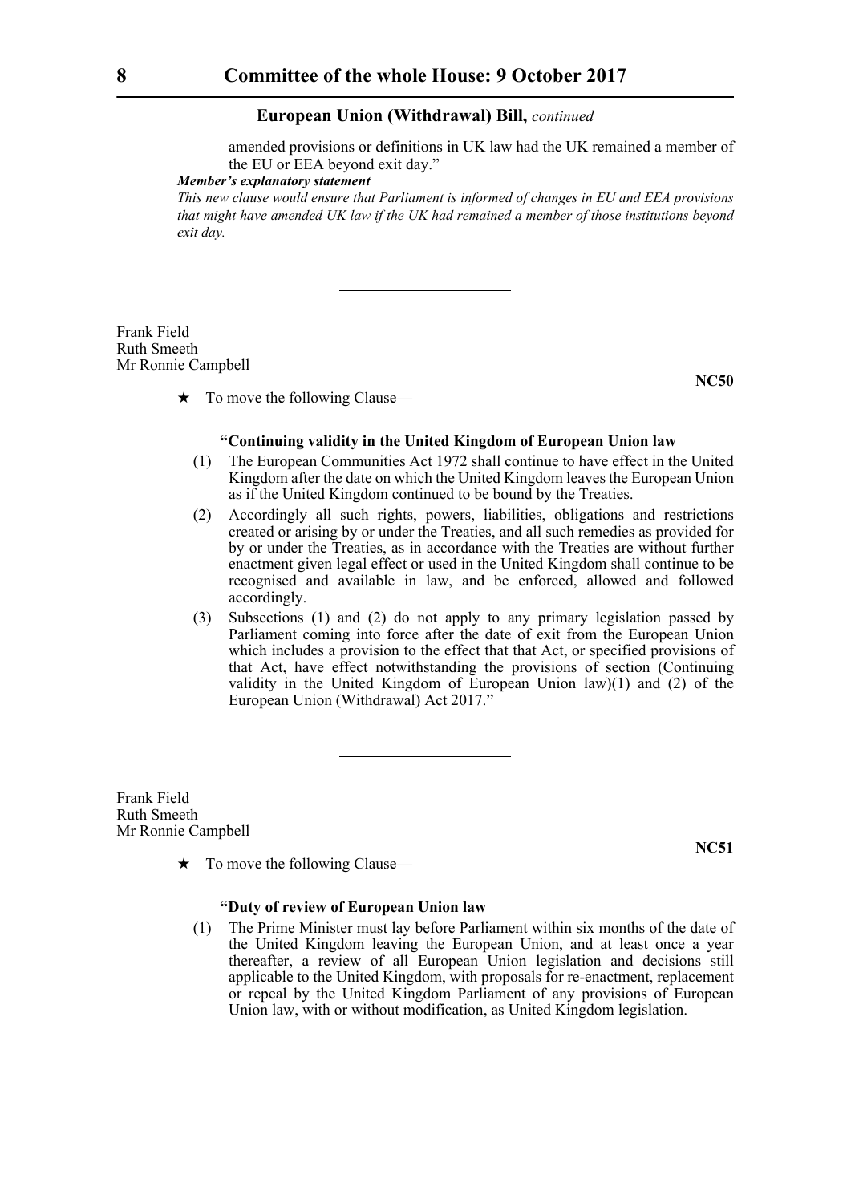amended provisions or definitions in UK law had the UK remained a member of the EU or EEA beyond exit day."

***Member's explanatory statement***

*This new clause would ensure that Parliament is informed of changes in EU and EEA provisions that might have amended UK law if the UK had remained a member of those institutions beyond exit day.*

---

Frank Field
Ruth Smeeth
Mr Ronnie Campbell

**NC50**

★ To move the following Clause—

**"Continuing validity in the United Kingdom of European Union law**

(1) The European Communities Act 1972 shall continue to have effect in the United Kingdom after the date on which the United Kingdom leaves the European Union as if the United Kingdom continued to be bound by the Treaties.

(2) Accordingly all such rights, powers, liabilities, obligations and restrictions created or arising by or under the Treaties, and all such remedies as provided for by or under the Treaties, as in accordance with the Treaties are without further enactment given legal effect or used in the United Kingdom shall continue to be recognised and available in law, and be enforced, allowed and followed accordingly.

(3) Subsections (1) and (2) do not apply to any primary legislation passed by Parliament coming into force after the date of exit from the European Union which includes a provision to the effect that that Act, or specified provisions of that Act, have effect notwithstanding the provisions of section (Continuing validity in the United Kingdom of European Union law)(1) and (2) of the European Union (Withdrawal) Act 2017."

---

Frank Field
Ruth Smeeth
Mr Ronnie Campbell

**NC51**

★ To move the following Clause—

**"Duty of review of European Union law**

(1) The Prime Minister must lay before Parliament within six months of the date of the United Kingdom leaving the European Union, and at least once a year thereafter, a review of all European Union legislation and decisions still applicable to the United Kingdom, with proposals for re-enactment, replacement or repeal by the United Kingdom Parliament of any provisions of European Union law, with or without modification, as United Kingdom legislation.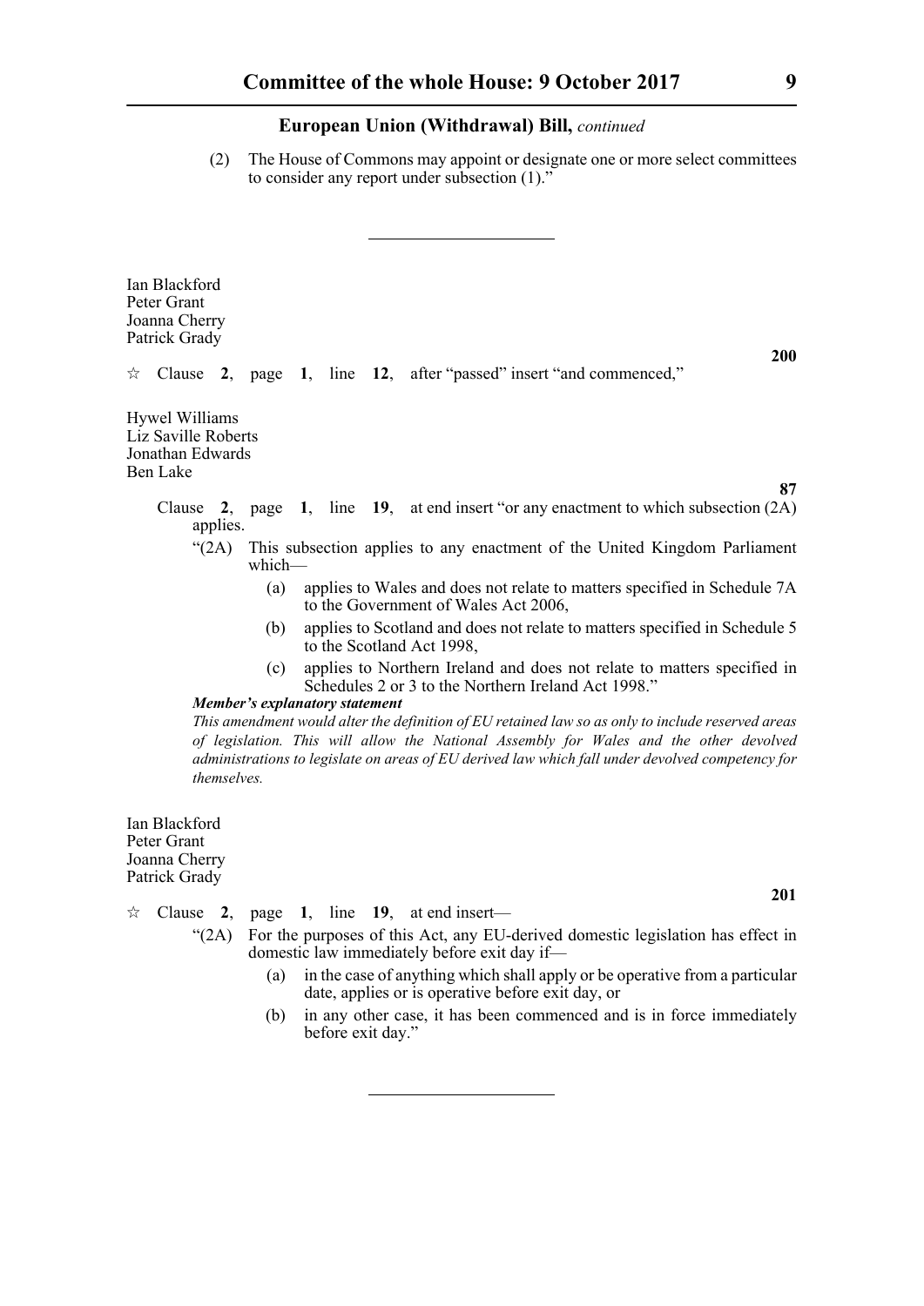(2) The House of Commons may appoint or designate one or more select committees to consider any report under subsection (1)."

---

Ian Blackford
Peter Grant
Joanna Cherry
Patrick Grady

**200**

☆ Clause **2**, page **1**, line **12**, after "passed" insert "and commenced,"

Hywel Williams
Liz Saville Roberts
Jonathan Edwards
Ben Lake

**87**

Clause **2**, page **1**, line **19**, at end insert "or any enactment to which subsection (2A) applies.

"(2A) This subsection applies to any enactment of the United Kingdom Parliament which—

(a) applies to Wales and does not relate to matters specified in Schedule 7A to the Government of Wales Act 2006,

(b) applies to Scotland and does not relate to matters specified in Schedule 5 to the Scotland Act 1998,

(c) applies to Northern Ireland and does not relate to matters specified in Schedules 2 or 3 to the Northern Ireland Act 1998."

***Member's explanatory statement***

*This amendment would alter the definition of EU retained law so as only to include reserved areas of legislation. This will allow the National Assembly for Wales and the other devolved administrations to legislate on areas of EU derived law which fall under devolved competency for themselves.*

Ian Blackford
Peter Grant
Joanna Cherry
Patrick Grady

**201**

☆ Clause **2**, page **1**, line **19**, at end insert—

"(2A) For the purposes of this Act, any EU-derived domestic legislation has effect in domestic law immediately before exit day if—

(a) in the case of anything which shall apply or be operative from a particular date, applies or is operative before exit day, or

(b) in any other case, it has been commenced and is in force immediately before exit day."

---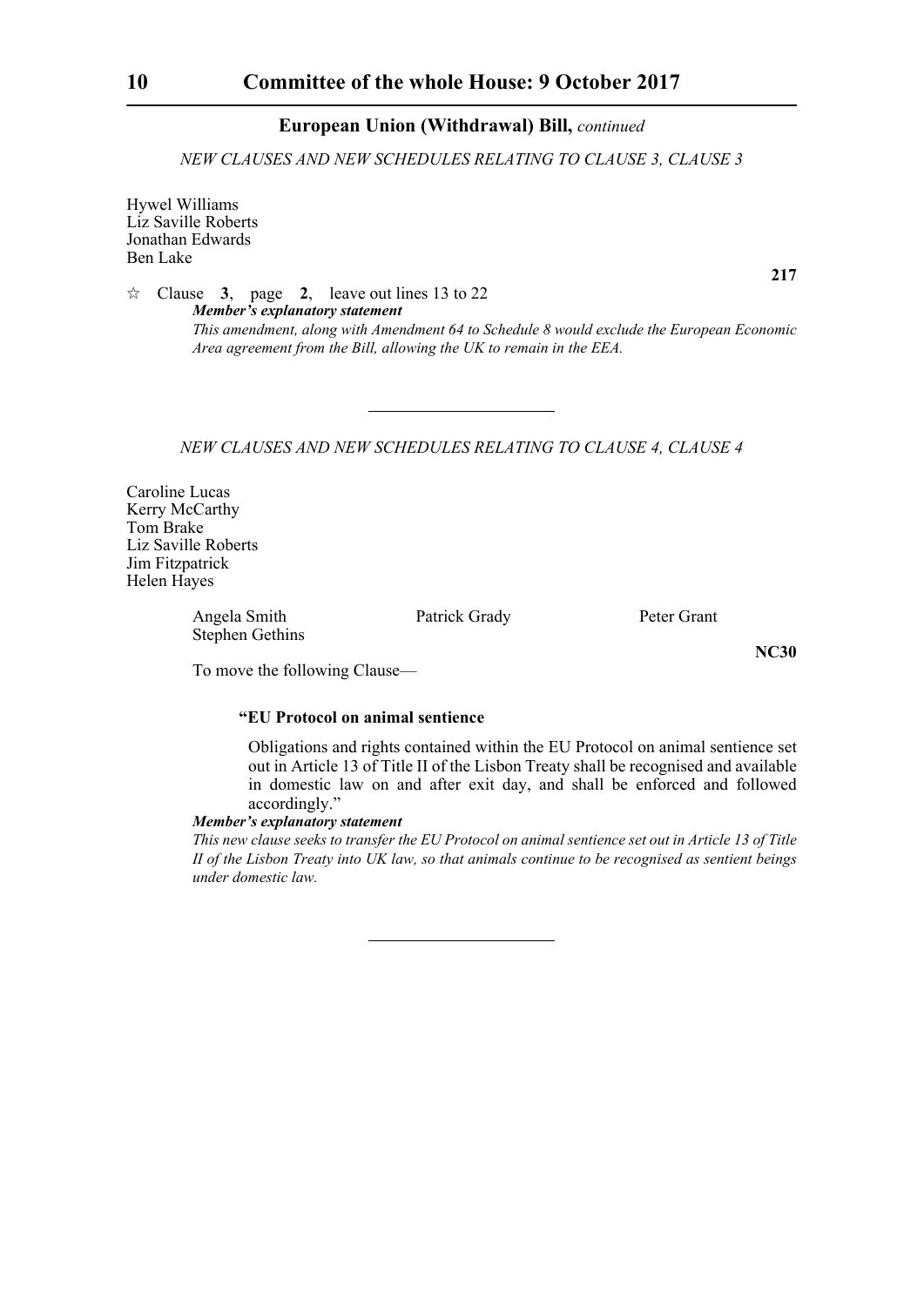## European Union (Withdrawal) Bill, *continued*

*NEW CLAUSES AND NEW SCHEDULES RELATING TO CLAUSE 3, CLAUSE 3*

Hywel Williams
Liz Saville Roberts
Jonathan Edwards
Ben Lake

**217**

☆ Clause **3**, page **2**, leave out lines 13 to 22

***Member's explanatory statement***

*This amendment, along with Amendment 64 to Schedule 8 would exclude the European Economic Area agreement from the Bill, allowing the UK to remain in the EEA.*

---

*NEW CLAUSES AND NEW SCHEDULES RELATING TO CLAUSE 4, CLAUSE 4*

Caroline Lucas
Kerry McCarthy
Tom Brake
Liz Saville Roberts
Jim Fitzpatrick
Helen Hayes

Angela Smith    Patrick Grady    Peter Grant
Stephen Gethins

**NC30**

To move the following Clause—

**"EU Protocol on animal sentience**

Obligations and rights contained within the EU Protocol on animal sentience set out in Article 13 of Title II of the Lisbon Treaty shall be recognised and available in domestic law on and after exit day, and shall be enforced and followed accordingly."

***Member's explanatory statement***

*This new clause seeks to transfer the EU Protocol on animal sentience set out in Article 13 of Title II of the Lisbon Treaty into UK law, so that animals continue to be recognised as sentient beings under domestic law.*

---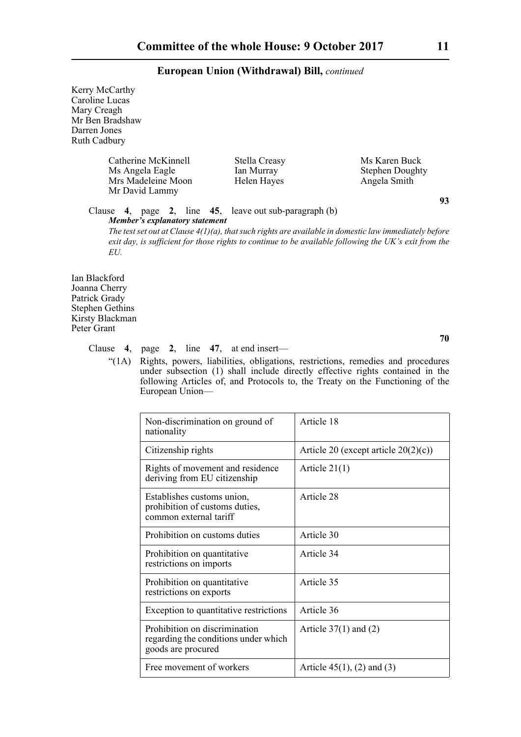Kerry McCarthy
Caroline Lucas
Mary Creagh
Mr Ben Bradshaw
Darren Jones
Ruth Cadbury

Catherine McKinnell
Ms Angela Eagle
Mrs Madeleine Moon
Mr David Lammy
Stella Creasy
Ian Murray
Helen Hayes
Ms Karen Buck
Stephen Doughty
Angela Smith

**93**

Clause **4**, page **2**, line **45**, leave out sub-paragraph (b)

***Member's explanatory statement***

*The test set out at Clause 4(1)(a), that such rights are available in domestic law immediately before exit day, is sufficient for those rights to continue to be available following the UK's exit from the EU.*

Ian Blackford
Joanna Cherry
Patrick Grady
Stephen Gethins
Kirsty Blackman
Peter Grant

**70**

Clause **4**, page **2**, line **47**, at end insert—

"(1A) Rights, powers, liabilities, obligations, restrictions, remedies and procedures under subsection (1) shall include directly effective rights contained in the following Articles of, and Protocols to, the Treaty on the Functioning of the European Union—

| | |
|---|---|
| Non-discrimination on ground of nationality | Article 18 |
| Citizenship rights | Article 20 (except article 20(2)(c)) |
| Rights of movement and residence deriving from EU citizenship | Article 21(1) |
| Establishes customs union, prohibition of customs duties, common external tariff | Article 28 |
| Prohibition on customs duties | Article 30 |
| Prohibition on quantitative restrictions on imports | Article 34 |
| Prohibition on quantitative restrictions on exports | Article 35 |
| Exception to quantitative restrictions | Article 36 |
| Prohibition on discrimination regarding the conditions under which goods are procured | Article 37(1) and (2) |
| Free movement of workers | Article 45(1), (2) and (3) |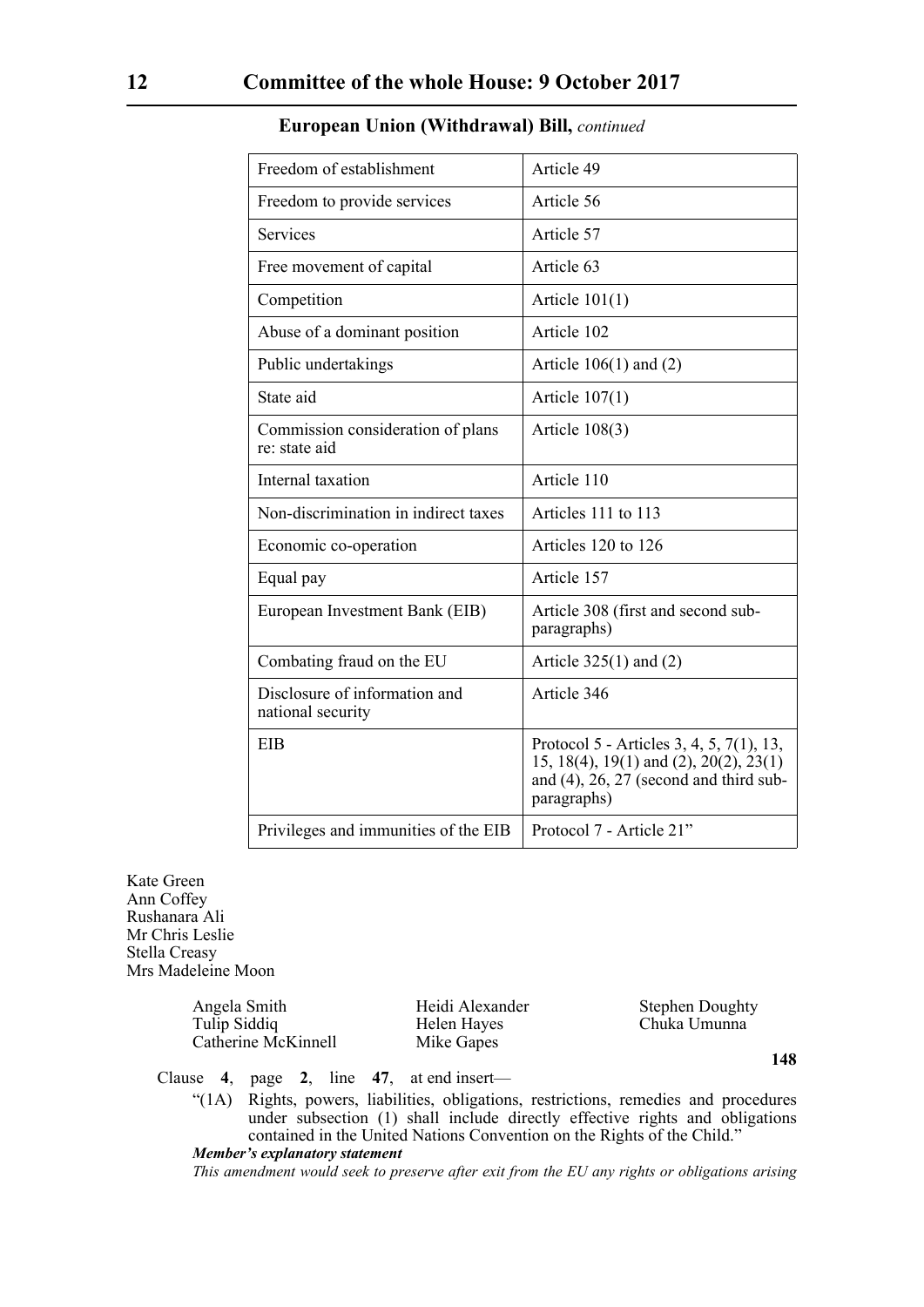**European Union (Withdrawal) Bill,** *continued*

| | |
|---|---|
| Freedom of establishment | Article 49 |
| Freedom to provide services | Article 56 |
| Services | Article 57 |
| Free movement of capital | Article 63 |
| Competition | Article 101(1) |
| Abuse of a dominant position | Article 102 |
| Public undertakings | Article 106(1) and (2) |
| State aid | Article 107(1) |
| Commission consideration of plans re: state aid | Article 108(3) |
| Internal taxation | Article 110 |
| Non-discrimination in indirect taxes | Articles 111 to 113 |
| Economic co-operation | Articles 120 to 126 |
| Equal pay | Article 157 |
| European Investment Bank (EIB) | Article 308 (first and second sub-paragraphs) |
| Combating fraud on the EU | Article 325(1) and (2) |
| Disclosure of information and national security | Article 346 |
| EIB | Protocol 5 - Articles 3, 4, 5, 7(1), 13, 15, 18(4), 19(1) and (2), 20(2), 23(1) and (4), 26, 27 (second and third sub-paragraphs) |
| Privileges and immunities of the EIB | Protocol 7 - Article 21” |

Kate Green
Ann Coffey
Rushanara Ali
Mr Chris Leslie
Stella Creasy
Mrs Madeleine Moon

Angela Smith, Heidi Alexander, Stephen Doughty, Tulip Siddiq, Helen Hayes, Chuka Umunna, Catherine McKinnell, Mike Gapes

**148**

Clause **4**, page **2**, line **47**, at end insert—

“(1A) Rights, powers, liabilities, obligations, restrictions, remedies and procedures under subsection (1) shall include directly effective rights and obligations contained in the United Nations Convention on the Rights of the Child.”

***Member’s explanatory statement***

*This amendment would seek to preserve after exit from the EU any rights or obligations arising*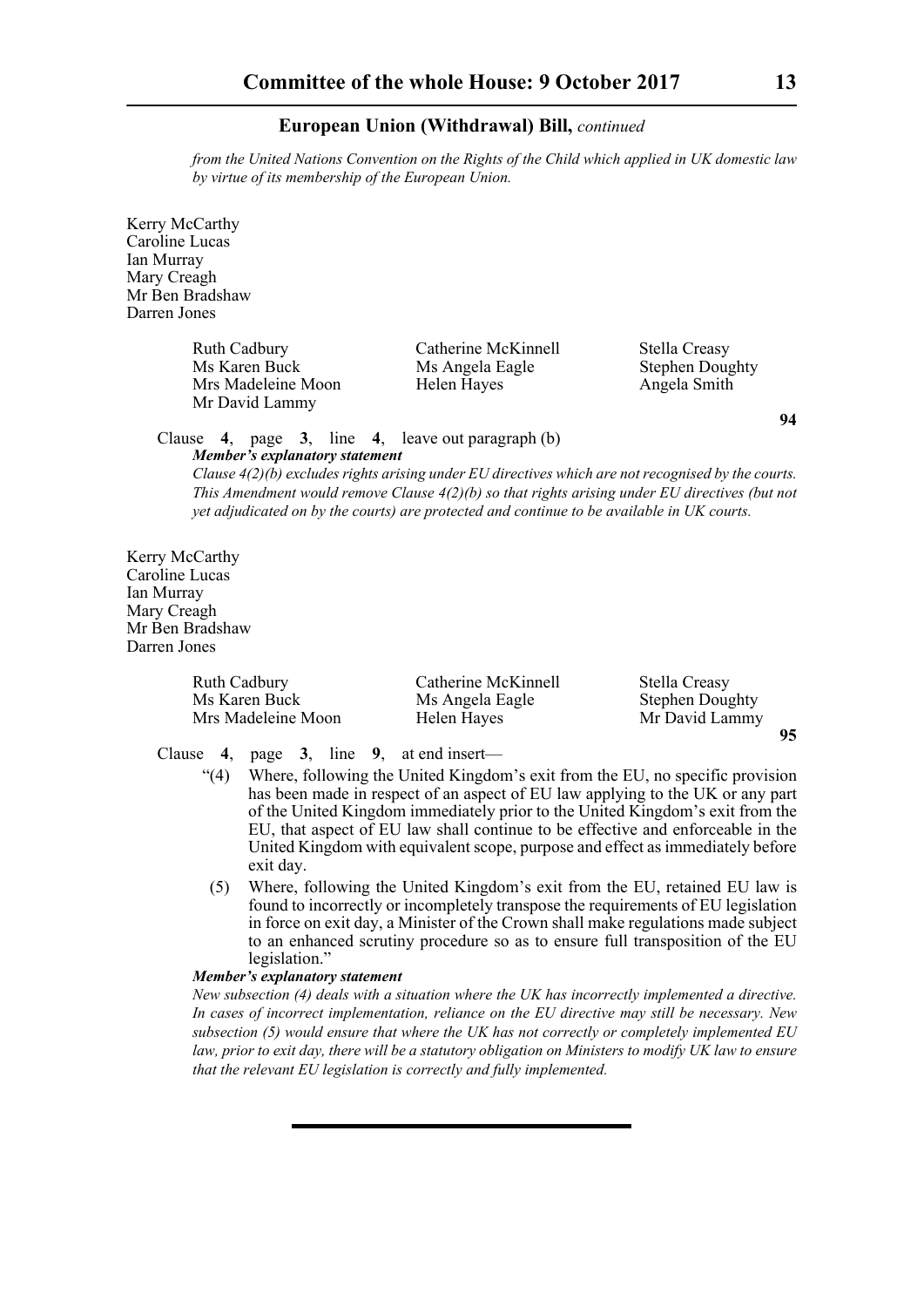*from the United Nations Convention on the Rights of the Child which applied in UK domestic law by virtue of its membership of the European Union.*

Kerry McCarthy
Caroline Lucas
Ian Murray
Mary Creagh
Mr Ben Bradshaw
Darren Jones

Ruth Cadbury
Ms Karen Buck
Mrs Madeleine Moon
Mr David Lammy
Catherine McKinnell
Ms Angela Eagle
Helen Hayes
Stella Creasy
Stephen Doughty
Angela Smith

**94**

Clause **4**, page **3**, line **4**, leave out paragraph (b)

***Member's explanatory statement***

*Clause 4(2)(b) excludes rights arising under EU directives which are not recognised by the courts. This Amendment would remove Clause 4(2)(b) so that rights arising under EU directives (but not yet adjudicated on by the courts) are protected and continue to be available in UK courts.*

Kerry McCarthy
Caroline Lucas
Ian Murray
Mary Creagh
Mr Ben Bradshaw
Darren Jones

Ruth Cadbury
Ms Karen Buck
Mrs Madeleine Moon
Catherine McKinnell
Ms Angela Eagle
Helen Hayes
Stella Creasy
Stephen Doughty
Mr David Lammy

**95**

Clause **4**, page **3**, line **9**, at end insert—

"(4) Where, following the United Kingdom's exit from the EU, no specific provision has been made in respect of an aspect of EU law applying to the UK or any part of the United Kingdom immediately prior to the United Kingdom's exit from the EU, that aspect of EU law shall continue to be effective and enforceable in the United Kingdom with equivalent scope, purpose and effect as immediately before exit day.

(5) Where, following the United Kingdom's exit from the EU, retained EU law is found to incorrectly or incompletely transpose the requirements of EU legislation in force on exit day, a Minister of the Crown shall make regulations made subject to an enhanced scrutiny procedure so as to ensure full transposition of the EU legislation."

***Member's explanatory statement***

*New subsection (4) deals with a situation where the UK has incorrectly implemented a directive. In cases of incorrect implementation, reliance on the EU directive may still be necessary. New subsection (5) would ensure that where the UK has not correctly or completely implemented EU law, prior to exit day, there will be a statutory obligation on Ministers to modify UK law to ensure that the relevant EU legislation is correctly and fully implemented.*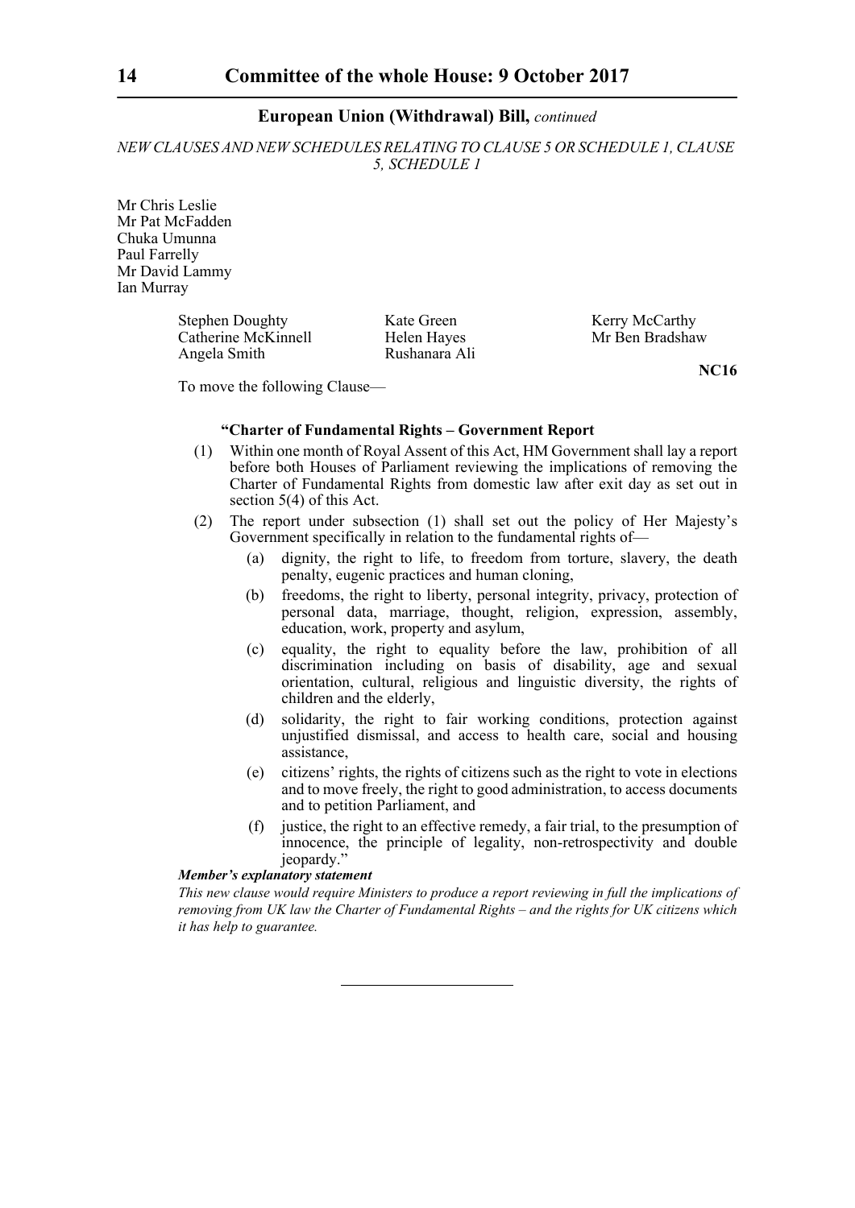*NEW CLAUSES AND NEW SCHEDULES RELATING TO CLAUSE 5 OR SCHEDULE 1, CLAUSE 5, SCHEDULE 1*

Mr Chris Leslie
Mr Pat McFadden
Chuka Umunna
Paul Farrelly
Mr David Lammy
Ian Murray

Stephen Doughty
Catherine McKinnell
Angela Smith
Kate Green
Helen Hayes
Rushanara Ali
Kerry McCarthy
Mr Ben Bradshaw

**NC16**

To move the following Clause—

**"Charter of Fundamental Rights – Government Report**

(1) Within one month of Royal Assent of this Act, HM Government shall lay a report before both Houses of Parliament reviewing the implications of removing the Charter of Fundamental Rights from domestic law after exit day as set out in section 5(4) of this Act.

(2) The report under subsection (1) shall set out the policy of Her Majesty's Government specifically in relation to the fundamental rights of—

(a) dignity, the right to life, to freedom from torture, slavery, the death penalty, eugenic practices and human cloning,

(b) freedoms, the right to liberty, personal integrity, privacy, protection of personal data, marriage, thought, religion, expression, assembly, education, work, property and asylum,

(c) equality, the right to equality before the law, prohibition of all discrimination including on basis of disability, age and sexual orientation, cultural, religious and linguistic diversity, the rights of children and the elderly,

(d) solidarity, the right to fair working conditions, protection against unjustified dismissal, and access to health care, social and housing assistance,

(e) citizens' rights, the rights of citizens such as the right to vote in elections and to move freely, the right to good administration, to access documents and to petition Parliament, and

(f) justice, the right to an effective remedy, a fair trial, to the presumption of innocence, the principle of legality, non-retrospectivity and double jeopardy."

***Member's explanatory statement***

*This new clause would require Ministers to produce a report reviewing in full the implications of removing from UK law the Charter of Fundamental Rights – and the rights for UK citizens which it has help to guarantee.*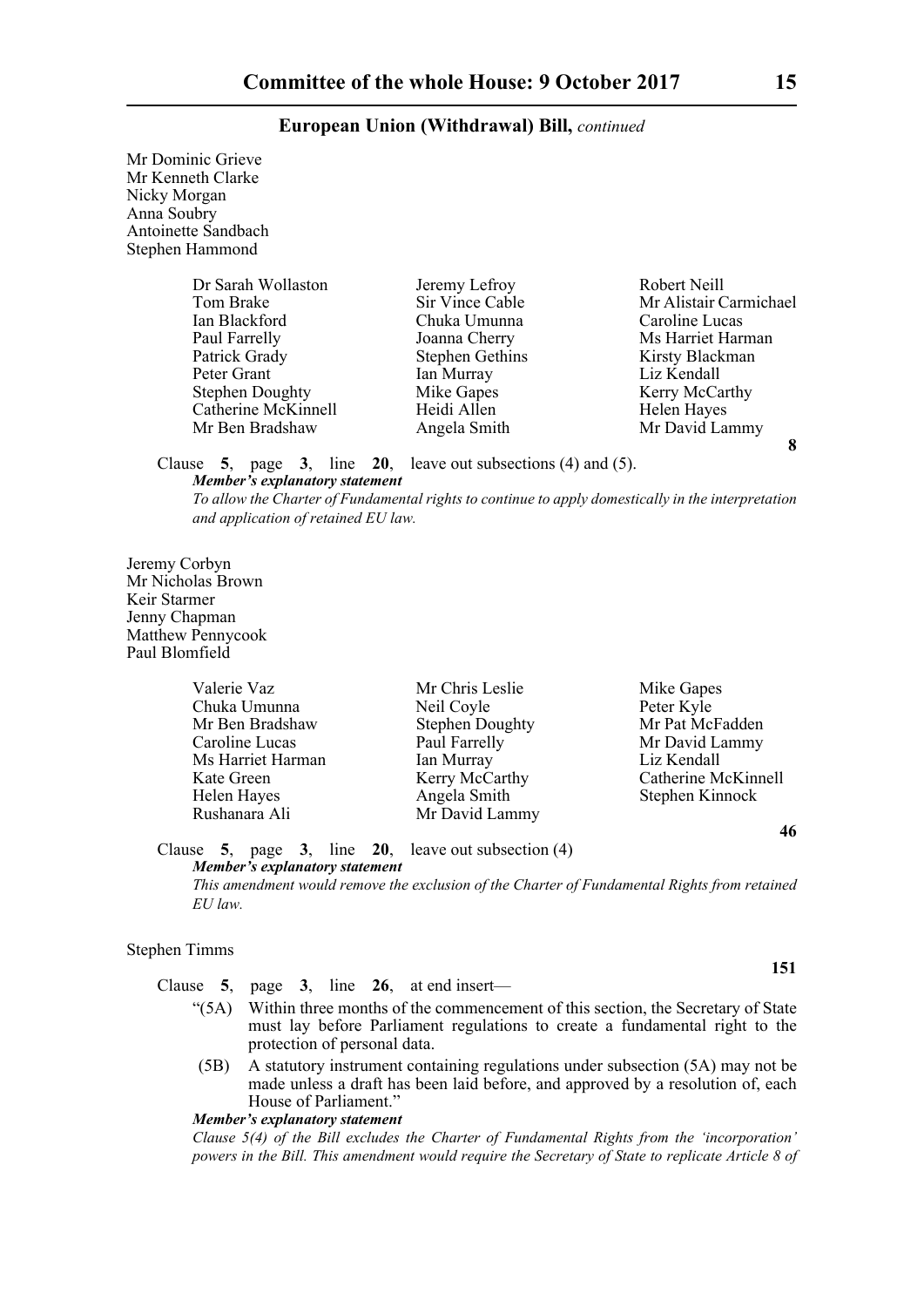Mr Dominic Grieve
Mr Kenneth Clarke
Nicky Morgan
Anna Soubry
Antoinette Sandbach
Stephen Hammond

Dr Sarah Wollaston, Jeremy Lefroy, Robert Neill, Tom Brake, Sir Vince Cable, Mr Alistair Carmichael, Ian Blackford, Chuka Umunna, Caroline Lucas, Paul Farrelly, Joanna Cherry, Ms Harriet Harman, Patrick Grady, Stephen Gethins, Kirsty Blackman, Peter Grant, Ian Murray, Liz Kendall, Stephen Doughty, Mike Gapes, Kerry McCarthy, Catherine McKinnell, Heidi Allen, Helen Hayes, Mr Ben Bradshaw, Angela Smith, Mr David Lammy

**8**

Clause **5**, page **3**, line **20**, leave out subsections (4) and (5).

***Member's explanatory statement***

*To allow the Charter of Fundamental rights to continue to apply domestically in the interpretation and application of retained EU law.*

Jeremy Corbyn
Mr Nicholas Brown
Keir Starmer
Jenny Chapman
Matthew Pennycook
Paul Blomfield

Valerie Vaz, Mr Chris Leslie, Mike Gapes, Chuka Umunna, Neil Coyle, Peter Kyle, Mr Ben Bradshaw, Stephen Doughty, Mr Pat McFadden, Caroline Lucas, Paul Farrelly, Mr David Lammy, Ms Harriet Harman, Ian Murray, Liz Kendall, Kate Green, Kerry McCarthy, Catherine McKinnell, Helen Hayes, Angela Smith, Stephen Kinnock, Rushanara Ali, Mr David Lammy

**46**

Clause **5**, page **3**, line **20**, leave out subsection (4)

***Member's explanatory statement***

*This amendment would remove the exclusion of the Charter of Fundamental Rights from retained EU law.*

Stephen Timms

**151**

Clause **5**, page **3**, line **26**, at end insert—

"(5A) Within three months of the commencement of this section, the Secretary of State must lay before Parliament regulations to create a fundamental right to the protection of personal data.

(5B) A statutory instrument containing regulations under subsection (5A) may not be made unless a draft has been laid before, and approved by a resolution of, each House of Parliament."

***Member's explanatory statement***

*Clause 5(4) of the Bill excludes the Charter of Fundamental Rights from the 'incorporation' powers in the Bill. This amendment would require the Secretary of State to replicate Article 8 of*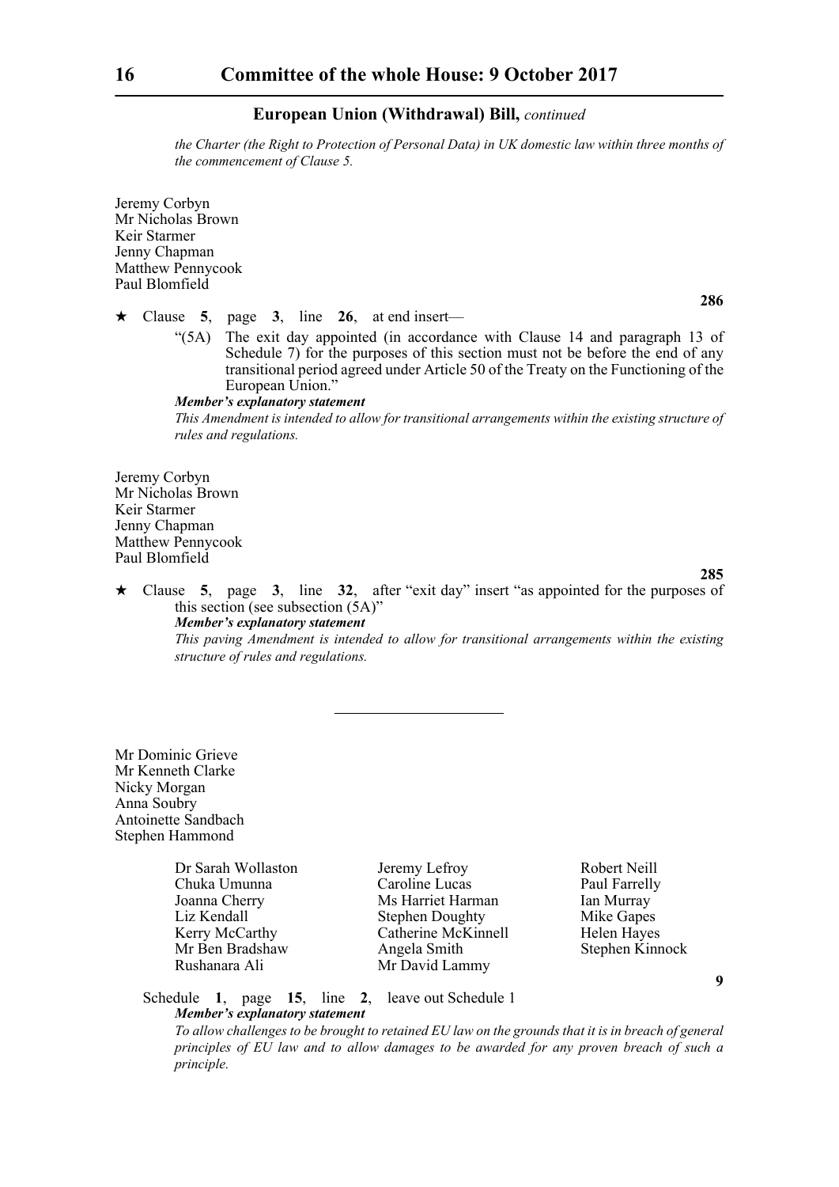*the Charter (the Right to Protection of Personal Data) in UK domestic law within three months of the commencement of Clause 5.*

Jeremy Corbyn
Mr Nicholas Brown
Keir Starmer
Jenny Chapman
Matthew Pennycook
Paul Blomfield

**286**

★ Clause **5**, page **3**, line **26**, at end insert—

"(5A) The exit day appointed (in accordance with Clause 14 and paragraph 13 of Schedule 7) for the purposes of this section must not be before the end of any transitional period agreed under Article 50 of the Treaty on the Functioning of the European Union."

***Member's explanatory statement***

*This Amendment is intended to allow for transitional arrangements within the existing structure of rules and regulations.*

Jeremy Corbyn
Mr Nicholas Brown
Keir Starmer
Jenny Chapman
Matthew Pennycook
Paul Blomfield

**285**

★ Clause **5**, page **3**, line **32**, after "exit day" insert "as appointed for the purposes of this section (see subsection (5A)"

***Member's explanatory statement***

*This paving Amendment is intended to allow for transitional arrangements within the existing structure of rules and regulations.*

---

Mr Dominic Grieve
Mr Kenneth Clarke
Nicky Morgan
Anna Soubry
Antoinette Sandbach
Stephen Hammond

Dr Sarah Wollaston
Chuka Umunna
Joanna Cherry
Liz Kendall
Kerry McCarthy
Mr Ben Bradshaw
Rushanara Ali
Jeremy Lefroy
Caroline Lucas
Ms Harriet Harman
Stephen Doughty
Catherine McKinnell
Angela Smith
Mr David Lammy
Robert Neill
Paul Farrelly
Ian Murray
Mike Gapes
Helen Hayes
Stephen Kinnock

**9**

Schedule **1**, page **15**, line **2**, leave out Schedule 1

***Member's explanatory statement***

*To allow challenges to be brought to retained EU law on the grounds that it is in breach of general principles of EU law and to allow damages to be awarded for any proven breach of such a principle.*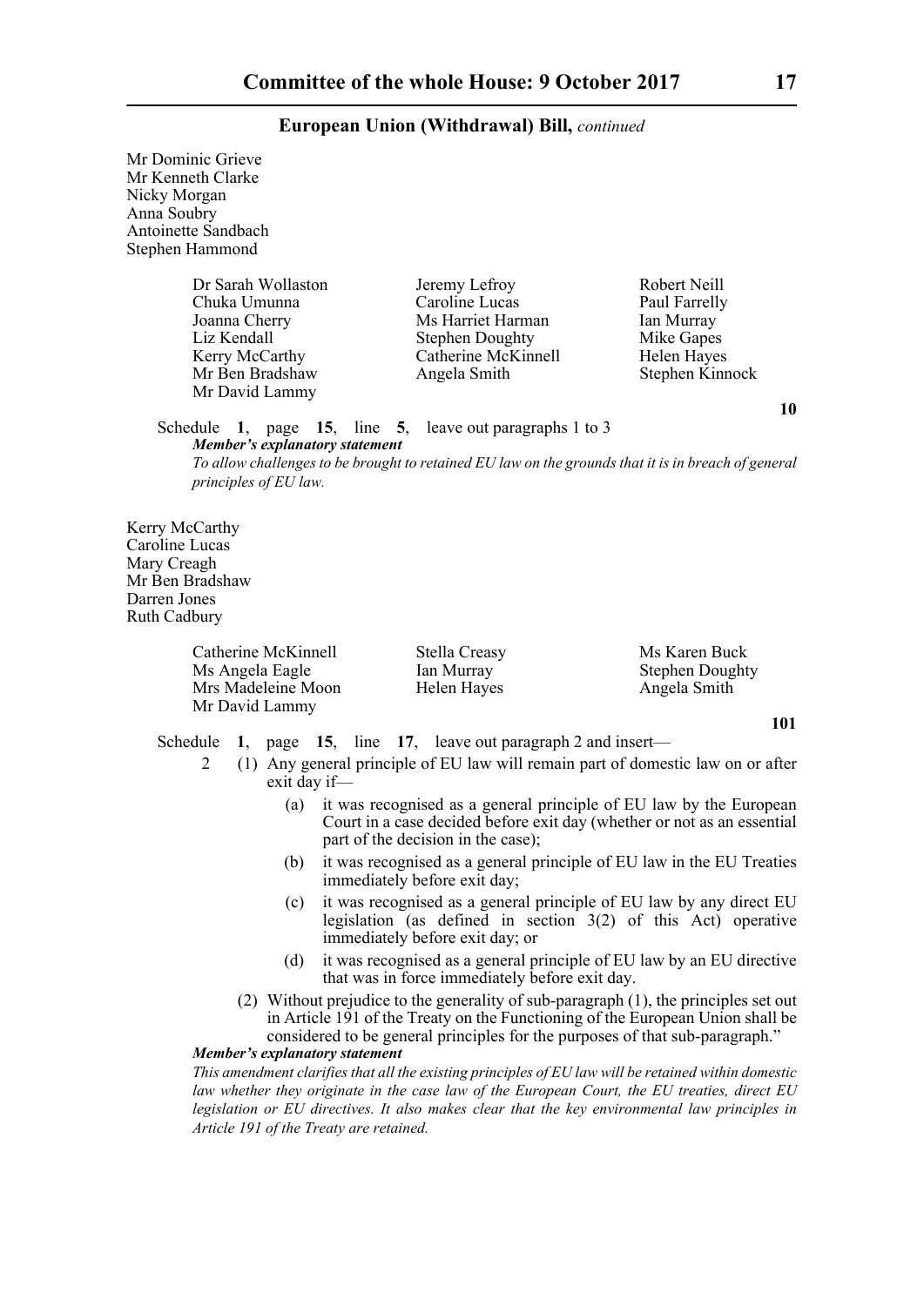Mr Dominic Grieve
Mr Kenneth Clarke
Nicky Morgan
Anna Soubry
Antoinette Sandbach
Stephen Hammond

Dr Sarah Wollaston
Chuka Umunna
Joanna Cherry
Liz Kendall
Kerry McCarthy
Mr Ben Bradshaw
Mr David Lammy
Jeremy Lefroy
Caroline Lucas
Ms Harriet Harman
Stephen Doughty
Catherine McKinnell
Angela Smith
Robert Neill
Paul Farrelly
Ian Murray
Mike Gapes
Helen Hayes
Stephen Kinnock

**10**

Schedule **1**, page **15**, line **5**, leave out paragraphs 1 to 3

***Member's explanatory statement***

*To allow challenges to be brought to retained EU law on the grounds that it is in breach of general principles of EU law.*

Kerry McCarthy
Caroline Lucas
Mary Creagh
Mr Ben Bradshaw
Darren Jones
Ruth Cadbury

Catherine McKinnell
Ms Angela Eagle
Mrs Madeleine Moon
Mr David Lammy
Stella Creasy
Ian Murray
Helen Hayes
Ms Karen Buck
Stephen Doughty
Angela Smith

**101**

Schedule **1**, page **15**, line **17**, leave out paragraph 2 and insert—

"2 (1) Any general principle of EU law will remain part of domestic law on or after exit day if—

(a) it was recognised as a general principle of EU law by the European Court in a case decided before exit day (whether or not as an essential part of the decision in the case);

(b) it was recognised as a general principle of EU law in the EU Treaties immediately before exit day;

(c) it was recognised as a general principle of EU law by any direct EU legislation (as defined in section 3(2) of this Act) operative immediately before exit day; or

(d) it was recognised as a general principle of EU law by an EU directive that was in force immediately before exit day.

(2) Without prejudice to the generality of sub-paragraph (1), the principles set out in Article 191 of the Treaty on the Functioning of the European Union shall be considered to be general principles for the purposes of that sub-paragraph."

***Member's explanatory statement***

*This amendment clarifies that all the existing principles of EU law will be retained within domestic law whether they originate in the case law of the European Court, the EU treaties, direct EU legislation or EU directives. It also makes clear that the key environmental law principles in Article 191 of the Treaty are retained.*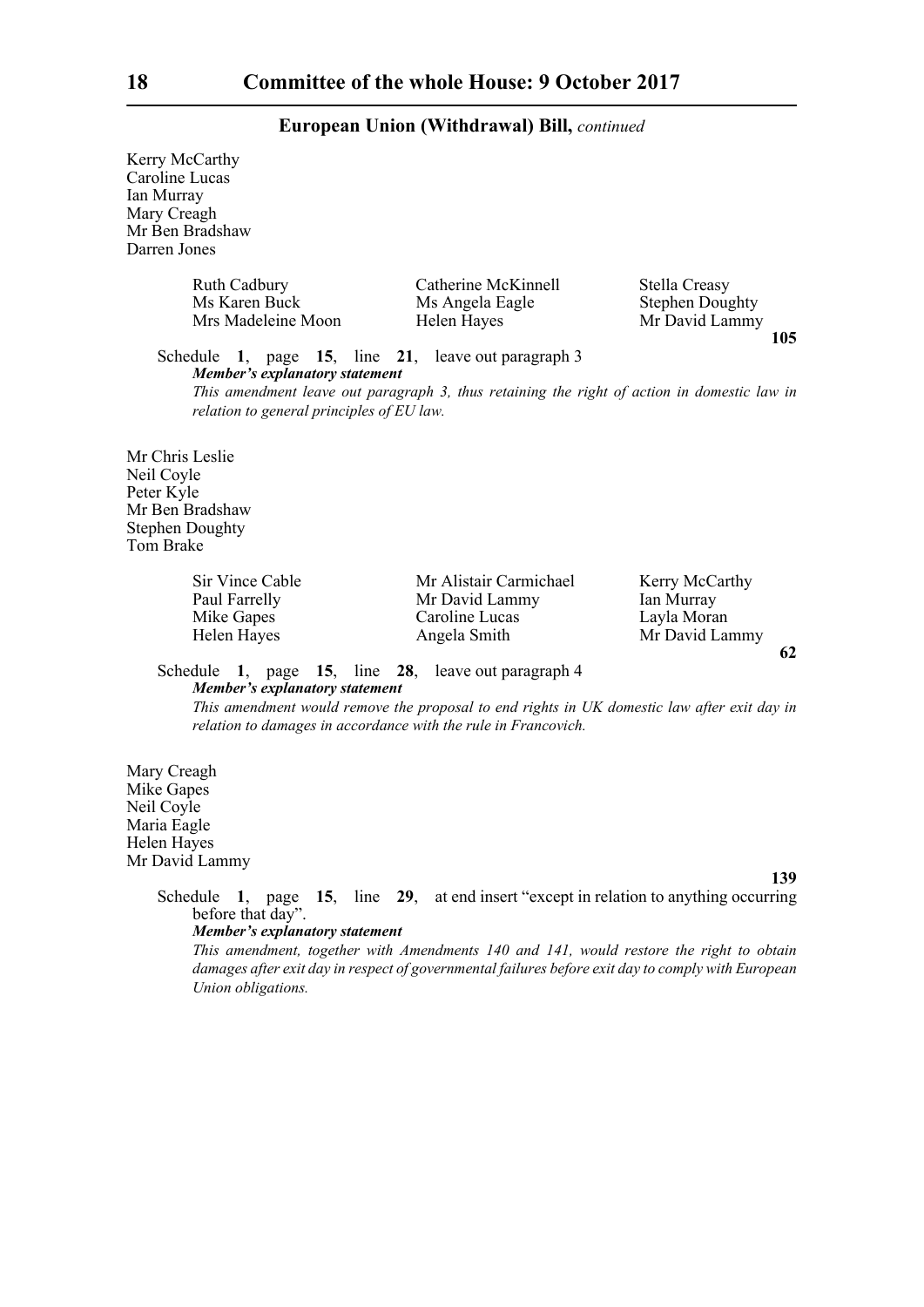**European Union (Withdrawal) Bill,** *continued*

Kerry McCarthy
Caroline Lucas
Ian Murray
Mary Creagh
Mr Ben Bradshaw
Darren Jones

| | | |
|---|---|---|
| Ruth Cadbury | Catherine McKinnell | Stella Creasy |
| Ms Karen Buck | Ms Angela Eagle | Stephen Doughty |
| Mrs Madeleine Moon | Helen Hayes | Mr David Lammy |

**105**

Schedule **1**, page **15**, line **21**, leave out paragraph 3

***Member's explanatory statement***

*This amendment leave out paragraph 3, thus retaining the right of action in domestic law in relation to general principles of EU law.*

Mr Chris Leslie
Neil Coyle
Peter Kyle
Mr Ben Bradshaw
Stephen Doughty
Tom Brake

| | | |
|---|---|---|
| Sir Vince Cable | Mr Alistair Carmichael | Kerry McCarthy |
| Paul Farrelly | Mr David Lammy | Ian Murray |
| Mike Gapes | Caroline Lucas | Layla Moran |
| Helen Hayes | Angela Smith | Mr David Lammy |

**62**

Schedule **1**, page **15**, line **28**, leave out paragraph 4

***Member's explanatory statement***

*This amendment would remove the proposal to end rights in UK domestic law after exit day in relation to damages in accordance with the rule in Francovich.*

Mary Creagh
Mike Gapes
Neil Coyle
Maria Eagle
Helen Hayes
Mr David Lammy

**139**

Schedule **1**, page **15**, line **29**, at end insert "except in relation to anything occurring before that day".

***Member's explanatory statement***

*This amendment, together with Amendments 140 and 141, would restore the right to obtain damages after exit day in respect of governmental failures before exit day to comply with European Union obligations.*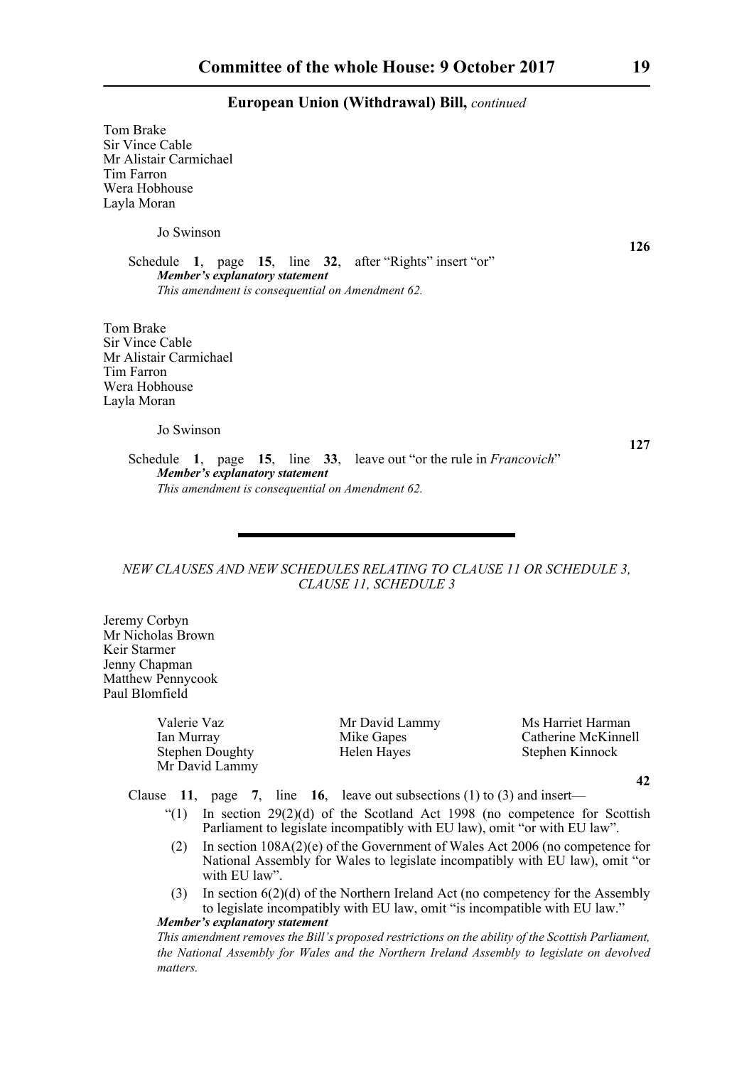Tom Brake
Sir Vince Cable
Mr Alistair Carmichael
Tim Farron
Wera Hobhouse
Layla Moran

Jo Swinson

**126**

Schedule **1**, page **15**, line **32**, after "Rights" insert "or"

***Member's explanatory statement***

*This amendment is consequential on Amendment 62.*

Tom Brake
Sir Vince Cable
Mr Alistair Carmichael
Tim Farron
Wera Hobhouse
Layla Moran

Jo Swinson

**127**

Schedule **1**, page **15**, line **33**, leave out "or the rule in *Francovich*"

***Member's explanatory statement***

*This amendment is consequential on Amendment 62.*

---

*NEW CLAUSES AND NEW SCHEDULES RELATING TO CLAUSE 11 OR SCHEDULE 3, CLAUSE 11, SCHEDULE 3*

Jeremy Corbyn
Mr Nicholas Brown
Keir Starmer
Jenny Chapman
Matthew Pennycook
Paul Blomfield

Valerie Vaz
Ian Murray
Stephen Doughty
Mr David Lammy
Mr David Lammy
Mike Gapes
Helen Hayes
Ms Harriet Harman
Catherine McKinnell
Stephen Kinnock

**42**

Clause **11**, page **7**, line **16**, leave out subsections (1) to (3) and insert—

"(1) In section 29(2)(d) of the Scotland Act 1998 (no competence for Scottish Parliament to legislate incompatibly with EU law), omit "or with EU law".

(2) In section 108A(2)(e) of the Government of Wales Act 2006 (no competence for National Assembly for Wales to legislate incompatibly with EU law), omit "or with EU law".

(3) In section 6(2)(d) of the Northern Ireland Act (no competency for the Assembly to legislate incompatibly with EU law, omit "is incompatible with EU law."

***Member's explanatory statement***

*This amendment removes the Bill's proposed restrictions on the ability of the Scottish Parliament, the National Assembly for Wales and the Northern Ireland Assembly to legislate on devolved matters.*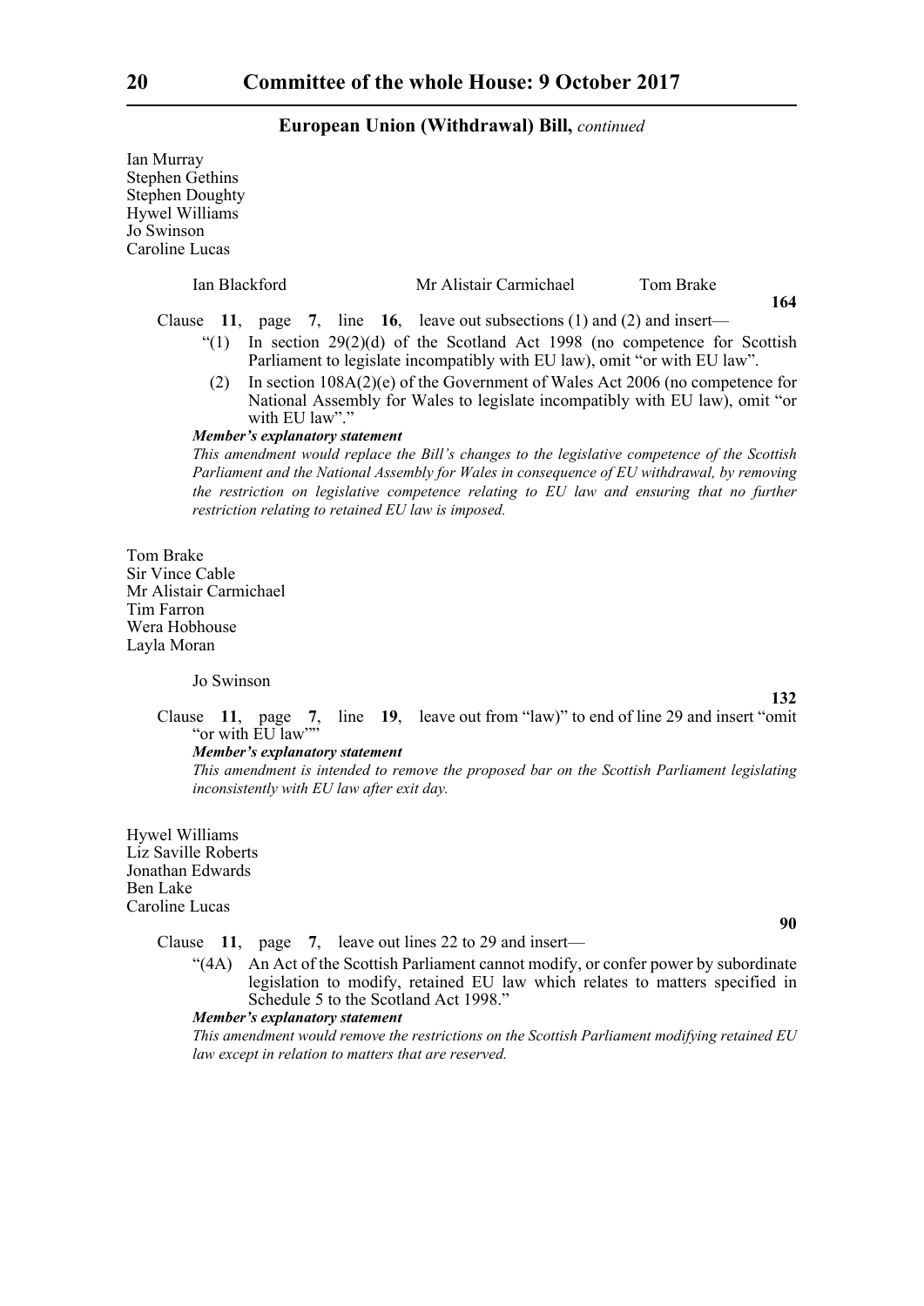Ian Murray
Stephen Gethins
Stephen Doughty
Hywel Williams
Jo Swinson
Caroline Lucas

Ian Blackford Mr Alistair Carmichael Tom Brake

**164**

Clause **11**, page **7**, line **16**, leave out subsections (1) and (2) and insert—

"(1) In section 29(2)(d) of the Scotland Act 1998 (no competence for Scottish Parliament to legislate incompatibly with EU law), omit "or with EU law".

(2) In section 108A(2)(e) of the Government of Wales Act 2006 (no competence for National Assembly for Wales to legislate incompatibly with EU law), omit "or with EU law"."

***Member's explanatory statement***

*This amendment would replace the Bill's changes to the legislative competence of the Scottish Parliament and the National Assembly for Wales in consequence of EU withdrawal, by removing the restriction on legislative competence relating to EU law and ensuring that no further restriction relating to retained EU law is imposed.*

Tom Brake
Sir Vince Cable
Mr Alistair Carmichael
Tim Farron
Wera Hobhouse
Layla Moran

Jo Swinson

**132**

Clause **11**, page **7**, line **19**, leave out from "law)" to end of line 29 and insert "omit "or with EU law""

***Member's explanatory statement***

*This amendment is intended to remove the proposed bar on the Scottish Parliament legislating inconsistently with EU law after exit day.*

Hywel Williams
Liz Saville Roberts
Jonathan Edwards
Ben Lake
Caroline Lucas

**90**

Clause **11**, page **7**, leave out lines 22 to 29 and insert—

"(4A) An Act of the Scottish Parliament cannot modify, or confer power by subordinate legislation to modify, retained EU law which relates to matters specified in Schedule 5 to the Scotland Act 1998."

***Member's explanatory statement***

*This amendment would remove the restrictions on the Scottish Parliament modifying retained EU law except in relation to matters that are reserved.*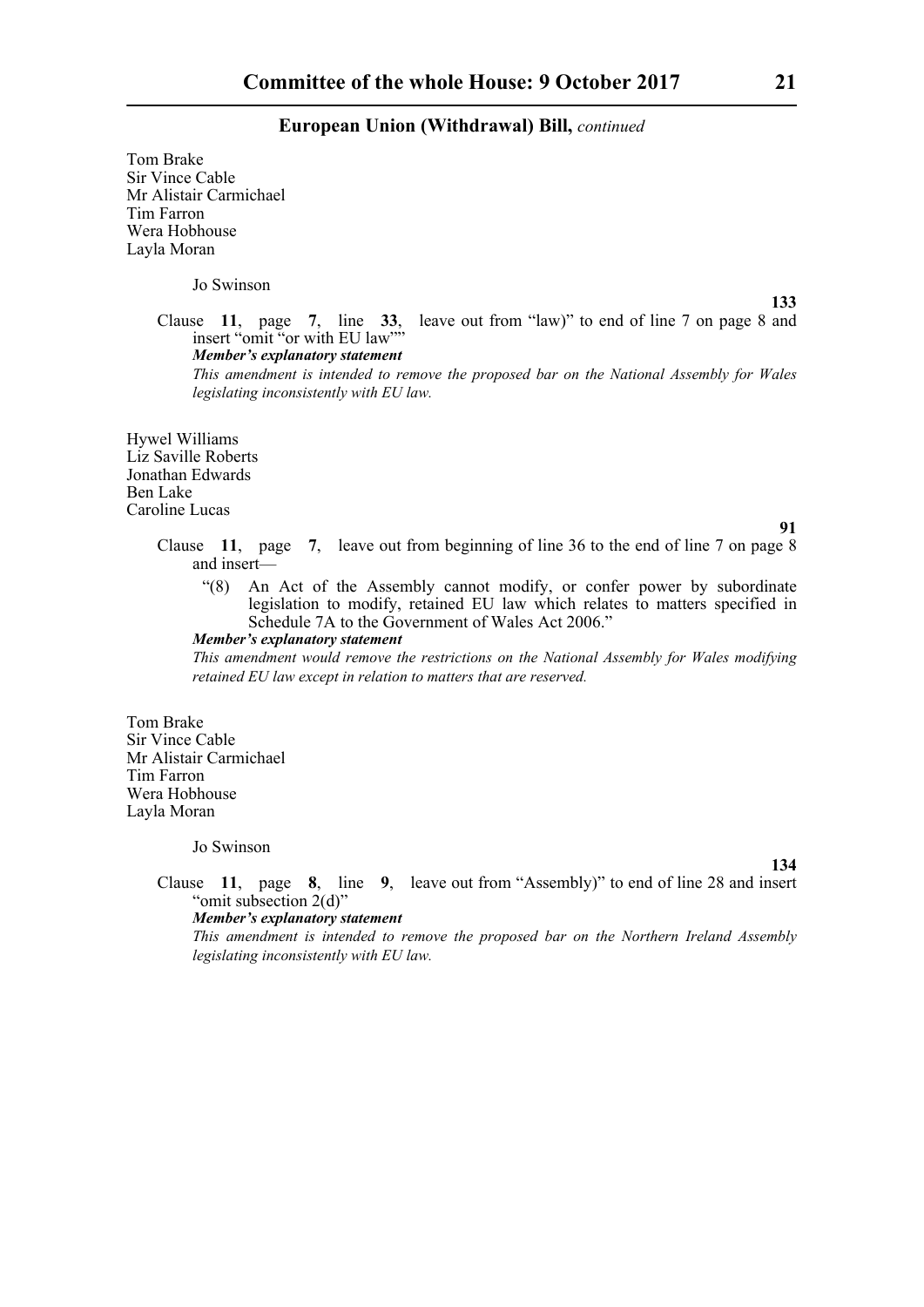Tom Brake
Sir Vince Cable
Mr Alistair Carmichael
Tim Farron
Wera Hobhouse
Layla Moran

Jo Swinson

**133**

Clause **11**, page **7**, line **33**, leave out from "law)" to end of line 7 on page 8 and insert "omit "or with EU law""

***Member's explanatory statement***

*This amendment is intended to remove the proposed bar on the National Assembly for Wales legislating inconsistently with EU law.*

Hywel Williams
Liz Saville Roberts
Jonathan Edwards
Ben Lake
Caroline Lucas

**91**

Clause **11**, page **7**, leave out from beginning of line 36 to the end of line 7 on page 8 and insert—

"(8) An Act of the Assembly cannot modify, or confer power by subordinate legislation to modify, retained EU law which relates to matters specified in Schedule 7A to the Government of Wales Act 2006."

***Member's explanatory statement***

*This amendment would remove the restrictions on the National Assembly for Wales modifying retained EU law except in relation to matters that are reserved.*

Tom Brake
Sir Vince Cable
Mr Alistair Carmichael
Tim Farron
Wera Hobhouse
Layla Moran

Jo Swinson

**134**

Clause **11**, page **8**, line **9**, leave out from "Assembly)" to end of line 28 and insert "omit subsection 2(d)"

***Member's explanatory statement***

*This amendment is intended to remove the proposed bar on the Northern Ireland Assembly legislating inconsistently with EU law.*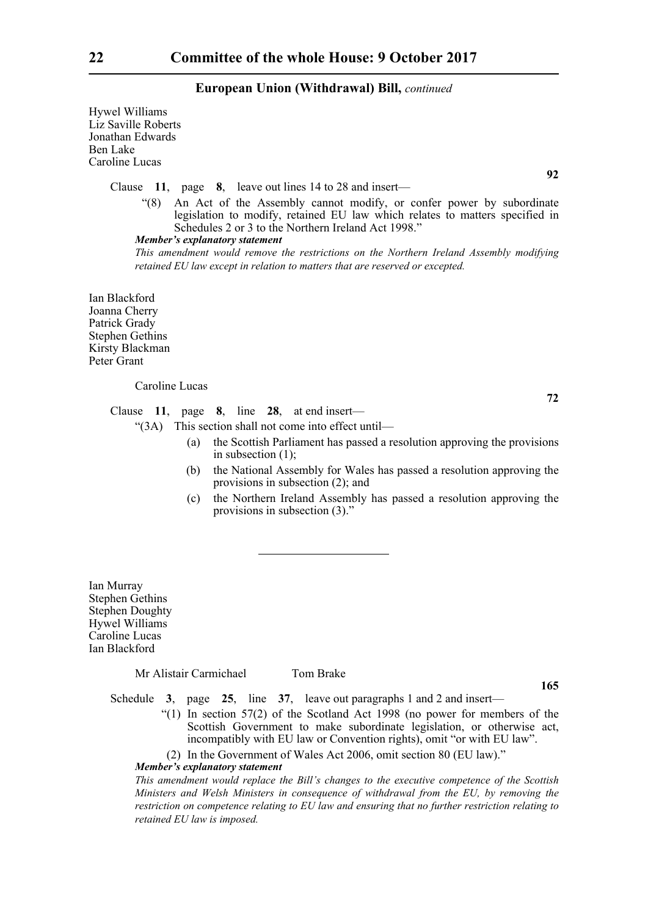Hywel Williams
Liz Saville Roberts
Jonathan Edwards
Ben Lake
Caroline Lucas

**92**

Clause **11**, page **8**, leave out lines 14 to 28 and insert—

"(8) An Act of the Assembly cannot modify, or confer power by subordinate legislation to modify, retained EU law which relates to matters specified in Schedules 2 or 3 to the Northern Ireland Act 1998."

***Member's explanatory statement***

*This amendment would remove the restrictions on the Northern Ireland Assembly modifying retained EU law except in relation to matters that are reserved or excepted.*

Ian Blackford
Joanna Cherry
Patrick Grady
Stephen Gethins
Kirsty Blackman
Peter Grant

Caroline Lucas

**72**

Clause **11**, page **8**, line **28**, at end insert—

"(3A) This section shall not come into effect until—

(a) the Scottish Parliament has passed a resolution approving the provisions in subsection (1);

(b) the National Assembly for Wales has passed a resolution approving the provisions in subsection (2); and

(c) the Northern Ireland Assembly has passed a resolution approving the provisions in subsection (3)."

---

Ian Murray
Stephen Gethins
Stephen Doughty
Hywel Williams
Caroline Lucas
Ian Blackford

Mr Alistair Carmichael    Tom Brake

**165**

Schedule **3**, page **25**, line **37**, leave out paragraphs 1 and 2 and insert—

"(1) In section 57(2) of the Scotland Act 1998 (no power for members of the Scottish Government to make subordinate legislation, or otherwise act, incompatibly with EU law or Convention rights), omit "or with EU law".

(2) In the Government of Wales Act 2006, omit section 80 (EU law)."

***Member's explanatory statement***

*This amendment would replace the Bill's changes to the executive competence of the Scottish Ministers and Welsh Ministers in consequence of withdrawal from the EU, by removing the restriction on competence relating to EU law and ensuring that no further restriction relating to retained EU law is imposed.*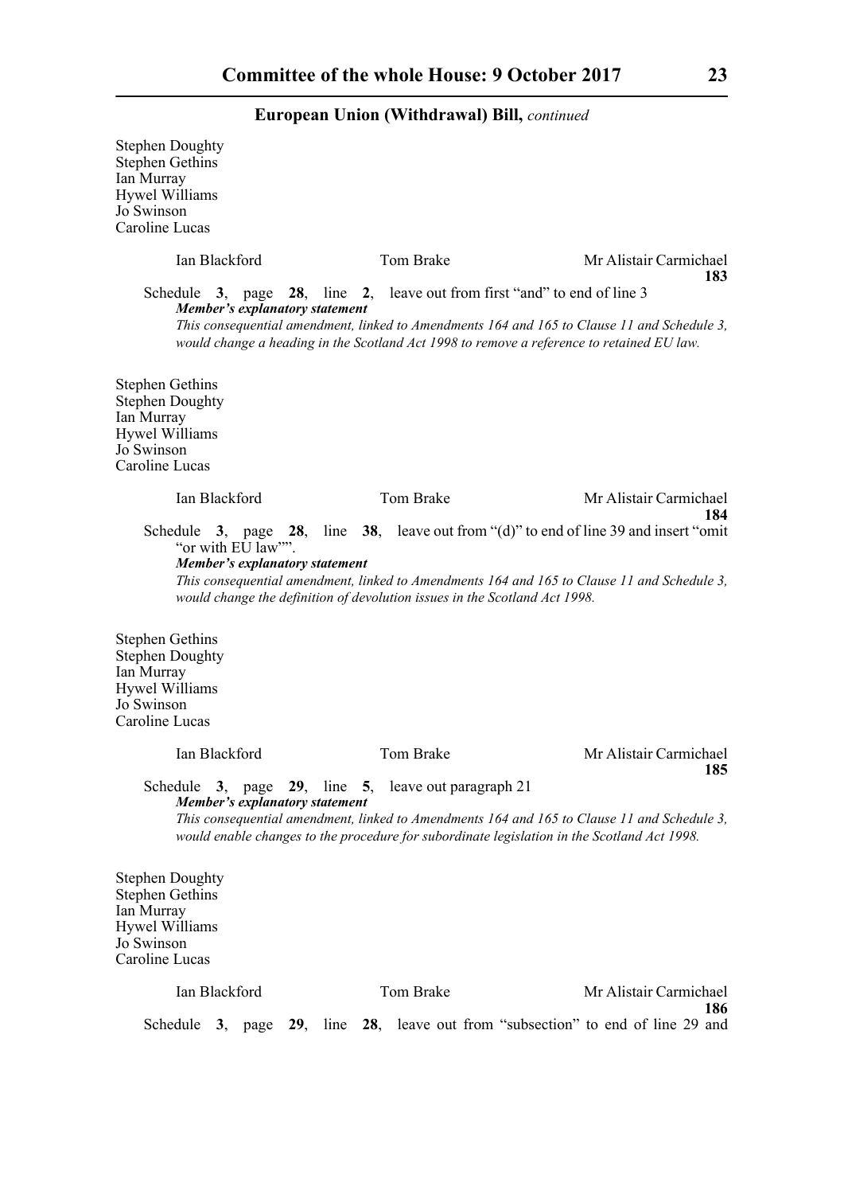Stephen Doughty
Stephen Gethins
Ian Murray
Hywel Williams
Jo Swinson
Caroline Lucas

Ian Blackford Tom Brake Mr Alistair Carmichael

**183**

Schedule **3**, page **28**, line **2**, leave out from first "and" to end of line 3

***Member's explanatory statement***

*This consequential amendment, linked to Amendments 164 and 165 to Clause 11 and Schedule 3, would change a heading in the Scotland Act 1998 to remove a reference to retained EU law.*

Stephen Gethins
Stephen Doughty
Ian Murray
Hywel Williams
Jo Swinson
Caroline Lucas

Ian Blackford Tom Brake Mr Alistair Carmichael

**184**

Schedule **3**, page **28**, line **38**, leave out from "(d)" to end of line 39 and insert "omit "or with EU law"".

***Member's explanatory statement***

*This consequential amendment, linked to Amendments 164 and 165 to Clause 11 and Schedule 3, would change the definition of devolution issues in the Scotland Act 1998.*

Stephen Gethins
Stephen Doughty
Ian Murray
Hywel Williams
Jo Swinson
Caroline Lucas

Ian Blackford Tom Brake Mr Alistair Carmichael

**185**

Schedule **3**, page **29**, line **5**, leave out paragraph 21

***Member's explanatory statement***

*This consequential amendment, linked to Amendments 164 and 165 to Clause 11 and Schedule 3, would enable changes to the procedure for subordinate legislation in the Scotland Act 1998.*

Stephen Doughty
Stephen Gethins
Ian Murray
Hywel Williams
Jo Swinson
Caroline Lucas

Ian Blackford Tom Brake Mr Alistair Carmichael

**186**

Schedule **3**, page **29**, line **28**, leave out from "subsection" to end of line 29 and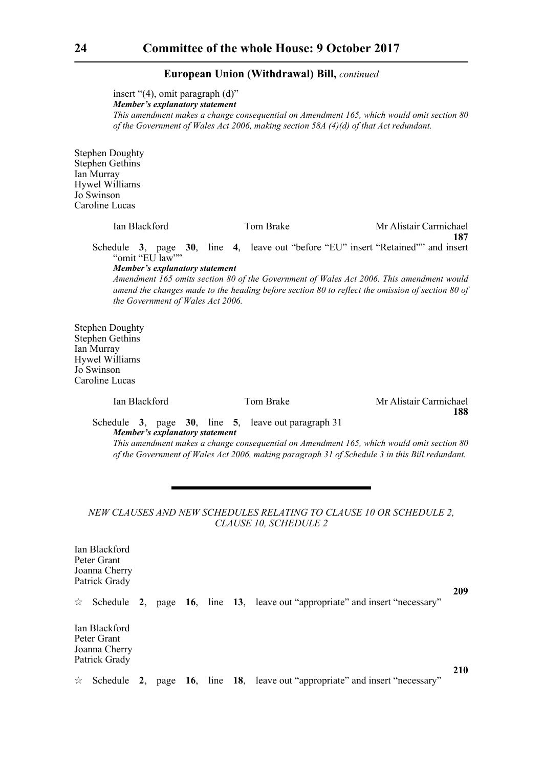insert "(4), omit paragraph (d)"

***Member's explanatory statement***

*This amendment makes a change consequential on Amendment 165, which would omit section 80 of the Government of Wales Act 2006, making section 58A (4)(d) of that Act redundant.*

Stephen Doughty
Stephen Gethins
Ian Murray
Hywel Williams
Jo Swinson
Caroline Lucas

Ian Blackford — Tom Brake — Mr Alistair Carmichael

**187**

Schedule **3**, page **30**, line **4**, leave out "before "EU" insert "Retained"" and insert "omit "EU law""

***Member's explanatory statement***

*Amendment 165 omits section 80 of the Government of Wales Act 2006. This amendment would amend the changes made to the heading before section 80 to reflect the omission of section 80 of the Government of Wales Act 2006.*

Stephen Doughty
Stephen Gethins
Ian Murray
Hywel Williams
Jo Swinson
Caroline Lucas

Ian Blackford — Tom Brake — Mr Alistair Carmichael

**188**

Schedule **3**, page **30**, line **5**, leave out paragraph 31

***Member's explanatory statement***

*This amendment makes a change consequential on Amendment 165, which would omit section 80 of the Government of Wales Act 2006, making paragraph 31 of Schedule 3 in this Bill redundant.*

---

*NEW CLAUSES AND NEW SCHEDULES RELATING TO CLAUSE 10 OR SCHEDULE 2, CLAUSE 10, SCHEDULE 2*

Ian Blackford
Peter Grant
Joanna Cherry
Patrick Grady

**209**

☆ Schedule **2**, page **16**, line **13**, leave out "appropriate" and insert "necessary"

Ian Blackford
Peter Grant
Joanna Cherry
Patrick Grady

**210**

☆ Schedule **2**, page **16**, line **18**, leave out "appropriate" and insert "necessary"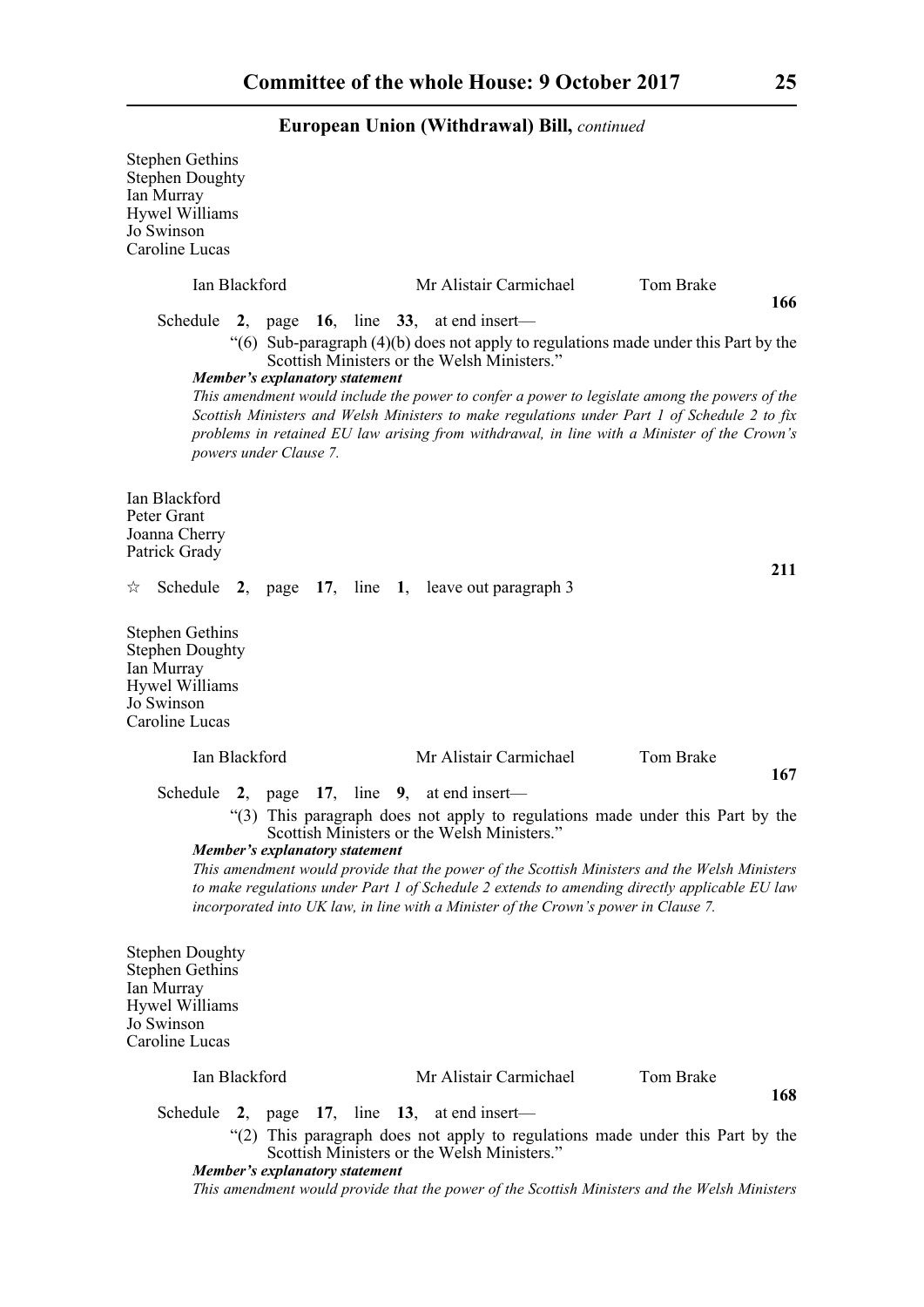Stephen Gethins
Stephen Doughty
Ian Murray
Hywel Williams
Jo Swinson
Caroline Lucas

Ian Blackford    Mr Alistair Carmichael    Tom Brake

**166**

Schedule **2**, page **16**, line **33**, at end insert—

"(6) Sub-paragraph (4)(b) does not apply to regulations made under this Part by the Scottish Ministers or the Welsh Ministers."

***Member's explanatory statement***

*This amendment would include the power to confer a power to legislate among the powers of the Scottish Ministers and Welsh Ministers to make regulations under Part 1 of Schedule 2 to fix problems in retained EU law arising from withdrawal, in line with a Minister of the Crown's powers under Clause 7.*

Ian Blackford
Peter Grant
Joanna Cherry
Patrick Grady

**211**

☆ Schedule **2**, page **17**, line **1**, leave out paragraph 3

Stephen Gethins
Stephen Doughty
Ian Murray
Hywel Williams
Jo Swinson
Caroline Lucas

Ian Blackford    Mr Alistair Carmichael    Tom Brake

**167**

Schedule **2**, page **17**, line **9**, at end insert—

"(3) This paragraph does not apply to regulations made under this Part by the Scottish Ministers or the Welsh Ministers."

***Member's explanatory statement***

*This amendment would provide that the power of the Scottish Ministers and the Welsh Ministers to make regulations under Part 1 of Schedule 2 extends to amending directly applicable EU law incorporated into UK law, in line with a Minister of the Crown's power in Clause 7.*

Stephen Doughty
Stephen Gethins
Ian Murray
Hywel Williams
Jo Swinson
Caroline Lucas

Ian Blackford    Mr Alistair Carmichael    Tom Brake

**168**

Schedule **2**, page **17**, line **13**, at end insert—

"(2) This paragraph does not apply to regulations made under this Part by the Scottish Ministers or the Welsh Ministers."

***Member's explanatory statement***

*This amendment would provide that the power of the Scottish Ministers and the Welsh Ministers*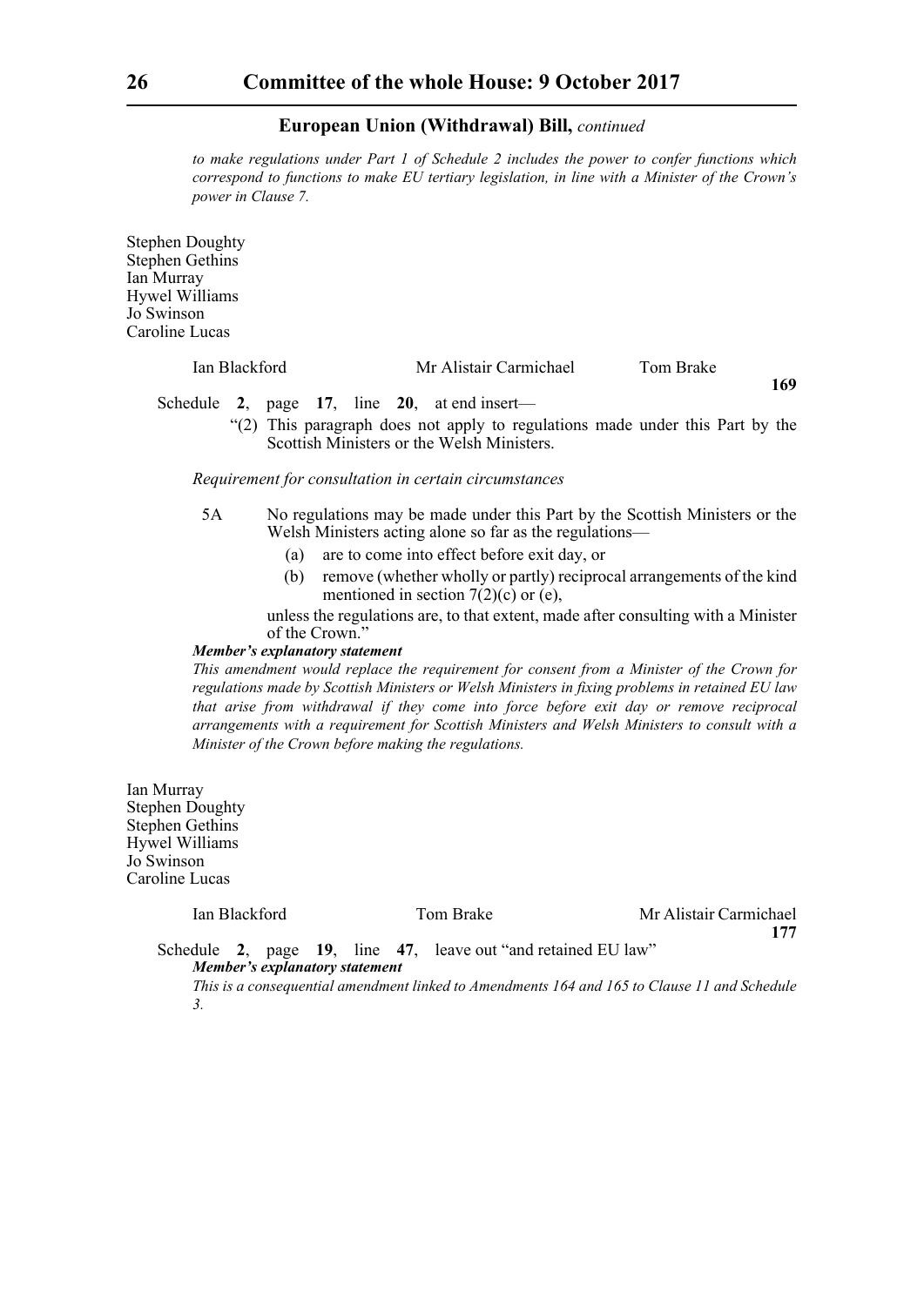*to make regulations under Part 1 of Schedule 2 includes the power to confer functions which correspond to functions to make EU tertiary legislation, in line with a Minister of the Crown's power in Clause 7.*

Stephen Doughty
Stephen Gethins
Ian Murray
Hywel Williams
Jo Swinson
Caroline Lucas

Ian Blackford Mr Alistair Carmichael Tom Brake

**169**

Schedule **2**, page **17**, line **20**, at end insert—

"(2) This paragraph does not apply to regulations made under this Part by the Scottish Ministers or the Welsh Ministers.

*Requirement for consultation in certain circumstances*

5A No regulations may be made under this Part by the Scottish Ministers or the Welsh Ministers acting alone so far as the regulations—

(a) are to come into effect before exit day, or

(b) remove (whether wholly or partly) reciprocal arrangements of the kind mentioned in section 7(2)(c) or (e),

unless the regulations are, to that extent, made after consulting with a Minister of the Crown."

***Member's explanatory statement***

*This amendment would replace the requirement for consent from a Minister of the Crown for regulations made by Scottish Ministers or Welsh Ministers in fixing problems in retained EU law that arise from withdrawal if they come into force before exit day or remove reciprocal arrangements with a requirement for Scottish Ministers and Welsh Ministers to consult with a Minister of the Crown before making the regulations.*

Ian Murray
Stephen Doughty
Stephen Gethins
Hywel Williams
Jo Swinson
Caroline Lucas

Ian Blackford Tom Brake Mr Alistair Carmichael

**177**

Schedule **2**, page **19**, line **47**, leave out "and retained EU law"

***Member's explanatory statement***

*This is a consequential amendment linked to Amendments 164 and 165 to Clause 11 and Schedule 3.*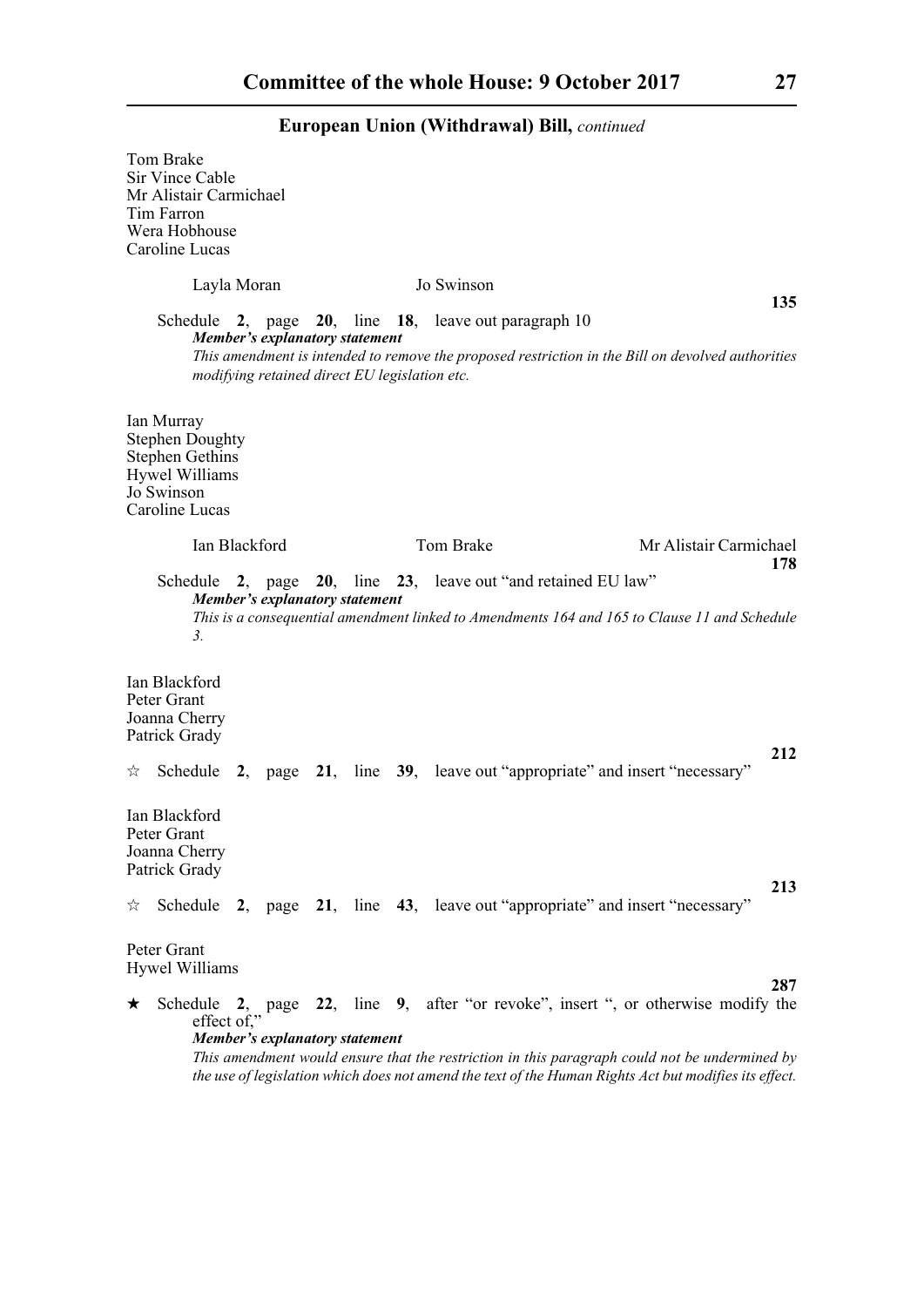**European Union (Withdrawal) Bill,** *continued*

Tom Brake
Sir Vince Cable
Mr Alistair Carmichael
Tim Farron
Wera Hobhouse
Caroline Lucas

Layla Moran    Jo Swinson

**135**

Schedule **2**, page **20**, line **18**, leave out paragraph 10

***Member's explanatory statement***

*This amendment is intended to remove the proposed restriction in the Bill on devolved authorities modifying retained direct EU legislation etc.*

Ian Murray
Stephen Doughty
Stephen Gethins
Hywel Williams
Jo Swinson
Caroline Lucas

Ian Blackford    Tom Brake    Mr Alistair Carmichael

**178**

Schedule **2**, page **20**, line **23**, leave out "and retained EU law"

***Member's explanatory statement***

*This is a consequential amendment linked to Amendments 164 and 165 to Clause 11 and Schedule 3.*

Ian Blackford
Peter Grant
Joanna Cherry
Patrick Grady

**212**

☆ Schedule **2**, page **21**, line **39**, leave out "appropriate" and insert "necessary"

Ian Blackford
Peter Grant
Joanna Cherry
Patrick Grady

**213**

☆ Schedule **2**, page **21**, line **43**, leave out "appropriate" and insert "necessary"

Peter Grant
Hywel Williams

**287**

★ Schedule **2**, page **22**, line **9**, after "or revoke", insert ", or otherwise modify the effect of,"

***Member's explanatory statement***

*This amendment would ensure that the restriction in this paragraph could not be undermined by the use of legislation which does not amend the text of the Human Rights Act but modifies its effect.*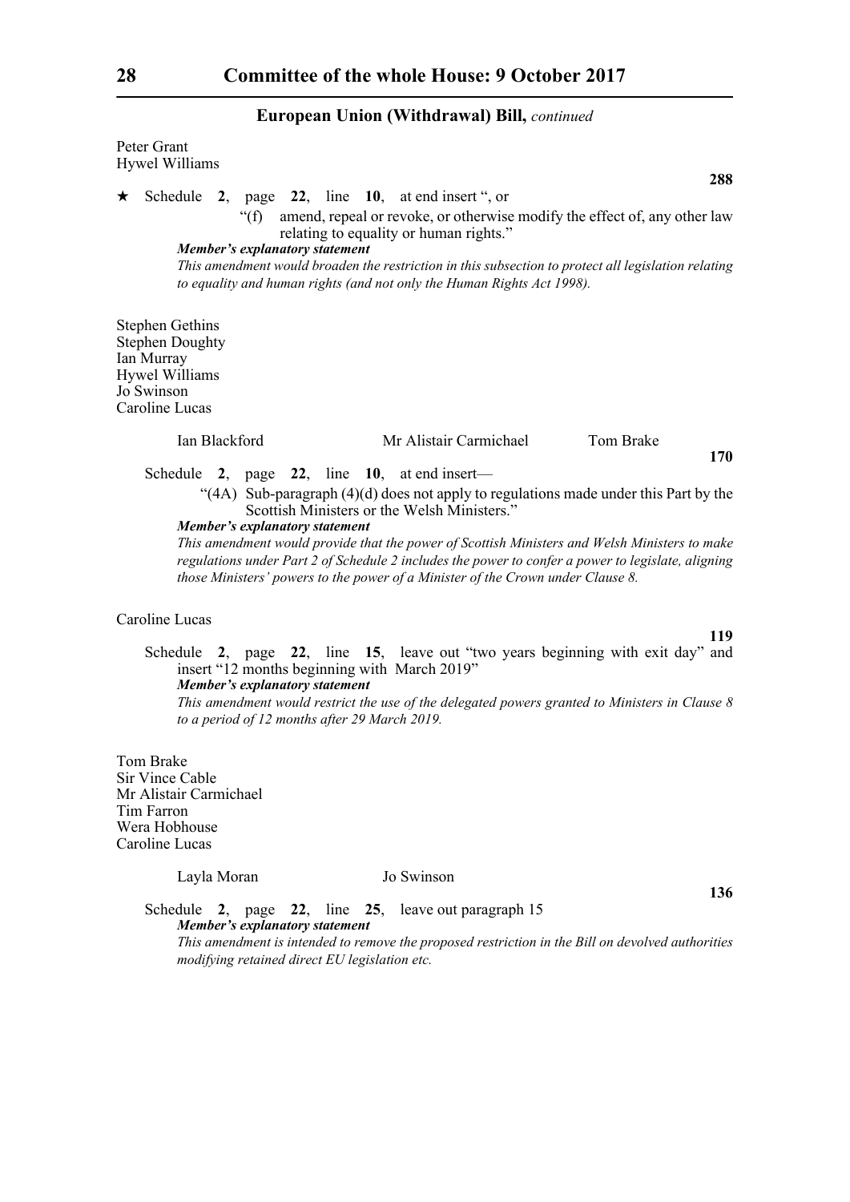**European Union (Withdrawal) Bill,** *continued*

Peter Grant
Hywel Williams

**288**

★ Schedule **2**, page **22**, line **10**, at end insert ", or

"(f) amend, repeal or revoke, or otherwise modify the effect of, any other law relating to equality or human rights."

***Member's explanatory statement***

*This amendment would broaden the restriction in this subsection to protect all legislation relating to equality and human rights (and not only the Human Rights Act 1998).*

Stephen Gethins
Stephen Doughty
Ian Murray
Hywel Williams
Jo Swinson
Caroline Lucas

Ian Blackford    Mr Alistair Carmichael    Tom Brake

**170**

Schedule **2**, page **22**, line **10**, at end insert—

"(4A) Sub-paragraph (4)(d) does not apply to regulations made under this Part by the Scottish Ministers or the Welsh Ministers."

***Member's explanatory statement***

*This amendment would provide that the power of Scottish Ministers and Welsh Ministers to make regulations under Part 2 of Schedule 2 includes the power to confer a power to legislate, aligning those Ministers' powers to the power of a Minister of the Crown under Clause 8.*

Caroline Lucas

**119**

Schedule **2**, page **22**, line **15**, leave out "two years beginning with exit day" and insert "12 months beginning with March 2019"

***Member's explanatory statement***

*This amendment would restrict the use of the delegated powers granted to Ministers in Clause 8 to a period of 12 months after 29 March 2019.*

Tom Brake
Sir Vince Cable
Mr Alistair Carmichael
Tim Farron
Wera Hobhouse
Caroline Lucas

Layla Moran    Jo Swinson

**136**

Schedule **2**, page **22**, line **25**, leave out paragraph 15

***Member's explanatory statement***

*This amendment is intended to remove the proposed restriction in the Bill on devolved authorities modifying retained direct EU legislation etc.*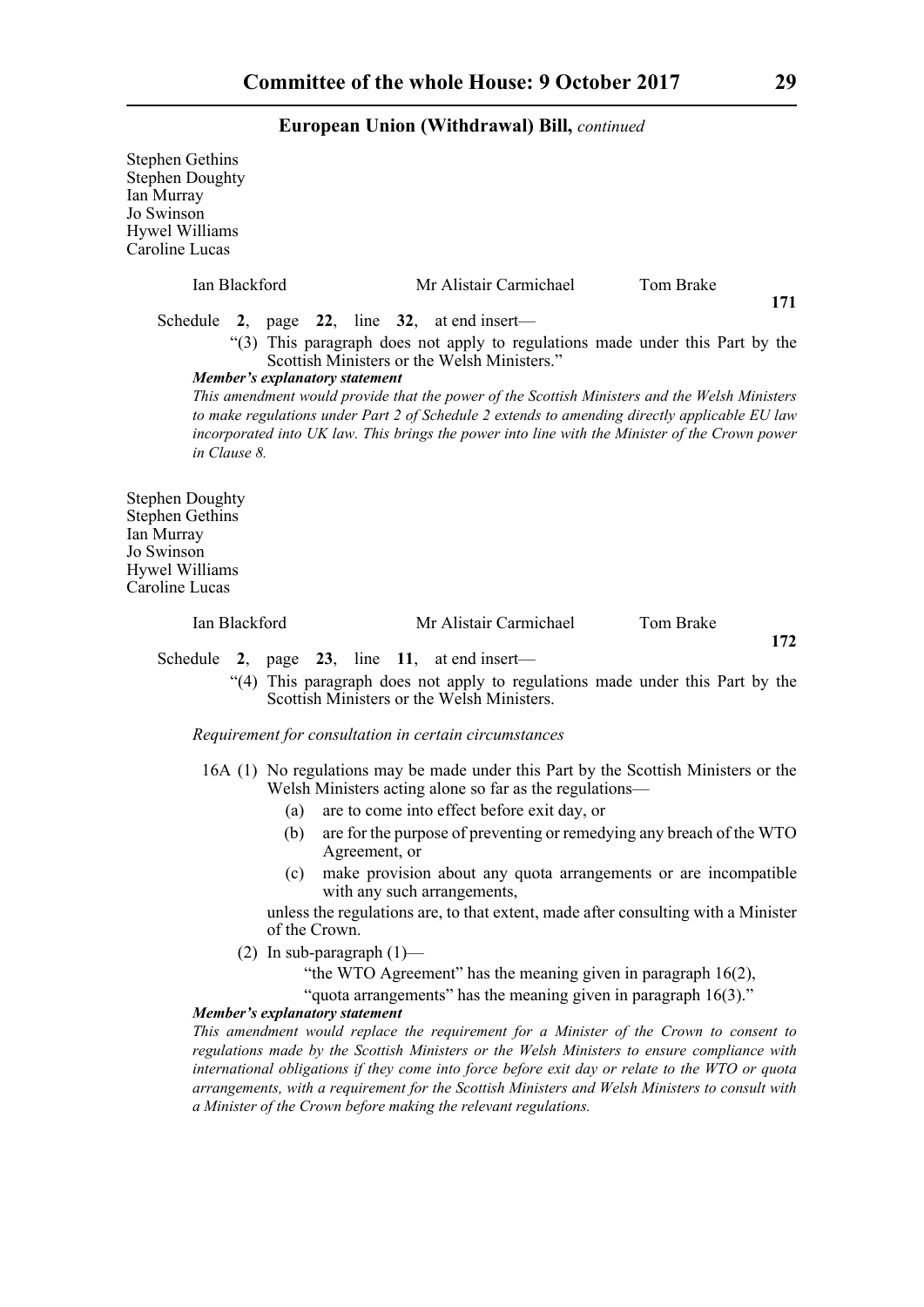Stephen Gethins
Stephen Doughty
Ian Murray
Jo Swinson
Hywel Williams
Caroline Lucas

Ian Blackford | Mr Alistair Carmichael | Tom Brake

**171**

Schedule **2**, page **22**, line **32**, at end insert—

"(3) This paragraph does not apply to regulations made under this Part by the Scottish Ministers or the Welsh Ministers."

***Member's explanatory statement***

*This amendment would provide that the power of the Scottish Ministers and the Welsh Ministers to make regulations under Part 2 of Schedule 2 extends to amending directly applicable EU law incorporated into UK law. This brings the power into line with the Minister of the Crown power in Clause 8.*

Stephen Doughty
Stephen Gethins
Ian Murray
Jo Swinson
Hywel Williams
Caroline Lucas

Ian Blackford | Mr Alistair Carmichael | Tom Brake

**172**

Schedule **2**, page **23**, line **11**, at end insert—

"(4) This paragraph does not apply to regulations made under this Part by the Scottish Ministers or the Welsh Ministers.

*Requirement for consultation in certain circumstances*

16A (1) No regulations may be made under this Part by the Scottish Ministers or the Welsh Ministers acting alone so far as the regulations—

(a) are to come into effect before exit day, or

(b) are for the purpose of preventing or remedying any breach of the WTO Agreement, or

(c) make provision about any quota arrangements or are incompatible with any such arrangements,

unless the regulations are, to that extent, made after consulting with a Minister of the Crown.

(2) In sub-paragraph (1)—

"the WTO Agreement" has the meaning given in paragraph 16(2),

"quota arrangements" has the meaning given in paragraph 16(3)."

***Member's explanatory statement***

*This amendment would replace the requirement for a Minister of the Crown to consent to regulations made by the Scottish Ministers or the Welsh Ministers to ensure compliance with international obligations if they come into force before exit day or relate to the WTO or quota arrangements, with a requirement for the Scottish Ministers and Welsh Ministers to consult with a Minister of the Crown before making the relevant regulations.*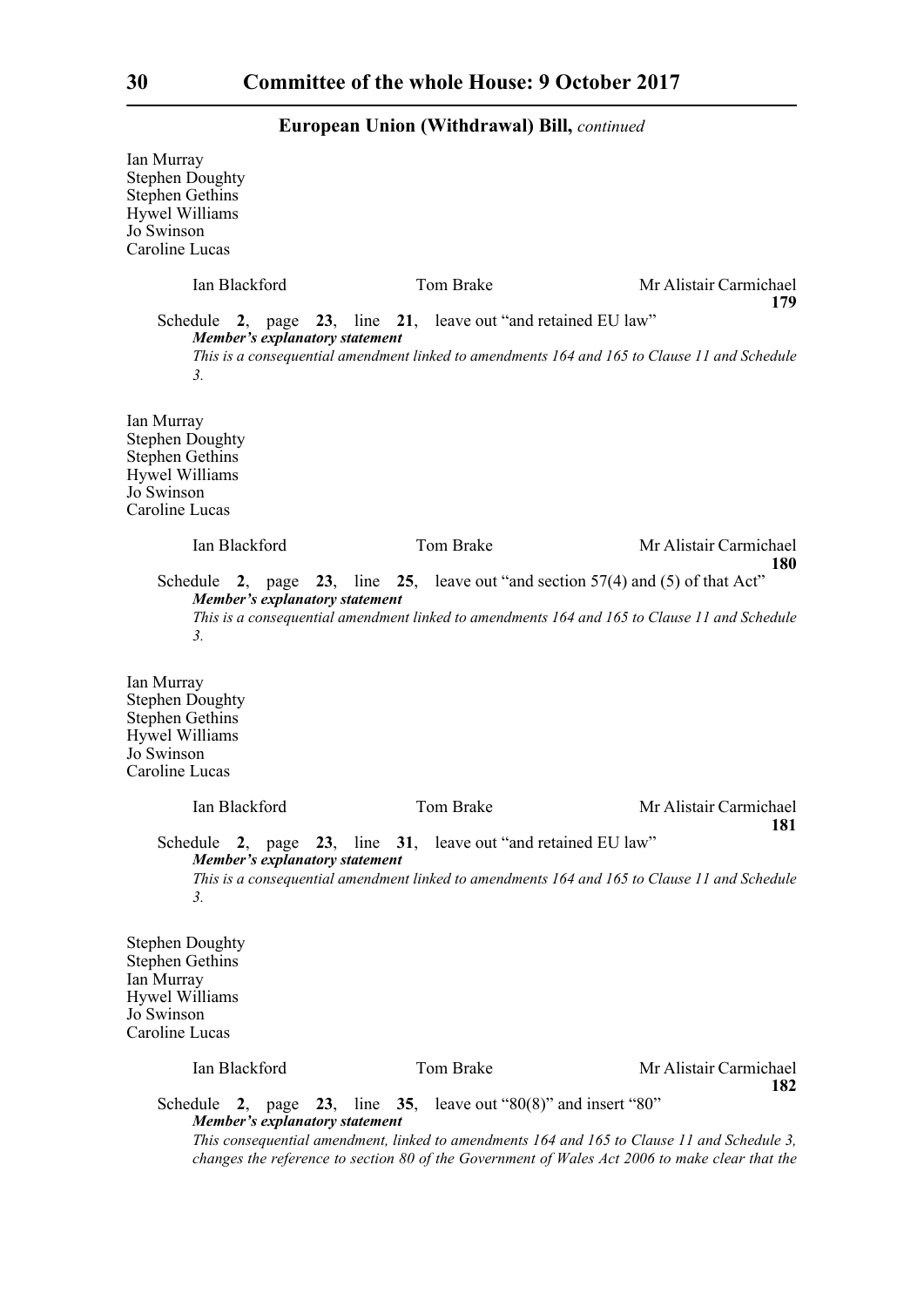## European Union (Withdrawal) Bill, *continued*

Ian Murray
Stephen Doughty
Stephen Gethins
Hywel Williams
Jo Swinson
Caroline Lucas

Ian Blackford Tom Brake Mr Alistair Carmichael

**179**

Schedule **2**, page **23**, line **21**, leave out "and retained EU law"

***Member's explanatory statement***

*This is a consequential amendment linked to amendments 164 and 165 to Clause 11 and Schedule 3.*

Ian Murray
Stephen Doughty
Stephen Gethins
Hywel Williams
Jo Swinson
Caroline Lucas

Ian Blackford Tom Brake Mr Alistair Carmichael

**180**

Schedule **2**, page **23**, line **25**, leave out "and section 57(4) and (5) of that Act"

***Member's explanatory statement***

*This is a consequential amendment linked to amendments 164 and 165 to Clause 11 and Schedule 3.*

Ian Murray
Stephen Doughty
Stephen Gethins
Hywel Williams
Jo Swinson
Caroline Lucas

Ian Blackford Tom Brake Mr Alistair Carmichael

**181**

Schedule **2**, page **23**, line **31**, leave out "and retained EU law"

***Member's explanatory statement***

*This is a consequential amendment linked to amendments 164 and 165 to Clause 11 and Schedule 3.*

Stephen Doughty
Stephen Gethins
Ian Murray
Hywel Williams
Jo Swinson
Caroline Lucas

Ian Blackford Tom Brake Mr Alistair Carmichael

**182**

Schedule **2**, page **23**, line **35**, leave out "80(8)" and insert "80"

***Member's explanatory statement***

*This consequential amendment, linked to amendments 164 and 165 to Clause 11 and Schedule 3, changes the reference to section 80 of the Government of Wales Act 2006 to make clear that the*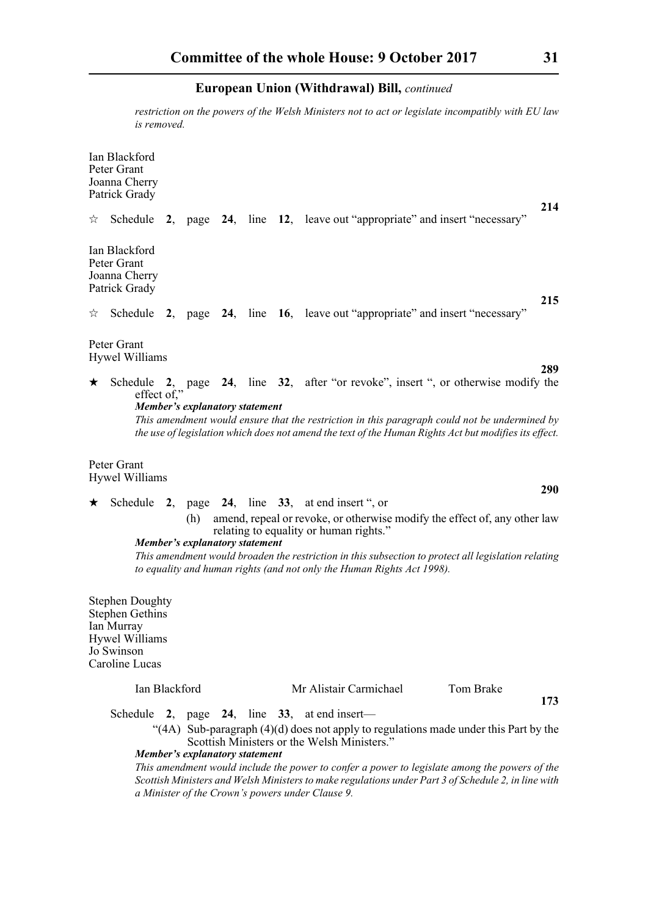*restriction on the powers of the Welsh Ministers not to act or legislate incompatibly with EU law is removed.*

Ian Blackford
Peter Grant
Joanna Cherry
Patrick Grady

**214**

☆ Schedule **2**, page **24**, line **12**, leave out "appropriate" and insert "necessary"

Ian Blackford
Peter Grant
Joanna Cherry
Patrick Grady

**215**

☆ Schedule **2**, page **24**, line **16**, leave out "appropriate" and insert "necessary"

Peter Grant
Hywel Williams

**289**

★ Schedule **2**, page **24**, line **32**, after "or revoke", insert ", or otherwise modify the effect of,"

***Member's explanatory statement***

*This amendment would ensure that the restriction in this paragraph could not be undermined by the use of legislation which does not amend the text of the Human Rights Act but modifies its effect.*

Peter Grant
Hywel Williams

**290**

★ Schedule **2**, page **24**, line **33**, at end insert ", or

(h) amend, repeal or revoke, or otherwise modify the effect of, any other law relating to equality or human rights."

***Member's explanatory statement***

*This amendment would broaden the restriction in this subsection to protect all legislation relating to equality and human rights (and not only the Human Rights Act 1998).*

Stephen Doughty
Stephen Gethins
Ian Murray
Hywel Williams
Jo Swinson
Caroline Lucas

Ian Blackford    Mr Alistair Carmichael    Tom Brake

**173**

Schedule **2**, page **24**, line **33**, at end insert—

"(4A) Sub-paragraph (4)(d) does not apply to regulations made under this Part by the Scottish Ministers or the Welsh Ministers."

***Member's explanatory statement***

*This amendment would include the power to confer a power to legislate among the powers of the Scottish Ministers and Welsh Ministers to make regulations under Part 3 of Schedule 2, in line with a Minister of the Crown's powers under Clause 9.*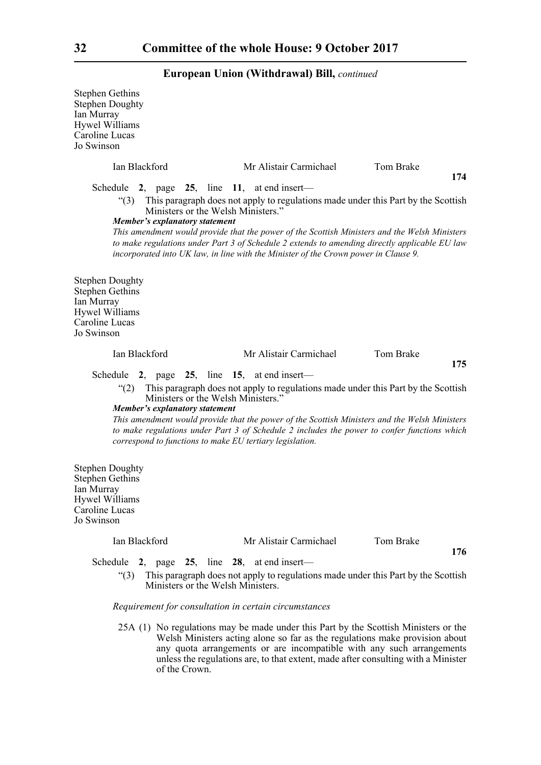Stephen Gethins
Stephen Doughty
Ian Murray
Hywel Williams
Caroline Lucas
Jo Swinson

Ian Blackford    Mr Alistair Carmichael    Tom Brake

**174**

Schedule **2**, page **25**, line **11**, at end insert—

"(3) This paragraph does not apply to regulations made under this Part by the Scottish Ministers or the Welsh Ministers."

***Member's explanatory statement***

*This amendment would provide that the power of the Scottish Ministers and the Welsh Ministers to make regulations under Part 3 of Schedule 2 extends to amending directly applicable EU law incorporated into UK law, in line with the Minister of the Crown power in Clause 9.*

Stephen Doughty
Stephen Gethins
Ian Murray
Hywel Williams
Caroline Lucas
Jo Swinson

Ian Blackford    Mr Alistair Carmichael    Tom Brake

**175**

Schedule **2**, page **25**, line **15**, at end insert—

"(2) This paragraph does not apply to regulations made under this Part by the Scottish Ministers or the Welsh Ministers."

***Member's explanatory statement***

*This amendment would provide that the power of the Scottish Ministers and the Welsh Ministers to make regulations under Part 3 of Schedule 2 includes the power to confer functions which correspond to functions to make EU tertiary legislation.*

Stephen Doughty
Stephen Gethins
Ian Murray
Hywel Williams
Caroline Lucas
Jo Swinson

Ian Blackford    Mr Alistair Carmichael    Tom Brake

**176**

Schedule **2**, page **25**, line **28**, at end insert—

"(3) This paragraph does not apply to regulations made under this Part by the Scottish Ministers or the Welsh Ministers.

*Requirement for consultation in certain circumstances*

25A (1) No regulations may be made under this Part by the Scottish Ministers or the Welsh Ministers acting alone so far as the regulations make provision about any quota arrangements or are incompatible with any such arrangements unless the regulations are, to that extent, made after consulting with a Minister of the Crown.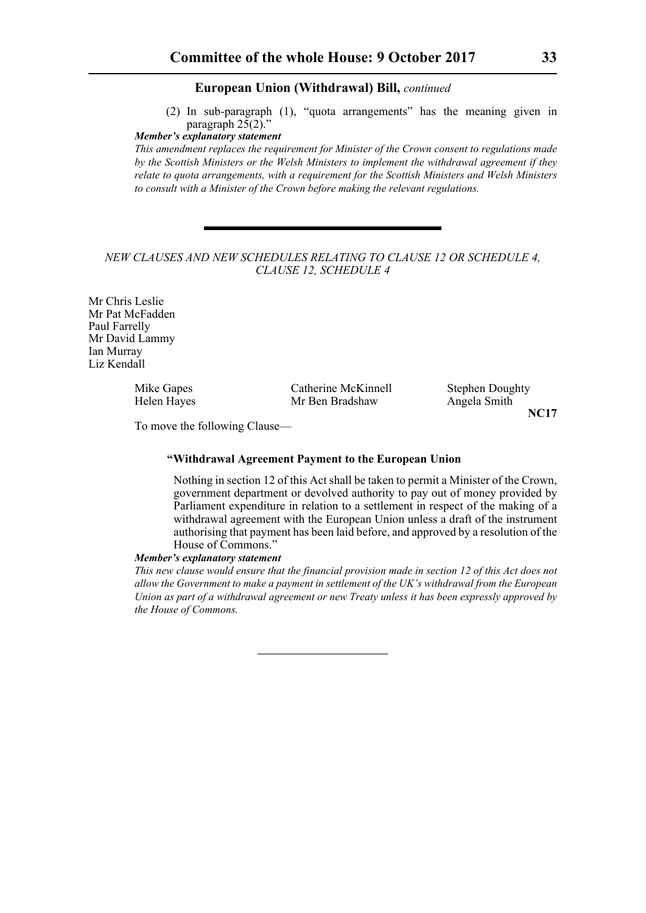(2) In sub-paragraph (1), "quota arrangements" has the meaning given in paragraph 25(2)."

***Member's explanatory statement***

*This amendment replaces the requirement for Minister of the Crown consent to regulations made by the Scottish Ministers or the Welsh Ministers to implement the withdrawal agreement if they relate to quota arrangements, with a requirement for the Scottish Ministers and Welsh Ministers to consult with a Minister of the Crown before making the relevant regulations.*

---

*NEW CLAUSES AND NEW SCHEDULES RELATING TO CLAUSE 12 OR SCHEDULE 4, CLAUSE 12, SCHEDULE 4*

Mr Chris Leslie
Mr Pat McFadden
Paul Farrelly
Mr David Lammy
Ian Murray
Liz Kendall

Mike Gapes
Helen Hayes
Catherine McKinnell
Mr Ben Bradshaw
Stephen Doughty
Angela Smith

**NC17**

To move the following Clause—

**"Withdrawal Agreement Payment to the European Union**

Nothing in section 12 of this Act shall be taken to permit a Minister of the Crown, government department or devolved authority to pay out of money provided by Parliament expenditure in relation to a settlement in respect of the making of a withdrawal agreement with the European Union unless a draft of the instrument authorising that payment has been laid before, and approved by a resolution of the House of Commons."

***Member's explanatory statement***

*This new clause would ensure that the financial provision made in section 12 of this Act does not allow the Government to make a payment in settlement of the UK's withdrawal from the European Union as part of a withdrawal agreement or new Treaty unless it has been expressly approved by the House of Commons.*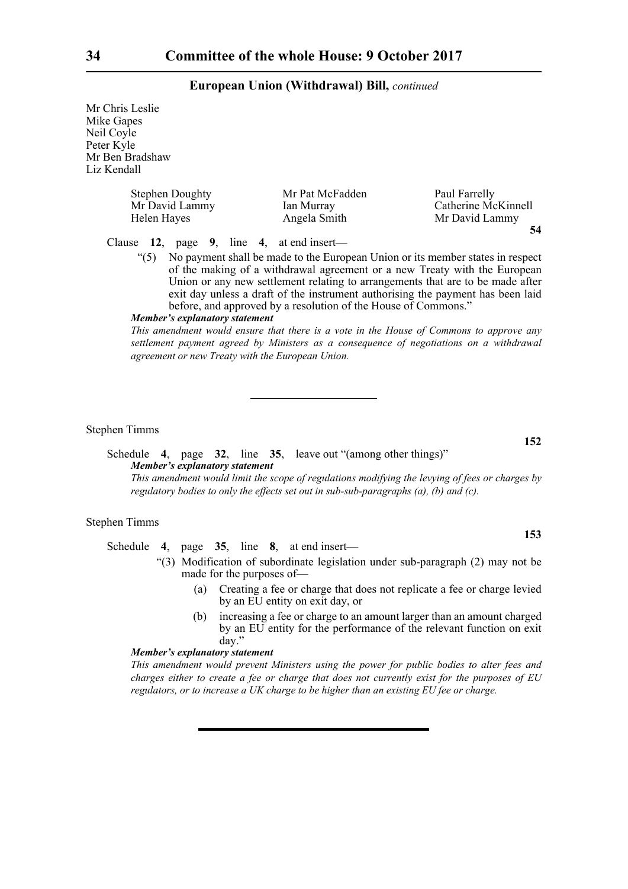Mr Chris Leslie
Mike Gapes
Neil Coyle
Peter Kyle
Mr Ben Bradshaw
Liz Kendall

| | | |
|---|---|---|
| Stephen Doughty | Mr Pat McFadden | Paul Farrelly |
| Mr David Lammy | Ian Murray | Catherine McKinnell |
| Helen Hayes | Angela Smith | Mr David Lammy |

**54**

Clause **12**, page **9**, line **4**, at end insert—

"(5) No payment shall be made to the European Union or its member states in respect of the making of a withdrawal agreement or a new Treaty with the European Union or any new settlement relating to arrangements that are to be made after exit day unless a draft of the instrument authorising the payment has been laid before, and approved by a resolution of the House of Commons."

***Member's explanatory statement***

*This amendment would ensure that there is a vote in the House of Commons to approve any settlement payment agreed by Ministers as a consequence of negotiations on a withdrawal agreement or new Treaty with the European Union.*

---

Stephen Timms

**152**

Schedule **4**, page **32**, line **35**, leave out "(among other things)"

***Member's explanatory statement***

*This amendment would limit the scope of regulations modifying the levying of fees or charges by regulatory bodies to only the effects set out in sub-sub-paragraphs (a), (b) and (c).*

Stephen Timms

**153**

Schedule **4**, page **35**, line **8**, at end insert—

"(3) Modification of subordinate legislation under sub-paragraph (2) may not be made for the purposes of—

(a) Creating a fee or charge that does not replicate a fee or charge levied by an EU entity on exit day, or

(b) increasing a fee or charge to an amount larger than an amount charged by an EU entity for the performance of the relevant function on exit day."

***Member's explanatory statement***

*This amendment would prevent Ministers using the power for public bodies to alter fees and charges either to create a fee or charge that does not currently exist for the purposes of EU regulators, or to increase a UK charge to be higher than an existing EU fee or charge.*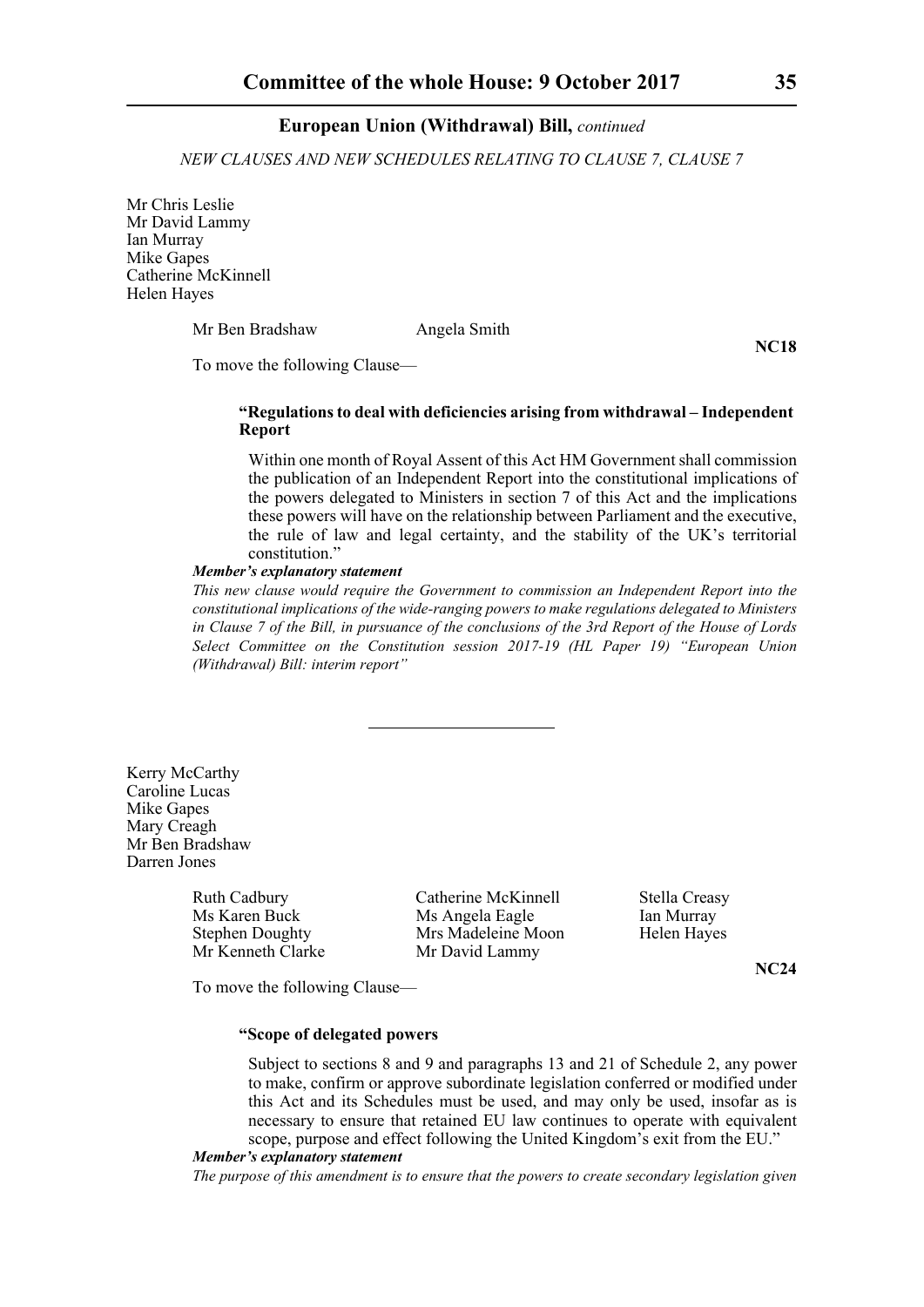*NEW CLAUSES AND NEW SCHEDULES RELATING TO CLAUSE 7, CLAUSE 7*

Mr Chris Leslie
Mr David Lammy
Ian Murray
Mike Gapes
Catherine McKinnell
Helen Hayes

Mr Ben Bradshaw
Angela Smith

**NC18**

To move the following Clause—

**"Regulations to deal with deficiencies arising from withdrawal – Independent Report**

Within one month of Royal Assent of this Act HM Government shall commission the publication of an Independent Report into the constitutional implications of the powers delegated to Ministers in section 7 of this Act and the implications these powers will have on the relationship between Parliament and the executive, the rule of law and legal certainty, and the stability of the UK's territorial constitution."

***Member's explanatory statement***

*This new clause would require the Government to commission an Independent Report into the constitutional implications of the wide-ranging powers to make regulations delegated to Ministers in Clause 7 of the Bill, in pursuance of the conclusions of the 3rd Report of the House of Lords Select Committee on the Constitution session 2017-19 (HL Paper 19) "European Union (Withdrawal) Bill: interim report"*

---

Kerry McCarthy
Caroline Lucas
Mike Gapes
Mary Creagh
Mr Ben Bradshaw
Darren Jones

Ruth Cadbury
Catherine McKinnell
Stella Creasy
Ms Karen Buck
Ms Angela Eagle
Ian Murray
Stephen Doughty
Mrs Madeleine Moon
Helen Hayes
Mr Kenneth Clarke
Mr David Lammy

**NC24**

To move the following Clause—

**"Scope of delegated powers**

Subject to sections 8 and 9 and paragraphs 13 and 21 of Schedule 2, any power to make, confirm or approve subordinate legislation conferred or modified under this Act and its Schedules must be used, and may only be used, insofar as is necessary to ensure that retained EU law continues to operate with equivalent scope, purpose and effect following the United Kingdom's exit from the EU."

***Member's explanatory statement***

*The purpose of this amendment is to ensure that the powers to create secondary legislation given*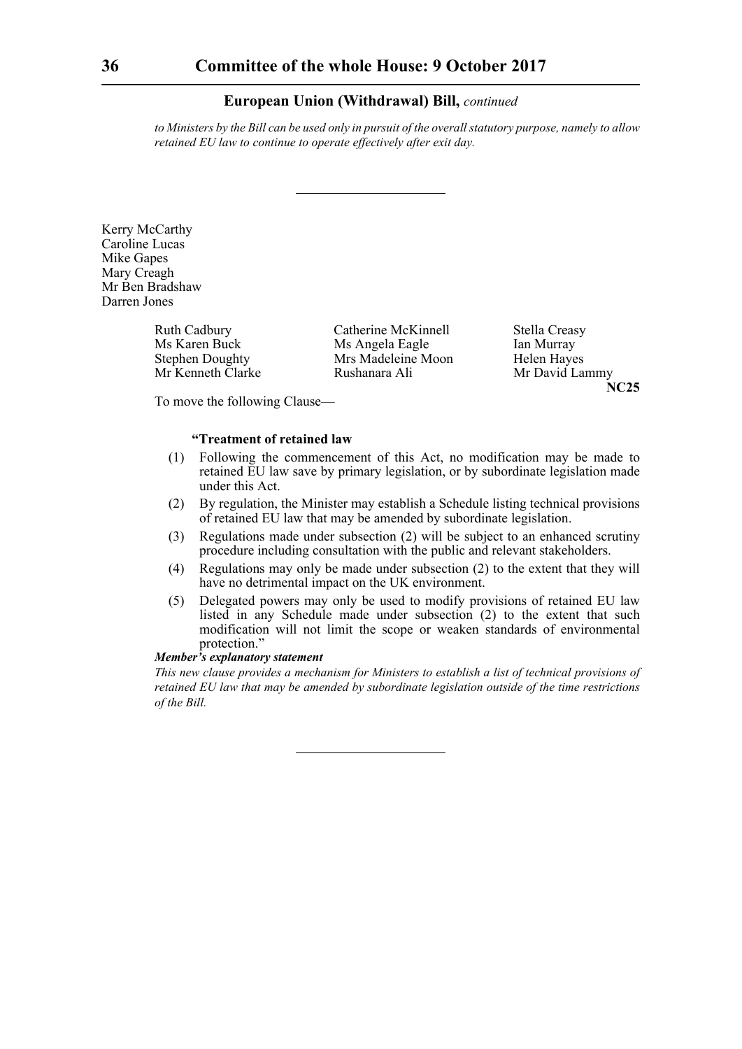*to Ministers by the Bill can be used only in pursuit of the overall statutory purpose, namely to allow retained EU law to continue to operate effectively after exit day.*

---

Kerry McCarthy
Caroline Lucas
Mike Gapes
Mary Creagh
Mr Ben Bradshaw
Darren Jones

Ruth Cadbury
Ms Karen Buck
Stephen Doughty
Mr Kenneth Clarke
Catherine McKinnell
Ms Angela Eagle
Mrs Madeleine Moon
Rushanara Ali
Stella Creasy
Ian Murray
Helen Hayes
Mr David Lammy

**NC25**

To move the following Clause—

**"Treatment of retained law**

(1) Following the commencement of this Act, no modification may be made to retained EU law save by primary legislation, or by subordinate legislation made under this Act.

(2) By regulation, the Minister may establish a Schedule listing technical provisions of retained EU law that may be amended by subordinate legislation.

(3) Regulations made under subsection (2) will be subject to an enhanced scrutiny procedure including consultation with the public and relevant stakeholders.

(4) Regulations may only be made under subsection (2) to the extent that they will have no detrimental impact on the UK environment.

(5) Delegated powers may only be used to modify provisions of retained EU law listed in any Schedule made under subsection (2) to the extent that such modification will not limit the scope or weaken standards of environmental protection."

***Member's explanatory statement***

*This new clause provides a mechanism for Ministers to establish a list of technical provisions of retained EU law that may be amended by subordinate legislation outside of the time restrictions of the Bill.*

---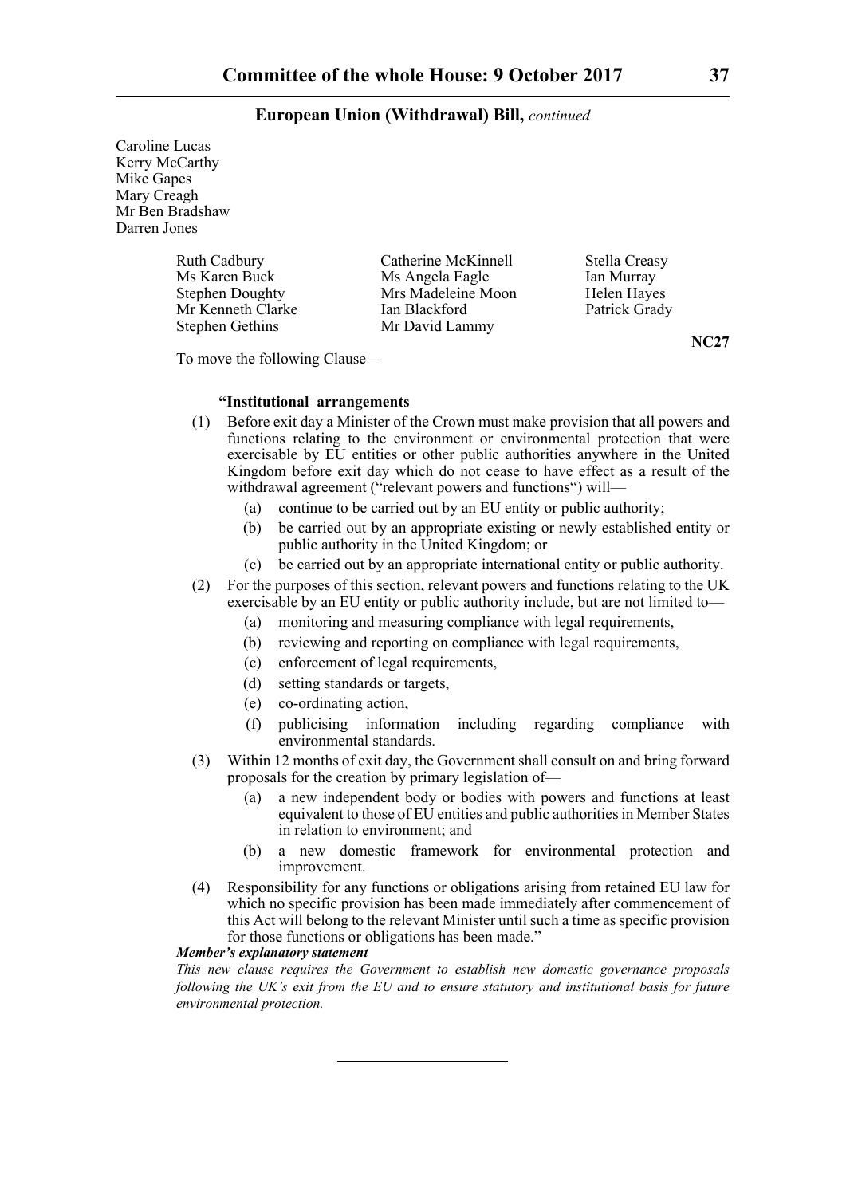**European Union (Withdrawal) Bill,** *continued*

Caroline Lucas
Kerry McCarthy
Mike Gapes
Mary Creagh
Mr Ben Bradshaw
Darren Jones

Ruth Cadbury
Ms Karen Buck
Stephen Doughty
Mr Kenneth Clarke
Stephen Gethins
Catherine McKinnell
Ms Angela Eagle
Mrs Madeleine Moon
Ian Blackford
Mr David Lammy
Stella Creasy
Ian Murray
Helen Hayes
Patrick Grady

**NC27**

To move the following Clause—

**"Institutional arrangements**

(1) Before exit day a Minister of the Crown must make provision that all powers and functions relating to the environment or environmental protection that were exercisable by EU entities or other public authorities anywhere in the United Kingdom before exit day which do not cease to have effect as a result of the withdrawal agreement ("relevant powers and functions") will—

  (a) continue to be carried out by an EU entity or public authority;

  (b) be carried out by an appropriate existing or newly established entity or public authority in the United Kingdom; or

  (c) be carried out by an appropriate international entity or public authority.

(2) For the purposes of this section, relevant powers and functions relating to the UK exercisable by an EU entity or public authority include, but are not limited to—

  (a) monitoring and measuring compliance with legal requirements,

  (b) reviewing and reporting on compliance with legal requirements,

  (c) enforcement of legal requirements,

  (d) setting standards or targets,

  (e) co-ordinating action,

  (f) publicising information including regarding compliance with environmental standards.

(3) Within 12 months of exit day, the Government shall consult on and bring forward proposals for the creation by primary legislation of—

  (a) a new independent body or bodies with powers and functions at least equivalent to those of EU entities and public authorities in Member States in relation to environment; and

  (b) a new domestic framework for environmental protection and improvement.

(4) Responsibility for any functions or obligations arising from retained EU law for which no specific provision has been made immediately after commencement of this Act will belong to the relevant Minister until such a time as specific provision for those functions or obligations has been made."

***Member's explanatory statement***

*This new clause requires the Government to establish new domestic governance proposals following the UK's exit from the EU and to ensure statutory and institutional basis for future environmental protection.*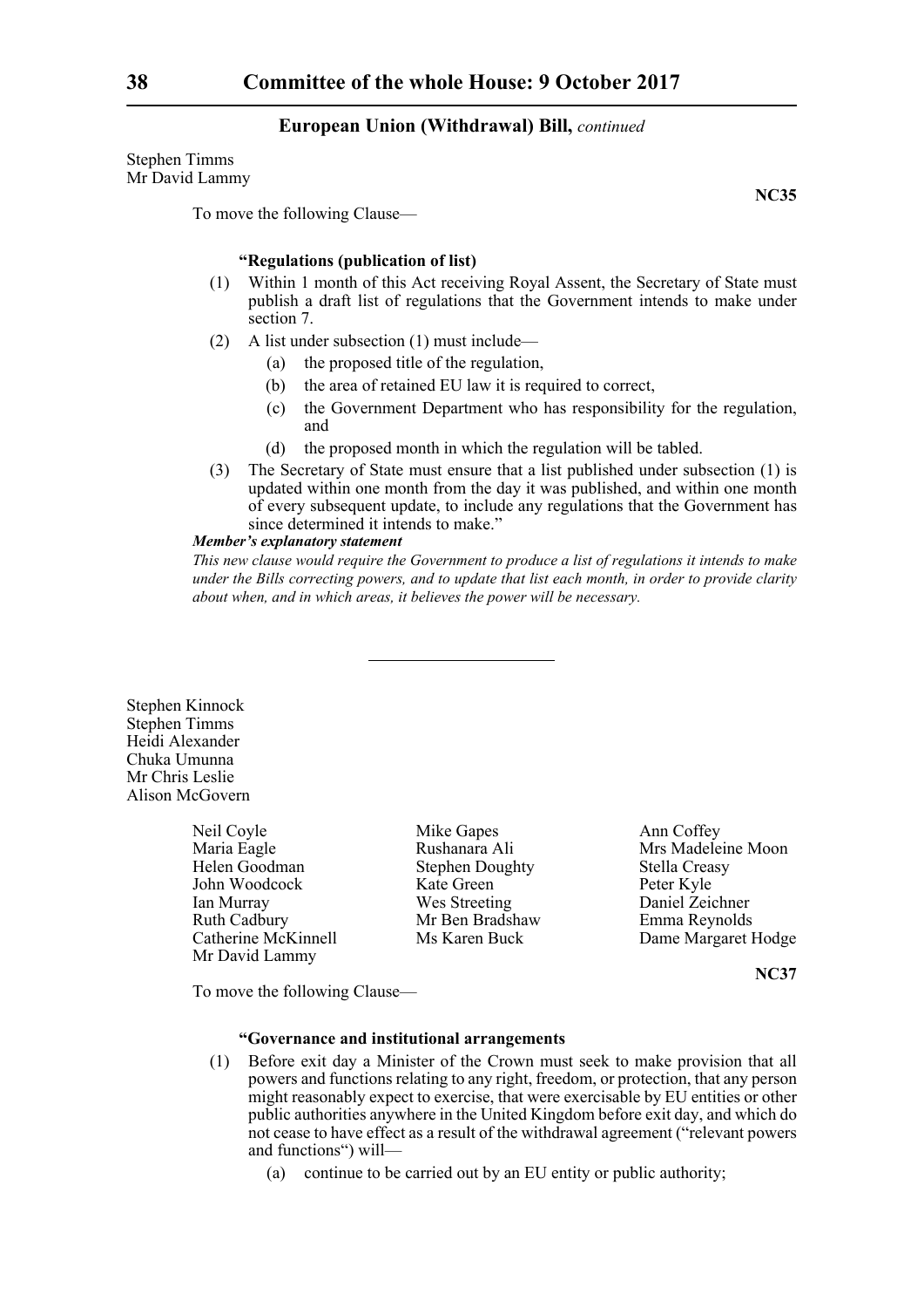Stephen Timms
Mr David Lammy

**NC35**

To move the following Clause—

**"Regulations (publication of list)**

(1) Within 1 month of this Act receiving Royal Assent, the Secretary of State must publish a draft list of regulations that the Government intends to make under section 7.

(2) A list under subsection (1) must include—

(a) the proposed title of the regulation,

(b) the area of retained EU law it is required to correct,

(c) the Government Department who has responsibility for the regulation, and

(d) the proposed month in which the regulation will be tabled.

(3) The Secretary of State must ensure that a list published under subsection (1) is updated within one month from the day it was published, and within one month of every subsequent update, to include any regulations that the Government has since determined it intends to make."

***Member's explanatory statement***

*This new clause would require the Government to produce a list of regulations it intends to make under the Bills correcting powers, and to update that list each month, in order to provide clarity about when, and in which areas, it believes the power will be necessary.*

---

Stephen Kinnock
Stephen Timms
Heidi Alexander
Chuka Umunna
Mr Chris Leslie
Alison McGovern

Neil Coyle
Maria Eagle
Helen Goodman
John Woodcock
Ian Murray
Ruth Cadbury
Catherine McKinnell
Mr David Lammy
Mike Gapes
Rushanara Ali
Stephen Doughty
Kate Green
Wes Streeting
Mr Ben Bradshaw
Ms Karen Buck
Ann Coffey
Mrs Madeleine Moon
Stella Creasy
Peter Kyle
Daniel Zeichner
Emma Reynolds
Dame Margaret Hodge

**NC37**

To move the following Clause—

**"Governance and institutional arrangements**

(1) Before exit day a Minister of the Crown must seek to make provision that all powers and functions relating to any right, freedom, or protection, that any person might reasonably expect to exercise, that were exercisable by EU entities or other public authorities anywhere in the United Kingdom before exit day, and which do not cease to have effect as a result of the withdrawal agreement ("relevant powers and functions") will—

(a) continue to be carried out by an EU entity or public authority;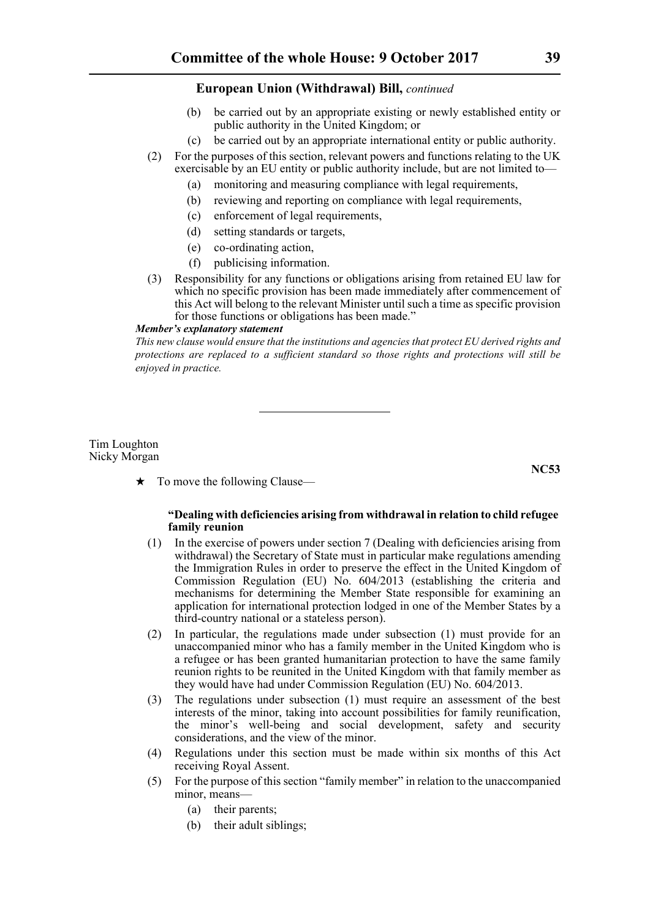(b) be carried out by an appropriate existing or newly established entity or public authority in the United Kingdom; or

(c) be carried out by an appropriate international entity or public authority.

(2) For the purposes of this section, relevant powers and functions relating to the UK exercisable by an EU entity or public authority include, but are not limited to—

(a) monitoring and measuring compliance with legal requirements,

(b) reviewing and reporting on compliance with legal requirements,

(c) enforcement of legal requirements,

(d) setting standards or targets,

(e) co-ordinating action,

(f) publicising information.

(3) Responsibility for any functions or obligations arising from retained EU law for which no specific provision has been made immediately after commencement of this Act will belong to the relevant Minister until such a time as specific provision for those functions or obligations has been made."

***Member's explanatory statement***

*This new clause would ensure that the institutions and agencies that protect EU derived rights and protections are replaced to a sufficient standard so those rights and protections will still be enjoyed in practice.*

---

Tim Loughton
Nicky Morgan

**NC53**

★ To move the following Clause—

**"Dealing with deficiencies arising from withdrawal in relation to child refugee family reunion**

(1) In the exercise of powers under section 7 (Dealing with deficiencies arising from withdrawal) the Secretary of State must in particular make regulations amending the Immigration Rules in order to preserve the effect in the United Kingdom of Commission Regulation (EU) No. 604/2013 (establishing the criteria and mechanisms for determining the Member State responsible for examining an application for international protection lodged in one of the Member States by a third-country national or a stateless person).

(2) In particular, the regulations made under subsection (1) must provide for an unaccompanied minor who has a family member in the United Kingdom who is a refugee or has been granted humanitarian protection to have the same family reunion rights to be reunited in the United Kingdom with that family member as they would have had under Commission Regulation (EU) No. 604/2013.

(3) The regulations under subsection (1) must require an assessment of the best interests of the minor, taking into account possibilities for family reunification, the minor's well-being and social development, safety and security considerations, and the view of the minor.

(4) Regulations under this section must be made within six months of this Act receiving Royal Assent.

(5) For the purpose of this section "family member" in relation to the unaccompanied minor, means—

(a) their parents;

(b) their adult siblings;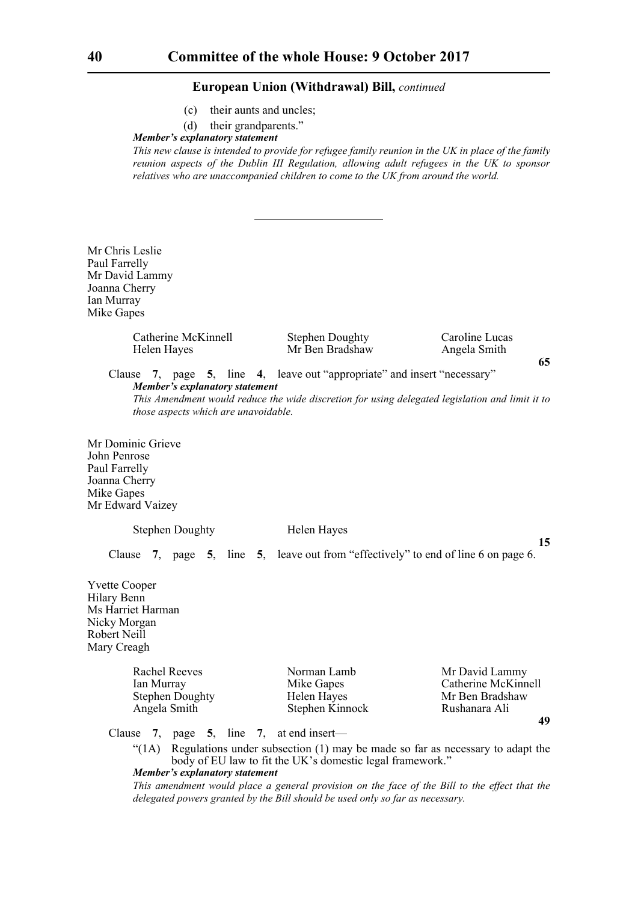(c) their aunts and uncles;

(d) their grandparents."

***Member's explanatory statement***

*This new clause is intended to provide for refugee family reunion in the UK in place of the family reunion aspects of the Dublin III Regulation, allowing adult refugees in the UK to sponsor relatives who are unaccompanied children to come to the UK from around the world.*

---

Mr Chris Leslie
Paul Farrelly
Mr David Lammy
Joanna Cherry
Ian Murray
Mike Gapes

Catherine McKinnell | Stephen Doughty | Caroline Lucas
Helen Hayes | Mr Ben Bradshaw | Angela Smith

**65**

Clause **7**, page **5**, line **4**, leave out "appropriate" and insert "necessary"

***Member's explanatory statement***

*This Amendment would reduce the wide discretion for using delegated legislation and limit it to those aspects which are unavoidable.*

Mr Dominic Grieve
John Penrose
Paul Farrelly
Joanna Cherry
Mike Gapes
Mr Edward Vaizey

Stephen Doughty | Helen Hayes

**15**

Clause **7**, page **5**, line **5**, leave out from "effectively" to end of line 6 on page 6.

Yvette Cooper
Hilary Benn
Ms Harriet Harman
Nicky Morgan
Robert Neill
Mary Creagh

Rachel Reeves | Norman Lamb | Mr David Lammy
Ian Murray | Mike Gapes | Catherine McKinnell
Stephen Doughty | Helen Hayes | Mr Ben Bradshaw
Angela Smith | Stephen Kinnock | Rushanara Ali

**49**

Clause **7**, page **5**, line **7**, at end insert—

"(1A) Regulations under subsection (1) may be made so far as necessary to adapt the body of EU law to fit the UK's domestic legal framework."

***Member's explanatory statement***

*This amendment would place a general provision on the face of the Bill to the effect that the delegated powers granted by the Bill should be used only so far as necessary.*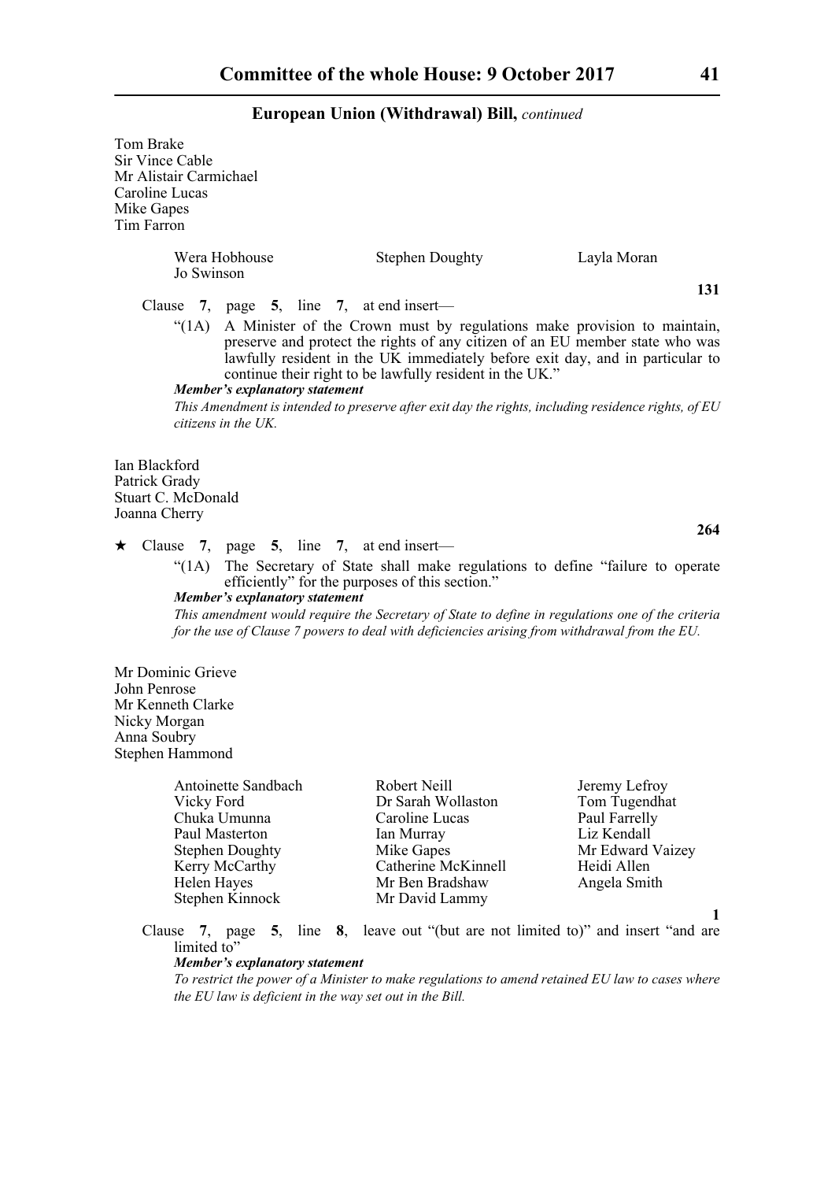Tom Brake
Sir Vince Cable
Mr Alistair Carmichael
Caroline Lucas
Mike Gapes
Tim Farron

Wera Hobhouse    Stephen Doughty    Layla Moran
Jo Swinson

**131**

Clause **7**, page **5**, line **7**, at end insert—

"(1A) A Minister of the Crown must by regulations make provision to maintain, preserve and protect the rights of any citizen of an EU member state who was lawfully resident in the UK immediately before exit day, and in particular to continue their right to be lawfully resident in the UK."

***Member's explanatory statement***

*This Amendment is intended to preserve after exit day the rights, including residence rights, of EU citizens in the UK.*

Ian Blackford
Patrick Grady
Stuart C. McDonald
Joanna Cherry

**264**

★ Clause **7**, page **5**, line **7**, at end insert—

"(1A) The Secretary of State shall make regulations to define "failure to operate efficiently" for the purposes of this section."

***Member's explanatory statement***

*This amendment would require the Secretary of State to define in regulations one of the criteria for the use of Clause 7 powers to deal with deficiencies arising from withdrawal from the EU.*

Mr Dominic Grieve
John Penrose
Mr Kenneth Clarke
Nicky Morgan
Anna Soubry
Stephen Hammond

Antoinette Sandbach    Robert Neill    Jeremy Lefroy
Vicky Ford    Dr Sarah Wollaston    Tom Tugendhat
Chuka Umunna    Caroline Lucas    Paul Farrelly
Paul Masterton    Ian Murray    Liz Kendall
Stephen Doughty    Mike Gapes    Mr Edward Vaizey
Kerry McCarthy    Catherine McKinnell    Heidi Allen
Helen Hayes    Mr Ben Bradshaw    Angela Smith
Stephen Kinnock    Mr David Lammy

**1**

Clause **7**, page **5**, line **8**, leave out "(but are not limited to)" and insert "and are limited to"

***Member's explanatory statement***

*To restrict the power of a Minister to make regulations to amend retained EU law to cases where the EU law is deficient in the way set out in the Bill.*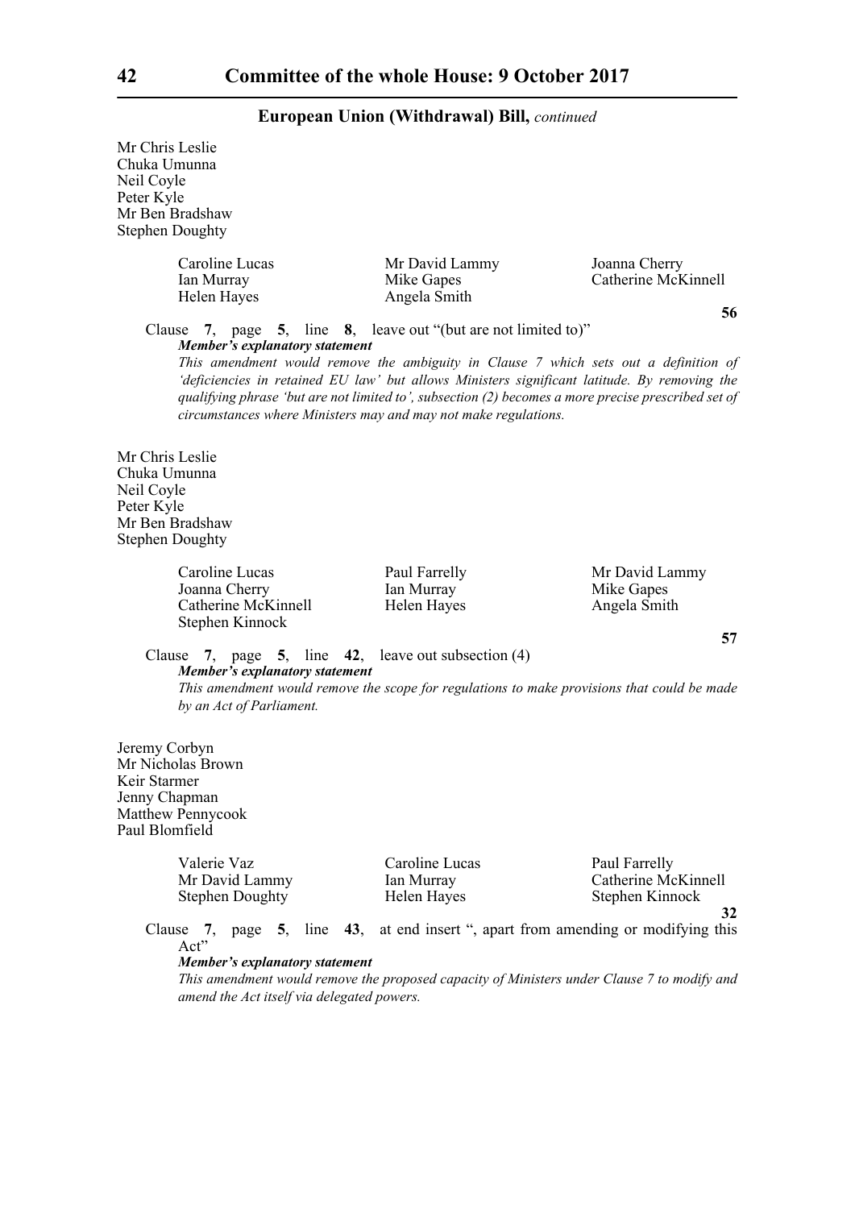**European Union (Withdrawal) Bill,** *continued*

Mr Chris Leslie
Chuka Umunna
Neil Coyle
Peter Kyle
Mr Ben Bradshaw
Stephen Doughty

Caroline Lucas
Ian Murray
Helen Hayes
Mr David Lammy
Mike Gapes
Angela Smith
Joanna Cherry
Catherine McKinnell

**56**

Clause **7**, page **5**, line **8**, leave out "(but are not limited to)"

***Member's explanatory statement***

*This amendment would remove the ambiguity in Clause 7 which sets out a definition of 'deficiencies in retained EU law' but allows Ministers significant latitude. By removing the qualifying phrase 'but are not limited to', subsection (2) becomes a more precise prescribed set of circumstances where Ministers may and may not make regulations.*

Mr Chris Leslie
Chuka Umunna
Neil Coyle
Peter Kyle
Mr Ben Bradshaw
Stephen Doughty

Caroline Lucas
Joanna Cherry
Catherine McKinnell
Stephen Kinnock
Paul Farrelly
Ian Murray
Helen Hayes
Mr David Lammy
Mike Gapes
Angela Smith

**57**

Clause **7**, page **5**, line **42**, leave out subsection (4)

***Member's explanatory statement***

*This amendment would remove the scope for regulations to make provisions that could be made by an Act of Parliament.*

Jeremy Corbyn
Mr Nicholas Brown
Keir Starmer
Jenny Chapman
Matthew Pennycook
Paul Blomfield

Valerie Vaz
Mr David Lammy
Stephen Doughty
Caroline Lucas
Ian Murray
Helen Hayes
Paul Farrelly
Catherine McKinnell
Stephen Kinnock

**32**

Clause **7**, page **5**, line **43**, at end insert ", apart from amending or modifying this Act"

***Member's explanatory statement***

*This amendment would remove the proposed capacity of Ministers under Clause 7 to modify and amend the Act itself via delegated powers.*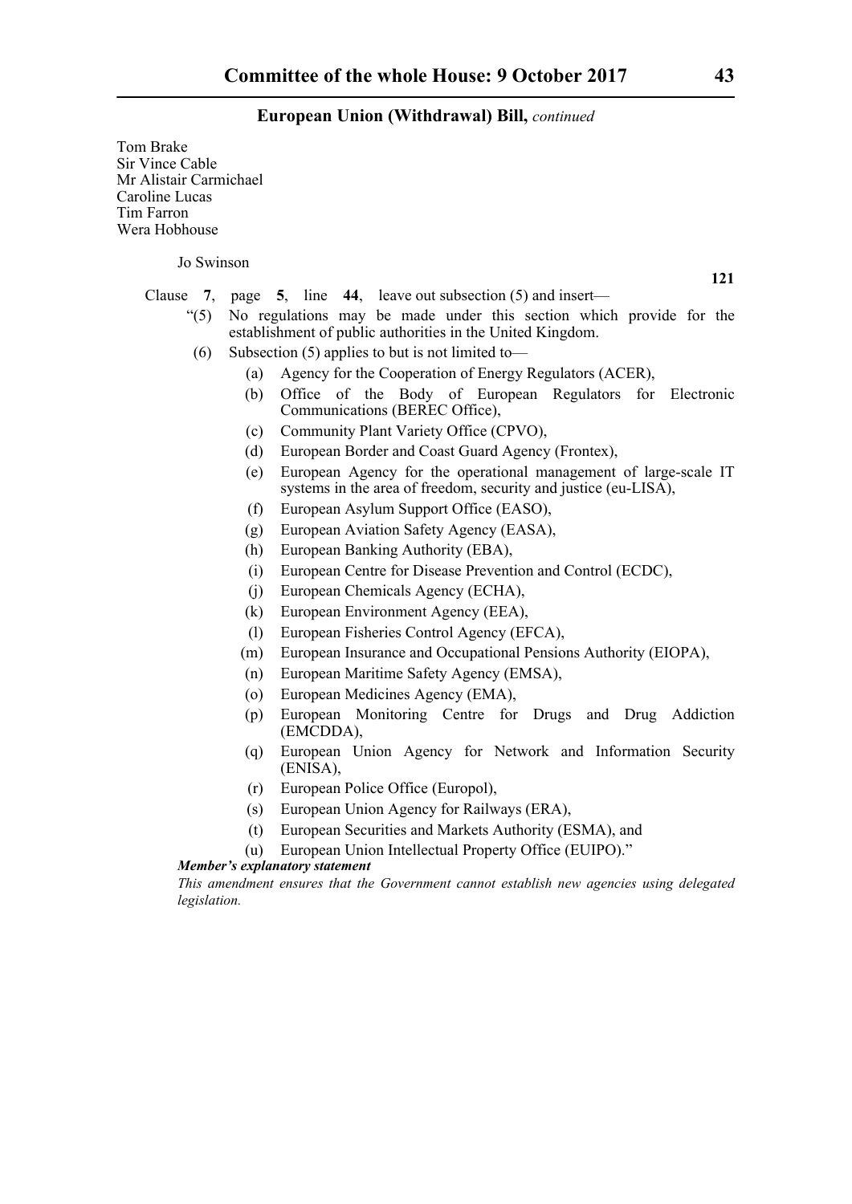Tom Brake
Sir Vince Cable
Mr Alistair Carmichael
Caroline Lucas
Tim Farron
Wera Hobhouse

Jo Swinson

**121**

Clause **7**, page **5**, line **44**, leave out subsection (5) and insert—

"(5) No regulations may be made under this section which provide for the establishment of public authorities in the United Kingdom.

(6) Subsection (5) applies to but is not limited to—

(a) Agency for the Cooperation of Energy Regulators (ACER),

(b) Office of the Body of European Regulators for Electronic Communications (BEREC Office),

(c) Community Plant Variety Office (CPVO),

(d) European Border and Coast Guard Agency (Frontex),

(e) European Agency for the operational management of large-scale IT systems in the area of freedom, security and justice (eu-LISA),

(f) European Asylum Support Office (EASO),

(g) European Aviation Safety Agency (EASA),

(h) European Banking Authority (EBA),

(i) European Centre for Disease Prevention and Control (ECDC),

(j) European Chemicals Agency (ECHA),

(k) European Environment Agency (EEA),

(l) European Fisheries Control Agency (EFCA),

(m) European Insurance and Occupational Pensions Authority (EIOPA),

(n) European Maritime Safety Agency (EMSA),

(o) European Medicines Agency (EMA),

(p) European Monitoring Centre for Drugs and Drug Addiction (EMCDDA),

(q) European Union Agency for Network and Information Security (ENISA),

(r) European Police Office (Europol),

(s) European Union Agency for Railways (ERA),

(t) European Securities and Markets Authority (ESMA), and

(u) European Union Intellectual Property Office (EUIPO)."

***Member's explanatory statement***

*This amendment ensures that the Government cannot establish new agencies using delegated legislation.*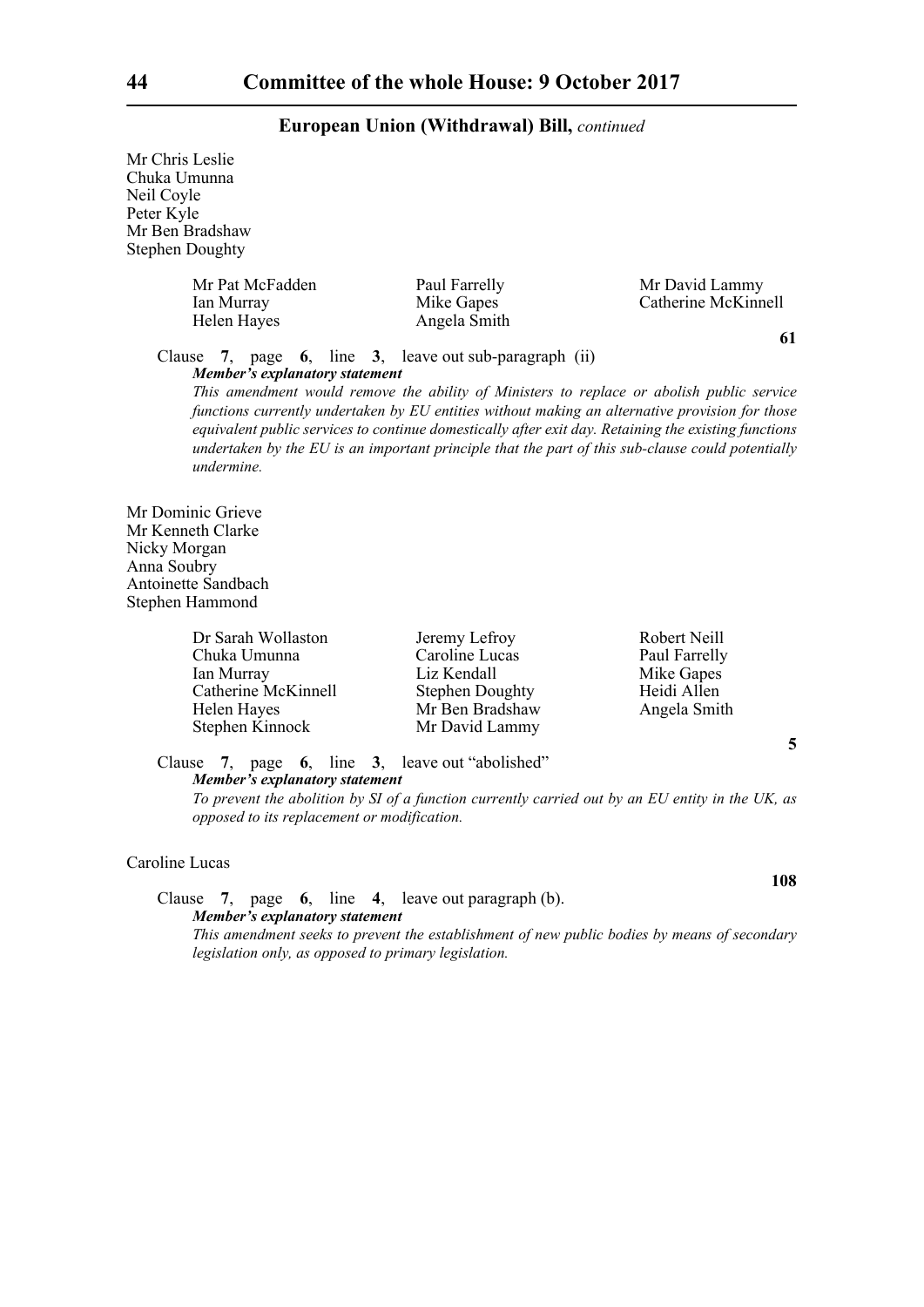**European Union (Withdrawal) Bill,** *continued*

Mr Chris Leslie
Chuka Umunna
Neil Coyle
Peter Kyle
Mr Ben Bradshaw
Stephen Doughty

Mr Pat McFadden
Paul Farrelly
Mr David Lammy
Ian Murray
Mike Gapes
Catherine McKinnell
Helen Hayes
Angela Smith

**61**

Clause **7**, page **6**, line **3**, leave out sub-paragraph (ii)

***Member's explanatory statement***

*This amendment would remove the ability of Ministers to replace or abolish public service functions currently undertaken by EU entities without making an alternative provision for those equivalent public services to continue domestically after exit day. Retaining the existing functions undertaken by the EU is an important principle that the part of this sub-clause could potentially undermine.*

Mr Dominic Grieve
Mr Kenneth Clarke
Nicky Morgan
Anna Soubry
Antoinette Sandbach
Stephen Hammond

Dr Sarah Wollaston
Jeremy Lefroy
Robert Neill
Chuka Umunna
Caroline Lucas
Paul Farrelly
Ian Murray
Liz Kendall
Mike Gapes
Catherine McKinnell
Stephen Doughty
Heidi Allen
Helen Hayes
Mr Ben Bradshaw
Angela Smith
Stephen Kinnock
Mr David Lammy

**5**

Clause **7**, page **6**, line **3**, leave out "abolished"

***Member's explanatory statement***

*To prevent the abolition by SI of a function currently carried out by an EU entity in the UK, as opposed to its replacement or modification.*

Caroline Lucas

**108**

Clause **7**, page **6**, line **4**, leave out paragraph (b).

***Member's explanatory statement***

*This amendment seeks to prevent the establishment of new public bodies by means of secondary legislation only, as opposed to primary legislation.*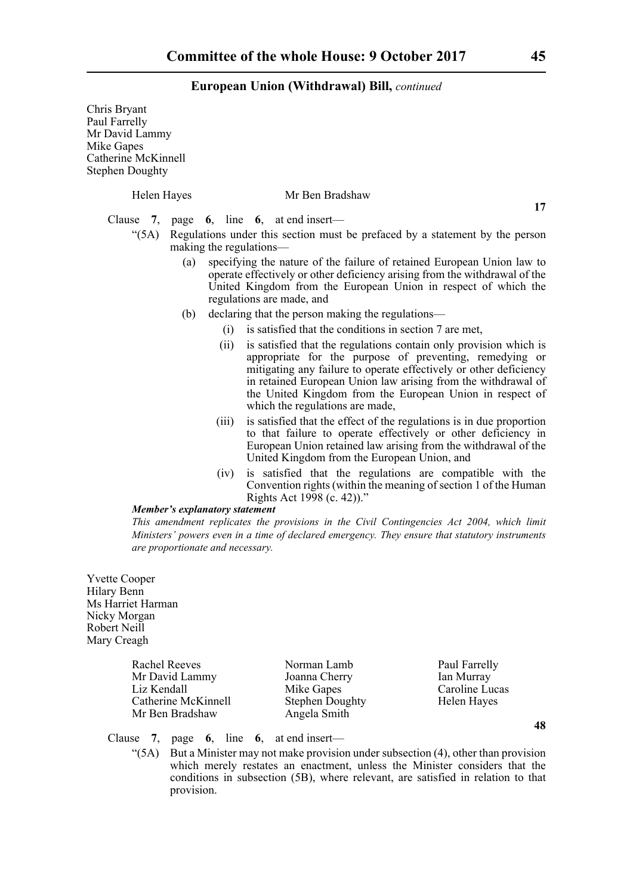**European Union (Withdrawal) Bill,** *continued*

Chris Bryant
Paul Farrelly
Mr David Lammy
Mike Gapes
Catherine McKinnell
Stephen Doughty

Helen Hayes    Mr Ben Bradshaw

**17**

Clause **7**, page **6**, line **6**, at end insert—

"(5A) Regulations under this section must be prefaced by a statement by the person making the regulations—

(a) specifying the nature of the failure of retained European Union law to operate effectively or other deficiency arising from the withdrawal of the United Kingdom from the European Union in respect of which the regulations are made, and

(b) declaring that the person making the regulations—

(i) is satisfied that the conditions in section 7 are met,

(ii) is satisfied that the regulations contain only provision which is appropriate for the purpose of preventing, remedying or mitigating any failure to operate effectively or other deficiency in retained European Union law arising from the withdrawal of the United Kingdom from the European Union in respect of which the regulations are made,

(iii) is satisfied that the effect of the regulations is in due proportion to that failure to operate effectively or other deficiency in European Union retained law arising from the withdrawal of the United Kingdom from the European Union, and

(iv) is satisfied that the regulations are compatible with the Convention rights (within the meaning of section 1 of the Human Rights Act 1998 (c. 42))."

***Member's explanatory statement***

*This amendment replicates the provisions in the Civil Contingencies Act 2004, which limit Ministers' powers even in a time of declared emergency. They ensure that statutory instruments are proportionate and necessary.*

Yvette Cooper
Hilary Benn
Ms Harriet Harman
Nicky Morgan
Robert Neill
Mary Creagh

Rachel Reeves    Norman Lamb    Paul Farrelly
Mr David Lammy    Joanna Cherry    Ian Murray
Liz Kendall    Mike Gapes    Caroline Lucas
Catherine McKinnell    Stephen Doughty    Helen Hayes
Mr Ben Bradshaw    Angela Smith

**48**

Clause **7**, page **6**, line **6**, at end insert—

"(5A) But a Minister may not make provision under subsection (4), other than provision which merely restates an enactment, unless the Minister considers that the conditions in subsection (5B), where relevant, are satisfied in relation to that provision.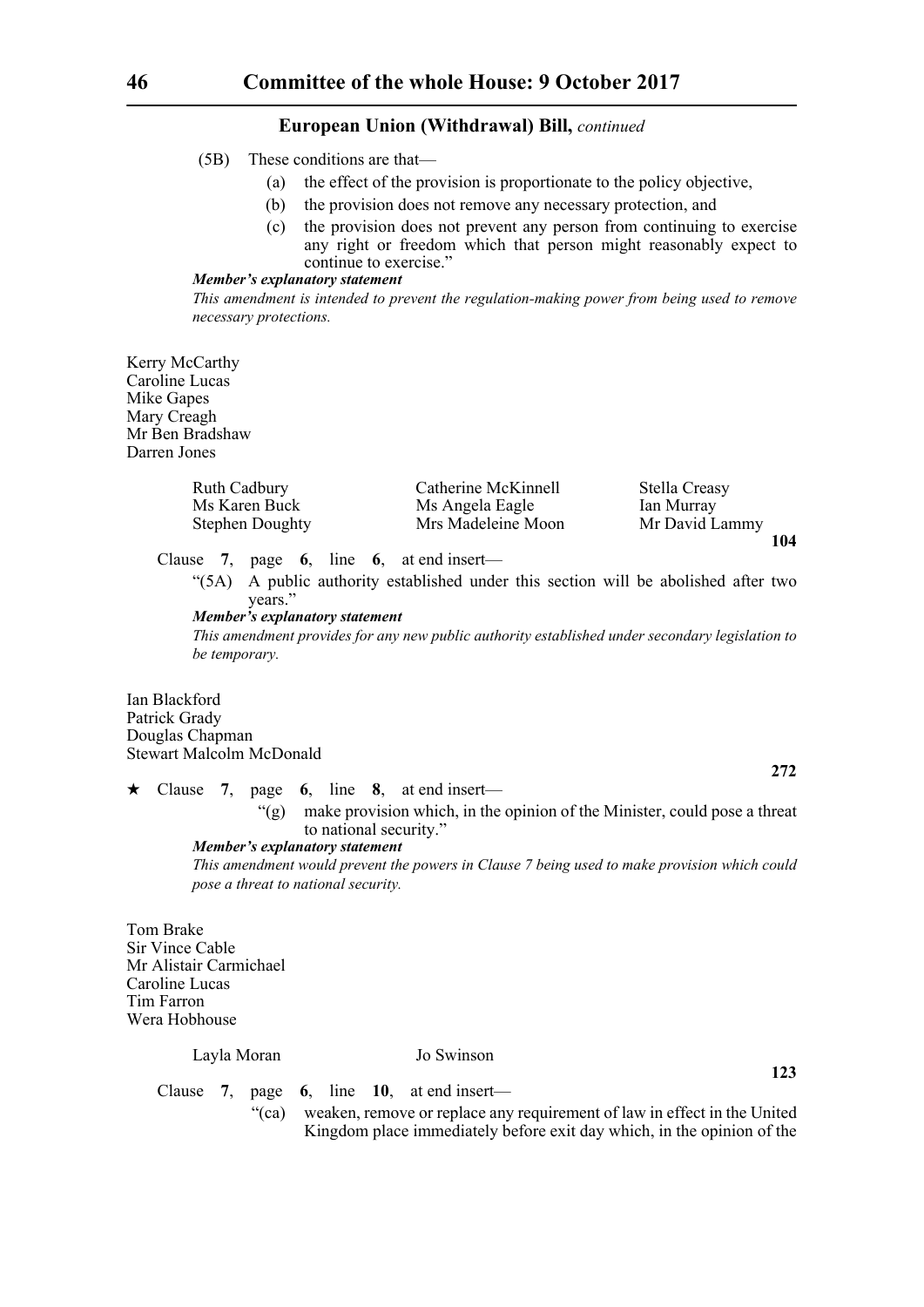**European Union (Withdrawal) Bill,** *continued*

(5B) These conditions are that—

(a) the effect of the provision is proportionate to the policy objective,

(b) the provision does not remove any necessary protection, and

(c) the provision does not prevent any person from continuing to exercise any right or freedom which that person might reasonably expect to continue to exercise."

***Member's explanatory statement***

*This amendment is intended to prevent the regulation-making power from being used to remove necessary protections.*

Kerry McCarthy
Caroline Lucas
Mike Gapes
Mary Creagh
Mr Ben Bradshaw
Darren Jones

Ruth Cadbury
Ms Karen Buck
Stephen Doughty
Catherine McKinnell
Ms Angela Eagle
Mrs Madeleine Moon
Stella Creasy
Ian Murray
Mr David Lammy

**104**

Clause **7**, page **6**, line **6**, at end insert—

"(5A) A public authority established under this section will be abolished after two years."

***Member's explanatory statement***

*This amendment provides for any new public authority established under secondary legislation to be temporary.*

Ian Blackford
Patrick Grady
Douglas Chapman
Stewart Malcolm McDonald

**272**

★ Clause **7**, page **6**, line **8**, at end insert—

"(g) make provision which, in the opinion of the Minister, could pose a threat to national security."

***Member's explanatory statement***

*This amendment would prevent the powers in Clause 7 being used to make provision which could pose a threat to national security.*

Tom Brake
Sir Vince Cable
Mr Alistair Carmichael
Caroline Lucas
Tim Farron
Wera Hobhouse

Layla Moran
Jo Swinson

**123**

Clause **7**, page **6**, line **10**, at end insert—

"(ca) weaken, remove or replace any requirement of law in effect in the United Kingdom place immediately before exit day which, in the opinion of the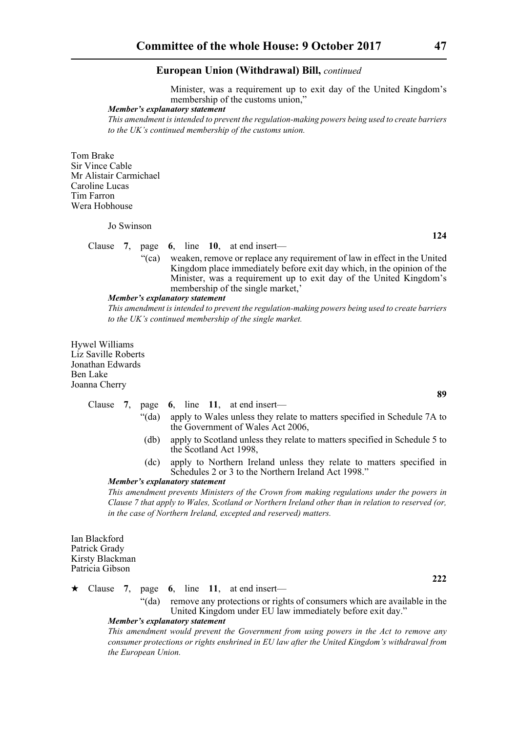Minister, was a requirement up to exit day of the United Kingdom's membership of the customs union,"

***Member's explanatory statement***

*This amendment is intended to prevent the regulation-making powers being used to create barriers to the UK's continued membership of the customs union.*

Tom Brake
Sir Vince Cable
Mr Alistair Carmichael
Caroline Lucas
Tim Farron
Wera Hobhouse

Jo Swinson

**124**

Clause **7**, page **6**, line **10**, at end insert—

"(ca) weaken, remove or replace any requirement of law in effect in the United Kingdom place immediately before exit day which, in the opinion of the Minister, was a requirement up to exit day of the United Kingdom's membership of the single market,'

***Member's explanatory statement***

*This amendment is intended to prevent the regulation-making powers being used to create barriers to the UK's continued membership of the single market.*

Hywel Williams
Liz Saville Roberts
Jonathan Edwards
Ben Lake
Joanna Cherry

**89**

Clause **7**, page **6**, line **11**, at end insert—

"(da) apply to Wales unless they relate to matters specified in Schedule 7A to the Government of Wales Act 2006,

(db) apply to Scotland unless they relate to matters specified in Schedule 5 to the Scotland Act 1998,

(dc) apply to Northern Ireland unless they relate to matters specified in Schedules 2 or 3 to the Northern Ireland Act 1998."

***Member's explanatory statement***

*This amendment prevents Ministers of the Crown from making regulations under the powers in Clause 7 that apply to Wales, Scotland or Northern Ireland other than in relation to reserved (or, in the case of Northern Ireland, excepted and reserved) matters.*

Ian Blackford
Patrick Grady
Kirsty Blackman
Patricia Gibson

**222**

★ Clause **7**, page **6**, line **11**, at end insert—

"(da) remove any protections or rights of consumers which are available in the United Kingdom under EU law immediately before exit day."

***Member's explanatory statement***

*This amendment would prevent the Government from using powers in the Act to remove any consumer protections or rights enshrined in EU law after the United Kingdom's withdrawal from the European Union.*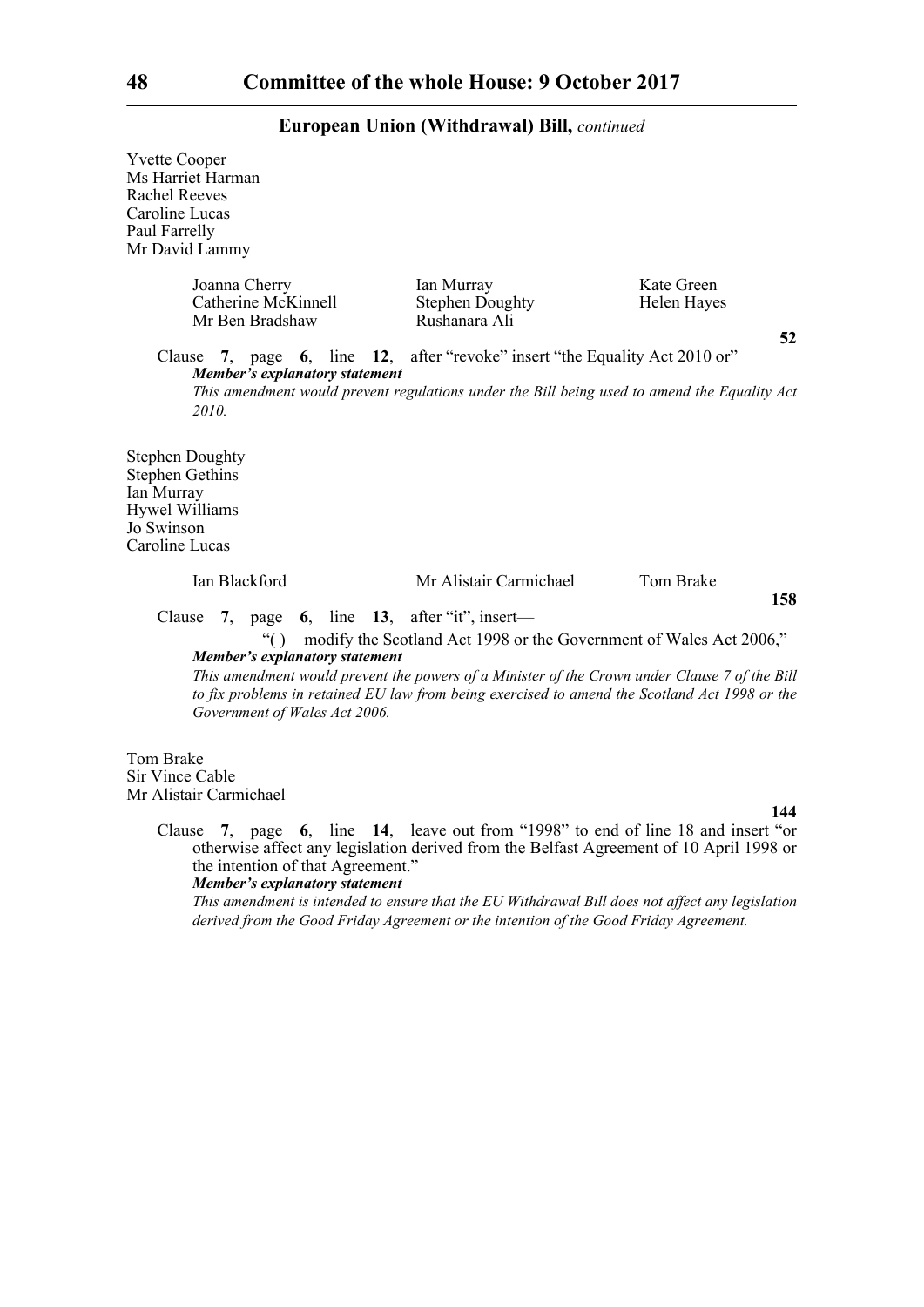Yvette Cooper
Ms Harriet Harman
Rachel Reeves
Caroline Lucas
Paul Farrelly
Mr David Lammy

Joanna Cherry  
Catherine McKinnell  
Mr Ben Bradshaw  
Ian Murray  
Stephen Doughty  
Rushanara Ali  
Kate Green  
Helen Hayes

**52**

Clause **7**, page **6**, line **12**, after "revoke" insert "the Equality Act 2010 or"

***Member's explanatory statement***

*This amendment would prevent regulations under the Bill being used to amend the Equality Act 2010.*

Stephen Doughty
Stephen Gethins
Ian Murray
Hywel Williams
Jo Swinson
Caroline Lucas

Ian Blackford  
Mr Alistair Carmichael  
Tom Brake

**158**

Clause **7**, page **6**, line **13**, after "it", insert—

"( ) modify the Scotland Act 1998 or the Government of Wales Act 2006,"

***Member's explanatory statement***

*This amendment would prevent the powers of a Minister of the Crown under Clause 7 of the Bill to fix problems in retained EU law from being exercised to amend the Scotland Act 1998 or the Government of Wales Act 2006.*

Tom Brake
Sir Vince Cable
Mr Alistair Carmichael

**144**

Clause **7**, page **6**, line **14**, leave out from "1998" to end of line 18 and insert "or otherwise affect any legislation derived from the Belfast Agreement of 10 April 1998 or the intention of that Agreement."

***Member's explanatory statement***

*This amendment is intended to ensure that the EU Withdrawal Bill does not affect any legislation derived from the Good Friday Agreement or the intention of the Good Friday Agreement.*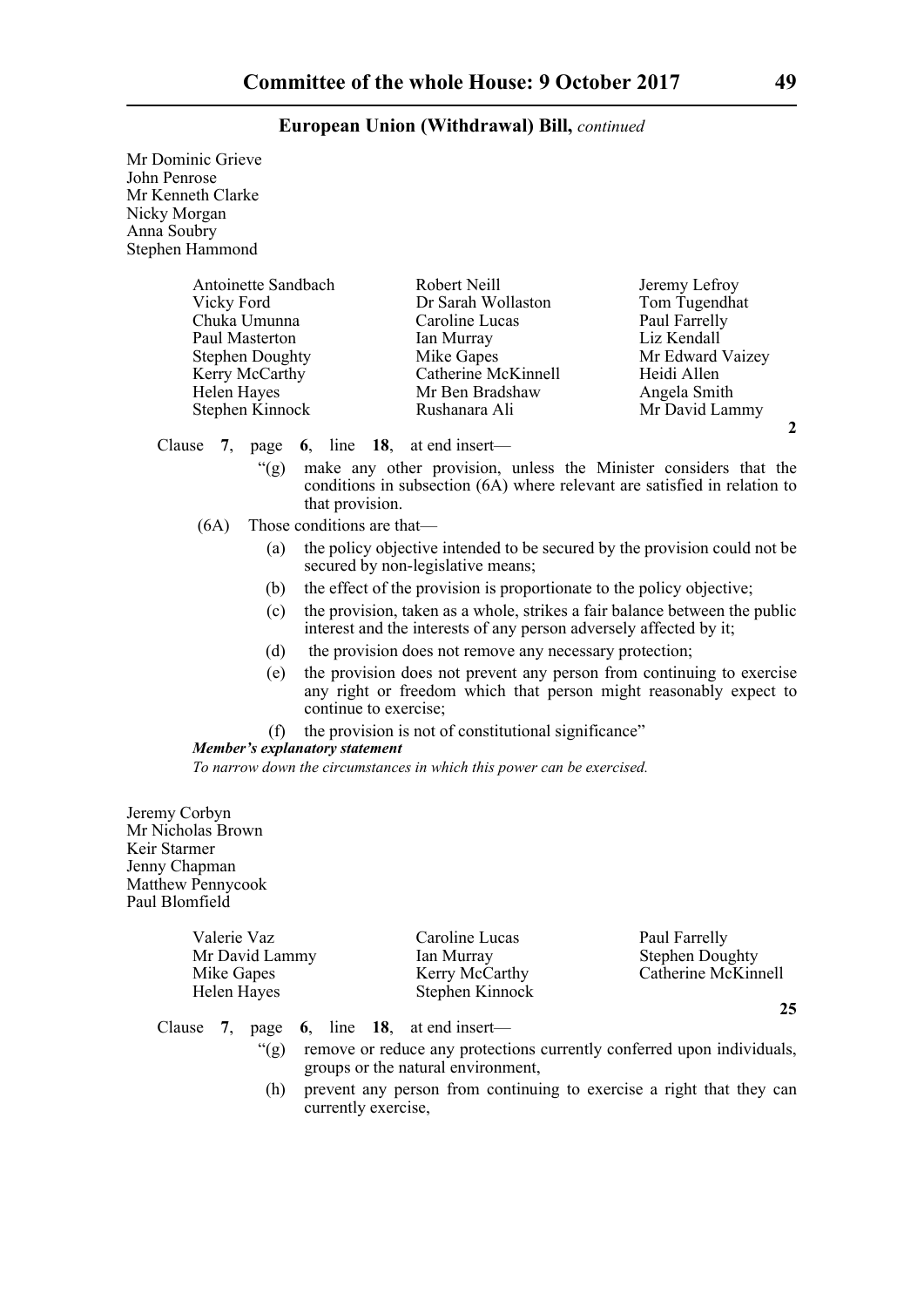Mr Dominic Grieve
John Penrose
Mr Kenneth Clarke
Nicky Morgan
Anna Soubry
Stephen Hammond

Antoinette Sandbach
Robert Neill
Jeremy Lefroy
Vicky Ford
Dr Sarah Wollaston
Tom Tugendhat
Chuka Umunna
Caroline Lucas
Paul Farrelly
Paul Masterton
Ian Murray
Liz Kendall
Stephen Doughty
Mike Gapes
Mr Edward Vaizey
Kerry McCarthy
Catherine McKinnell
Heidi Allen
Helen Hayes
Mr Ben Bradshaw
Angela Smith
Stephen Kinnock
Rushanara Ali
Mr David Lammy

**2**

Clause **7**, page **6**, line **18**, at end insert—

"(g) make any other provision, unless the Minister considers that the conditions in subsection (6A) where relevant are satisfied in relation to that provision.

(6A) Those conditions are that—

(a) the policy objective intended to be secured by the provision could not be secured by non-legislative means;

(b) the effect of the provision is proportionate to the policy objective;

(c) the provision, taken as a whole, strikes a fair balance between the public interest and the interests of any person adversely affected by it;

(d) the provision does not remove any necessary protection;

(e) the provision does not prevent any person from continuing to exercise any right or freedom which that person might reasonably expect to continue to exercise;

(f) the provision is not of constitutional significance"

***Member's explanatory statement***

*To narrow down the circumstances in which this power can be exercised.*

Jeremy Corbyn
Mr Nicholas Brown
Keir Starmer
Jenny Chapman
Matthew Pennycook
Paul Blomfield

Valerie Vaz
Caroline Lucas
Paul Farrelly
Mr David Lammy
Ian Murray
Stephen Doughty
Mike Gapes
Kerry McCarthy
Catherine McKinnell
Helen Hayes
Stephen Kinnock

**25**

Clause **7**, page **6**, line **18**, at end insert—

"(g) remove or reduce any protections currently conferred upon individuals, groups or the natural environment,

(h) prevent any person from continuing to exercise a right that they can currently exercise,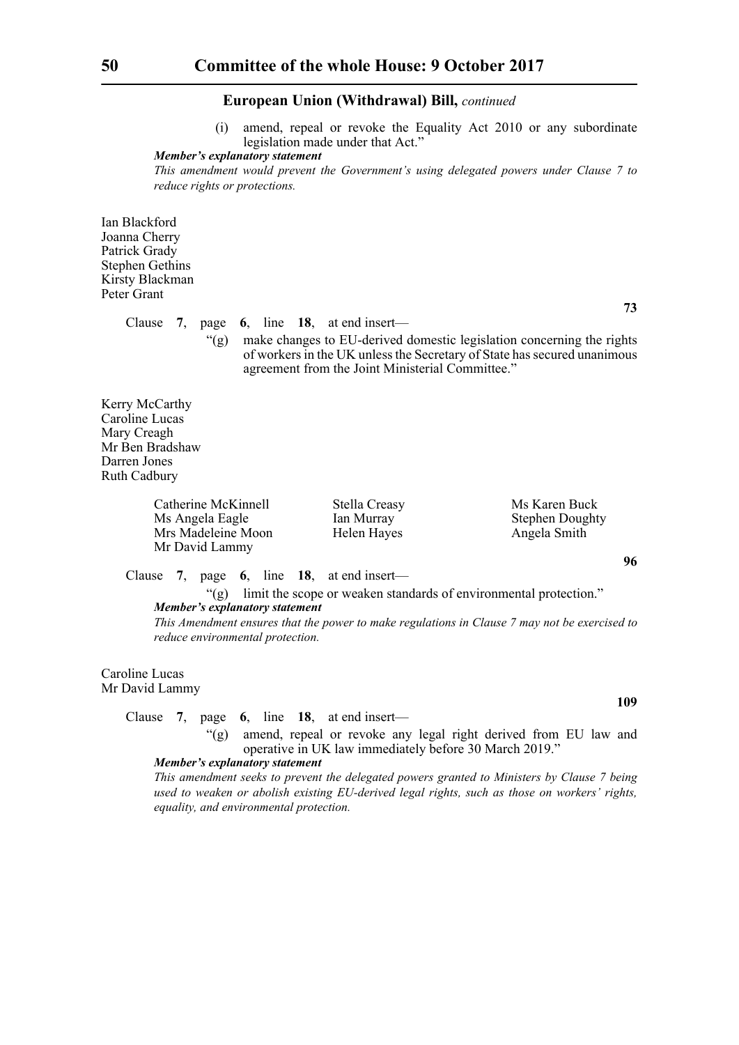## European Union (Withdrawal) Bill, *continued*

(i) amend, repeal or revoke the Equality Act 2010 or any subordinate legislation made under that Act."

***Member's explanatory statement***

*This amendment would prevent the Government's using delegated powers under Clause 7 to reduce rights or protections.*

Ian Blackford
Joanna Cherry
Patrick Grady
Stephen Gethins
Kirsty Blackman
Peter Grant

**73**

Clause **7**, page **6**, line **18**, at end insert—

"(g) make changes to EU-derived domestic legislation concerning the rights of workers in the UK unless the Secretary of State has secured unanimous agreement from the Joint Ministerial Committee."

Kerry McCarthy
Caroline Lucas
Mary Creagh
Mr Ben Bradshaw
Darren Jones
Ruth Cadbury

Catherine McKinnell
Ms Angela Eagle
Mrs Madeleine Moon
Mr David Lammy
Stella Creasy
Ian Murray
Helen Hayes
Ms Karen Buck
Stephen Doughty
Angela Smith

**96**

Clause **7**, page **6**, line **18**, at end insert—

"(g) limit the scope or weaken standards of environmental protection."

***Member's explanatory statement***

*This Amendment ensures that the power to make regulations in Clause 7 may not be exercised to reduce environmental protection.*

Caroline Lucas
Mr David Lammy

**109**

Clause **7**, page **6**, line **18**, at end insert—

"(g) amend, repeal or revoke any legal right derived from EU law and operative in UK law immediately before 30 March 2019."

***Member's explanatory statement***

*This amendment seeks to prevent the delegated powers granted to Ministers by Clause 7 being used to weaken or abolish existing EU-derived legal rights, such as those on workers' rights, equality, and environmental protection.*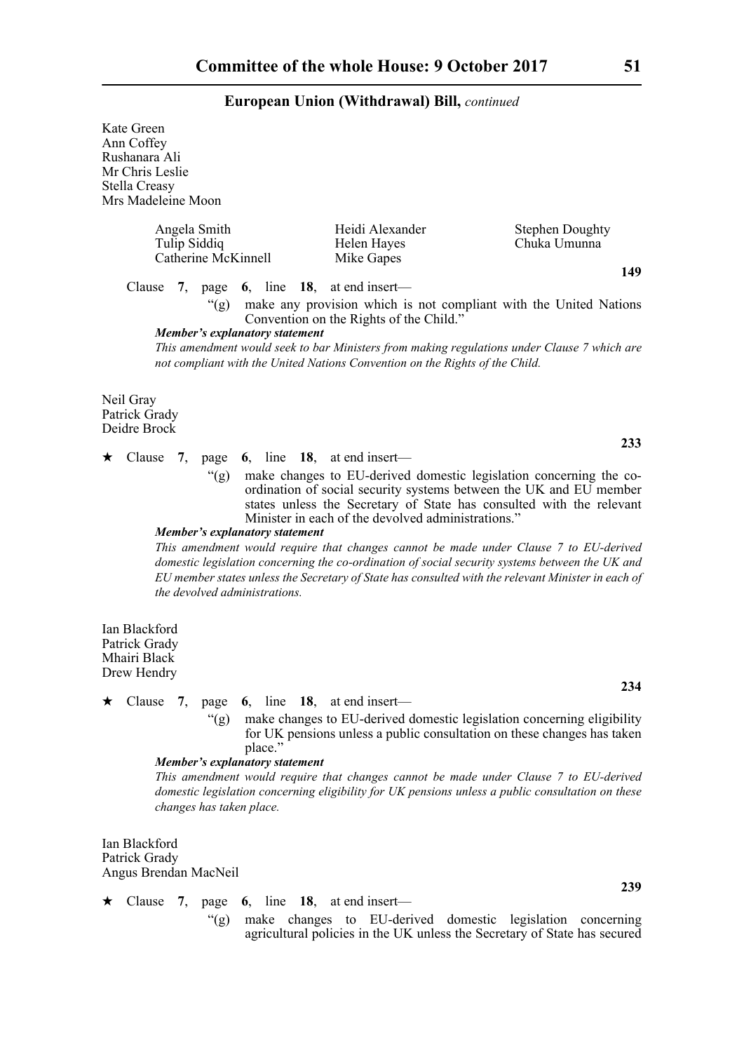Kate Green
Ann Coffey
Rushanara Ali
Mr Chris Leslie
Stella Creasy
Mrs Madeleine Moon

Angela Smith　　Heidi Alexander　　Stephen Doughty
Tulip Siddiq　　Helen Hayes　　Chuka Umunna
Catherine McKinnell　　Mike Gapes

**149**

Clause **7**, page **6**, line **18**, at end insert—

"(g) make any provision which is not compliant with the United Nations Convention on the Rights of the Child."

***Member's explanatory statement***

*This amendment would seek to bar Ministers from making regulations under Clause 7 which are not compliant with the United Nations Convention on the Rights of the Child.*

Neil Gray
Patrick Grady
Deidre Brock

**233**

★ Clause **7**, page **6**, line **18**, at end insert—

"(g) make changes to EU-derived domestic legislation concerning the co-ordination of social security systems between the UK and EU member states unless the Secretary of State has consulted with the relevant Minister in each of the devolved administrations."

***Member's explanatory statement***

*This amendment would require that changes cannot be made under Clause 7 to EU-derived domestic legislation concerning the co-ordination of social security systems between the UK and EU member states unless the Secretary of State has consulted with the relevant Minister in each of the devolved administrations.*

Ian Blackford
Patrick Grady
Mhairi Black
Drew Hendry

**234**

★ Clause **7**, page **6**, line **18**, at end insert—

"(g) make changes to EU-derived domestic legislation concerning eligibility for UK pensions unless a public consultation on these changes has taken place."

***Member's explanatory statement***

*This amendment would require that changes cannot be made under Clause 7 to EU-derived domestic legislation concerning eligibility for UK pensions unless a public consultation on these changes has taken place.*

Ian Blackford
Patrick Grady
Angus Brendan MacNeil

**239**

★ Clause **7**, page **6**, line **18**, at end insert—

"(g) make changes to EU-derived domestic legislation concerning agricultural policies in the UK unless the Secretary of State has secured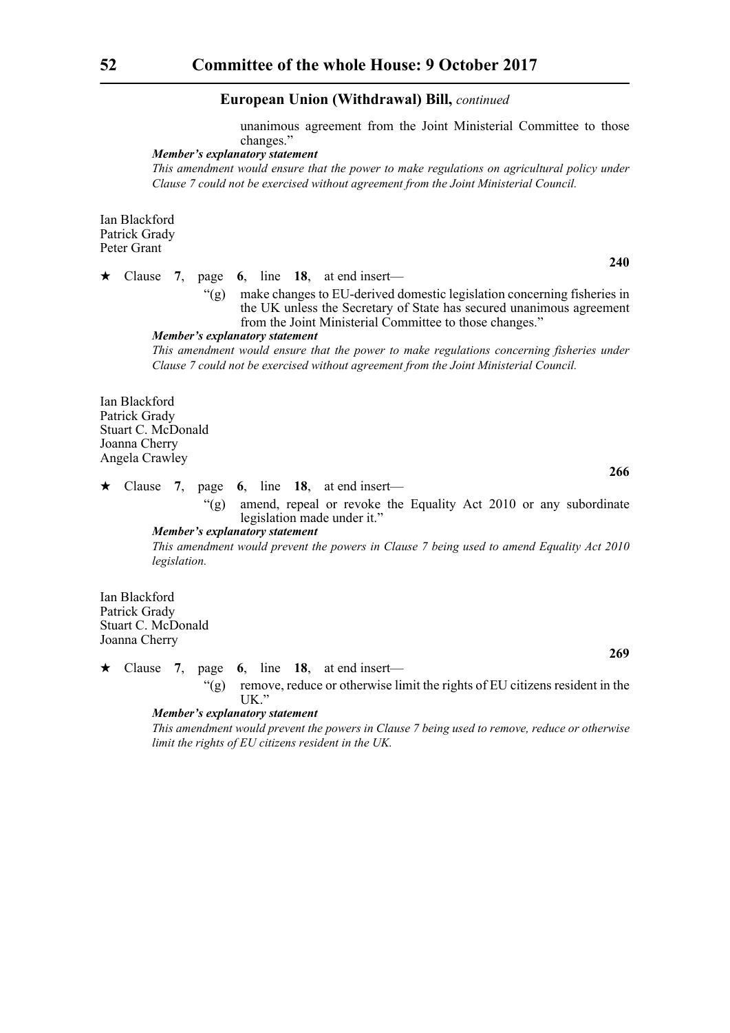unanimous agreement from the Joint Ministerial Committee to those changes."

***Member's explanatory statement***

*This amendment would ensure that the power to make regulations on agricultural policy under Clause 7 could not be exercised without agreement from the Joint Ministerial Council.*

Ian Blackford
Patrick Grady
Peter Grant

**240**

★ Clause **7**, page **6**, line **18**, at end insert—

"(g) make changes to EU-derived domestic legislation concerning fisheries in the UK unless the Secretary of State has secured unanimous agreement from the Joint Ministerial Committee to those changes."

***Member's explanatory statement***

*This amendment would ensure that the power to make regulations concerning fisheries under Clause 7 could not be exercised without agreement from the Joint Ministerial Council.*

Ian Blackford
Patrick Grady
Stuart C. McDonald
Joanna Cherry
Angela Crawley

**266**

★ Clause **7**, page **6**, line **18**, at end insert—

"(g) amend, repeal or revoke the Equality Act 2010 or any subordinate legislation made under it."

***Member's explanatory statement***

*This amendment would prevent the powers in Clause 7 being used to amend Equality Act 2010 legislation.*

Ian Blackford
Patrick Grady
Stuart C. McDonald
Joanna Cherry

**269**

★ Clause **7**, page **6**, line **18**, at end insert—

"(g) remove, reduce or otherwise limit the rights of EU citizens resident in the UK."

***Member's explanatory statement***

*This amendment would prevent the powers in Clause 7 being used to remove, reduce or otherwise limit the rights of EU citizens resident in the UK.*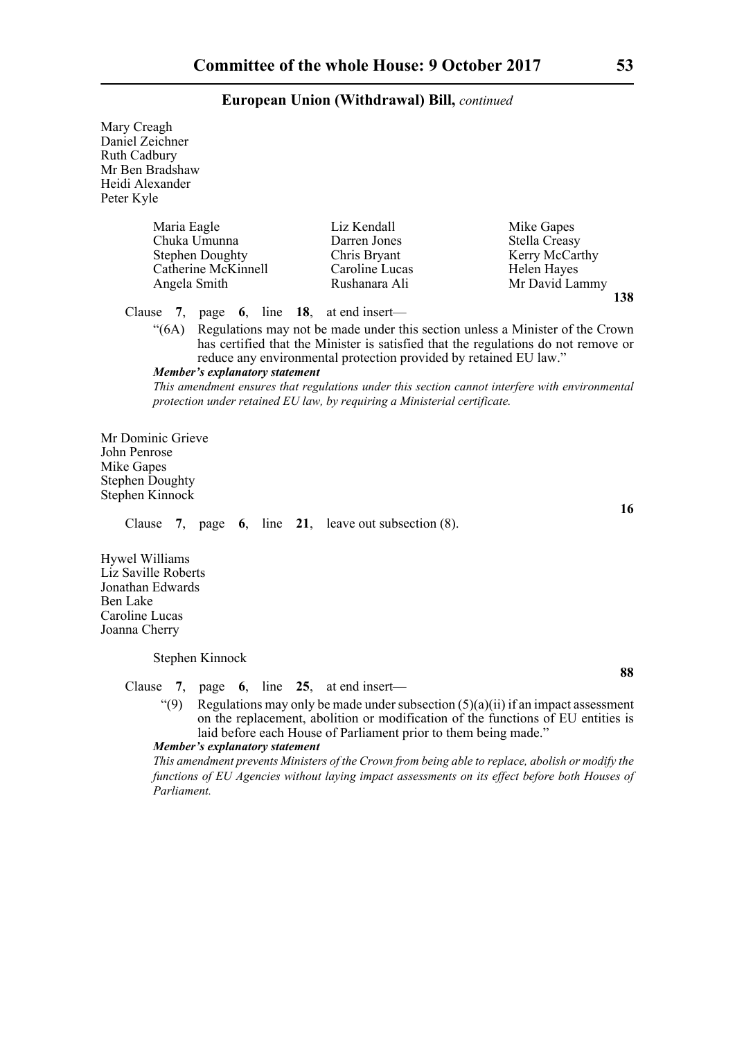Mary Creagh
Daniel Zeichner
Ruth Cadbury
Mr Ben Bradshaw
Heidi Alexander
Peter Kyle

| | | |
|---|---|---|
| Maria Eagle | Liz Kendall | Mike Gapes |
| Chuka Umunna | Darren Jones | Stella Creasy |
| Stephen Doughty | Chris Bryant | Kerry McCarthy |
| Catherine McKinnell | Caroline Lucas | Helen Hayes |
| Angela Smith | Rushanara Ali | Mr David Lammy |

**138**

Clause **7**, page **6**, line **18**, at end insert—

"(6A) Regulations may not be made under this section unless a Minister of the Crown has certified that the Minister is satisfied that the regulations do not remove or reduce any environmental protection provided by retained EU law."

***Member's explanatory statement***

*This amendment ensures that regulations under this section cannot interfere with environmental protection under retained EU law, by requiring a Ministerial certificate.*

Mr Dominic Grieve
John Penrose
Mike Gapes
Stephen Doughty
Stephen Kinnock

**16**

Clause **7**, page **6**, line **21**, leave out subsection (8).

Hywel Williams
Liz Saville Roberts
Jonathan Edwards
Ben Lake
Caroline Lucas
Joanna Cherry

Stephen Kinnock

**88**

Clause **7**, page **6**, line **25**, at end insert—

"(9) Regulations may only be made under subsection (5)(a)(ii) if an impact assessment on the replacement, abolition or modification of the functions of EU entities is laid before each House of Parliament prior to them being made."

***Member's explanatory statement***

*This amendment prevents Ministers of the Crown from being able to replace, abolish or modify the functions of EU Agencies without laying impact assessments on its effect before both Houses of Parliament.*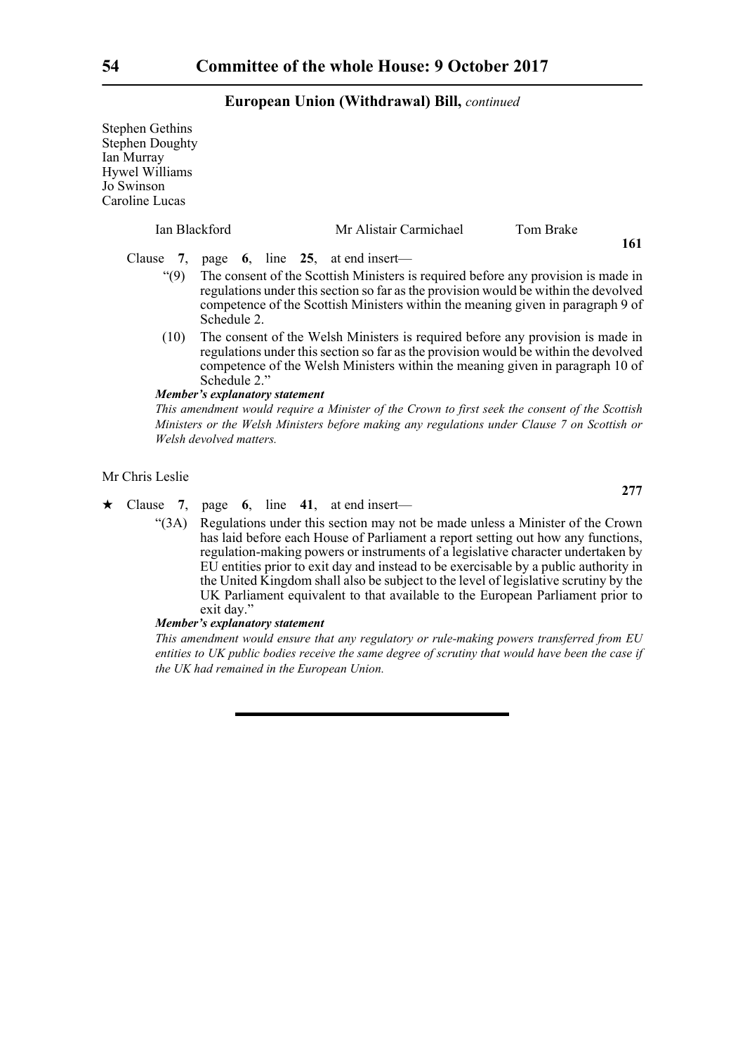Stephen Gethins
Stephen Doughty
Ian Murray
Hywel Williams
Jo Swinson
Caroline Lucas

Ian Blackford    Mr Alistair Carmichael    Tom Brake

**161**

Clause **7**, page **6**, line **25**, at end insert—

"(9) The consent of the Scottish Ministers is required before any provision is made in regulations under this section so far as the provision would be within the devolved competence of the Scottish Ministers within the meaning given in paragraph 9 of Schedule 2.

(10) The consent of the Welsh Ministers is required before any provision is made in regulations under this section so far as the provision would be within the devolved competence of the Welsh Ministers within the meaning given in paragraph 10 of Schedule 2."

***Member's explanatory statement***

*This amendment would require a Minister of the Crown to first seek the consent of the Scottish Ministers or the Welsh Ministers before making any regulations under Clause 7 on Scottish or Welsh devolved matters.*

Mr Chris Leslie

**277**

★ Clause **7**, page **6**, line **41**, at end insert—

"(3A) Regulations under this section may not be made unless a Minister of the Crown has laid before each House of Parliament a report setting out how any functions, regulation-making powers or instruments of a legislative character undertaken by EU entities prior to exit day and instead to be exercisable by a public authority in the United Kingdom shall also be subject to the level of legislative scrutiny by the UK Parliament equivalent to that available to the European Parliament prior to exit day."

***Member's explanatory statement***

*This amendment would ensure that any regulatory or rule-making powers transferred from EU entities to UK public bodies receive the same degree of scrutiny that would have been the case if the UK had remained in the European Union.*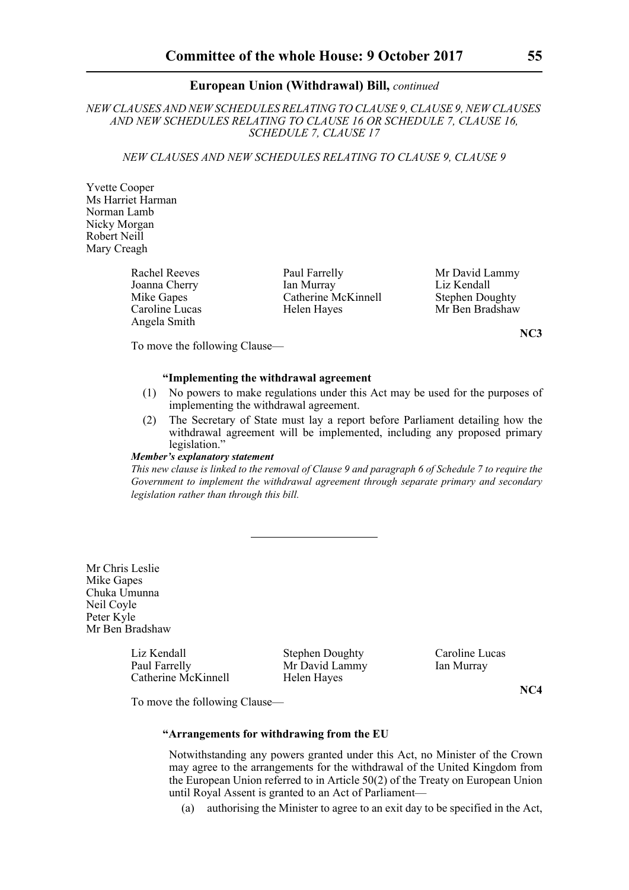*NEW CLAUSES AND NEW SCHEDULES RELATING TO CLAUSE 9, CLAUSE 9, NEW CLAUSES AND NEW SCHEDULES RELATING TO CLAUSE 16 OR SCHEDULE 7, CLAUSE 16, SCHEDULE 7, CLAUSE 17*

*NEW CLAUSES AND NEW SCHEDULES RELATING TO CLAUSE 9, CLAUSE 9*

Yvette Cooper
Ms Harriet Harman
Norman Lamb
Nicky Morgan
Robert Neill
Mary Creagh

Rachel Reeves
Joanna Cherry
Mike Gapes
Caroline Lucas
Angela Smith
Paul Farrelly
Ian Murray
Catherine McKinnell
Helen Hayes
Mr David Lammy
Liz Kendall
Stephen Doughty
Mr Ben Bradshaw

**NC3**

To move the following Clause—

**"Implementing the withdrawal agreement**

(1) No powers to make regulations under this Act may be used for the purposes of implementing the withdrawal agreement.

(2) The Secretary of State must lay a report before Parliament detailing how the withdrawal agreement will be implemented, including any proposed primary legislation."

***Member's explanatory statement***

*This new clause is linked to the removal of Clause 9 and paragraph 6 of Schedule 7 to require the Government to implement the withdrawal agreement through separate primary and secondary legislation rather than through this bill.*

---

Mr Chris Leslie
Mike Gapes
Chuka Umunna
Neil Coyle
Peter Kyle
Mr Ben Bradshaw

Liz Kendall
Paul Farrelly
Catherine McKinnell
Stephen Doughty
Mr David Lammy
Helen Hayes
Caroline Lucas
Ian Murray

**NC4**

To move the following Clause—

**"Arrangements for withdrawing from the EU**

Notwithstanding any powers granted under this Act, no Minister of the Crown may agree to the arrangements for the withdrawal of the United Kingdom from the European Union referred to in Article 50(2) of the Treaty on European Union until Royal Assent is granted to an Act of Parliament—

(a) authorising the Minister to agree to an exit day to be specified in the Act,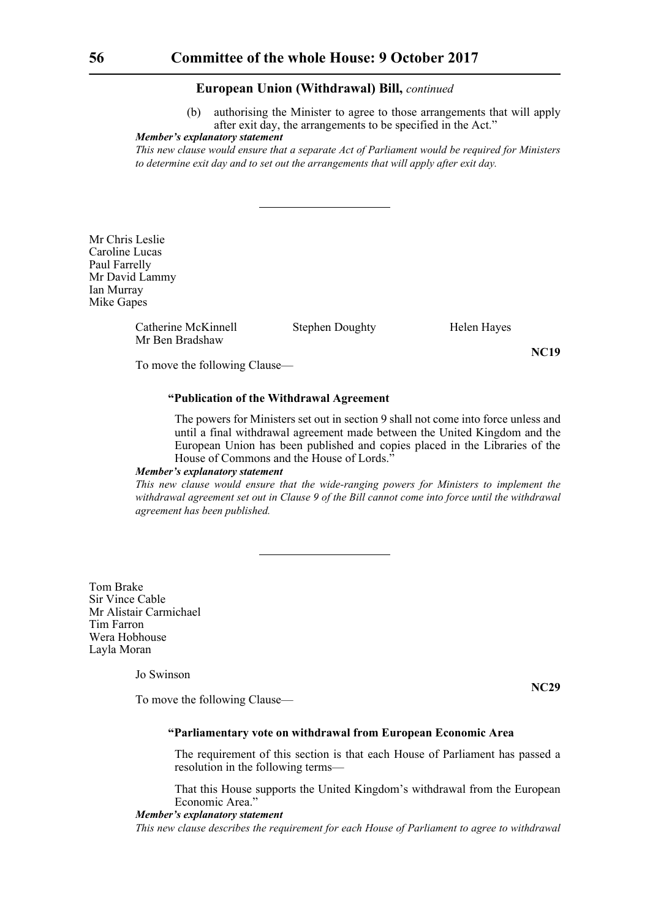## European Union (Withdrawal) Bill, *continued*

(b) authorising the Minister to agree to those arrangements that will apply after exit day, the arrangements to be specified in the Act."

***Member's explanatory statement***

*This new clause would ensure that a separate Act of Parliament would be required for Ministers to determine exit day and to set out the arrangements that will apply after exit day.*

---

Mr Chris Leslie
Caroline Lucas
Paul Farrelly
Mr David Lammy
Ian Murray
Mike Gapes

Catherine McKinnell   Stephen Doughty   Helen Hayes
Mr Ben Bradshaw

**NC19**

To move the following Clause—

**"Publication of the Withdrawal Agreement**

The powers for Ministers set out in section 9 shall not come into force unless and until a final withdrawal agreement made between the United Kingdom and the European Union has been published and copies placed in the Libraries of the House of Commons and the House of Lords."

***Member's explanatory statement***

*This new clause would ensure that the wide-ranging powers for Ministers to implement the withdrawal agreement set out in Clause 9 of the Bill cannot come into force until the withdrawal agreement has been published.*

---

Tom Brake
Sir Vince Cable
Mr Alistair Carmichael
Tim Farron
Wera Hobhouse
Layla Moran

Jo Swinson

**NC29**

To move the following Clause—

**"Parliamentary vote on withdrawal from European Economic Area**

The requirement of this section is that each House of Parliament has passed a resolution in the following terms—

That this House supports the United Kingdom's withdrawal from the European Economic Area."

***Member's explanatory statement***

*This new clause describes the requirement for each House of Parliament to agree to withdrawal*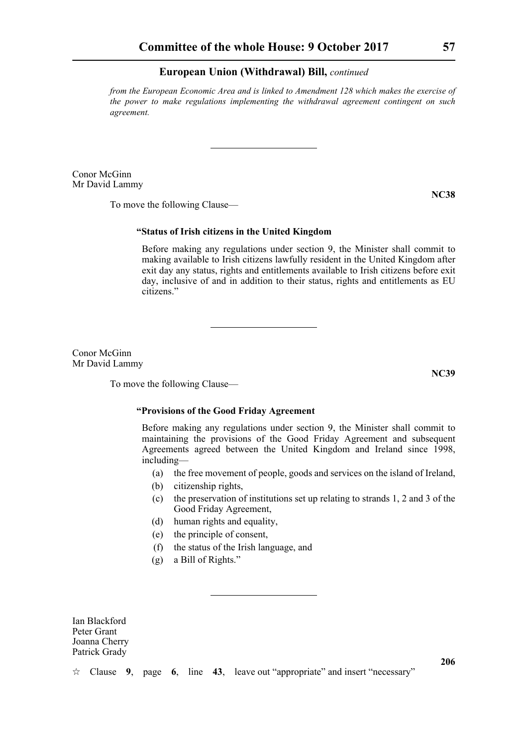*from the European Economic Area and is linked to Amendment 128 which makes the exercise of the power to make regulations implementing the withdrawal agreement contingent on such agreement.*

---

Conor McGinn
Mr David Lammy

**NC38**

To move the following Clause—

**"Status of Irish citizens in the United Kingdom**

Before making any regulations under section 9, the Minister shall commit to making available to Irish citizens lawfully resident in the United Kingdom after exit day any status, rights and entitlements available to Irish citizens before exit day, inclusive of and in addition to their status, rights and entitlements as EU citizens."

---

Conor McGinn
Mr David Lammy

**NC39**

To move the following Clause—

**"Provisions of the Good Friday Agreement**

Before making any regulations under section 9, the Minister shall commit to maintaining the provisions of the Good Friday Agreement and subsequent Agreements agreed between the United Kingdom and Ireland since 1998, including—

(a) the free movement of people, goods and services on the island of Ireland,
(b) citizenship rights,
(c) the preservation of institutions set up relating to strands 1, 2 and 3 of the Good Friday Agreement,
(d) human rights and equality,
(e) the principle of consent,
(f) the status of the Irish language, and
(g) a Bill of Rights."

---

Ian Blackford
Peter Grant
Joanna Cherry
Patrick Grady

**206**

☆ Clause **9**, page **6**, line **43**, leave out "appropriate" and insert "necessary"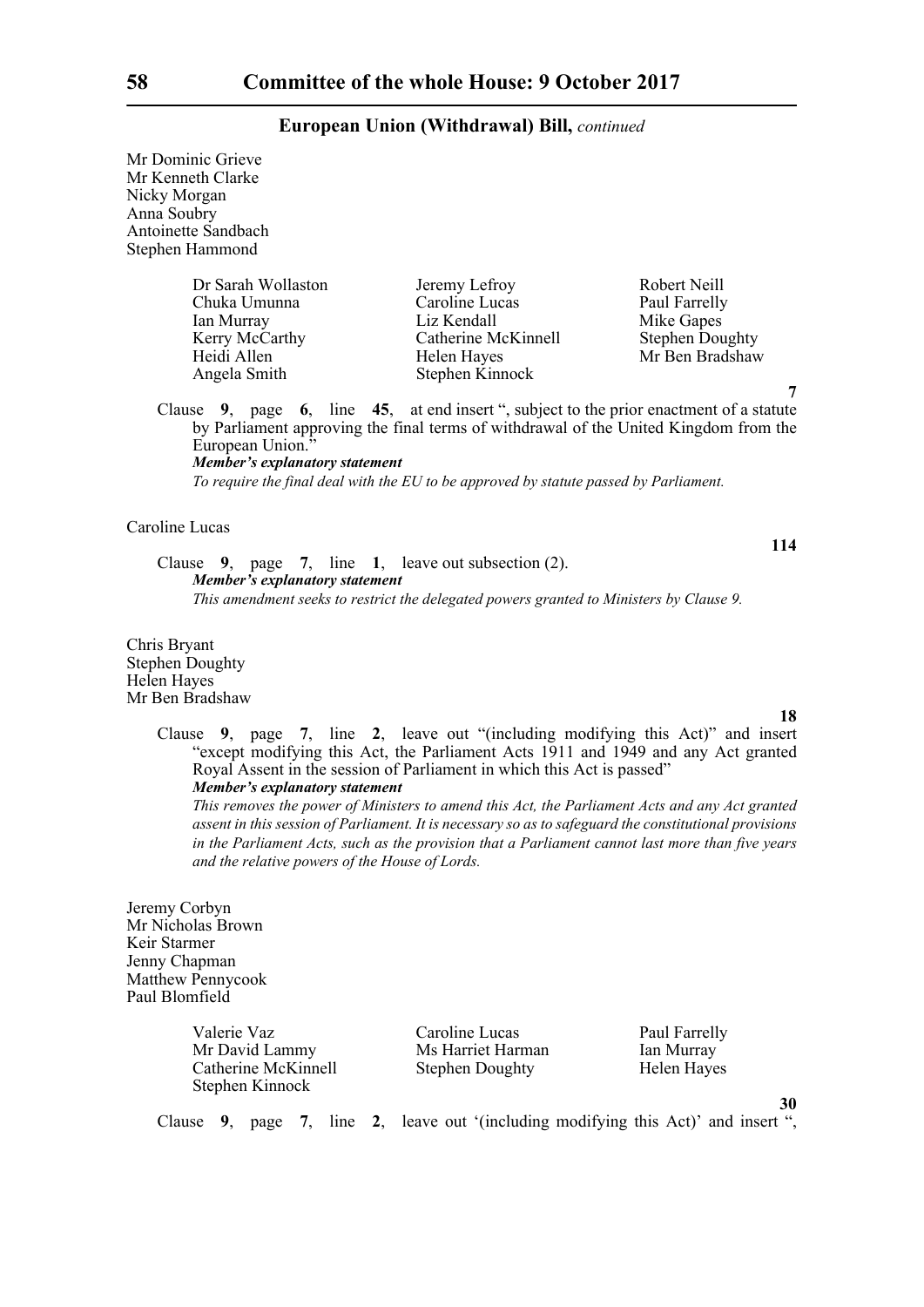**European Union (Withdrawal) Bill,** *continued*

Mr Dominic Grieve
Mr Kenneth Clarke
Nicky Morgan
Anna Soubry
Antoinette Sandbach
Stephen Hammond

Dr Sarah Wollaston
Chuka Umunna
Ian Murray
Kerry McCarthy
Heidi Allen
Angela Smith
Jeremy Lefroy
Caroline Lucas
Liz Kendall
Catherine McKinnell
Helen Hayes
Stephen Kinnock
Robert Neill
Paul Farrelly
Mike Gapes
Stephen Doughty
Mr Ben Bradshaw

**7**

Clause **9**, page **6**, line **45**, at end insert ", subject to the prior enactment of a statute by Parliament approving the final terms of withdrawal of the United Kingdom from the European Union."

***Member's explanatory statement***

*To require the final deal with the EU to be approved by statute passed by Parliament.*

Caroline Lucas

**114**

Clause **9**, page **7**, line **1**, leave out subsection (2).

***Member's explanatory statement***

*This amendment seeks to restrict the delegated powers granted to Ministers by Clause 9.*

Chris Bryant
Stephen Doughty
Helen Hayes
Mr Ben Bradshaw

**18**

Clause **9**, page **7**, line **2**, leave out "(including modifying this Act)" and insert "except modifying this Act, the Parliament Acts 1911 and 1949 and any Act granted Royal Assent in the session of Parliament in which this Act is passed"

***Member's explanatory statement***

*This removes the power of Ministers to amend this Act, the Parliament Acts and any Act granted assent in this session of Parliament. It is necessary so as to safeguard the constitutional provisions in the Parliament Acts, such as the provision that a Parliament cannot last more than five years and the relative powers of the House of Lords.*

Jeremy Corbyn
Mr Nicholas Brown
Keir Starmer
Jenny Chapman
Matthew Pennycook
Paul Blomfield

Valerie Vaz
Mr David Lammy
Catherine McKinnell
Stephen Kinnock
Caroline Lucas
Ms Harriet Harman
Stephen Doughty
Paul Farrelly
Ian Murray
Helen Hayes

**30**

Clause **9**, page **7**, line **2**, leave out '(including modifying this Act)' and insert ",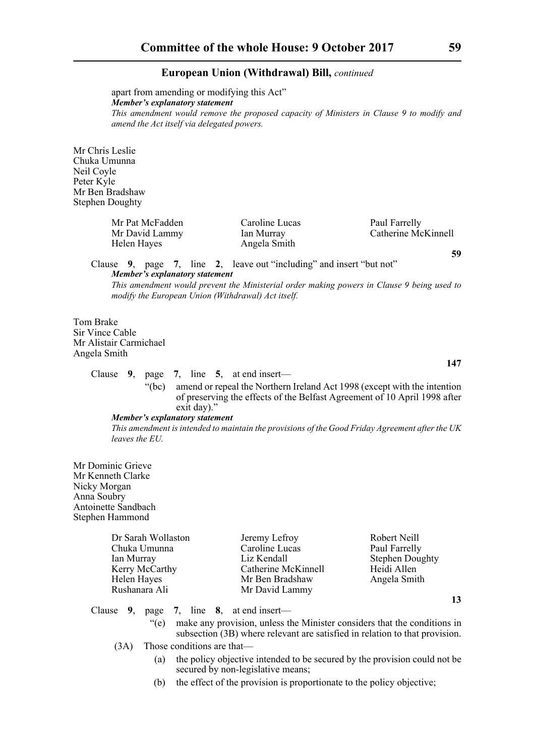apart from amending or modifying this Act"

***Member's explanatory statement***

*This amendment would remove the proposed capacity of Ministers in Clause 9 to modify and amend the Act itself via delegated powers.*

Mr Chris Leslie
Chuka Umunna
Neil Coyle
Peter Kyle
Mr Ben Bradshaw
Stephen Doughty

Mr Pat McFadden
Mr David Lammy
Helen Hayes
Caroline Lucas
Ian Murray
Angela Smith
Paul Farrelly
Catherine McKinnell

**59**

Clause **9**, page **7**, line **2**, leave out "including" and insert "but not"

***Member's explanatory statement***

*This amendment would prevent the Ministerial order making powers in Clause 9 being used to modify the European Union (Withdrawal) Act itself.*

Tom Brake
Sir Vince Cable
Mr Alistair Carmichael
Angela Smith

**147**

Clause **9**, page **7**, line **5**, at end insert—

"(bc) amend or repeal the Northern Ireland Act 1998 (except with the intention of preserving the effects of the Belfast Agreement of 10 April 1998 after exit day)."

***Member's explanatory statement***

*This amendment is intended to maintain the provisions of the Good Friday Agreement after the UK leaves the EU.*

Mr Dominic Grieve
Mr Kenneth Clarke
Nicky Morgan
Anna Soubry
Antoinette Sandbach
Stephen Hammond

Dr Sarah Wollaston
Chuka Umunna
Ian Murray
Kerry McCarthy
Helen Hayes
Rushanara Ali
Jeremy Lefroy
Caroline Lucas
Liz Kendall
Catherine McKinnell
Mr Ben Bradshaw
Mr David Lammy
Robert Neill
Paul Farrelly
Stephen Doughty
Heidi Allen
Angela Smith

**13**

Clause **9**, page **7**, line **8**, at end insert—

"(e) make any provision, unless the Minister considers that the conditions in subsection (3B) where relevant are satisfied in relation to that provision.

(3A) Those conditions are that—

(a) the policy objective intended to be secured by the provision could not be secured by non-legislative means;

(b) the effect of the provision is proportionate to the policy objective;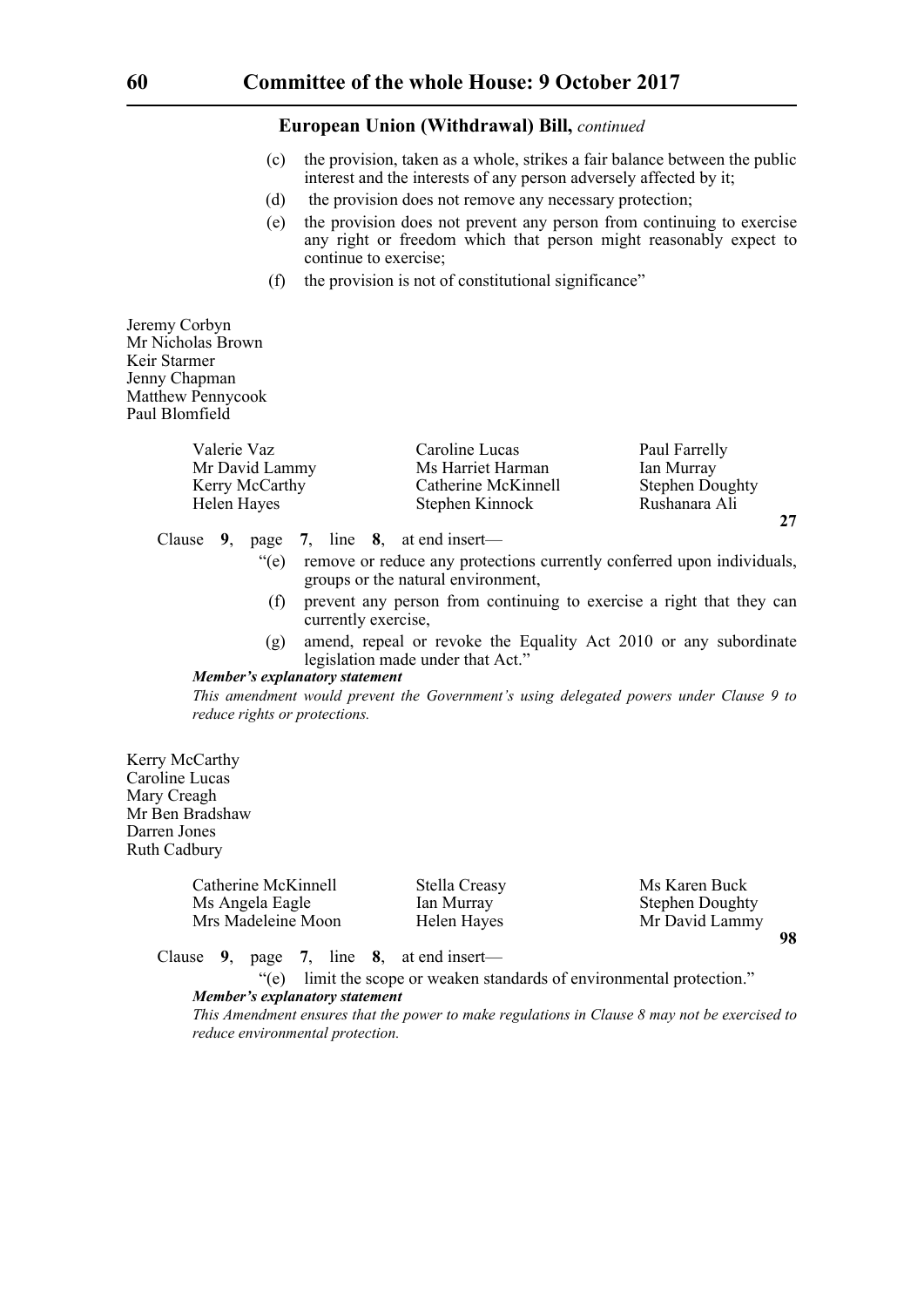**European Union (Withdrawal) Bill,** *continued*

(c) the provision, taken as a whole, strikes a fair balance between the public interest and the interests of any person adversely affected by it;

(d) the provision does not remove any necessary protection;

(e) the provision does not prevent any person from continuing to exercise any right or freedom which that person might reasonably expect to continue to exercise;

(f) the provision is not of constitutional significance"

Jeremy Corbyn
Mr Nicholas Brown
Keir Starmer
Jenny Chapman
Matthew Pennycook
Paul Blomfield

Valerie Vaz
Mr David Lammy
Kerry McCarthy
Helen Hayes
Caroline Lucas
Ms Harriet Harman
Catherine McKinnell
Stephen Kinnock
Paul Farrelly
Ian Murray
Stephen Doughty
Rushanara Ali

**27**

Clause **9**, page **7**, line **8**, at end insert—

"(e) remove or reduce any protections currently conferred upon individuals, groups or the natural environment,

(f) prevent any person from continuing to exercise a right that they can currently exercise,

(g) amend, repeal or revoke the Equality Act 2010 or any subordinate legislation made under that Act."

***Member's explanatory statement***

*This amendment would prevent the Government's using delegated powers under Clause 9 to reduce rights or protections.*

Kerry McCarthy
Caroline Lucas
Mary Creagh
Mr Ben Bradshaw
Darren Jones
Ruth Cadbury

Catherine McKinnell
Ms Angela Eagle
Mrs Madeleine Moon
Stella Creasy
Ian Murray
Helen Hayes
Ms Karen Buck
Stephen Doughty
Mr David Lammy

**98**

Clause **9**, page **7**, line **8**, at end insert—

"(e) limit the scope or weaken standards of environmental protection."

***Member's explanatory statement***

*This Amendment ensures that the power to make regulations in Clause 8 may not be exercised to reduce environmental protection.*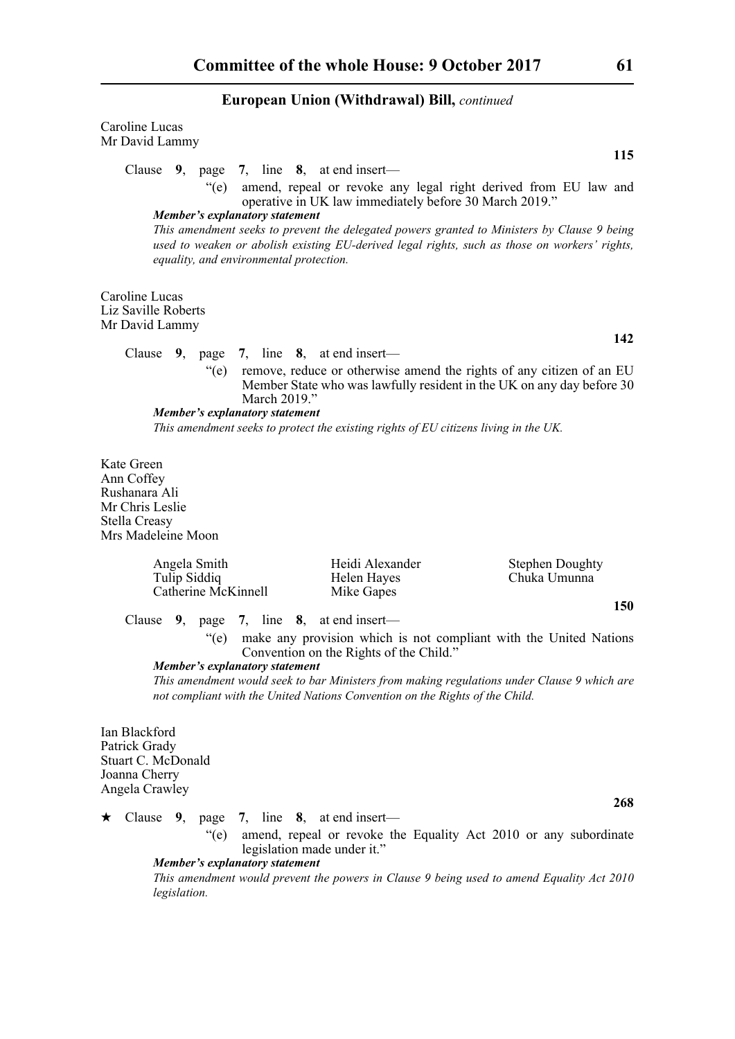Caroline Lucas
Mr David Lammy

**115**

Clause **9**, page **7**, line **8**, at end insert—

"(e) amend, repeal or revoke any legal right derived from EU law and operative in UK law immediately before 30 March 2019."

***Member's explanatory statement***

*This amendment seeks to prevent the delegated powers granted to Ministers by Clause 9 being used to weaken or abolish existing EU-derived legal rights, such as those on workers' rights, equality, and environmental protection.*

Caroline Lucas
Liz Saville Roberts
Mr David Lammy

**142**

Clause **9**, page **7**, line **8**, at end insert—

"(e) remove, reduce or otherwise amend the rights of any citizen of an EU Member State who was lawfully resident in the UK on any day before 30 March 2019."

***Member's explanatory statement***

*This amendment seeks to protect the existing rights of EU citizens living in the UK.*

Kate Green
Ann Coffey
Rushanara Ali
Mr Chris Leslie
Stella Creasy
Mrs Madeleine Moon

Angela Smith, Heidi Alexander, Stephen Doughty, Tulip Siddiq, Helen Hayes, Chuka Umunna, Catherine McKinnell, Mike Gapes

**150**

Clause **9**, page **7**, line **8**, at end insert—

"(e) make any provision which is not compliant with the United Nations Convention on the Rights of the Child."

***Member's explanatory statement***

*This amendment would seek to bar Ministers from making regulations under Clause 9 which are not compliant with the United Nations Convention on the Rights of the Child.*

Ian Blackford
Patrick Grady
Stuart C. McDonald
Joanna Cherry
Angela Crawley

**268**

★ Clause **9**, page **7**, line **8**, at end insert—

"(e) amend, repeal or revoke the Equality Act 2010 or any subordinate legislation made under it."

***Member's explanatory statement***

*This amendment would prevent the powers in Clause 9 being used to amend Equality Act 2010 legislation.*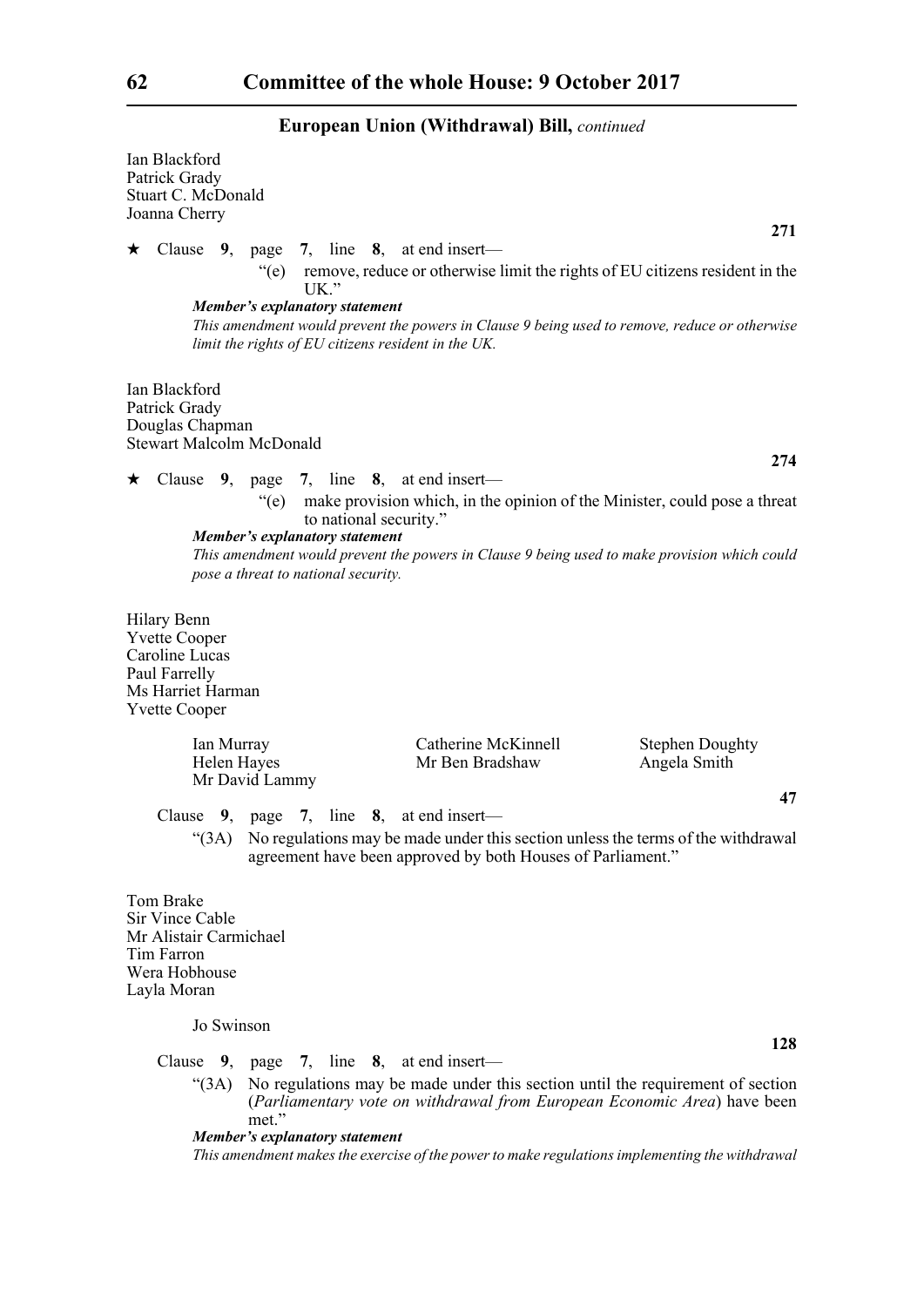**European Union (Withdrawal) Bill,** *continued*

Ian Blackford
Patrick Grady
Stuart C. McDonald
Joanna Cherry

**271**

★ Clause **9**, page **7**, line **8**, at end insert—

"(e) remove, reduce or otherwise limit the rights of EU citizens resident in the UK."

***Member's explanatory statement***

*This amendment would prevent the powers in Clause 9 being used to remove, reduce or otherwise limit the rights of EU citizens resident in the UK.*

Ian Blackford
Patrick Grady
Douglas Chapman
Stewart Malcolm McDonald

**274**

★ Clause **9**, page **7**, line **8**, at end insert—

"(e) make provision which, in the opinion of the Minister, could pose a threat to national security."

***Member's explanatory statement***

*This amendment would prevent the powers in Clause 9 being used to make provision which could pose a threat to national security.*

Hilary Benn
Yvette Cooper
Caroline Lucas
Paul Farrelly
Ms Harriet Harman
Yvette Cooper

Ian Murray
Catherine McKinnell
Stephen Doughty
Helen Hayes
Mr Ben Bradshaw
Angela Smith
Mr David Lammy

**47**

Clause **9**, page **7**, line **8**, at end insert—

"(3A) No regulations may be made under this section unless the terms of the withdrawal agreement have been approved by both Houses of Parliament."

Tom Brake
Sir Vince Cable
Mr Alistair Carmichael
Tim Farron
Wera Hobhouse
Layla Moran

Jo Swinson

**128**

Clause **9**, page **7**, line **8**, at end insert—

"(3A) No regulations may be made under this section until the requirement of section (*Parliamentary vote on withdrawal from European Economic Area*) have been met."

***Member's explanatory statement***

*This amendment makes the exercise of the power to make regulations implementing the withdrawal*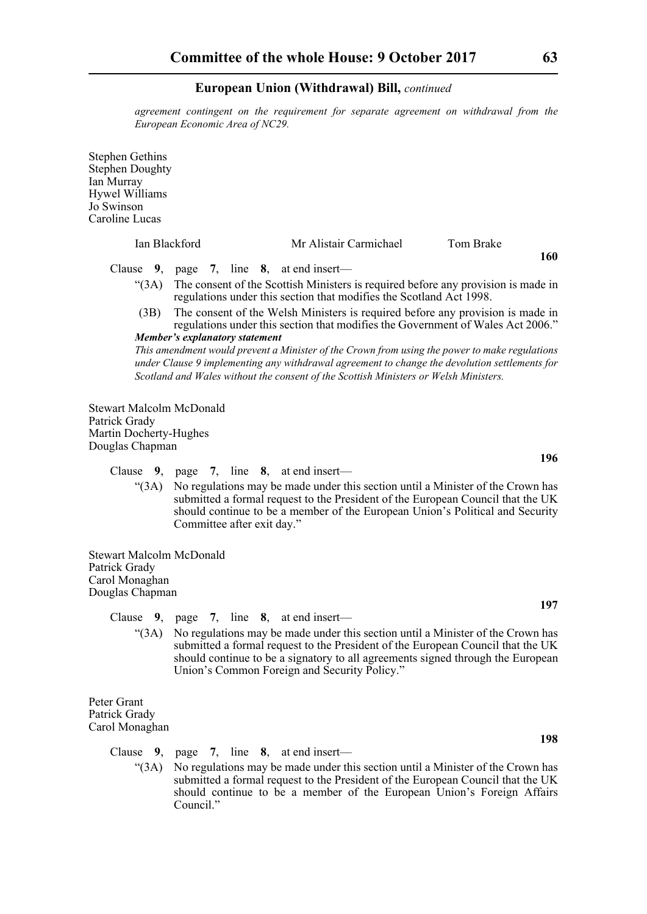*agreement contingent on the requirement for separate agreement on withdrawal from the European Economic Area of NC29.*

Stephen Gethins
Stephen Doughty
Ian Murray
Hywel Williams
Jo Swinson
Caroline Lucas

Ian Blackford   Mr Alistair Carmichael   Tom Brake

**160**

Clause **9**, page **7**, line **8**, at end insert—

"(3A) The consent of the Scottish Ministers is required before any provision is made in regulations under this section that modifies the Scotland Act 1998.

(3B) The consent of the Welsh Ministers is required before any provision is made in regulations under this section that modifies the Government of Wales Act 2006."

***Member's explanatory statement***

*This amendment would prevent a Minister of the Crown from using the power to make regulations under Clause 9 implementing any withdrawal agreement to change the devolution settlements for Scotland and Wales without the consent of the Scottish Ministers or Welsh Ministers.*

Stewart Malcolm McDonald
Patrick Grady
Martin Docherty-Hughes
Douglas Chapman

**196**

Clause **9**, page **7**, line **8**, at end insert—

"(3A) No regulations may be made under this section until a Minister of the Crown has submitted a formal request to the President of the European Council that the UK should continue to be a member of the European Union's Political and Security Committee after exit day."

Stewart Malcolm McDonald
Patrick Grady
Carol Monaghan
Douglas Chapman

**197**

Clause **9**, page **7**, line **8**, at end insert—

"(3A) No regulations may be made under this section until a Minister of the Crown has submitted a formal request to the President of the European Council that the UK should continue to be a signatory to all agreements signed through the European Union's Common Foreign and Security Policy."

Peter Grant
Patrick Grady
Carol Monaghan

**198**

Clause **9**, page **7**, line **8**, at end insert—

"(3A) No regulations may be made under this section until a Minister of the Crown has submitted a formal request to the President of the European Council that the UK should continue to be a member of the European Union's Foreign Affairs Council."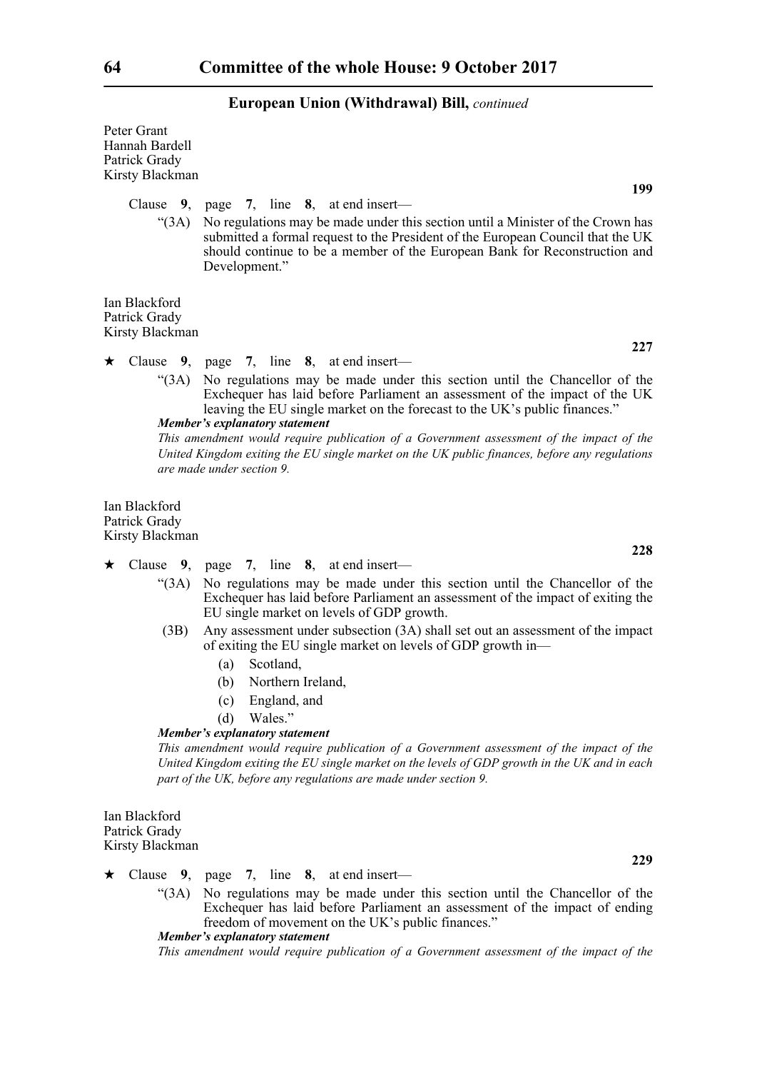Peter Grant
Hannah Bardell
Patrick Grady
Kirsty Blackman

**199**

Clause **9**, page **7**, line **8**, at end insert—

"(3A) No regulations may be made under this section until a Minister of the Crown has submitted a formal request to the President of the European Council that the UK should continue to be a member of the European Bank for Reconstruction and Development."

Ian Blackford
Patrick Grady
Kirsty Blackman

**227**

★ Clause **9**, page **7**, line **8**, at end insert—

"(3A) No regulations may be made under this section until the Chancellor of the Exchequer has laid before Parliament an assessment of the impact of the UK leaving the EU single market on the forecast to the UK's public finances."

***Member's explanatory statement***

*This amendment would require publication of a Government assessment of the impact of the United Kingdom exiting the EU single market on the UK public finances, before any regulations are made under section 9.*

Ian Blackford
Patrick Grady
Kirsty Blackman

**228**

★ Clause **9**, page **7**, line **8**, at end insert—

"(3A) No regulations may be made under this section until the Chancellor of the Exchequer has laid before Parliament an assessment of the impact of exiting the EU single market on levels of GDP growth.

(3B) Any assessment under subsection (3A) shall set out an assessment of the impact of exiting the EU single market on levels of GDP growth in—

(a) Scotland,

(b) Northern Ireland,

(c) England, and

(d) Wales."

***Member's explanatory statement***

*This amendment would require publication of a Government assessment of the impact of the United Kingdom exiting the EU single market on the levels of GDP growth in the UK and in each part of the UK, before any regulations are made under section 9.*

Ian Blackford
Patrick Grady
Kirsty Blackman

**229**

★ Clause **9**, page **7**, line **8**, at end insert—

"(3A) No regulations may be made under this section until the Chancellor of the Exchequer has laid before Parliament an assessment of the impact of ending freedom of movement on the UK's public finances."

***Member's explanatory statement***

*This amendment would require publication of a Government assessment of the impact of the*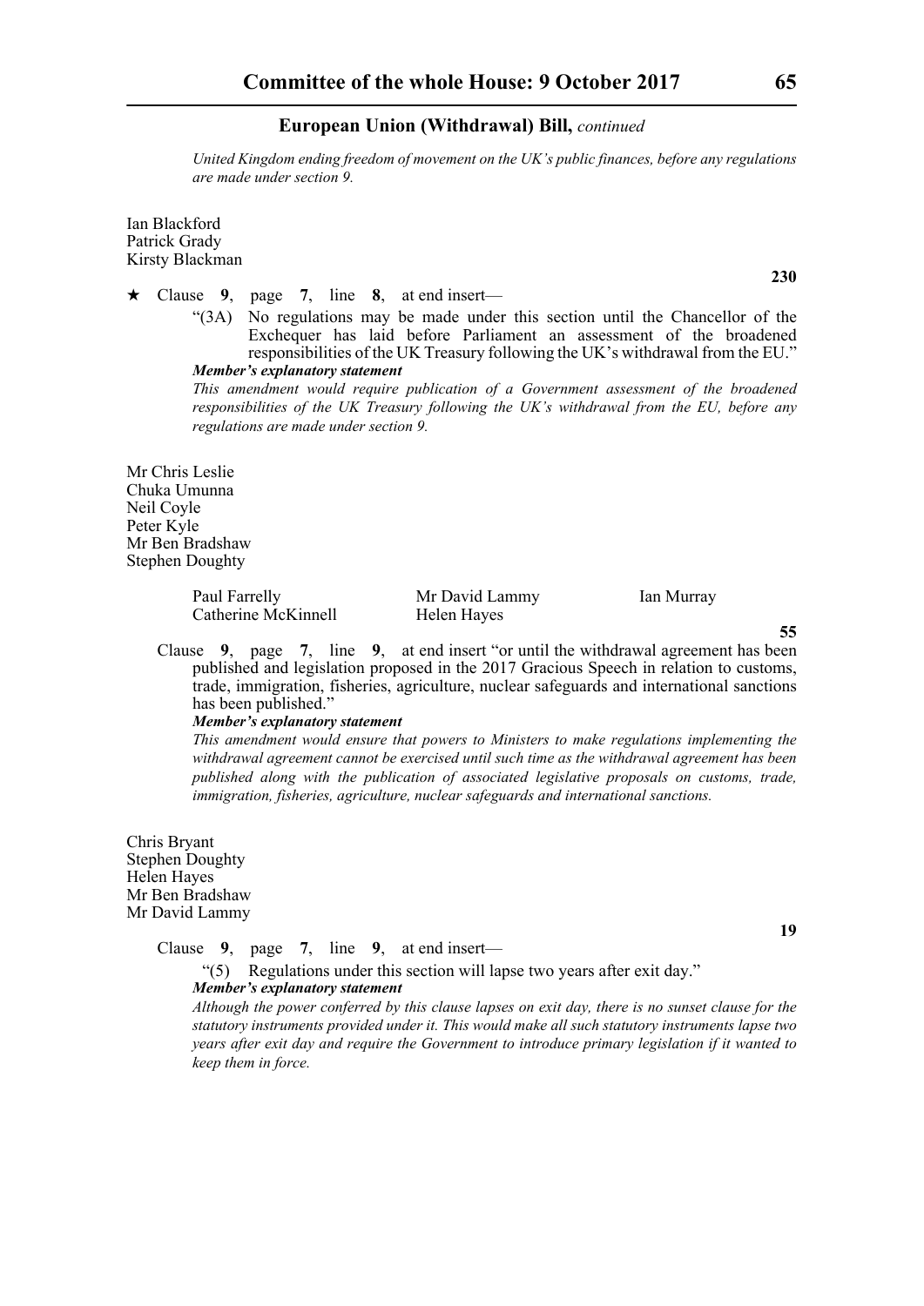*United Kingdom ending freedom of movement on the UK's public finances, before any regulations are made under section 9.*

Ian Blackford
Patrick Grady
Kirsty Blackman

**230**

★ Clause **9**, page **7**, line **8**, at end insert—

"(3A) No regulations may be made under this section until the Chancellor of the Exchequer has laid before Parliament an assessment of the broadened responsibilities of the UK Treasury following the UK's withdrawal from the EU."

***Member's explanatory statement***

*This amendment would require publication of a Government assessment of the broadened responsibilities of the UK Treasury following the UK's withdrawal from the EU, before any regulations are made under section 9.*

Mr Chris Leslie
Chuka Umunna
Neil Coyle
Peter Kyle
Mr Ben Bradshaw
Stephen Doughty

Paul Farrelly
Mr David Lammy
Ian Murray
Catherine McKinnell
Helen Hayes

**55**

Clause **9**, page **7**, line **9**, at end insert "or until the withdrawal agreement has been published and legislation proposed in the 2017 Gracious Speech in relation to customs, trade, immigration, fisheries, agriculture, nuclear safeguards and international sanctions has been published."

***Member's explanatory statement***

*This amendment would ensure that powers to Ministers to make regulations implementing the withdrawal agreement cannot be exercised until such time as the withdrawal agreement has been published along with the publication of associated legislative proposals on customs, trade, immigration, fisheries, agriculture, nuclear safeguards and international sanctions.*

Chris Bryant
Stephen Doughty
Helen Hayes
Mr Ben Bradshaw
Mr David Lammy

**19**

Clause **9**, page **7**, line **9**, at end insert—

"(5) Regulations under this section will lapse two years after exit day."

***Member's explanatory statement***

*Although the power conferred by this clause lapses on exit day, there is no sunset clause for the statutory instruments provided under it. This would make all such statutory instruments lapse two years after exit day and require the Government to introduce primary legislation if it wanted to keep them in force.*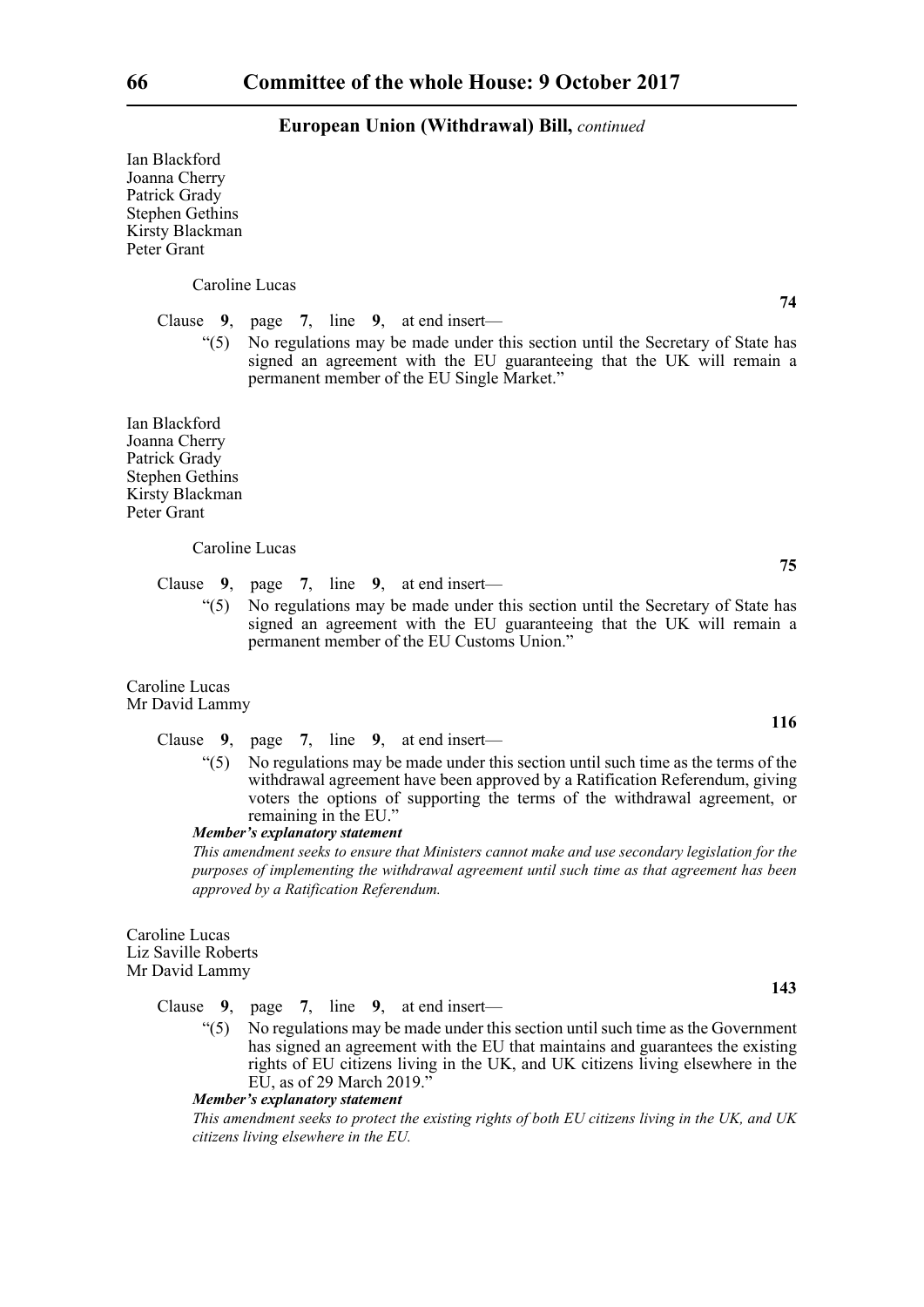Ian Blackford
Joanna Cherry
Patrick Grady
Stephen Gethins
Kirsty Blackman
Peter Grant

Caroline Lucas

**74**

Clause **9**, page **7**, line **9**, at end insert—

"(5) No regulations may be made under this section until the Secretary of State has signed an agreement with the EU guaranteeing that the UK will remain a permanent member of the EU Single Market."

Ian Blackford
Joanna Cherry
Patrick Grady
Stephen Gethins
Kirsty Blackman
Peter Grant

Caroline Lucas

**75**

Clause **9**, page **7**, line **9**, at end insert—

"(5) No regulations may be made under this section until the Secretary of State has signed an agreement with the EU guaranteeing that the UK will remain a permanent member of the EU Customs Union."

Caroline Lucas
Mr David Lammy

**116**

Clause **9**, page **7**, line **9**, at end insert—

"(5) No regulations may be made under this section until such time as the terms of the withdrawal agreement have been approved by a Ratification Referendum, giving voters the options of supporting the terms of the withdrawal agreement, or remaining in the EU."

***Member's explanatory statement***

*This amendment seeks to ensure that Ministers cannot make and use secondary legislation for the purposes of implementing the withdrawal agreement until such time as that agreement has been approved by a Ratification Referendum.*

Caroline Lucas
Liz Saville Roberts
Mr David Lammy

**143**

Clause **9**, page **7**, line **9**, at end insert—

"(5) No regulations may be made under this section until such time as the Government has signed an agreement with the EU that maintains and guarantees the existing rights of EU citizens living in the UK, and UK citizens living elsewhere in the EU, as of 29 March 2019."

***Member's explanatory statement***

*This amendment seeks to protect the existing rights of both EU citizens living in the UK, and UK citizens living elsewhere in the EU.*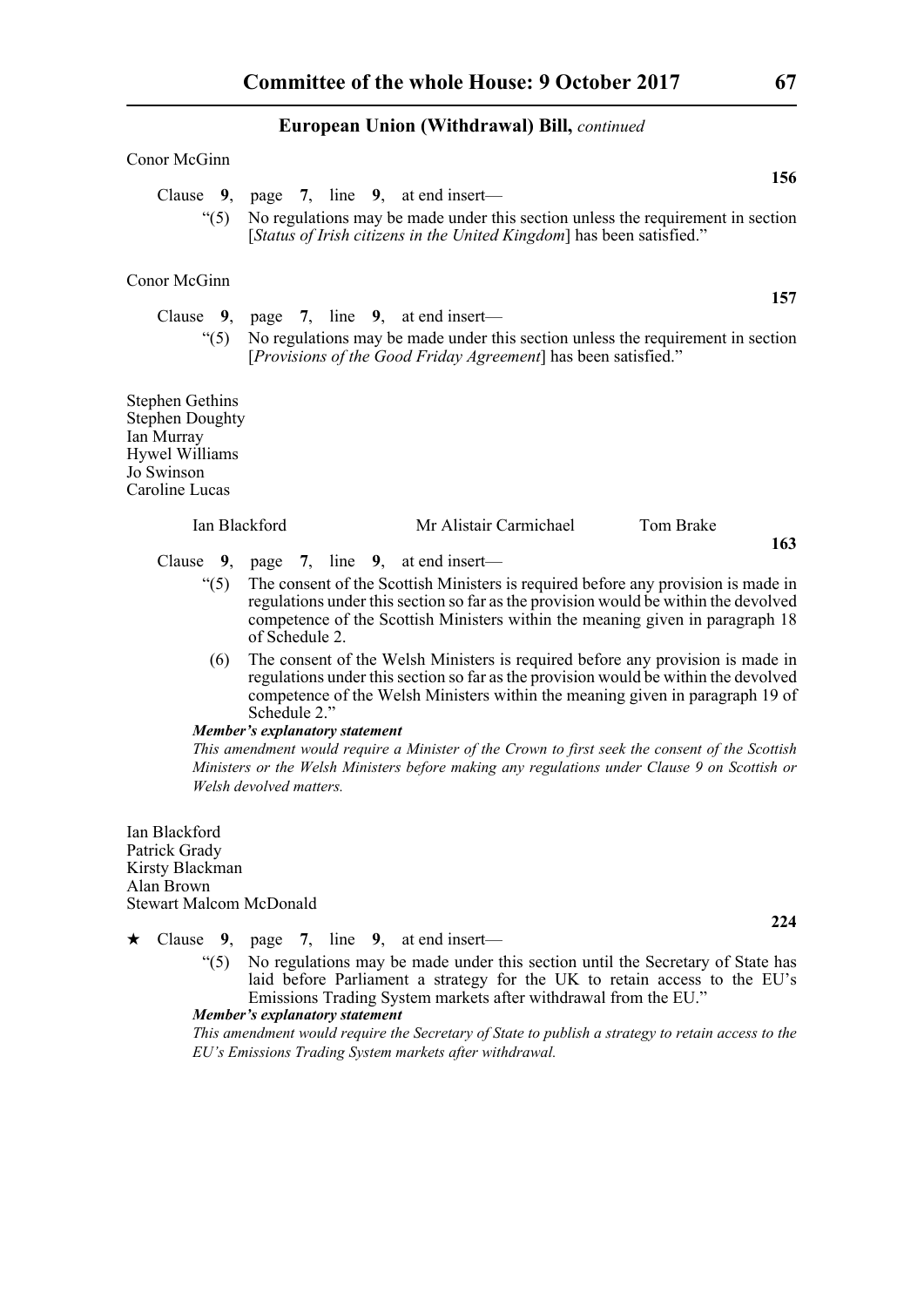Conor McGinn

**156**

Clause **9**, page **7**, line **9**, at end insert—

"(5) No regulations may be made under this section unless the requirement in section [*Status of Irish citizens in the United Kingdom*] has been satisfied."

Conor McGinn

**157**

Clause **9**, page **7**, line **9**, at end insert—

"(5) No regulations may be made under this section unless the requirement in section [*Provisions of the Good Friday Agreement*] has been satisfied."

Stephen Gethins
Stephen Doughty
Ian Murray
Hywel Williams
Jo Swinson
Caroline Lucas

Ian Blackford    Mr Alistair Carmichael    Tom Brake

**163**

Clause **9**, page **7**, line **9**, at end insert—

"(5) The consent of the Scottish Ministers is required before any provision is made in regulations under this section so far as the provision would be within the devolved competence of the Scottish Ministers within the meaning given in paragraph 18 of Schedule 2.

(6) The consent of the Welsh Ministers is required before any provision is made in regulations under this section so far as the provision would be within the devolved competence of the Welsh Ministers within the meaning given in paragraph 19 of Schedule 2."

***Member's explanatory statement***

*This amendment would require a Minister of the Crown to first seek the consent of the Scottish Ministers or the Welsh Ministers before making any regulations under Clause 9 on Scottish or Welsh devolved matters.*

Ian Blackford
Patrick Grady
Kirsty Blackman
Alan Brown
Stewart Malcom McDonald

**224**

★ Clause **9**, page **7**, line **9**, at end insert—

"(5) No regulations may be made under this section until the Secretary of State has laid before Parliament a strategy for the UK to retain access to the EU's Emissions Trading System markets after withdrawal from the EU."

***Member's explanatory statement***

*This amendment would require the Secretary of State to publish a strategy to retain access to the EU's Emissions Trading System markets after withdrawal.*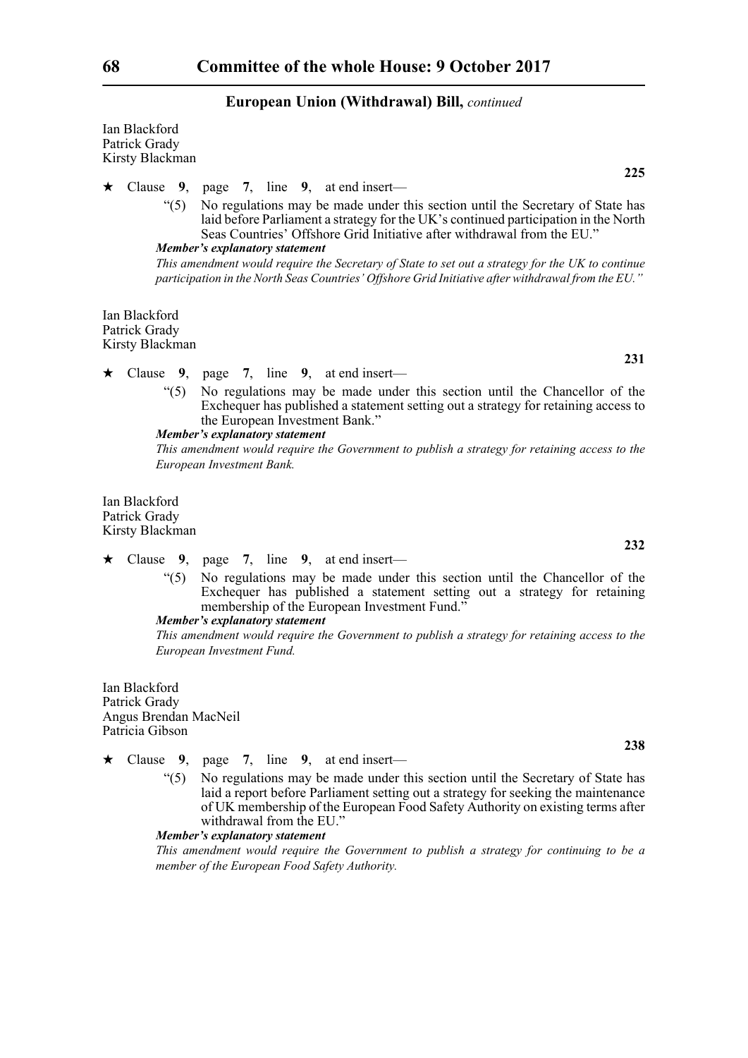Ian Blackford
Patrick Grady
Kirsty Blackman

**225**

★ Clause **9**, page **7**, line **9**, at end insert—

"(5) No regulations may be made under this section until the Secretary of State has laid before Parliament a strategy for the UK's continued participation in the North Seas Countries' Offshore Grid Initiative after withdrawal from the EU."

***Member's explanatory statement***

*This amendment would require the Secretary of State to set out a strategy for the UK to continue participation in the North Seas Countries' Offshore Grid Initiative after withdrawal from the EU."*

Ian Blackford
Patrick Grady
Kirsty Blackman

**231**

★ Clause **9**, page **7**, line **9**, at end insert—

"(5) No regulations may be made under this section until the Chancellor of the Exchequer has published a statement setting out a strategy for retaining access to the European Investment Bank."

***Member's explanatory statement***

*This amendment would require the Government to publish a strategy for retaining access to the European Investment Bank.*

Ian Blackford
Patrick Grady
Kirsty Blackman

**232**

★ Clause **9**, page **7**, line **9**, at end insert—

"(5) No regulations may be made under this section until the Chancellor of the Exchequer has published a statement setting out a strategy for retaining membership of the European Investment Fund."

***Member's explanatory statement***

*This amendment would require the Government to publish a strategy for retaining access to the European Investment Fund.*

Ian Blackford
Patrick Grady
Angus Brendan MacNeil
Patricia Gibson

**238**

★ Clause **9**, page **7**, line **9**, at end insert—

"(5) No regulations may be made under this section until the Secretary of State has laid a report before Parliament setting out a strategy for seeking the maintenance of UK membership of the European Food Safety Authority on existing terms after withdrawal from the EU."

***Member's explanatory statement***

*This amendment would require the Government to publish a strategy for continuing to be a member of the European Food Safety Authority.*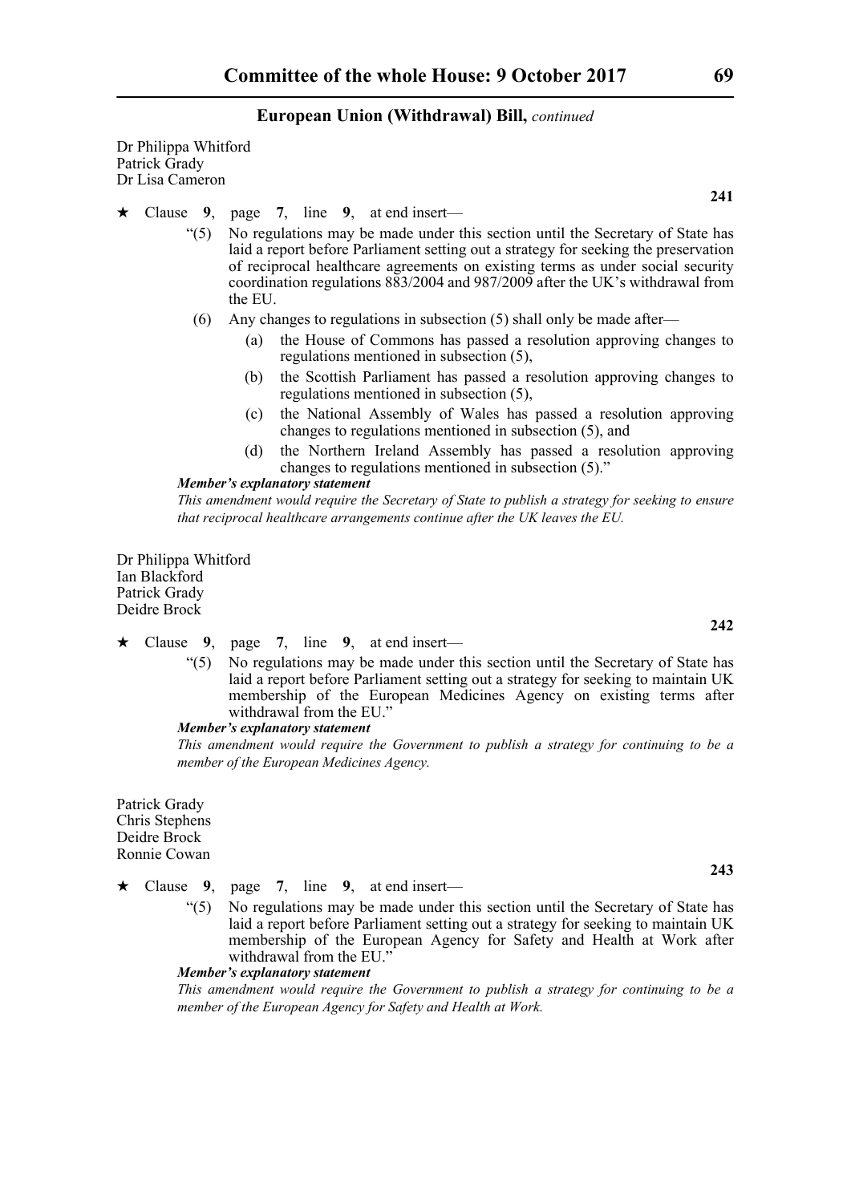Dr Philippa Whitford
Patrick Grady
Dr Lisa Cameron

**241**

★ Clause **9**, page **7**, line **9**, at end insert—

"(5) No regulations may be made under this section until the Secretary of State has laid a report before Parliament setting out a strategy for seeking the preservation of reciprocal healthcare agreements on existing terms as under social security coordination regulations 883/2004 and 987/2009 after the UK's withdrawal from the EU.

(6) Any changes to regulations in subsection (5) shall only be made after—

(a) the House of Commons has passed a resolution approving changes to regulations mentioned in subsection (5),

(b) the Scottish Parliament has passed a resolution approving changes to regulations mentioned in subsection (5),

(c) the National Assembly of Wales has passed a resolution approving changes to regulations mentioned in subsection (5), and

(d) the Northern Ireland Assembly has passed a resolution approving changes to regulations mentioned in subsection (5)."

***Member's explanatory statement***

*This amendment would require the Secretary of State to publish a strategy for seeking to ensure that reciprocal healthcare arrangements continue after the UK leaves the EU.*

Dr Philippa Whitford
Ian Blackford
Patrick Grady
Deidre Brock

**242**

★ Clause **9**, page **7**, line **9**, at end insert—

"(5) No regulations may be made under this section until the Secretary of State has laid a report before Parliament setting out a strategy for seeking to maintain UK membership of the European Medicines Agency on existing terms after withdrawal from the EU."

***Member's explanatory statement***

*This amendment would require the Government to publish a strategy for continuing to be a member of the European Medicines Agency.*

Patrick Grady
Chris Stephens
Deidre Brock
Ronnie Cowan

**243**

★ Clause **9**, page **7**, line **9**, at end insert—

"(5) No regulations may be made under this section until the Secretary of State has laid a report before Parliament setting out a strategy for seeking to maintain UK membership of the European Agency for Safety and Health at Work after withdrawal from the EU."

***Member's explanatory statement***

*This amendment would require the Government to publish a strategy for continuing to be a member of the European Agency for Safety and Health at Work.*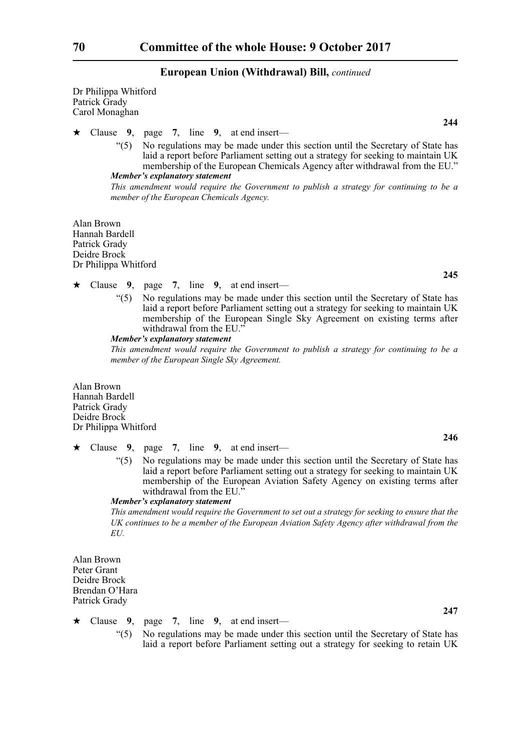Dr Philippa Whitford
Patrick Grady
Carol Monaghan

**244**

★ Clause **9**, page **7**, line **9**, at end insert—

"(5) No regulations may be made under this section until the Secretary of State has laid a report before Parliament setting out a strategy for seeking to maintain UK membership of the European Chemicals Agency after withdrawal from the EU."

***Member's explanatory statement***

*This amendment would require the Government to publish a strategy for continuing to be a member of the European Chemicals Agency.*

Alan Brown
Hannah Bardell
Patrick Grady
Deidre Brock
Dr Philippa Whitford

**245**

★ Clause **9**, page **7**, line **9**, at end insert—

"(5) No regulations may be made under this section until the Secretary of State has laid a report before Parliament setting out a strategy for seeking to maintain UK membership of the European Single Sky Agreement on existing terms after withdrawal from the EU."

***Member's explanatory statement***

*This amendment would require the Government to publish a strategy for continuing to be a member of the European Single Sky Agreement.*

Alan Brown
Hannah Bardell
Patrick Grady
Deidre Brock
Dr Philippa Whitford

**246**

★ Clause **9**, page **7**, line **9**, at end insert—

"(5) No regulations may be made under this section until the Secretary of State has laid a report before Parliament setting out a strategy for seeking to maintain UK membership of the European Aviation Safety Agency on existing terms after withdrawal from the EU."

***Member's explanatory statement***

*This amendment would require the Government to set out a strategy for seeking to ensure that the UK continues to be a member of the European Aviation Safety Agency after withdrawal from the EU.*

Alan Brown
Peter Grant
Deidre Brock
Brendan O'Hara
Patrick Grady

**247**

★ Clause **9**, page **7**, line **9**, at end insert—

"(5) No regulations may be made under this section until the Secretary of State has laid a report before Parliament setting out a strategy for seeking to retain UK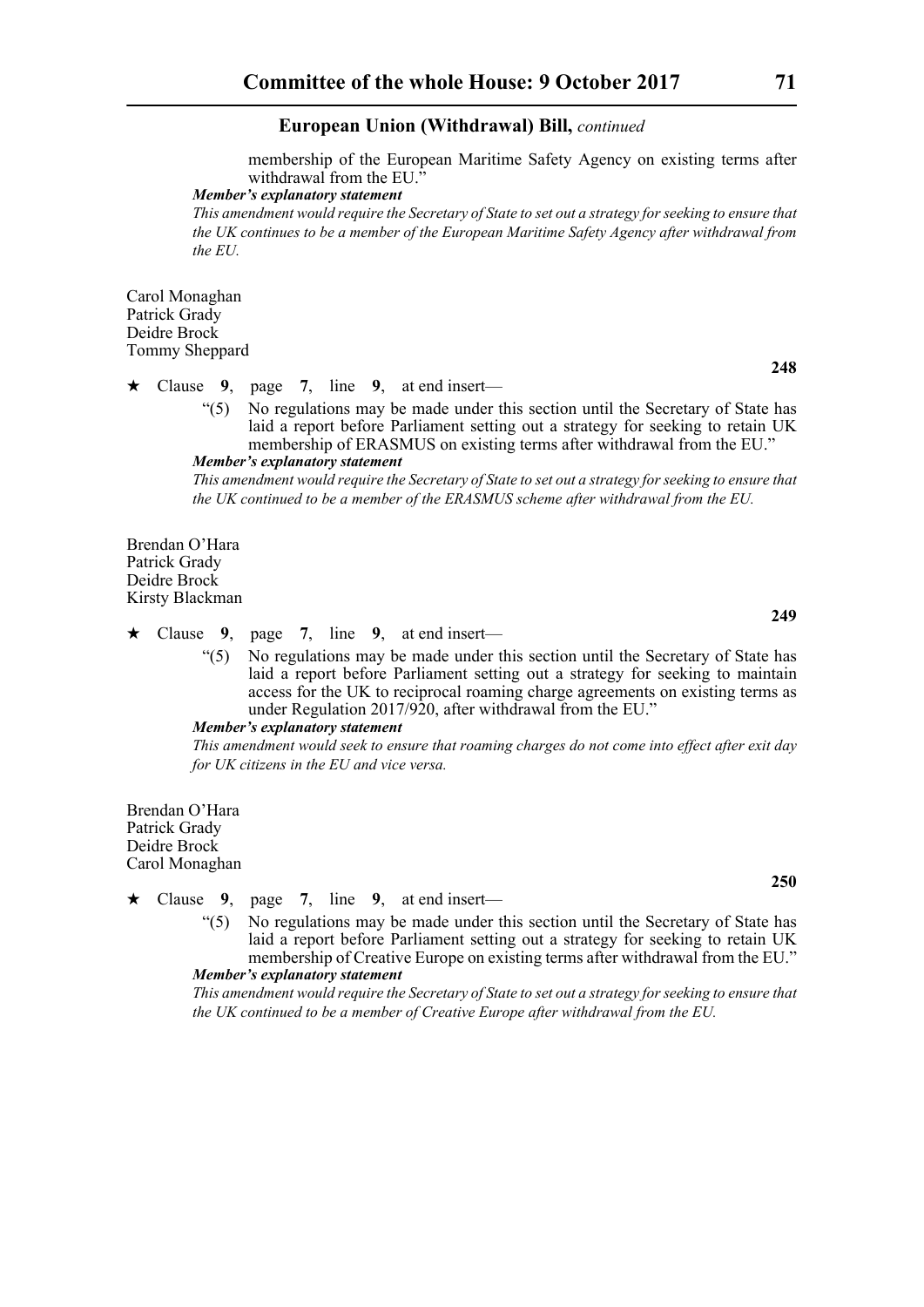membership of the European Maritime Safety Agency on existing terms after withdrawal from the EU."

***Member's explanatory statement***

*This amendment would require the Secretary of State to set out a strategy for seeking to ensure that the UK continues to be a member of the European Maritime Safety Agency after withdrawal from the EU.*

Carol Monaghan
Patrick Grady
Deidre Brock
Tommy Sheppard

**248**

★ Clause **9**, page **7**, line **9**, at end insert—

"(5) No regulations may be made under this section until the Secretary of State has laid a report before Parliament setting out a strategy for seeking to retain UK membership of ERASMUS on existing terms after withdrawal from the EU."

***Member's explanatory statement***

*This amendment would require the Secretary of State to set out a strategy for seeking to ensure that the UK continued to be a member of the ERASMUS scheme after withdrawal from the EU.*

Brendan O'Hara
Patrick Grady
Deidre Brock
Kirsty Blackman

**249**

★ Clause **9**, page **7**, line **9**, at end insert—

"(5) No regulations may be made under this section until the Secretary of State has laid a report before Parliament setting out a strategy for seeking to maintain access for the UK to reciprocal roaming charge agreements on existing terms as under Regulation 2017/920, after withdrawal from the EU."

***Member's explanatory statement***

*This amendment would seek to ensure that roaming charges do not come into effect after exit day for UK citizens in the EU and vice versa.*

Brendan O'Hara
Patrick Grady
Deidre Brock
Carol Monaghan

**250**

★ Clause **9**, page **7**, line **9**, at end insert—

"(5) No regulations may be made under this section until the Secretary of State has laid a report before Parliament setting out a strategy for seeking to retain UK membership of Creative Europe on existing terms after withdrawal from the EU."

***Member's explanatory statement***

*This amendment would require the Secretary of State to set out a strategy for seeking to ensure that the UK continued to be a member of Creative Europe after withdrawal from the EU.*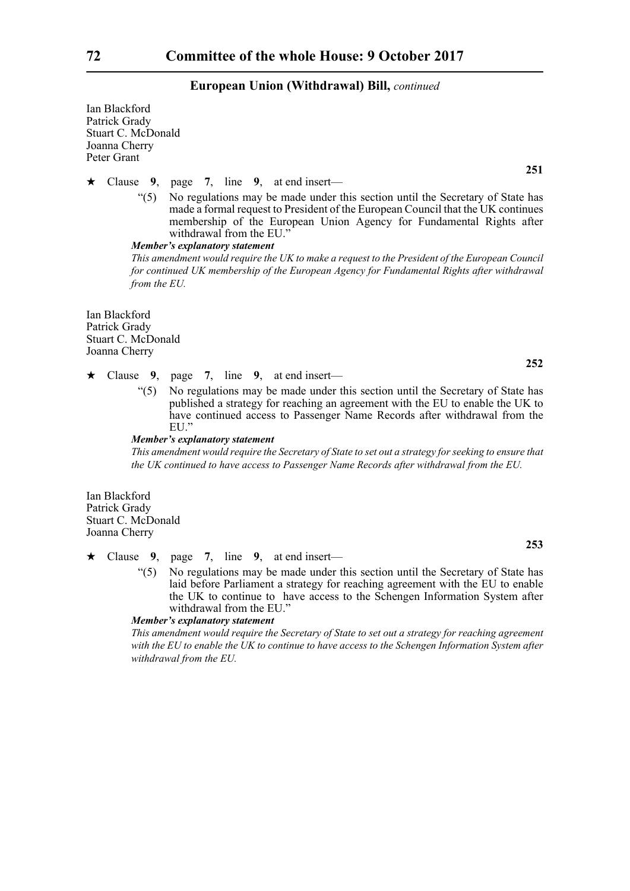Ian Blackford
Patrick Grady
Stuart C. McDonald
Joanna Cherry
Peter Grant

**251**

★ Clause **9**, page **7**, line **9**, at end insert—

"(5) No regulations may be made under this section until the Secretary of State has made a formal request to President of the European Council that the UK continues membership of the European Union Agency for Fundamental Rights after withdrawal from the EU."

***Member's explanatory statement***

*This amendment would require the UK to make a request to the President of the European Council for continued UK membership of the European Agency for Fundamental Rights after withdrawal from the EU.*

Ian Blackford
Patrick Grady
Stuart C. McDonald
Joanna Cherry

**252**

★ Clause **9**, page **7**, line **9**, at end insert—

"(5) No regulations may be made under this section until the Secretary of State has published a strategy for reaching an agreement with the EU to enable the UK to have continued access to Passenger Name Records after withdrawal from the EU."

***Member's explanatory statement***

*This amendment would require the Secretary of State to set out a strategy for seeking to ensure that the UK continued to have access to Passenger Name Records after withdrawal from the EU.*

Ian Blackford
Patrick Grady
Stuart C. McDonald
Joanna Cherry

**253**

★ Clause **9**, page **7**, line **9**, at end insert—

"(5) No regulations may be made under this section until the Secretary of State has laid before Parliament a strategy for reaching agreement with the EU to enable the UK to continue to have access to the Schengen Information System after withdrawal from the EU."

***Member's explanatory statement***

*This amendment would require the Secretary of State to set out a strategy for reaching agreement with the EU to enable the UK to continue to have access to the Schengen Information System after withdrawal from the EU.*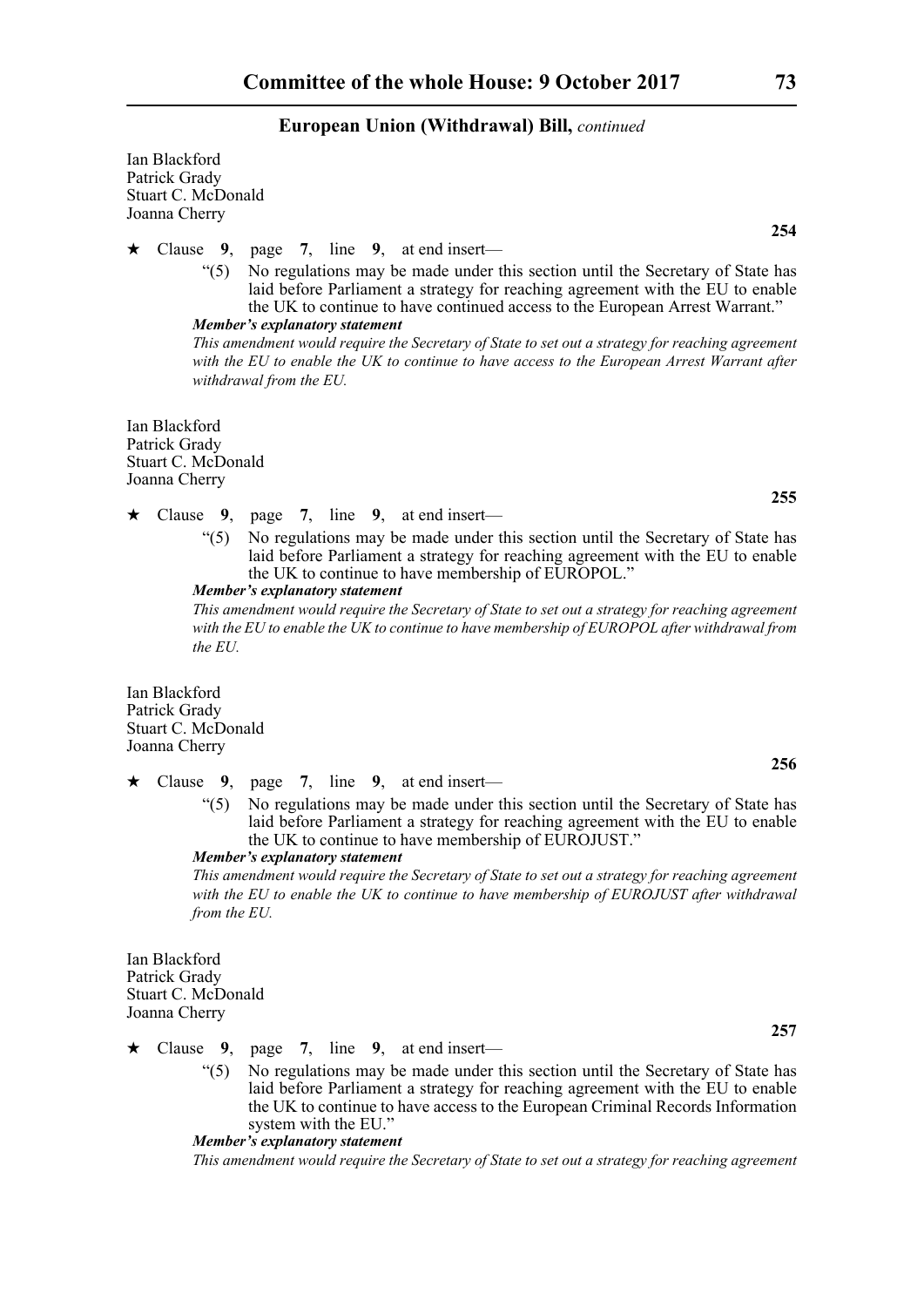Ian Blackford
Patrick Grady
Stuart C. McDonald
Joanna Cherry

**254**

★ Clause **9**, page **7**, line **9**, at end insert—

"(5) No regulations may be made under this section until the Secretary of State has laid before Parliament a strategy for reaching agreement with the EU to enable the UK to continue to have continued access to the European Arrest Warrant."

***Member's explanatory statement***

*This amendment would require the Secretary of State to set out a strategy for reaching agreement with the EU to enable the UK to continue to have access to the European Arrest Warrant after withdrawal from the EU.*

Ian Blackford
Patrick Grady
Stuart C. McDonald
Joanna Cherry

**255**

★ Clause **9**, page **7**, line **9**, at end insert—

"(5) No regulations may be made under this section until the Secretary of State has laid before Parliament a strategy for reaching agreement with the EU to enable the UK to continue to have membership of EUROPOL."

***Member's explanatory statement***

*This amendment would require the Secretary of State to set out a strategy for reaching agreement with the EU to enable the UK to continue to have membership of EUROPOL after withdrawal from the EU.*

Ian Blackford
Patrick Grady
Stuart C. McDonald
Joanna Cherry

**256**

★ Clause **9**, page **7**, line **9**, at end insert—

"(5) No regulations may be made under this section until the Secretary of State has laid before Parliament a strategy for reaching agreement with the EU to enable the UK to continue to have membership of EUROJUST."

***Member's explanatory statement***

*This amendment would require the Secretary of State to set out a strategy for reaching agreement with the EU to enable the UK to continue to have membership of EUROJUST after withdrawal from the EU.*

Ian Blackford
Patrick Grady
Stuart C. McDonald
Joanna Cherry

**257**

★ Clause **9**, page **7**, line **9**, at end insert—

"(5) No regulations may be made under this section until the Secretary of State has laid before Parliament a strategy for reaching agreement with the EU to enable the UK to continue to have access to the European Criminal Records Information system with the EU."

***Member's explanatory statement***

*This amendment would require the Secretary of State to set out a strategy for reaching agreement*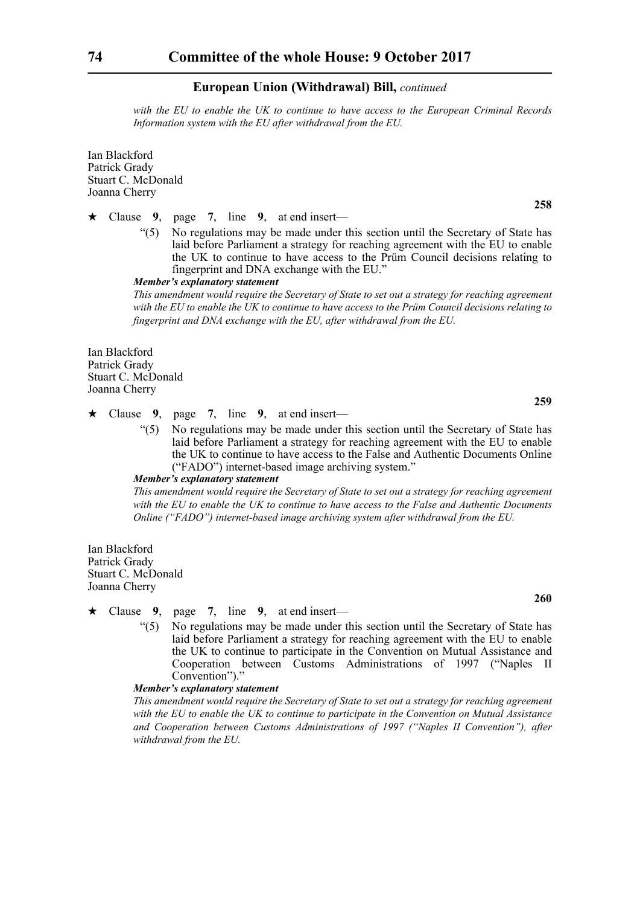*with the EU to enable the UK to continue to have access to the European Criminal Records Information system with the EU after withdrawal from the EU.*

Ian Blackford
Patrick Grady
Stuart C. McDonald
Joanna Cherry

**258**

★ Clause **9**, page **7**, line **9**, at end insert—

"(5) No regulations may be made under this section until the Secretary of State has laid before Parliament a strategy for reaching agreement with the EU to enable the UK to continue to have access to the Prüm Council decisions relating to fingerprint and DNA exchange with the EU."

***Member's explanatory statement***

*This amendment would require the Secretary of State to set out a strategy for reaching agreement with the EU to enable the UK to continue to have access to the Prüm Council decisions relating to fingerprint and DNA exchange with the EU, after withdrawal from the EU.*

Ian Blackford
Patrick Grady
Stuart C. McDonald
Joanna Cherry

**259**

★ Clause **9**, page **7**, line **9**, at end insert—

"(5) No regulations may be made under this section until the Secretary of State has laid before Parliament a strategy for reaching agreement with the EU to enable the UK to continue to have access to the False and Authentic Documents Online ("FADO") internet-based image archiving system."

***Member's explanatory statement***

*This amendment would require the Secretary of State to set out a strategy for reaching agreement with the EU to enable the UK to continue to have access to the False and Authentic Documents Online ("FADO") internet-based image archiving system after withdrawal from the EU.*

Ian Blackford
Patrick Grady
Stuart C. McDonald
Joanna Cherry

**260**

★ Clause **9**, page **7**, line **9**, at end insert—

"(5) No regulations may be made under this section until the Secretary of State has laid before Parliament a strategy for reaching agreement with the EU to enable the UK to continue to participate in the Convention on Mutual Assistance and Cooperation between Customs Administrations of 1997 ("Naples II Convention")."

***Member's explanatory statement***

*This amendment would require the Secretary of State to set out a strategy for reaching agreement with the EU to enable the UK to continue to participate in the Convention on Mutual Assistance and Cooperation between Customs Administrations of 1997 ("Naples II Convention"), after withdrawal from the EU.*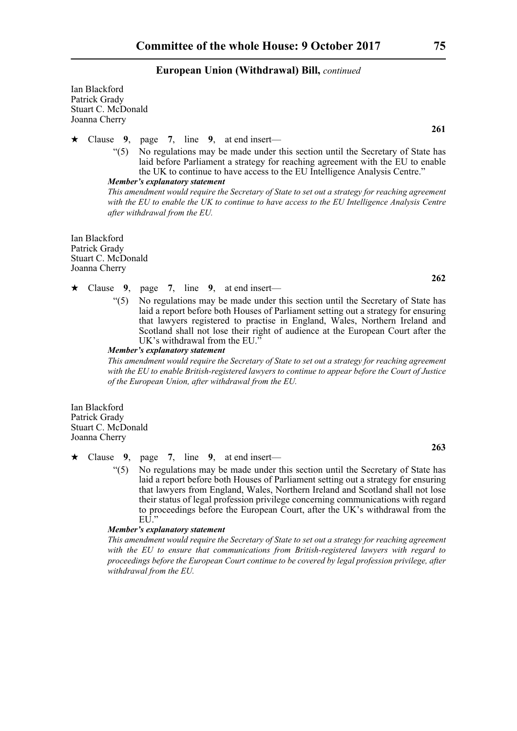## European Union (Withdrawal) Bill, *continued*

Ian Blackford
Patrick Grady
Stuart C. McDonald
Joanna Cherry

**261**

★ Clause **9**, page **7**, line **9**, at end insert—

"(5) No regulations may be made under this section until the Secretary of State has laid before Parliament a strategy for reaching agreement with the EU to enable the UK to continue to have access to the EU Intelligence Analysis Centre."

***Member's explanatory statement***

*This amendment would require the Secretary of State to set out a strategy for reaching agreement with the EU to enable the UK to continue to have access to the EU Intelligence Analysis Centre after withdrawal from the EU.*

Ian Blackford
Patrick Grady
Stuart C. McDonald
Joanna Cherry

**262**

★ Clause **9**, page **7**, line **9**, at end insert—

"(5) No regulations may be made under this section until the Secretary of State has laid a report before both Houses of Parliament setting out a strategy for ensuring that lawyers registered to practise in England, Wales, Northern Ireland and Scotland shall not lose their right of audience at the European Court after the UK's withdrawal from the EU."

***Member's explanatory statement***

*This amendment would require the Secretary of State to set out a strategy for reaching agreement with the EU to enable British-registered lawyers to continue to appear before the Court of Justice of the European Union, after withdrawal from the EU.*

Ian Blackford
Patrick Grady
Stuart C. McDonald
Joanna Cherry

**263**

★ Clause **9**, page **7**, line **9**, at end insert—

"(5) No regulations may be made under this section until the Secretary of State has laid a report before both Houses of Parliament setting out a strategy for ensuring that lawyers from England, Wales, Northern Ireland and Scotland shall not lose their status of legal profession privilege concerning communications with regard to proceedings before the European Court, after the UK's withdrawal from the EU."

***Member's explanatory statement***

*This amendment would require the Secretary of State to set out a strategy for reaching agreement with the EU to ensure that communications from British-registered lawyers with regard to proceedings before the European Court continue to be covered by legal profession privilege, after withdrawal from the EU.*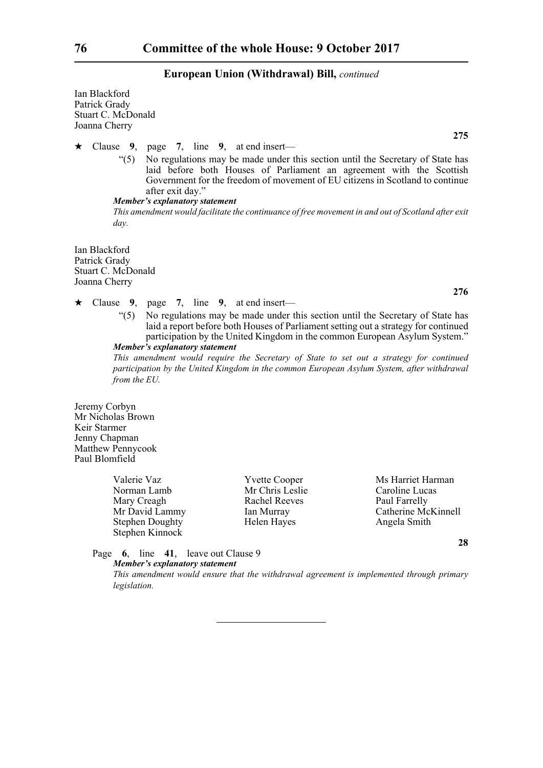**European Union (Withdrawal) Bill,** *continued*

Ian Blackford
Patrick Grady
Stuart C. McDonald
Joanna Cherry

**275**

★ Clause **9**, page **7**, line **9**, at end insert—

"(5) No regulations may be made under this section until the Secretary of State has laid before both Houses of Parliament an agreement with the Scottish Government for the freedom of movement of EU citizens in Scotland to continue after exit day."

***Member's explanatory statement***

*This amendment would facilitate the continuance of free movement in and out of Scotland after exit day.*

Ian Blackford
Patrick Grady
Stuart C. McDonald
Joanna Cherry

**276**

★ Clause **9**, page **7**, line **9**, at end insert—

"(5) No regulations may be made under this section until the Secretary of State has laid a report before both Houses of Parliament setting out a strategy for continued participation by the United Kingdom in the common European Asylum System."

***Member's explanatory statement***

*This amendment would require the Secretary of State to set out a strategy for continued participation by the United Kingdom in the common European Asylum System, after withdrawal from the EU.*

Jeremy Corbyn
Mr Nicholas Brown
Keir Starmer
Jenny Chapman
Matthew Pennycook
Paul Blomfield

Valerie Vaz
Norman Lamb
Mary Creagh
Mr David Lammy
Stephen Doughty
Stephen Kinnock
Yvette Cooper
Mr Chris Leslie
Rachel Reeves
Ian Murray
Helen Hayes
Ms Harriet Harman
Caroline Lucas
Paul Farrelly
Catherine McKinnell
Angela Smith

**28**

Page **6**, line **41**, leave out Clause 9

***Member's explanatory statement***

*This amendment would ensure that the withdrawal agreement is implemented through primary legislation.*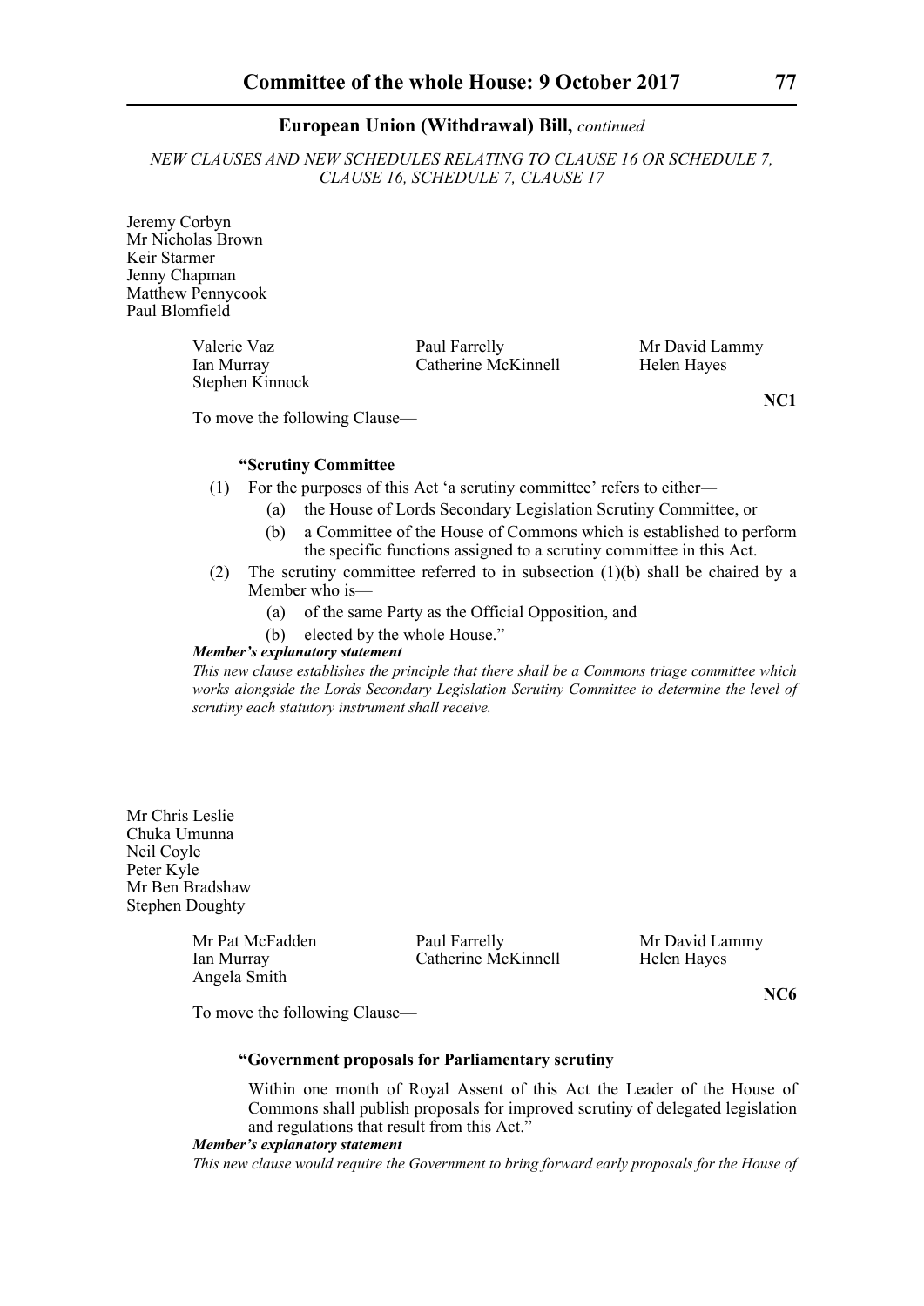**European Union (Withdrawal) Bill,** *continued*

*NEW CLAUSES AND NEW SCHEDULES RELATING TO CLAUSE 16 OR SCHEDULE 7, CLAUSE 16, SCHEDULE 7, CLAUSE 17*

Jeremy Corbyn
Mr Nicholas Brown
Keir Starmer
Jenny Chapman
Matthew Pennycook
Paul Blomfield

Valerie Vaz
Paul Farrelly
Mr David Lammy
Ian Murray
Catherine McKinnell
Helen Hayes
Stephen Kinnock

**NC1**

To move the following Clause—

**"Scrutiny Committee**

(1) For the purposes of this Act 'a scrutiny committee' refers to either—

(a) the House of Lords Secondary Legislation Scrutiny Committee, or

(b) a Committee of the House of Commons which is established to perform the specific functions assigned to a scrutiny committee in this Act.

(2) The scrutiny committee referred to in subsection (1)(b) shall be chaired by a Member who is—

(a) of the same Party as the Official Opposition, and

(b) elected by the whole House."

***Member's explanatory statement***

*This new clause establishes the principle that there shall be a Commons triage committee which works alongside the Lords Secondary Legislation Scrutiny Committee to determine the level of scrutiny each statutory instrument shall receive.*

---

Mr Chris Leslie
Chuka Umunna
Neil Coyle
Peter Kyle
Mr Ben Bradshaw
Stephen Doughty

Mr Pat McFadden
Paul Farrelly
Mr David Lammy
Ian Murray
Catherine McKinnell
Helen Hayes
Angela Smith

**NC6**

To move the following Clause—

**"Government proposals for Parliamentary scrutiny**

Within one month of Royal Assent of this Act the Leader of the House of Commons shall publish proposals for improved scrutiny of delegated legislation and regulations that result from this Act."

***Member's explanatory statement***

*This new clause would require the Government to bring forward early proposals for the House of*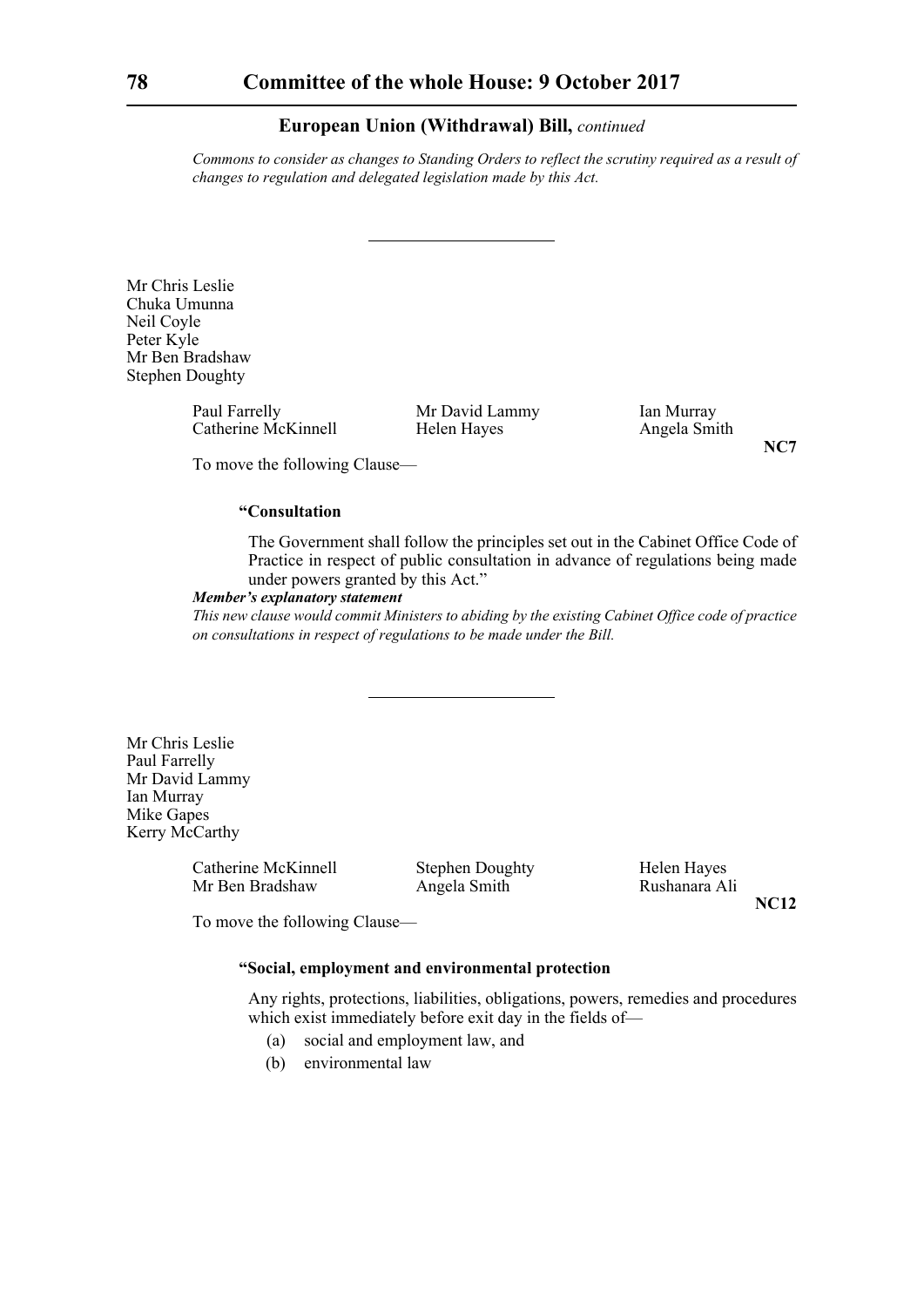*Commons to consider as changes to Standing Orders to reflect the scrutiny required as a result of changes to regulation and delegated legislation made by this Act.*

---

Mr Chris Leslie
Chuka Umunna
Neil Coyle
Peter Kyle
Mr Ben Bradshaw
Stephen Doughty

Paul Farrelly
Mr David Lammy
Ian Murray
Catherine McKinnell
Helen Hayes
Angela Smith

**NC7**

To move the following Clause—

**"Consultation**

The Government shall follow the principles set out in the Cabinet Office Code of Practice in respect of public consultation in advance of regulations being made under powers granted by this Act."

***Member's explanatory statement***

*This new clause would commit Ministers to abiding by the existing Cabinet Office code of practice on consultations in respect of regulations to be made under the Bill.*

---

Mr Chris Leslie
Paul Farrelly
Mr David Lammy
Ian Murray
Mike Gapes
Kerry McCarthy

Catherine McKinnell
Stephen Doughty
Helen Hayes
Mr Ben Bradshaw
Angela Smith
Rushanara Ali

**NC12**

To move the following Clause—

**"Social, employment and environmental protection**

Any rights, protections, liabilities, obligations, powers, remedies and procedures which exist immediately before exit day in the fields of—

(a) social and employment law, and

(b) environmental law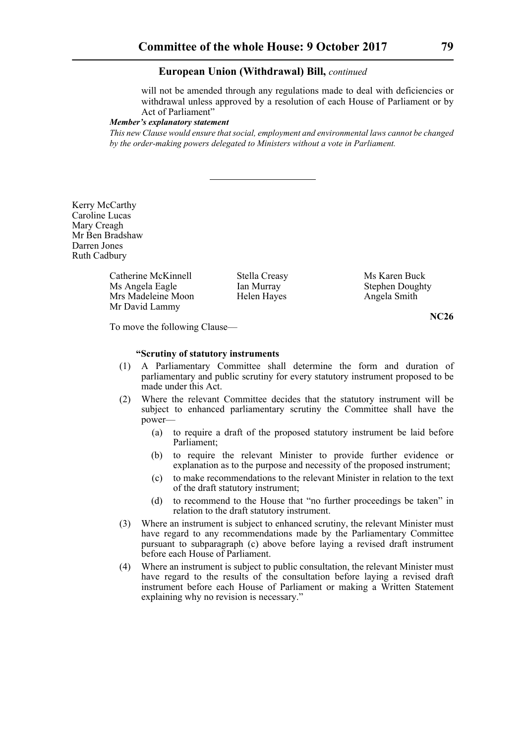will not be amended through any regulations made to deal with deficiencies or withdrawal unless approved by a resolution of each House of Parliament or by Act of Parliament"

***Member's explanatory statement***

*This new Clause would ensure that social, employment and environmental laws cannot be changed by the order-making powers delegated to Ministers without a vote in Parliament.*

---

Kerry McCarthy
Caroline Lucas
Mary Creagh
Mr Ben Bradshaw
Darren Jones
Ruth Cadbury

Catherine McKinnell
Ms Angela Eagle
Mrs Madeleine Moon
Mr David Lammy
Stella Creasy
Ian Murray
Helen Hayes
Ms Karen Buck
Stephen Doughty
Angela Smith

**NC26**

To move the following Clause—

**"Scrutiny of statutory instruments**

(1) A Parliamentary Committee shall determine the form and duration of parliamentary and public scrutiny for every statutory instrument proposed to be made under this Act.

(2) Where the relevant Committee decides that the statutory instrument will be subject to enhanced parliamentary scrutiny the Committee shall have the power—

  (a) to require a draft of the proposed statutory instrument be laid before Parliament;

  (b) to require the relevant Minister to provide further evidence or explanation as to the purpose and necessity of the proposed instrument;

  (c) to make recommendations to the relevant Minister in relation to the text of the draft statutory instrument;

  (d) to recommend to the House that "no further proceedings be taken" in relation to the draft statutory instrument.

(3) Where an instrument is subject to enhanced scrutiny, the relevant Minister must have regard to any recommendations made by the Parliamentary Committee pursuant to subparagraph (c) above before laying a revised draft instrument before each House of Parliament.

(4) Where an instrument is subject to public consultation, the relevant Minister must have regard to the results of the consultation before laying a revised draft instrument before each House of Parliament or making a Written Statement explaining why no revision is necessary."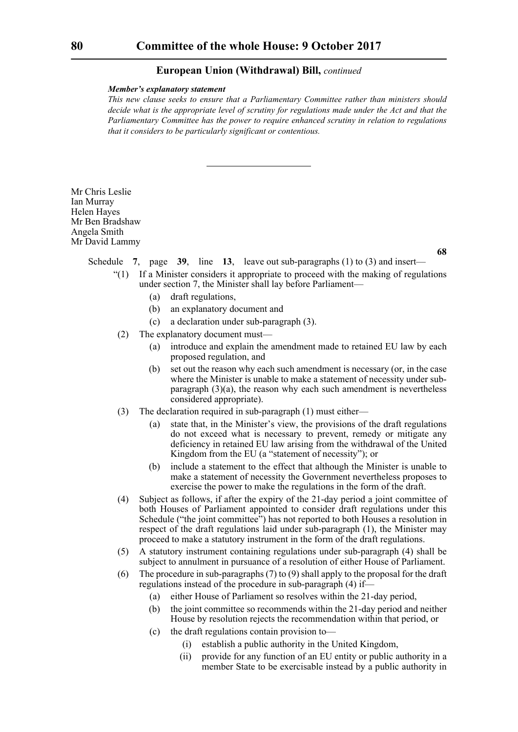*Member's explanatory statement*

*This new clause seeks to ensure that a Parliamentary Committee rather than ministers should decide what is the appropriate level of scrutiny for regulations made under the Act and that the Parliamentary Committee has the power to require enhanced scrutiny in relation to regulations that it considers to be particularly significant or contentious.*

---

Mr Chris Leslie
Ian Murray
Helen Hayes
Mr Ben Bradshaw
Angela Smith
Mr David Lammy

**68**

Schedule **7**, page **39**, line **13**, leave out sub-paragraphs (1) to (3) and insert—

"(1) If a Minister considers it appropriate to proceed with the making of regulations under section 7, the Minister shall lay before Parliament—

(a) draft regulations,

(b) an explanatory document and

(c) a declaration under sub-paragraph (3).

(2) The explanatory document must—

(a) introduce and explain the amendment made to retained EU law by each proposed regulation, and

(b) set out the reason why each such amendment is necessary (or, in the case where the Minister is unable to make a statement of necessity under sub-paragraph (3)(a), the reason why each such amendment is nevertheless considered appropriate).

(3) The declaration required in sub-paragraph (1) must either—

(a) state that, in the Minister's view, the provisions of the draft regulations do not exceed what is necessary to prevent, remedy or mitigate any deficiency in retained EU law arising from the withdrawal of the United Kingdom from the EU (a "statement of necessity"); or

(b) include a statement to the effect that although the Minister is unable to make a statement of necessity the Government nevertheless proposes to exercise the power to make the regulations in the form of the draft.

(4) Subject as follows, if after the expiry of the 21-day period a joint committee of both Houses of Parliament appointed to consider draft regulations under this Schedule ("the joint committee") has not reported to both Houses a resolution in respect of the draft regulations laid under sub-paragraph (1), the Minister may proceed to make a statutory instrument in the form of the draft regulations.

(5) A statutory instrument containing regulations under sub-paragraph (4) shall be subject to annulment in pursuance of a resolution of either House of Parliament.

(6) The procedure in sub-paragraphs (7) to (9) shall apply to the proposal for the draft regulations instead of the procedure in sub-paragraph (4) if—

(a) either House of Parliament so resolves within the 21-day period,

(b) the joint committee so recommends within the 21-day period and neither House by resolution rejects the recommendation within that period, or

(c) the draft regulations contain provision to—

(i) establish a public authority in the United Kingdom,

(ii) provide for any function of an EU entity or public authority in a member State to be exercisable instead by a public authority in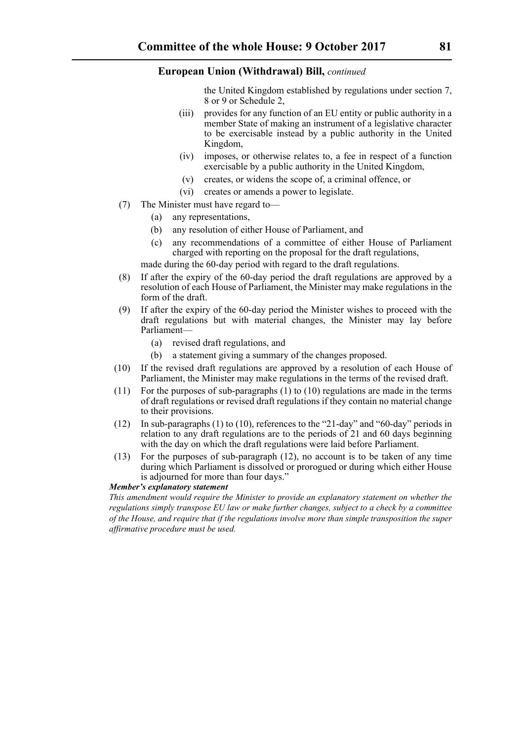the United Kingdom established by regulations under section 7, 8 or 9 or Schedule 2,

(iii) provides for any function of an EU entity or public authority in a member State of making an instrument of a legislative character to be exercisable instead by a public authority in the United Kingdom,

(iv) imposes, or otherwise relates to, a fee in respect of a function exercisable by a public authority in the United Kingdom,

(v) creates, or widens the scope of, a criminal offence, or

(vi) creates or amends a power to legislate.

(7) The Minister must have regard to—

(a) any representations,

(b) any resolution of either House of Parliament, and

(c) any recommendations of a committee of either House of Parliament charged with reporting on the proposal for the draft regulations,

made during the 60-day period with regard to the draft regulations.

(8) If after the expiry of the 60-day period the draft regulations are approved by a resolution of each House of Parliament, the Minister may make regulations in the form of the draft.

(9) If after the expiry of the 60-day period the Minister wishes to proceed with the draft regulations but with material changes, the Minister may lay before Parliament—

(a) revised draft regulations, and

(b) a statement giving a summary of the changes proposed.

(10) If the revised draft regulations are approved by a resolution of each House of Parliament, the Minister may make regulations in the terms of the revised draft.

(11) For the purposes of sub-paragraphs (1) to (10) regulations are made in the terms of draft regulations or revised draft regulations if they contain no material change to their provisions.

(12) In sub-paragraphs (1) to (10), references to the "21-day" and "60-day" periods in relation to any draft regulations are to the periods of 21 and 60 days beginning with the day on which the draft regulations were laid before Parliament.

(13) For the purposes of sub-paragraph (12), no account is to be taken of any time during which Parliament is dissolved or prorogued or during which either House is adjourned for more than four days."

***Member's explanatory statement***

*This amendment would require the Minister to provide an explanatory statement on whether the regulations simply transpose EU law or make further changes, subject to a check by a committee of the House, and require that if the regulations involve more than simple transposition the super affirmative procedure must be used.*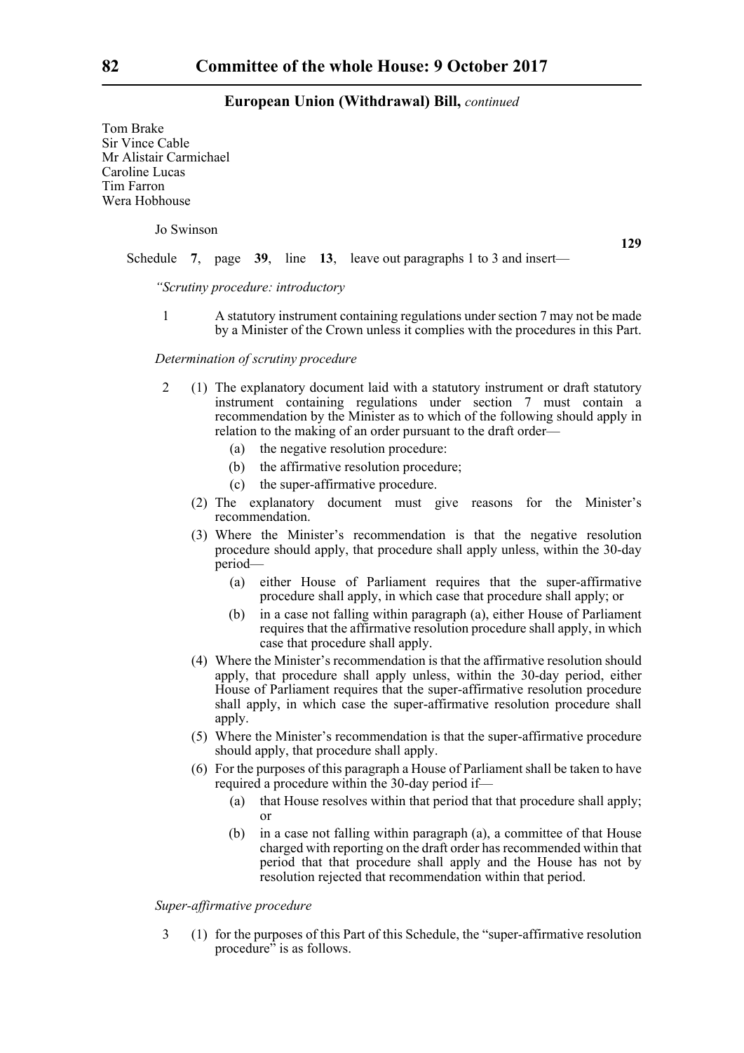Tom Brake
Sir Vince Cable
Mr Alistair Carmichael
Caroline Lucas
Tim Farron
Wera Hobhouse

Jo Swinson

**129**

Schedule **7**, page **39**, line **13**, leave out paragraphs 1 to 3 and insert—

*"Scrutiny procedure: introductory*

1 A statutory instrument containing regulations under section 7 may not be made by a Minister of the Crown unless it complies with the procedures in this Part.

*Determination of scrutiny procedure*

2 (1) The explanatory document laid with a statutory instrument or draft statutory instrument containing regulations under section 7 must contain a recommendation by the Minister as to which of the following should apply in relation to the making of an order pursuant to the draft order—

(a) the negative resolution procedure:

(b) the affirmative resolution procedure;

(c) the super-affirmative procedure.

(2) The explanatory document must give reasons for the Minister's recommendation.

(3) Where the Minister's recommendation is that the negative resolution procedure should apply, that procedure shall apply unless, within the 30-day period—

(a) either House of Parliament requires that the super-affirmative procedure shall apply, in which case that procedure shall apply; or

(b) in a case not falling within paragraph (a), either House of Parliament requires that the affirmative resolution procedure shall apply, in which case that procedure shall apply.

(4) Where the Minister's recommendation is that the affirmative resolution should apply, that procedure shall apply unless, within the 30-day period, either House of Parliament requires that the super-affirmative resolution procedure shall apply, in which case the super-affirmative resolution procedure shall apply.

(5) Where the Minister's recommendation is that the super-affirmative procedure should apply, that procedure shall apply.

(6) For the purposes of this paragraph a House of Parliament shall be taken to have required a procedure within the 30-day period if—

(a) that House resolves within that period that that procedure shall apply; or

(b) in a case not falling within paragraph (a), a committee of that House charged with reporting on the draft order has recommended within that period that that procedure shall apply and the House has not by resolution rejected that recommendation within that period.

*Super-affirmative procedure*

3 (1) for the purposes of this Part of this Schedule, the "super-affirmative resolution procedure" is as follows.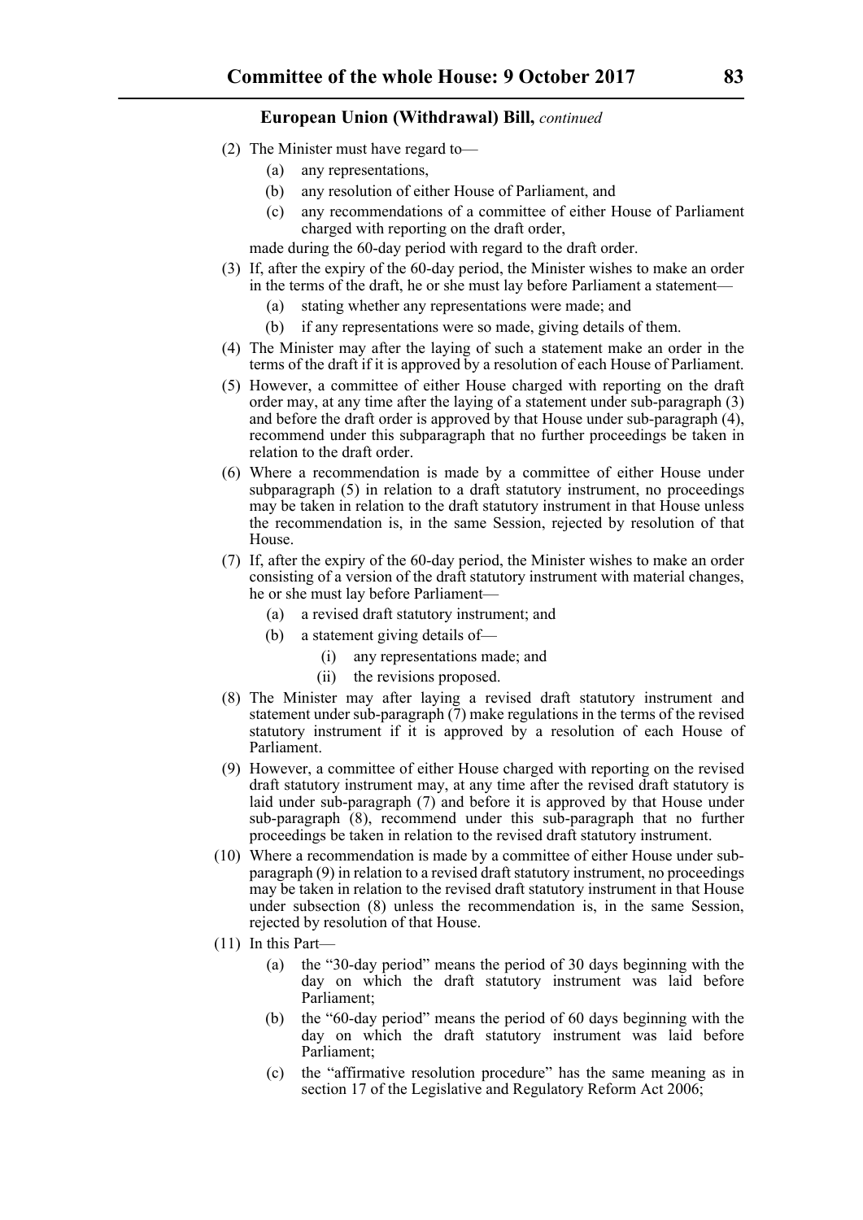**European Union (Withdrawal) Bill,** *continued*

(2) The Minister must have regard to—

(a) any representations,

(b) any resolution of either House of Parliament, and

(c) any recommendations of a committee of either House of Parliament charged with reporting on the draft order,

made during the 60-day period with regard to the draft order.

(3) If, after the expiry of the 60-day period, the Minister wishes to make an order in the terms of the draft, he or she must lay before Parliament a statement—

(a) stating whether any representations were made; and

(b) if any representations were so made, giving details of them.

(4) The Minister may after the laying of such a statement make an order in the terms of the draft if it is approved by a resolution of each House of Parliament.

(5) However, a committee of either House charged with reporting on the draft order may, at any time after the laying of a statement under sub-paragraph (3) and before the draft order is approved by that House under sub-paragraph (4), recommend under this subparagraph that no further proceedings be taken in relation to the draft order.

(6) Where a recommendation is made by a committee of either House under subparagraph (5) in relation to a draft statutory instrument, no proceedings may be taken in relation to the draft statutory instrument in that House unless the recommendation is, in the same Session, rejected by resolution of that House.

(7) If, after the expiry of the 60-day period, the Minister wishes to make an order consisting of a version of the draft statutory instrument with material changes, he or she must lay before Parliament—

(a) a revised draft statutory instrument; and

(b) a statement giving details of—

(i) any representations made; and

(ii) the revisions proposed.

(8) The Minister may after laying a revised draft statutory instrument and statement under sub-paragraph (7) make regulations in the terms of the revised statutory instrument if it is approved by a resolution of each House of Parliament.

(9) However, a committee of either House charged with reporting on the revised draft statutory instrument may, at any time after the revised draft statutory is laid under sub-paragraph (7) and before it is approved by that House under sub-paragraph (8), recommend under this sub-paragraph that no further proceedings be taken in relation to the revised draft statutory instrument.

(10) Where a recommendation is made by a committee of either House under sub-paragraph (9) in relation to a revised draft statutory instrument, no proceedings may be taken in relation to the revised draft statutory instrument in that House under subsection (8) unless the recommendation is, in the same Session, rejected by resolution of that House.

(11) In this Part—

(a) the "30-day period" means the period of 30 days beginning with the day on which the draft statutory instrument was laid before Parliament;

(b) the "60-day period" means the period of 60 days beginning with the day on which the draft statutory instrument was laid before Parliament;

(c) the "affirmative resolution procedure" has the same meaning as in section 17 of the Legislative and Regulatory Reform Act 2006;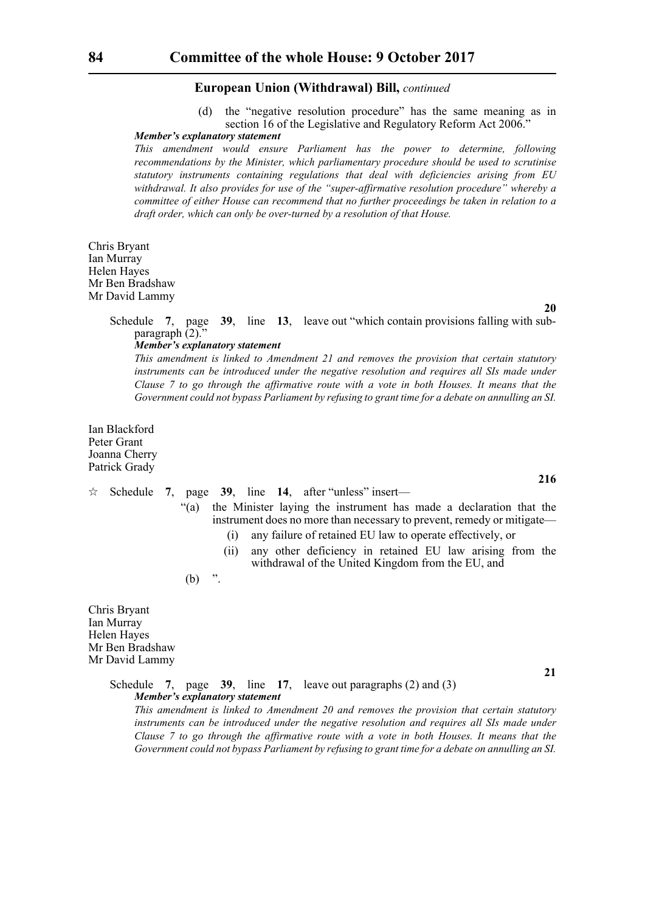(d) the "negative resolution procedure" has the same meaning as in section 16 of the Legislative and Regulatory Reform Act 2006."

***Member's explanatory statement***

*This amendment would ensure Parliament has the power to determine, following recommendations by the Minister, which parliamentary procedure should be used to scrutinise statutory instruments containing regulations that deal with deficiencies arising from EU withdrawal. It also provides for use of the "super-affirmative resolution procedure" whereby a committee of either House can recommend that no further proceedings be taken in relation to a draft order, which can only be over-turned by a resolution of that House.*

Chris Bryant
Ian Murray
Helen Hayes
Mr Ben Bradshaw
Mr David Lammy

**20**

Schedule **7**, page **39**, line **13**, leave out "which contain provisions falling with sub-paragraph (2)."

***Member's explanatory statement***

*This amendment is linked to Amendment 21 and removes the provision that certain statutory instruments can be introduced under the negative resolution and requires all SIs made under Clause 7 to go through the affirmative route with a vote in both Houses. It means that the Government could not bypass Parliament by refusing to grant time for a debate on annulling an SI.*

Ian Blackford
Peter Grant
Joanna Cherry
Patrick Grady

**216**

☆ Schedule **7**, page **39**, line **14**, after "unless" insert—

"(a) the Minister laying the instrument has made a declaration that the instrument does no more than necessary to prevent, remedy or mitigate—

(i) any failure of retained EU law to operate effectively, or

(ii) any other deficiency in retained EU law arising from the withdrawal of the United Kingdom from the EU, and

(b) ".

Chris Bryant
Ian Murray
Helen Hayes
Mr Ben Bradshaw
Mr David Lammy

**21**

Schedule **7**, page **39**, line **17**, leave out paragraphs (2) and (3)

***Member's explanatory statement***

*This amendment is linked to Amendment 20 and removes the provision that certain statutory instruments can be introduced under the negative resolution and requires all SIs made under Clause 7 to go through the affirmative route with a vote in both Houses. It means that the Government could not bypass Parliament by refusing to grant time for a debate on annulling an SI.*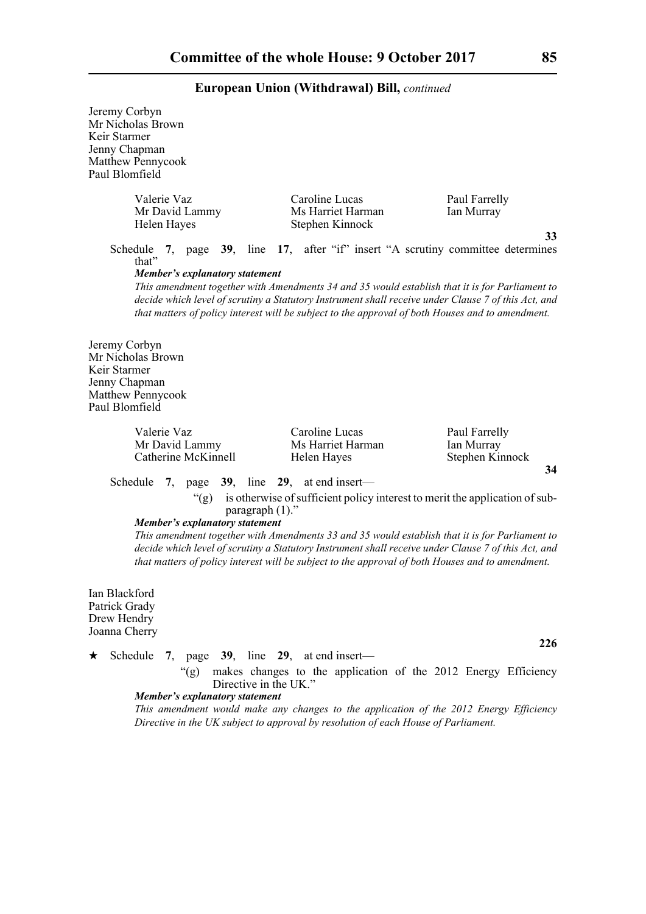Jeremy Corbyn
Mr Nicholas Brown
Keir Starmer
Jenny Chapman
Matthew Pennycook
Paul Blomfield

Valerie Vaz | Caroline Lucas | Paul Farrelly
Mr David Lammy | Ms Harriet Harman | Ian Murray
Helen Hayes | Stephen Kinnock |

**33**

Schedule **7**, page **39**, line **17**, after "if" insert "A scrutiny committee determines that"

***Member's explanatory statement***

*This amendment together with Amendments 34 and 35 would establish that it is for Parliament to decide which level of scrutiny a Statutory Instrument shall receive under Clause 7 of this Act, and that matters of policy interest will be subject to the approval of both Houses and to amendment.*

Jeremy Corbyn
Mr Nicholas Brown
Keir Starmer
Jenny Chapman
Matthew Pennycook
Paul Blomfield

Valerie Vaz | Caroline Lucas | Paul Farrelly
Mr David Lammy | Ms Harriet Harman | Ian Murray
Catherine McKinnell | Helen Hayes | Stephen Kinnock

**34**

Schedule **7**, page **39**, line **29**, at end insert—

"(g) is otherwise of sufficient policy interest to merit the application of sub-paragraph (1)."

***Member's explanatory statement***

*This amendment together with Amendments 33 and 35 would establish that it is for Parliament to decide which level of scrutiny a Statutory Instrument shall receive under Clause 7 of this Act, and that matters of policy interest will be subject to the approval of both Houses and to amendment.*

Ian Blackford
Patrick Grady
Drew Hendry
Joanna Cherry

**226**

★ Schedule **7**, page **39**, line **29**, at end insert—

"(g) makes changes to the application of the 2012 Energy Efficiency Directive in the UK."

***Member's explanatory statement***

*This amendment would make any changes to the application of the 2012 Energy Efficiency Directive in the UK subject to approval by resolution of each House of Parliament.*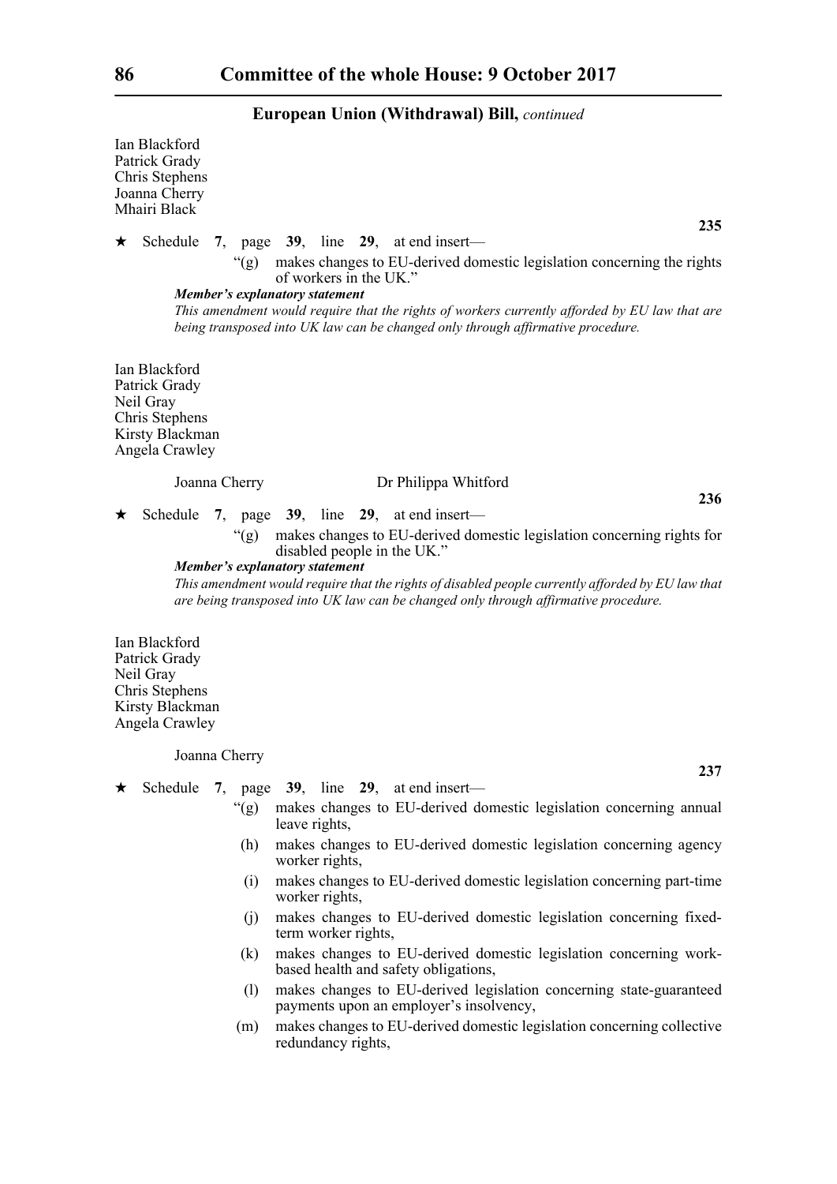Ian Blackford
Patrick Grady
Chris Stephens
Joanna Cherry
Mhairi Black

**235**

★ Schedule **7**, page **39**, line **29**, at end insert—

"(g) makes changes to EU-derived domestic legislation concerning the rights of workers in the UK."

***Member's explanatory statement***

*This amendment would require that the rights of workers currently afforded by EU law that are being transposed into UK law can be changed only through affirmative procedure.*

Ian Blackford
Patrick Grady
Neil Gray
Chris Stephens
Kirsty Blackman
Angela Crawley

Joanna Cherry
Dr Philippa Whitford

**236**

★ Schedule **7**, page **39**, line **29**, at end insert—

"(g) makes changes to EU-derived domestic legislation concerning rights for disabled people in the UK."

***Member's explanatory statement***

*This amendment would require that the rights of disabled people currently afforded by EU law that are being transposed into UK law can be changed only through affirmative procedure.*

Ian Blackford
Patrick Grady
Neil Gray
Chris Stephens
Kirsty Blackman
Angela Crawley

Joanna Cherry

**237**

★ Schedule **7**, page **39**, line **29**, at end insert—

"(g) makes changes to EU-derived domestic legislation concerning annual leave rights,

(h) makes changes to EU-derived domestic legislation concerning agency worker rights,

(i) makes changes to EU-derived domestic legislation concerning part-time worker rights,

(j) makes changes to EU-derived domestic legislation concerning fixed-term worker rights,

(k) makes changes to EU-derived domestic legislation concerning work-based health and safety obligations,

(l) makes changes to EU-derived legislation concerning state-guaranteed payments upon an employer's insolvency,

(m) makes changes to EU-derived domestic legislation concerning collective redundancy rights,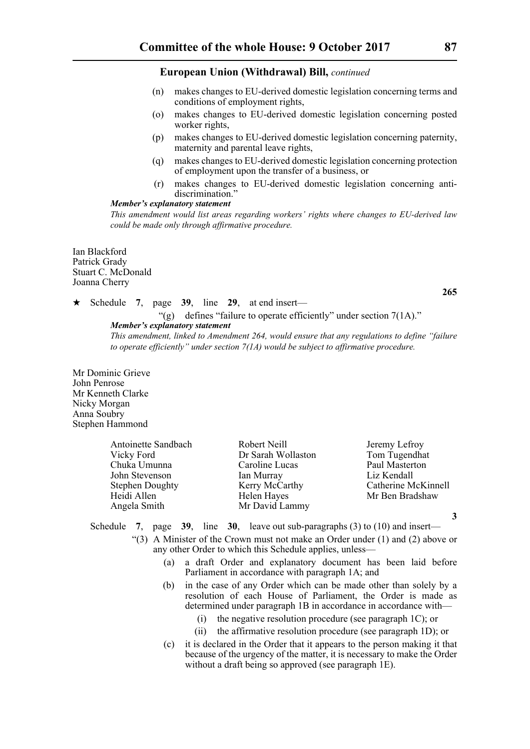(n) makes changes to EU-derived domestic legislation concerning terms and conditions of employment rights,

(o) makes changes to EU-derived domestic legislation concerning posted worker rights,

(p) makes changes to EU-derived domestic legislation concerning paternity, maternity and parental leave rights,

(q) makes changes to EU-derived domestic legislation concerning protection of employment upon the transfer of a business, or

(r) makes changes to EU-derived domestic legislation concerning anti-discrimination."

***Member's explanatory statement***

*This amendment would list areas regarding workers' rights where changes to EU-derived law could be made only through affirmative procedure.*

Ian Blackford
Patrick Grady
Stuart C. McDonald
Joanna Cherry

**265**

★ Schedule **7**, page **39**, line **29**, at end insert—

"(g) defines "failure to operate efficiently" under section 7(1A)."

***Member's explanatory statement***

*This amendment, linked to Amendment 264, would ensure that any regulations to define "failure to operate efficiently" under section 7(1A) would be subject to affirmative procedure.*

Mr Dominic Grieve
John Penrose
Mr Kenneth Clarke
Nicky Morgan
Anna Soubry
Stephen Hammond

Antoinette Sandbach
Vicky Ford
Chuka Umunna
John Stevenson
Stephen Doughty
Heidi Allen
Angela Smith
Robert Neill
Dr Sarah Wollaston
Caroline Lucas
Ian Murray
Kerry McCarthy
Helen Hayes
Mr David Lammy
Jeremy Lefroy
Tom Tugendhat
Paul Masterton
Liz Kendall
Catherine McKinnell
Mr Ben Bradshaw

**3**

Schedule **7**, page **39**, line **30**, leave out sub-paragraphs (3) to (10) and insert—

"(3) A Minister of the Crown must not make an Order under (1) and (2) above or any other Order to which this Schedule applies, unless—

(a) a draft Order and explanatory document has been laid before Parliament in accordance with paragraph 1A; and

(b) in the case of any Order which can be made other than solely by a resolution of each House of Parliament, the Order is made as determined under paragraph 1B in accordance in accordance with—

(i) the negative resolution procedure (see paragraph 1C); or

(ii) the affirmative resolution procedure (see paragraph 1D); or

(c) it is declared in the Order that it appears to the person making it that because of the urgency of the matter, it is necessary to make the Order without a draft being so approved (see paragraph 1E).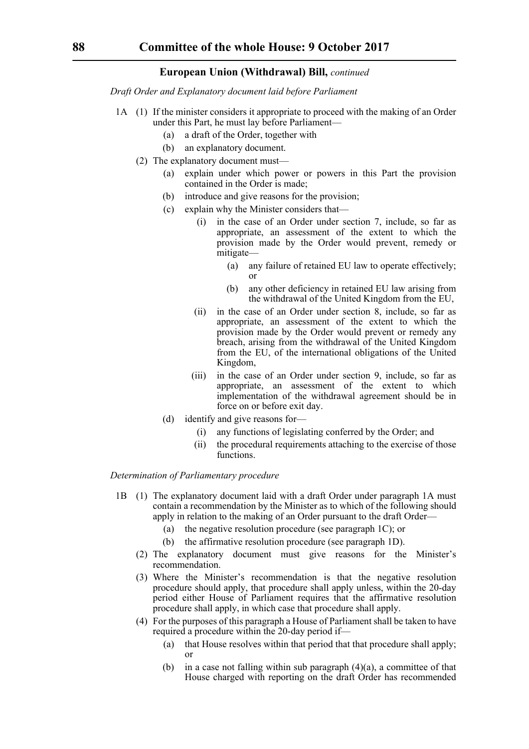**European Union (Withdrawal) Bill,** *continued*

*Draft Order and Explanatory document laid before Parliament*

1A (1) If the minister considers it appropriate to proceed with the making of an Order under this Part, he must lay before Parliament—

(a) a draft of the Order, together with

(b) an explanatory document.

(2) The explanatory document must—

(a) explain under which power or powers in this Part the provision contained in the Order is made;

(b) introduce and give reasons for the provision;

(c) explain why the Minister considers that—

(i) in the case of an Order under section 7, include, so far as appropriate, an assessment of the extent to which the provision made by the Order would prevent, remedy or mitigate—

(a) any failure of retained EU law to operate effectively; or

(b) any other deficiency in retained EU law arising from the withdrawal of the United Kingdom from the EU,

(ii) in the case of an Order under section 8, include, so far as appropriate, an assessment of the extent to which the provision made by the Order would prevent or remedy any breach, arising from the withdrawal of the United Kingdom from the EU, of the international obligations of the United Kingdom,

(iii) in the case of an Order under section 9, include, so far as appropriate, an assessment of the extent to which implementation of the withdrawal agreement should be in force on or before exit day.

(d) identify and give reasons for—

(i) any functions of legislating conferred by the Order; and

(ii) the procedural requirements attaching to the exercise of those functions.

*Determination of Parliamentary procedure*

1B (1) The explanatory document laid with a draft Order under paragraph 1A must contain a recommendation by the Minister as to which of the following should apply in relation to the making of an Order pursuant to the draft Order—

(a) the negative resolution procedure (see paragraph 1C); or

(b) the affirmative resolution procedure (see paragraph 1D).

(2) The explanatory document must give reasons for the Minister's recommendation.

(3) Where the Minister's recommendation is that the negative resolution procedure should apply, that procedure shall apply unless, within the 20-day period either House of Parliament requires that the affirmative resolution procedure shall apply, in which case that procedure shall apply.

(4) For the purposes of this paragraph a House of Parliament shall be taken to have required a procedure within the 20-day period if—

(a) that House resolves within that period that that procedure shall apply; or

(b) in a case not falling within sub paragraph (4)(a), a committee of that House charged with reporting on the draft Order has recommended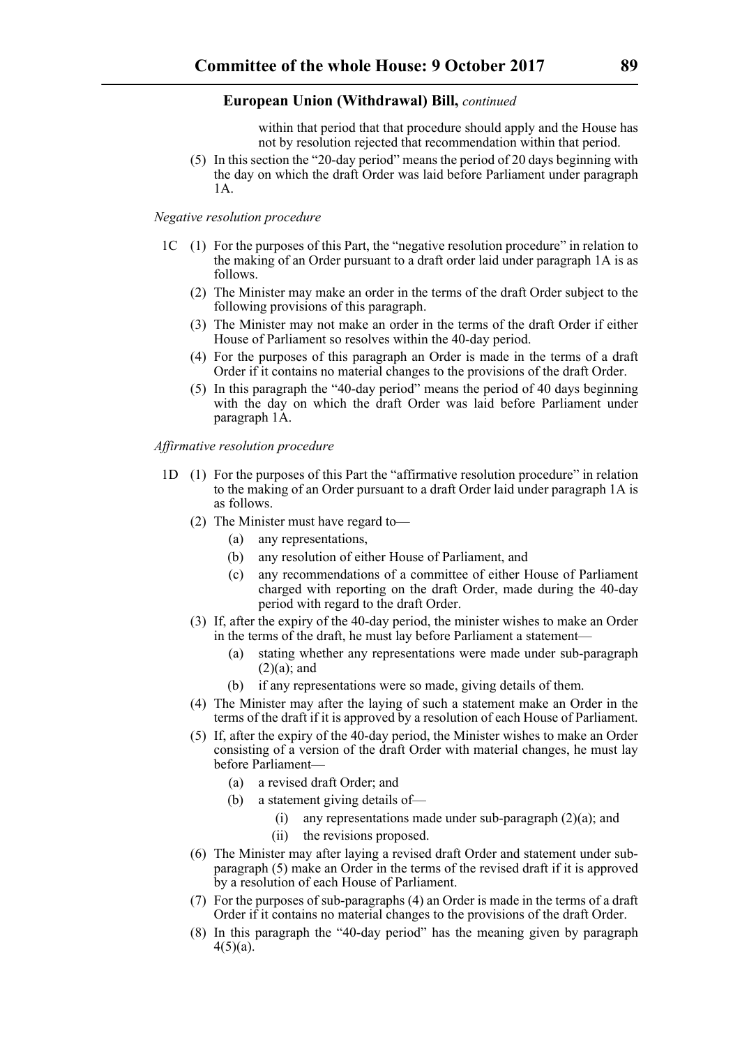within that period that that procedure should apply and the House has not by resolution rejected that recommendation within that period.

(5) In this section the "20-day period" means the period of 20 days beginning with the day on which the draft Order was laid before Parliament under paragraph 1A.

*Negative resolution procedure*

1C (1) For the purposes of this Part, the "negative resolution procedure" in relation to the making of an Order pursuant to a draft order laid under paragraph 1A is as follows.

(2) The Minister may make an order in the terms of the draft Order subject to the following provisions of this paragraph.

(3) The Minister may not make an order in the terms of the draft Order if either House of Parliament so resolves within the 40-day period.

(4) For the purposes of this paragraph an Order is made in the terms of a draft Order if it contains no material changes to the provisions of the draft Order.

(5) In this paragraph the "40-day period" means the period of 40 days beginning with the day on which the draft Order was laid before Parliament under paragraph 1A.

*Affirmative resolution procedure*

1D (1) For the purposes of this Part the "affirmative resolution procedure" in relation to the making of an Order pursuant to a draft Order laid under paragraph 1A is as follows.

(2) The Minister must have regard to—

(a) any representations,

(b) any resolution of either House of Parliament, and

(c) any recommendations of a committee of either House of Parliament charged with reporting on the draft Order, made during the 40-day period with regard to the draft Order.

(3) If, after the expiry of the 40-day period, the minister wishes to make an Order in the terms of the draft, he must lay before Parliament a statement—

(a) stating whether any representations were made under sub-paragraph (2)(a); and

(b) if any representations were so made, giving details of them.

(4) The Minister may after the laying of such a statement make an Order in the terms of the draft if it is approved by a resolution of each House of Parliament.

(5) If, after the expiry of the 40-day period, the Minister wishes to make an Order consisting of a version of the draft Order with material changes, he must lay before Parliament—

(a) a revised draft Order; and

(b) a statement giving details of—

(i) any representations made under sub-paragraph (2)(a); and

(ii) the revisions proposed.

(6) The Minister may after laying a revised draft Order and statement under sub-paragraph (5) make an Order in the terms of the revised draft if it is approved by a resolution of each House of Parliament.

(7) For the purposes of sub-paragraphs (4) an Order is made in the terms of a draft Order if it contains no material changes to the provisions of the draft Order.

(8) In this paragraph the "40-day period" has the meaning given by paragraph 4(5)(a).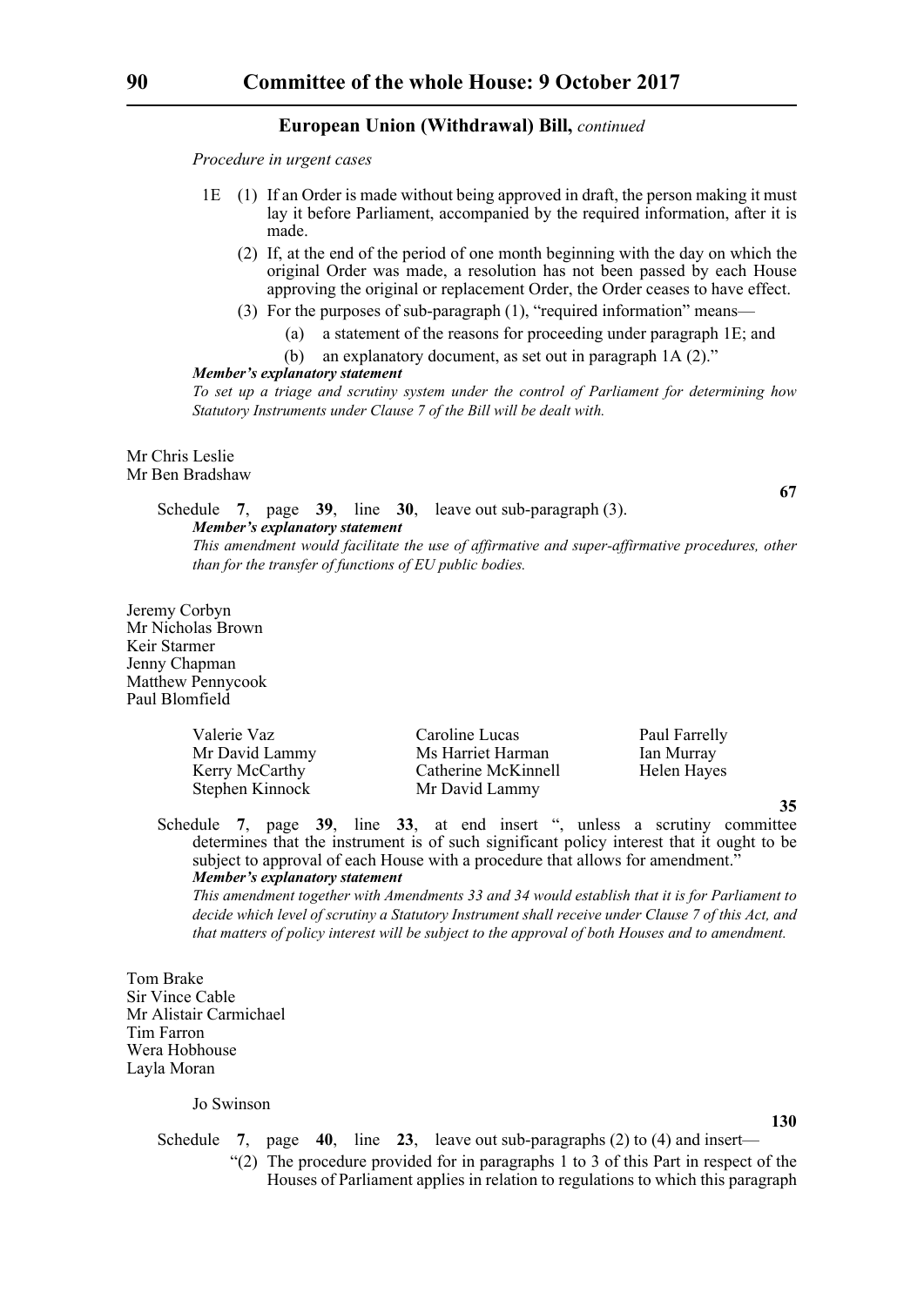*Procedure in urgent cases*

1E (1) If an Order is made without being approved in draft, the person making it must lay it before Parliament, accompanied by the required information, after it is made.

(2) If, at the end of the period of one month beginning with the day on which the original Order was made, a resolution has not been passed by each House approving the original or replacement Order, the Order ceases to have effect.

(3) For the purposes of sub-paragraph (1), "required information" means—

(a) a statement of the reasons for proceeding under paragraph 1E; and

(b) an explanatory document, as set out in paragraph 1A (2)."

***Member's explanatory statement***

*To set up a triage and scrutiny system under the control of Parliament for determining how Statutory Instruments under Clause 7 of the Bill will be dealt with.*

Mr Chris Leslie
Mr Ben Bradshaw

**67**

Schedule **7**, page **39**, line **30**, leave out sub-paragraph (3).

***Member's explanatory statement***

*This amendment would facilitate the use of affirmative and super-affirmative procedures, other than for the transfer of functions of EU public bodies.*

Jeremy Corbyn
Mr Nicholas Brown
Keir Starmer
Jenny Chapman
Matthew Pennycook
Paul Blomfield

Valerie Vaz
Mr David Lammy
Kerry McCarthy
Stephen Kinnock
Caroline Lucas
Ms Harriet Harman
Catherine McKinnell
Mr David Lammy
Paul Farrelly
Ian Murray
Helen Hayes

**35**

Schedule **7**, page **39**, line **33**, at end insert ", unless a scrutiny committee determines that the instrument is of such significant policy interest that it ought to be subject to approval of each House with a procedure that allows for amendment."

***Member's explanatory statement***

*This amendment together with Amendments 33 and 34 would establish that it is for Parliament to decide which level of scrutiny a Statutory Instrument shall receive under Clause 7 of this Act, and that matters of policy interest will be subject to the approval of both Houses and to amendment.*

Tom Brake
Sir Vince Cable
Mr Alistair Carmichael
Tim Farron
Wera Hobhouse
Layla Moran

Jo Swinson

**130**

Schedule **7**, page **40**, line **23**, leave out sub-paragraphs (2) to (4) and insert—

"(2) The procedure provided for in paragraphs 1 to 3 of this Part in respect of the Houses of Parliament applies in relation to regulations to which this paragraph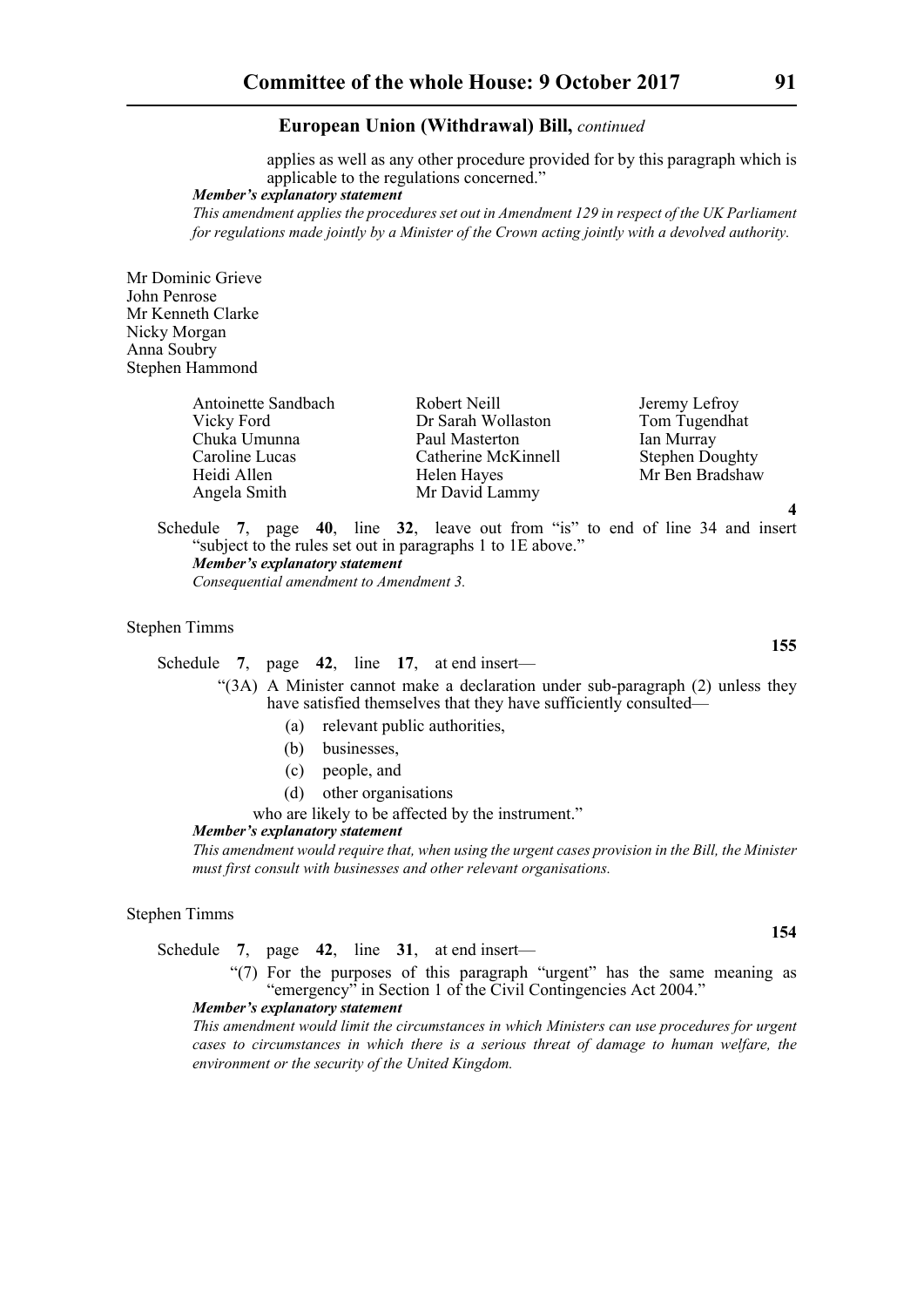applies as well as any other procedure provided for by this paragraph which is applicable to the regulations concerned."

***Member's explanatory statement***

*This amendment applies the procedures set out in Amendment 129 in respect of the UK Parliament for regulations made jointly by a Minister of the Crown acting jointly with a devolved authority.*

Mr Dominic Grieve
John Penrose
Mr Kenneth Clarke
Nicky Morgan
Anna Soubry
Stephen Hammond

Antoinette Sandbach
Vicky Ford
Chuka Umunna
Caroline Lucas
Heidi Allen
Angela Smith
Robert Neill
Dr Sarah Wollaston
Paul Masterton
Catherine McKinnell
Helen Hayes
Mr David Lammy
Jeremy Lefroy
Tom Tugendhat
Ian Murray
Stephen Doughty
Mr Ben Bradshaw

**4**

Schedule **7**, page **40**, line **32**, leave out from "is" to end of line 34 and insert "subject to the rules set out in paragraphs 1 to 1E above."

***Member's explanatory statement***

*Consequential amendment to Amendment 3.*

Stephen Timms

**155**

Schedule **7**, page **42**, line **17**, at end insert—

"(3A) A Minister cannot make a declaration under sub-paragraph (2) unless they have satisfied themselves that they have sufficiently consulted—

(a) relevant public authorities,

(b) businesses,

(c) people, and

(d) other organisations

who are likely to be affected by the instrument."

***Member's explanatory statement***

*This amendment would require that, when using the urgent cases provision in the Bill, the Minister must first consult with businesses and other relevant organisations.*

Stephen Timms

**154**

Schedule **7**, page **42**, line **31**, at end insert—

"(7) For the purposes of this paragraph "urgent" has the same meaning as "emergency" in Section 1 of the Civil Contingencies Act 2004."

***Member's explanatory statement***

*This amendment would limit the circumstances in which Ministers can use procedures for urgent cases to circumstances in which there is a serious threat of damage to human welfare, the environment or the security of the United Kingdom.*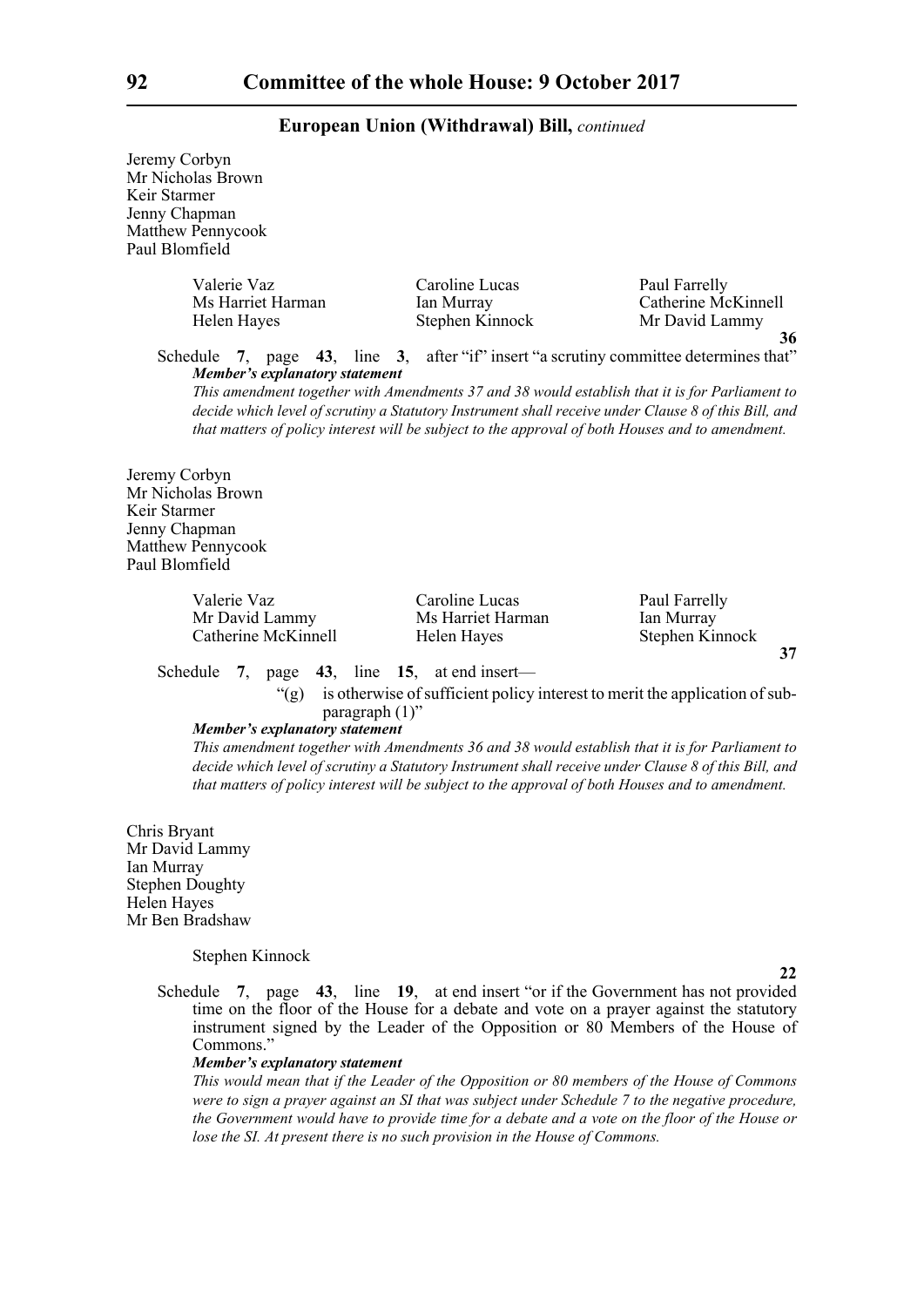Jeremy Corbyn
Mr Nicholas Brown
Keir Starmer
Jenny Chapman
Matthew Pennycook
Paul Blomfield

Valerie Vaz
Ms Harriet Harman
Helen Hayes
Caroline Lucas
Ian Murray
Stephen Kinnock
Paul Farrelly
Catherine McKinnell
Mr David Lammy

**36**

Schedule **7**, page **43**, line **3**, after "if" insert "a scrutiny committee determines that"

***Member's explanatory statement***

*This amendment together with Amendments 37 and 38 would establish that it is for Parliament to decide which level of scrutiny a Statutory Instrument shall receive under Clause 8 of this Bill, and that matters of policy interest will be subject to the approval of both Houses and to amendment.*

Jeremy Corbyn
Mr Nicholas Brown
Keir Starmer
Jenny Chapman
Matthew Pennycook
Paul Blomfield

Valerie Vaz
Mr David Lammy
Catherine McKinnell
Caroline Lucas
Ms Harriet Harman
Helen Hayes
Paul Farrelly
Ian Murray
Stephen Kinnock

**37**

Schedule **7**, page **43**, line **15**, at end insert—

"(g) is otherwise of sufficient policy interest to merit the application of sub-paragraph (1)"

***Member's explanatory statement***

*This amendment together with Amendments 36 and 38 would establish that it is for Parliament to decide which level of scrutiny a Statutory Instrument shall receive under Clause 8 of this Bill, and that matters of policy interest will be subject to the approval of both Houses and to amendment.*

Chris Bryant
Mr David Lammy
Ian Murray
Stephen Doughty
Helen Hayes
Mr Ben Bradshaw

Stephen Kinnock

**22**

Schedule **7**, page **43**, line **19**, at end insert "or if the Government has not provided time on the floor of the House for a debate and vote on a prayer against the statutory instrument signed by the Leader of the Opposition or 80 Members of the House of Commons."

***Member's explanatory statement***

*This would mean that if the Leader of the Opposition or 80 members of the House of Commons were to sign a prayer against an SI that was subject under Schedule 7 to the negative procedure, the Government would have to provide time for a debate and a vote on the floor of the House or lose the SI. At present there is no such provision in the House of Commons.*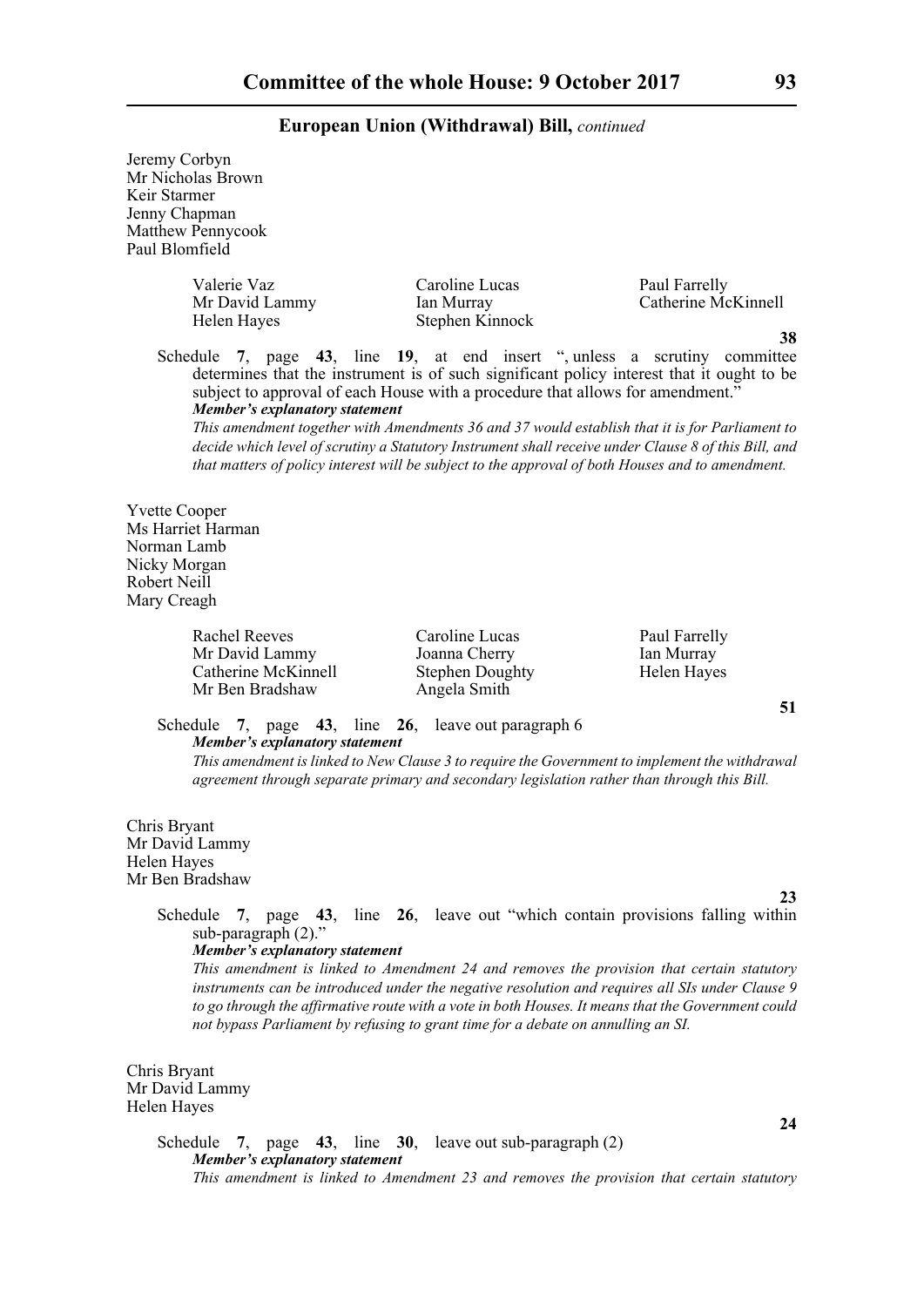Jeremy Corbyn
Mr Nicholas Brown
Keir Starmer
Jenny Chapman
Matthew Pennycook
Paul Blomfield

Valerie Vaz, Caroline Lucas, Paul Farrelly, Mr David Lammy, Ian Murray, Catherine McKinnell, Helen Hayes, Stephen Kinnock

**38**

Schedule **7**, page **43**, line **19**, at end insert ", unless a scrutiny committee determines that the instrument is of such significant policy interest that it ought to be subject to approval of each House with a procedure that allows for amendment."

***Member's explanatory statement***

*This amendment together with Amendments 36 and 37 would establish that it is for Parliament to decide which level of scrutiny a Statutory Instrument shall receive under Clause 8 of this Bill, and that matters of policy interest will be subject to the approval of both Houses and to amendment.*

Yvette Cooper
Ms Harriet Harman
Norman Lamb
Nicky Morgan
Robert Neill
Mary Creagh

Rachel Reeves, Caroline Lucas, Paul Farrelly, Mr David Lammy, Joanna Cherry, Ian Murray, Catherine McKinnell, Stephen Doughty, Helen Hayes, Mr Ben Bradshaw, Angela Smith

**51**

Schedule **7**, page **43**, line **26**, leave out paragraph 6

***Member's explanatory statement***

*This amendment is linked to New Clause 3 to require the Government to implement the withdrawal agreement through separate primary and secondary legislation rather than through this Bill.*

Chris Bryant
Mr David Lammy
Helen Hayes
Mr Ben Bradshaw

**23**

Schedule **7**, page **43**, line **26**, leave out "which contain provisions falling within sub-paragraph (2)."

***Member's explanatory statement***

*This amendment is linked to Amendment 24 and removes the provision that certain statutory instruments can be introduced under the negative resolution and requires all SIs under Clause 9 to go through the affirmative route with a vote in both Houses. It means that the Government could not bypass Parliament by refusing to grant time for a debate on annulling an SI.*

Chris Bryant
Mr David Lammy
Helen Hayes

**24**

Schedule **7**, page **43**, line **30**, leave out sub-paragraph (2)

***Member's explanatory statement***

*This amendment is linked to Amendment 23 and removes the provision that certain statutory*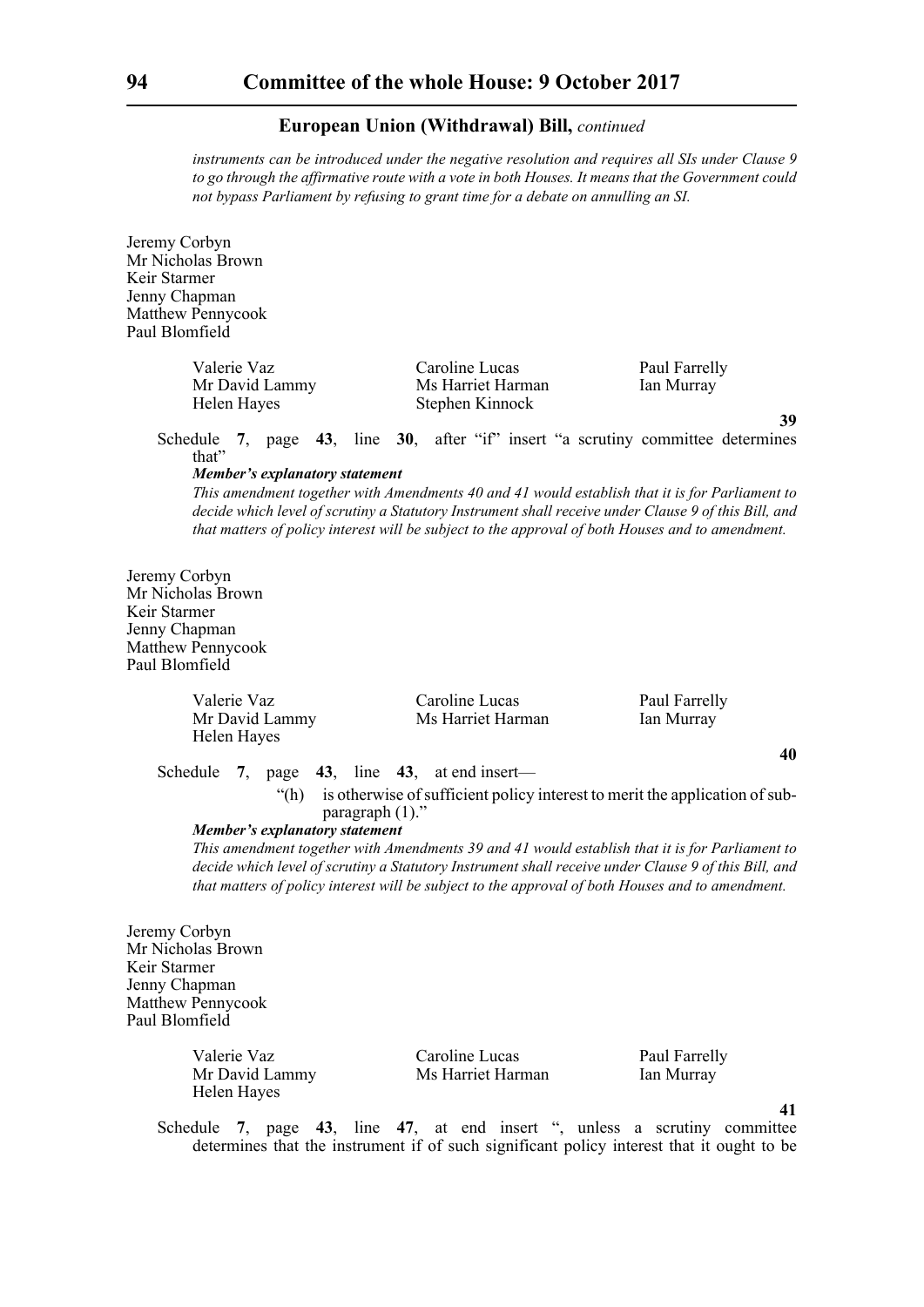*instruments can be introduced under the negative resolution and requires all SIs under Clause 9 to go through the affirmative route with a vote in both Houses. It means that the Government could not bypass Parliament by refusing to grant time for a debate on annulling an SI.*

Jeremy Corbyn
Mr Nicholas Brown
Keir Starmer
Jenny Chapman
Matthew Pennycook
Paul Blomfield

Valerie Vaz
Mr David Lammy
Helen Hayes
Caroline Lucas
Ms Harriet Harman
Stephen Kinnock
Paul Farrelly
Ian Murray

**39**

Schedule **7**, page **43**, line **30**, after "if" insert "a scrutiny committee determines that"

***Member's explanatory statement***

*This amendment together with Amendments 40 and 41 would establish that it is for Parliament to decide which level of scrutiny a Statutory Instrument shall receive under Clause 9 of this Bill, and that matters of policy interest will be subject to the approval of both Houses and to amendment.*

Jeremy Corbyn
Mr Nicholas Brown
Keir Starmer
Jenny Chapman
Matthew Pennycook
Paul Blomfield

Valerie Vaz
Mr David Lammy
Helen Hayes
Caroline Lucas
Ms Harriet Harman
Paul Farrelly
Ian Murray

**40**

Schedule **7**, page **43**, line **43**, at end insert—

"(h) is otherwise of sufficient policy interest to merit the application of sub-paragraph (1)."

***Member's explanatory statement***

*This amendment together with Amendments 39 and 41 would establish that it is for Parliament to decide which level of scrutiny a Statutory Instrument shall receive under Clause 9 of this Bill, and that matters of policy interest will be subject to the approval of both Houses and to amendment.*

Jeremy Corbyn
Mr Nicholas Brown
Keir Starmer
Jenny Chapman
Matthew Pennycook
Paul Blomfield

Valerie Vaz
Mr David Lammy
Helen Hayes
Caroline Lucas
Ms Harriet Harman
Paul Farrelly
Ian Murray

**41**

Schedule **7**, page **43**, line **47**, at end insert ", unless a scrutiny committee determines that the instrument if of such significant policy interest that it ought to be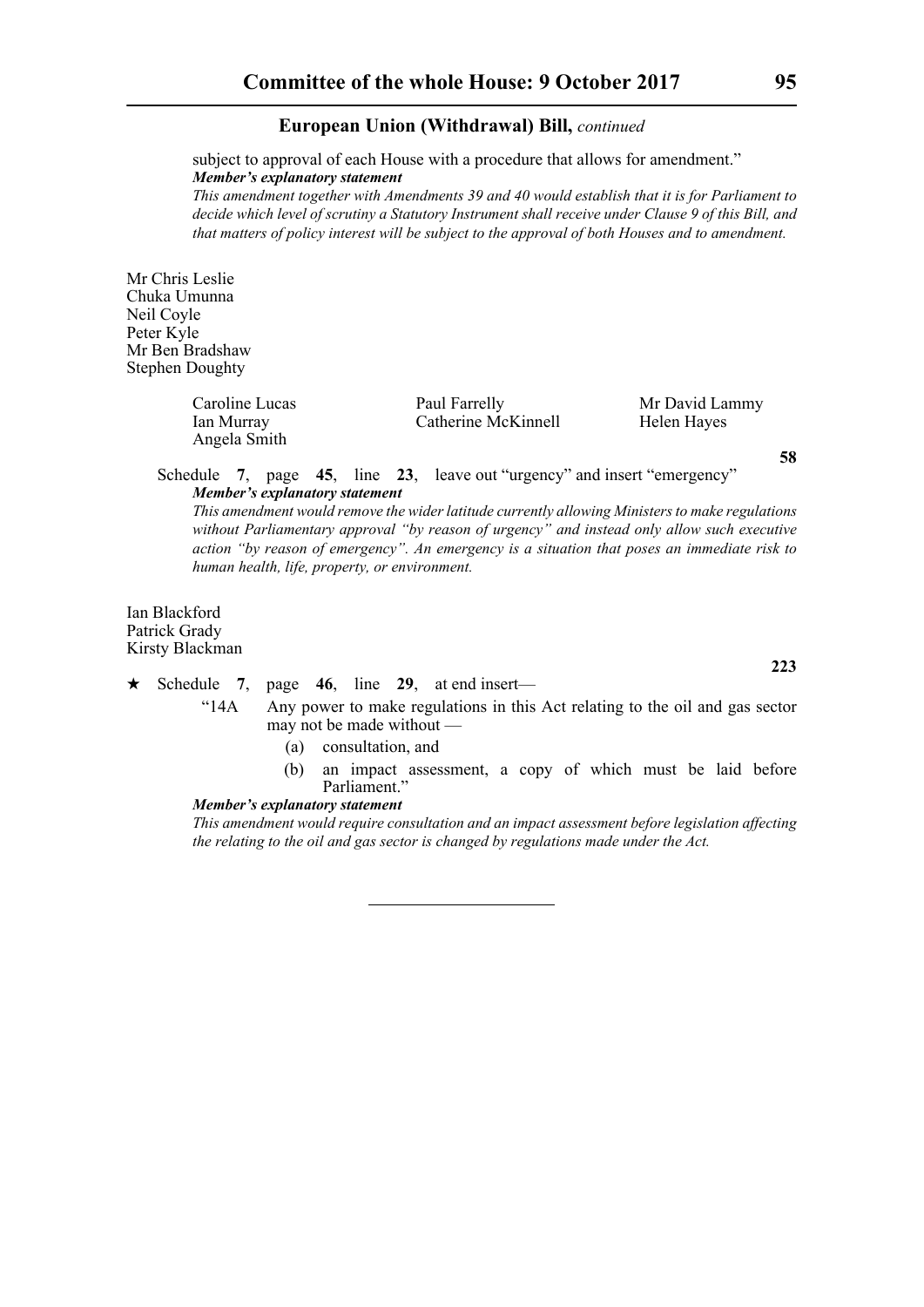subject to approval of each House with a procedure that allows for amendment."

***Member's explanatory statement***

*This amendment together with Amendments 39 and 40 would establish that it is for Parliament to decide which level of scrutiny a Statutory Instrument shall receive under Clause 9 of this Bill, and that matters of policy interest will be subject to the approval of both Houses and to amendment.*

Mr Chris Leslie
Chuka Umunna
Neil Coyle
Peter Kyle
Mr Ben Bradshaw
Stephen Doughty

Caroline Lucas, Paul Farrelly, Mr David Lammy, Ian Murray, Catherine McKinnell, Helen Hayes, Angela Smith

**58**

Schedule **7**, page **45**, line **23**, leave out "urgency" and insert "emergency"

***Member's explanatory statement***

*This amendment would remove the wider latitude currently allowing Ministers to make regulations without Parliamentary approval "by reason of urgency" and instead only allow such executive action "by reason of emergency". An emergency is a situation that poses an immediate risk to human health, life, property, or environment.*

Ian Blackford
Patrick Grady
Kirsty Blackman

**223**

★ Schedule **7**, page **46**, line **29**, at end insert—

"14A Any power to make regulations in this Act relating to the oil and gas sector may not be made without —

(a) consultation, and

(b) an impact assessment, a copy of which must be laid before Parliament."

***Member's explanatory statement***

*This amendment would require consultation and an impact assessment before legislation affecting the relating to the oil and gas sector is changed by regulations made under the Act.*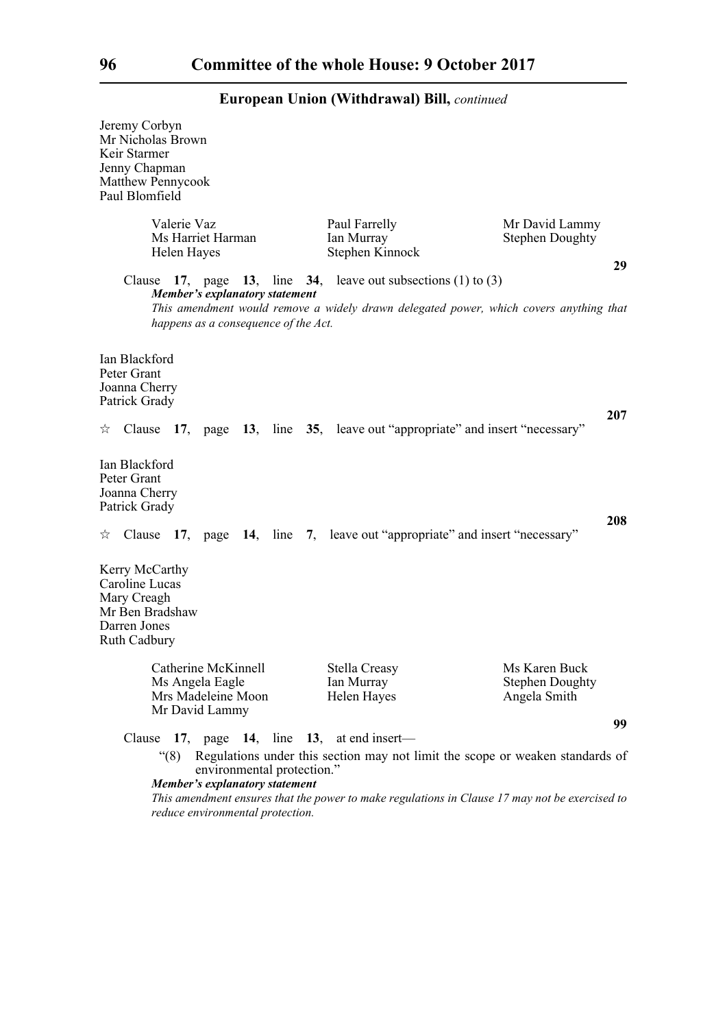Jeremy Corbyn
Mr Nicholas Brown
Keir Starmer
Jenny Chapman
Matthew Pennycook
Paul Blomfield

Valerie Vaz
Ms Harriet Harman
Helen Hayes
Paul Farrelly
Ian Murray
Stephen Kinnock
Mr David Lammy
Stephen Doughty

**29**

Clause **17**, page **13**, line **34**, leave out subsections (1) to (3)

***Member's explanatory statement***

*This amendment would remove a widely drawn delegated power, which covers anything that happens as a consequence of the Act.*

Ian Blackford
Peter Grant
Joanna Cherry
Patrick Grady

**207**

☆ Clause **17**, page **13**, line **35**, leave out "appropriate" and insert "necessary"

Ian Blackford
Peter Grant
Joanna Cherry
Patrick Grady

**208**

☆ Clause **17**, page **14**, line **7**, leave out "appropriate" and insert "necessary"

Kerry McCarthy
Caroline Lucas
Mary Creagh
Mr Ben Bradshaw
Darren Jones
Ruth Cadbury

Catherine McKinnell
Ms Angela Eagle
Mrs Madeleine Moon
Mr David Lammy
Stella Creasy
Ian Murray
Helen Hayes
Ms Karen Buck
Stephen Doughty
Angela Smith

**99**

Clause **17**, page **14**, line **13**, at end insert—

"(8) Regulations under this section may not limit the scope or weaken standards of environmental protection."

***Member's explanatory statement***

*This amendment ensures that the power to make regulations in Clause 17 may not be exercised to reduce environmental protection.*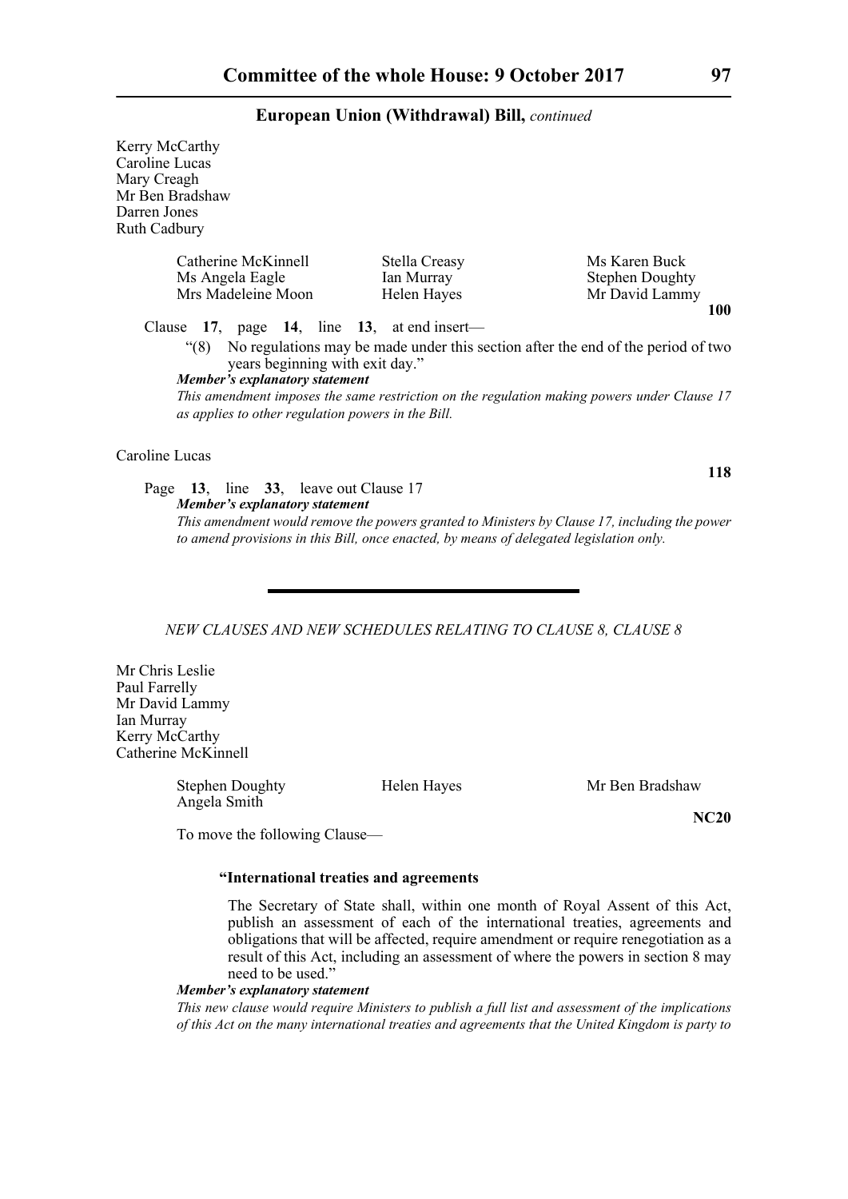Kerry McCarthy
Caroline Lucas
Mary Creagh
Mr Ben Bradshaw
Darren Jones
Ruth Cadbury

Catherine McKinnell
Ms Angela Eagle
Mrs Madeleine Moon

Stella Creasy
Ian Murray
Helen Hayes

Ms Karen Buck
Stephen Doughty
Mr David Lammy

**100**

Clause **17**, page **14**, line **13**, at end insert—

"(8) No regulations may be made under this section after the end of the period of two years beginning with exit day."

***Member's explanatory statement***

*This amendment imposes the same restriction on the regulation making powers under Clause 17 as applies to other regulation powers in the Bill.*

Caroline Lucas

**118**

Page **13**, line **33**, leave out Clause 17

***Member's explanatory statement***

*This amendment would remove the powers granted to Ministers by Clause 17, including the power to amend provisions in this Bill, once enacted, by means of delegated legislation only.*

---

*NEW CLAUSES AND NEW SCHEDULES RELATING TO CLAUSE 8, CLAUSE 8*

Mr Chris Leslie
Paul Farrelly
Mr David Lammy
Ian Murray
Kerry McCarthy
Catherine McKinnell

Stephen Doughty
Angela Smith

Helen Hayes

Mr Ben Bradshaw

**NC20**

To move the following Clause—

**"International treaties and agreements**

The Secretary of State shall, within one month of Royal Assent of this Act, publish an assessment of each of the international treaties, agreements and obligations that will be affected, require amendment or require renegotiation as a result of this Act, including an assessment of where the powers in section 8 may need to be used."

***Member's explanatory statement***

*This new clause would require Ministers to publish a full list and assessment of the implications of this Act on the many international treaties and agreements that the United Kingdom is party to*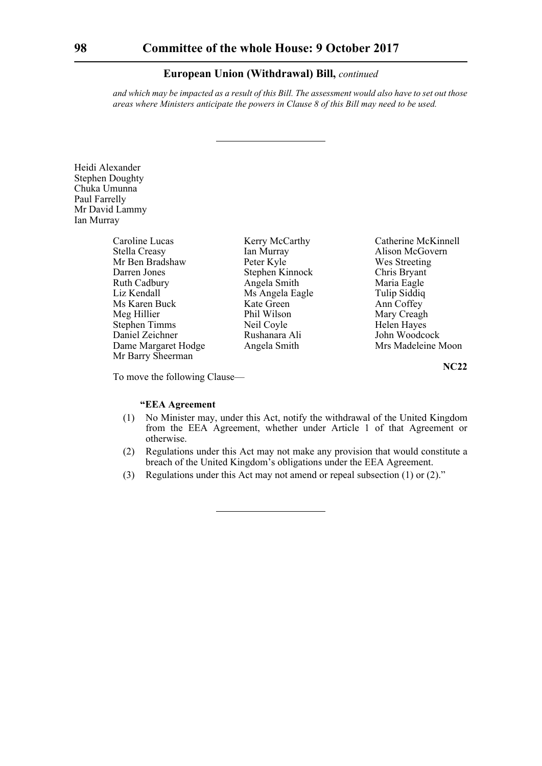*and which may be impacted as a result of this Bill. The assessment would also have to set out those areas where Ministers anticipate the powers in Clause 8 of this Bill may need to be used.*

---

Heidi Alexander
Stephen Doughty
Chuka Umunna
Paul Farrelly
Mr David Lammy
Ian Murray

Caroline Lucas
Stella Creasy
Mr Ben Bradshaw
Darren Jones
Ruth Cadbury
Liz Kendall
Ms Karen Buck
Meg Hillier
Stephen Timms
Daniel Zeichner
Dame Margaret Hodge
Mr Barry Sheerman
Kerry McCarthy
Ian Murray
Peter Kyle
Stephen Kinnock
Angela Smith
Ms Angela Eagle
Kate Green
Phil Wilson
Neil Coyle
Rushanara Ali
Angela Smith
Catherine McKinnell
Alison McGovern
Wes Streeting
Chris Bryant
Maria Eagle
Tulip Siddiq
Ann Coffey
Mary Creagh
Helen Hayes
John Woodcock
Mrs Madeleine Moon

**NC22**

To move the following Clause—

**"EEA Agreement**

(1) No Minister may, under this Act, notify the withdrawal of the United Kingdom from the EEA Agreement, whether under Article 1 of that Agreement or otherwise.

(2) Regulations under this Act may not make any provision that would constitute a breach of the United Kingdom's obligations under the EEA Agreement.

(3) Regulations under this Act may not amend or repeal subsection (1) or (2)."

---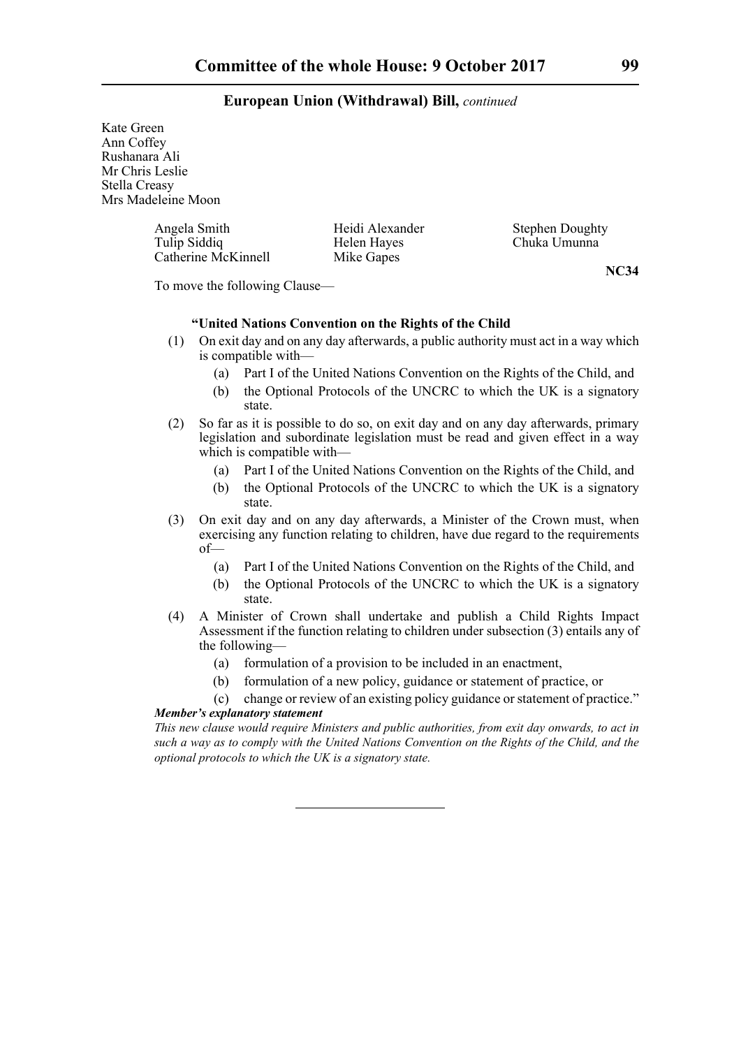Kate Green
Ann Coffey
Rushanara Ali
Mr Chris Leslie
Stella Creasy
Mrs Madeleine Moon

Angela Smith
Tulip Siddiq
Catherine McKinnell
Heidi Alexander
Helen Hayes
Mike Gapes
Stephen Doughty
Chuka Umunna

**NC34**

To move the following Clause—

**"United Nations Convention on the Rights of the Child**

(1) On exit day and on any day afterwards, a public authority must act in a way which is compatible with—

  (a) Part I of the United Nations Convention on the Rights of the Child, and

  (b) the Optional Protocols of the UNCRC to which the UK is a signatory state.

(2) So far as it is possible to do so, on exit day and on any day afterwards, primary legislation and subordinate legislation must be read and given effect in a way which is compatible with—

  (a) Part I of the United Nations Convention on the Rights of the Child, and

  (b) the Optional Protocols of the UNCRC to which the UK is a signatory state.

(3) On exit day and on any day afterwards, a Minister of the Crown must, when exercising any function relating to children, have due regard to the requirements of—

  (a) Part I of the United Nations Convention on the Rights of the Child, and

  (b) the Optional Protocols of the UNCRC to which the UK is a signatory state.

(4) A Minister of Crown shall undertake and publish a Child Rights Impact Assessment if the function relating to children under subsection (3) entails any of the following—

  (a) formulation of a provision to be included in an enactment,

  (b) formulation of a new policy, guidance or statement of practice, or

  (c) change or review of an existing policy guidance or statement of practice."

***Member's explanatory statement***

*This new clause would require Ministers and public authorities, from exit day onwards, to act in such a way as to comply with the United Nations Convention on the Rights of the Child, and the optional protocols to which the UK is a signatory state.*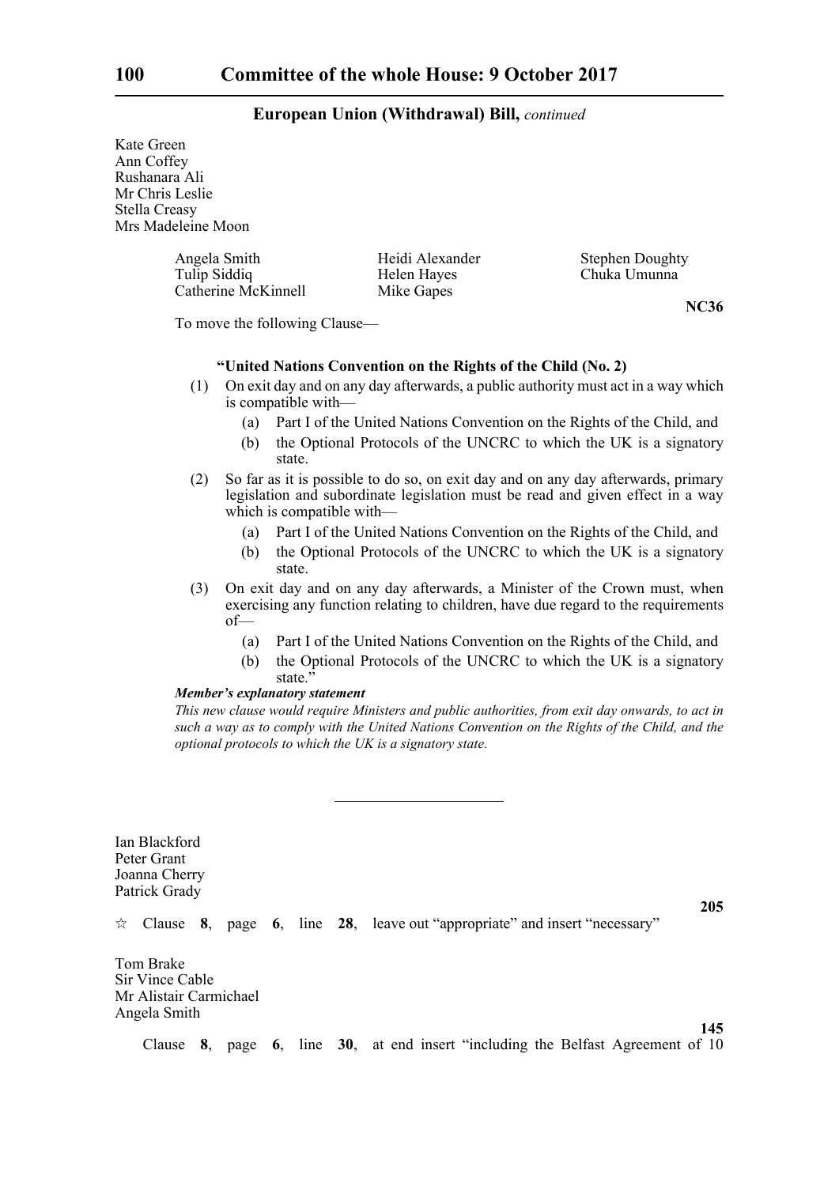Kate Green
Ann Coffey
Rushanara Ali
Mr Chris Leslie
Stella Creasy
Mrs Madeleine Moon

Angela Smith
Tulip Siddiq
Catherine McKinnell
Heidi Alexander
Helen Hayes
Mike Gapes
Stephen Doughty
Chuka Umunna

**NC36**

To move the following Clause—

**"United Nations Convention on the Rights of the Child (No. 2)**

(1) On exit day and on any day afterwards, a public authority must act in a way which is compatible with—

- (a) Part I of the United Nations Convention on the Rights of the Child, and
- (b) the Optional Protocols of the UNCRC to which the UK is a signatory state.

(2) So far as it is possible to do so, on exit day and on any day afterwards, primary legislation and subordinate legislation must be read and given effect in a way which is compatible with—

- (a) Part I of the United Nations Convention on the Rights of the Child, and
- (b) the Optional Protocols of the UNCRC to which the UK is a signatory state.

(3) On exit day and on any day afterwards, a Minister of the Crown must, when exercising any function relating to children, have due regard to the requirements of—

- (a) Part I of the United Nations Convention on the Rights of the Child, and
- (b) the Optional Protocols of the UNCRC to which the UK is a signatory state."

***Member's explanatory statement***

*This new clause would require Ministers and public authorities, from exit day onwards, to act in such a way as to comply with the United Nations Convention on the Rights of the Child, and the optional protocols to which the UK is a signatory state.*

---

Ian Blackford
Peter Grant
Joanna Cherry
Patrick Grady

**205**

☆ Clause **8**, page **6**, line **28**, leave out "appropriate" and insert "necessary"

Tom Brake
Sir Vince Cable
Mr Alistair Carmichael
Angela Smith

**145**

Clause **8**, page **6**, line **30**, at end insert "including the Belfast Agreement of 10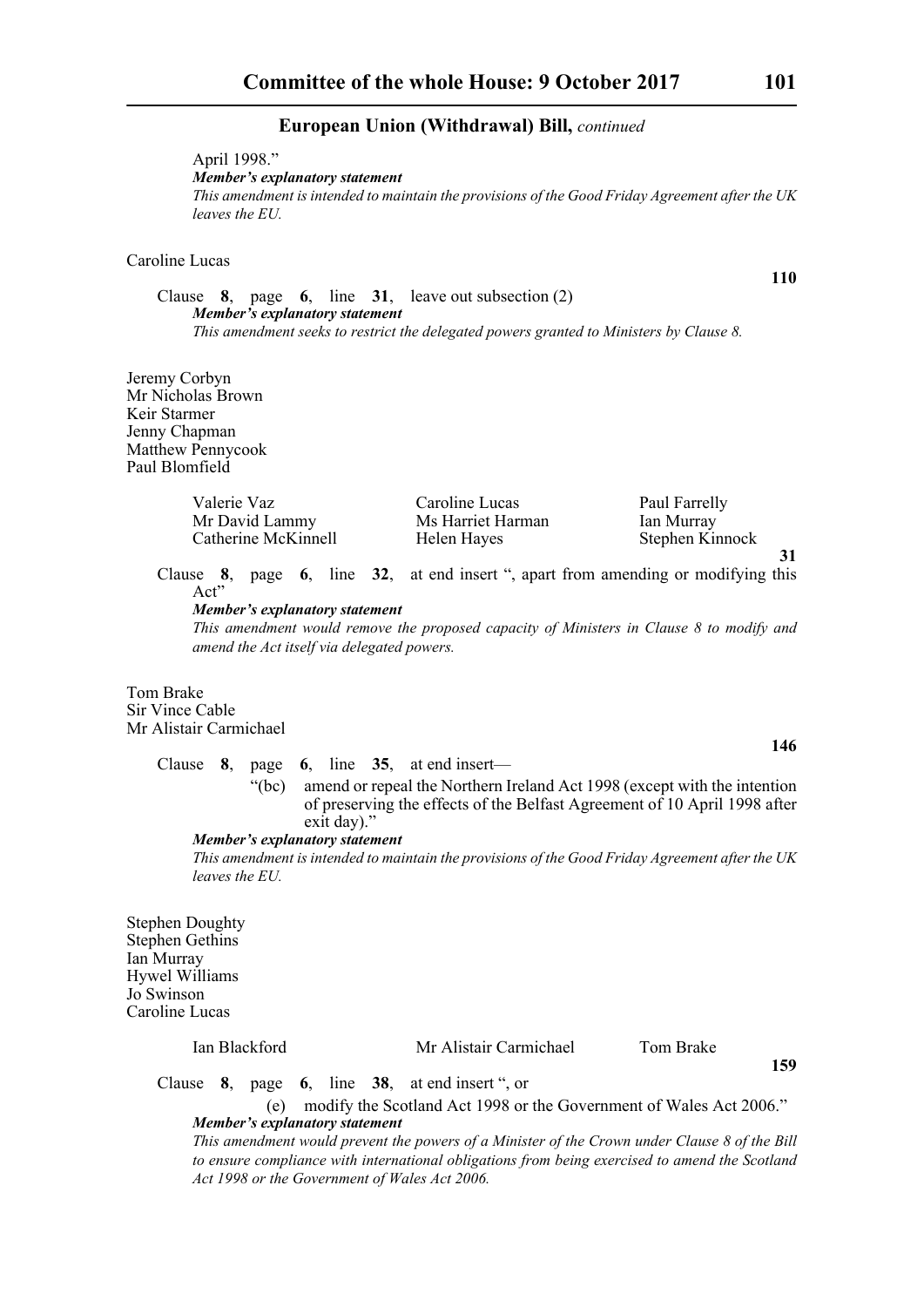April 1998."

***Member's explanatory statement***

*This amendment is intended to maintain the provisions of the Good Friday Agreement after the UK leaves the EU.*

Caroline Lucas

**110**

Clause **8**, page **6**, line **31**, leave out subsection (2)

***Member's explanatory statement***

*This amendment seeks to restrict the delegated powers granted to Ministers by Clause 8.*

Jeremy Corbyn
Mr Nicholas Brown
Keir Starmer
Jenny Chapman
Matthew Pennycook
Paul Blomfield

Valerie Vaz, Caroline Lucas, Paul Farrelly, Mr David Lammy, Ms Harriet Harman, Ian Murray, Catherine McKinnell, Helen Hayes, Stephen Kinnock

**31**

Clause **8**, page **6**, line **32**, at end insert ", apart from amending or modifying this Act"

***Member's explanatory statement***

*This amendment would remove the proposed capacity of Ministers in Clause 8 to modify and amend the Act itself via delegated powers.*

Tom Brake
Sir Vince Cable
Mr Alistair Carmichael

**146**

Clause **8**, page **6**, line **35**, at end insert—

"(bc) amend or repeal the Northern Ireland Act 1998 (except with the intention of preserving the effects of the Belfast Agreement of 10 April 1998 after exit day)."

***Member's explanatory statement***

*This amendment is intended to maintain the provisions of the Good Friday Agreement after the UK leaves the EU.*

Stephen Doughty
Stephen Gethins
Ian Murray
Hywel Williams
Jo Swinson
Caroline Lucas

Ian Blackford, Mr Alistair Carmichael, Tom Brake

**159**

Clause **8**, page **6**, line **38**, at end insert ", or

(e) modify the Scotland Act 1998 or the Government of Wales Act 2006."

***Member's explanatory statement***

*This amendment would prevent the powers of a Minister of the Crown under Clause 8 of the Bill to ensure compliance with international obligations from being exercised to amend the Scotland Act 1998 or the Government of Wales Act 2006.*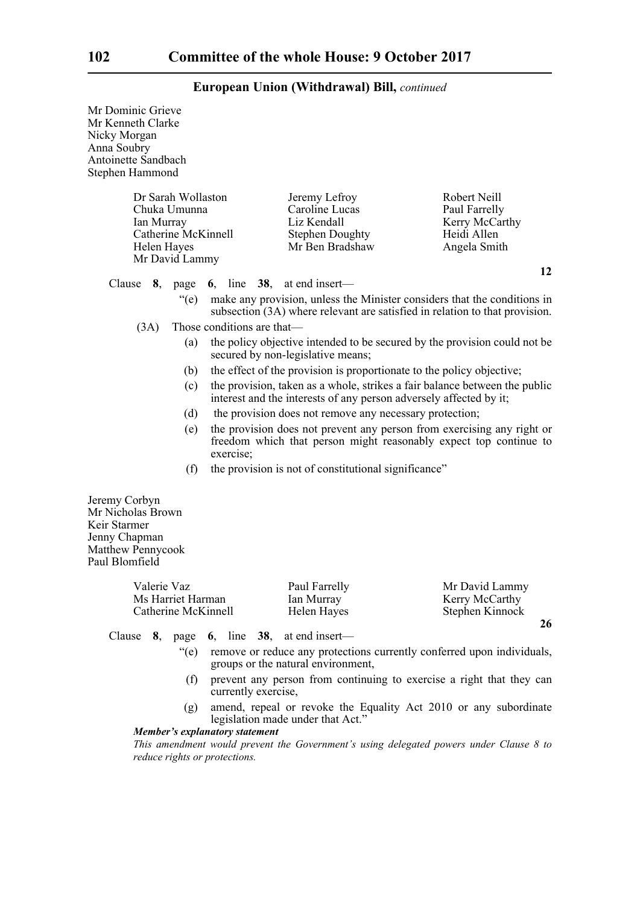Mr Dominic Grieve
Mr Kenneth Clarke
Nicky Morgan
Anna Soubry
Antoinette Sandbach
Stephen Hammond

Dr Sarah Wollaston
Chuka Umunna
Ian Murray
Catherine McKinnell
Helen Hayes
Mr David Lammy
Jeremy Lefroy
Caroline Lucas
Liz Kendall
Stephen Doughty
Mr Ben Bradshaw
Robert Neill
Paul Farrelly
Kerry McCarthy
Heidi Allen
Angela Smith

**12**

Clause **8**, page **6**, line **38**, at end insert—

"(e) make any provision, unless the Minister considers that the conditions in subsection (3A) where relevant are satisfied in relation to that provision.

(3A) Those conditions are that—

(a) the policy objective intended to be secured by the provision could not be secured by non-legislative means;

(b) the effect of the provision is proportionate to the policy objective;

(c) the provision, taken as a whole, strikes a fair balance between the public interest and the interests of any person adversely affected by it;

(d) the provision does not remove any necessary protection;

(e) the provision does not prevent any person from exercising any right or freedom which that person might reasonably expect top continue to exercise;

(f) the provision is not of constitutional significance"

Jeremy Corbyn
Mr Nicholas Brown
Keir Starmer
Jenny Chapman
Matthew Pennycook
Paul Blomfield

Valerie Vaz
Ms Harriet Harman
Catherine McKinnell
Paul Farrelly
Ian Murray
Helen Hayes
Mr David Lammy
Kerry McCarthy
Stephen Kinnock

**26**

Clause **8**, page **6**, line **38**, at end insert—

"(e) remove or reduce any protections currently conferred upon individuals, groups or the natural environment,

(f) prevent any person from continuing to exercise a right that they can currently exercise,

(g) amend, repeal or revoke the Equality Act 2010 or any subordinate legislation made under that Act."

***Member's explanatory statement***

*This amendment would prevent the Government's using delegated powers under Clause 8 to reduce rights or protections.*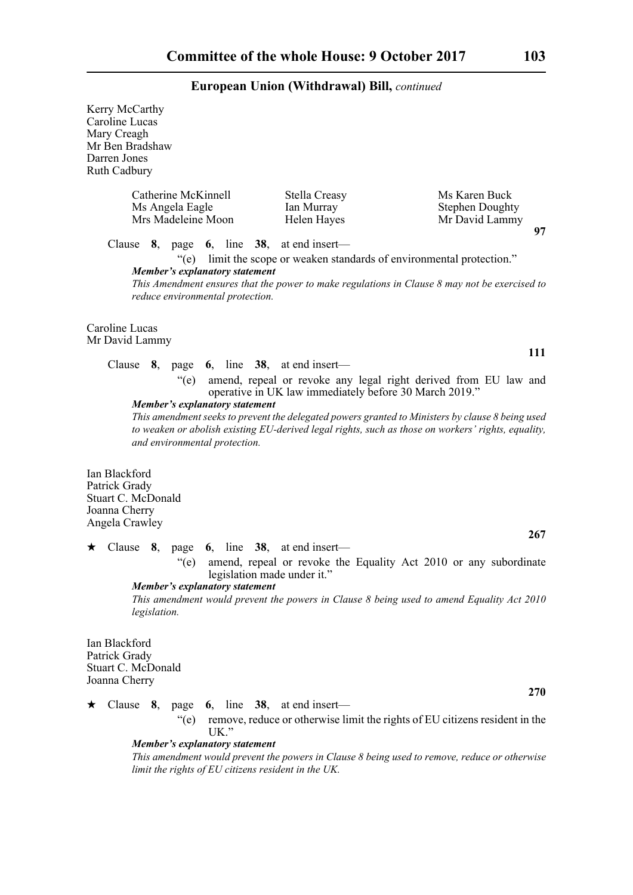**European Union (Withdrawal) Bill,** *continued*

Kerry McCarthy
Caroline Lucas
Mary Creagh
Mr Ben Bradshaw
Darren Jones
Ruth Cadbury

| | | |
|---|---|---|
| Catherine McKinnell | Stella Creasy | Ms Karen Buck |
| Ms Angela Eagle | Ian Murray | Stephen Doughty |
| Mrs Madeleine Moon | Helen Hayes | Mr David Lammy |

**97**

Clause **8**, page **6**, line **38**, at end insert—

"(e) limit the scope or weaken standards of environmental protection."

***Member's explanatory statement***

*This Amendment ensures that the power to make regulations in Clause 8 may not be exercised to reduce environmental protection.*

Caroline Lucas
Mr David Lammy

**111**

Clause **8**, page **6**, line **38**, at end insert—

"(e) amend, repeal or revoke any legal right derived from EU law and operative in UK law immediately before 30 March 2019."

***Member's explanatory statement***

*This amendment seeks to prevent the delegated powers granted to Ministers by clause 8 being used to weaken or abolish existing EU-derived legal rights, such as those on workers' rights, equality, and environmental protection.*

Ian Blackford
Patrick Grady
Stuart C. McDonald
Joanna Cherry
Angela Crawley

**267**

★ Clause **8**, page **6**, line **38**, at end insert—

"(e) amend, repeal or revoke the Equality Act 2010 or any subordinate legislation made under it."

***Member's explanatory statement***

*This amendment would prevent the powers in Clause 8 being used to amend Equality Act 2010 legislation.*

Ian Blackford
Patrick Grady
Stuart C. McDonald
Joanna Cherry

**270**

★ Clause **8**, page **6**, line **38**, at end insert—

"(e) remove, reduce or otherwise limit the rights of EU citizens resident in the UK."

***Member's explanatory statement***

*This amendment would prevent the powers in Clause 8 being used to remove, reduce or otherwise limit the rights of EU citizens resident in the UK.*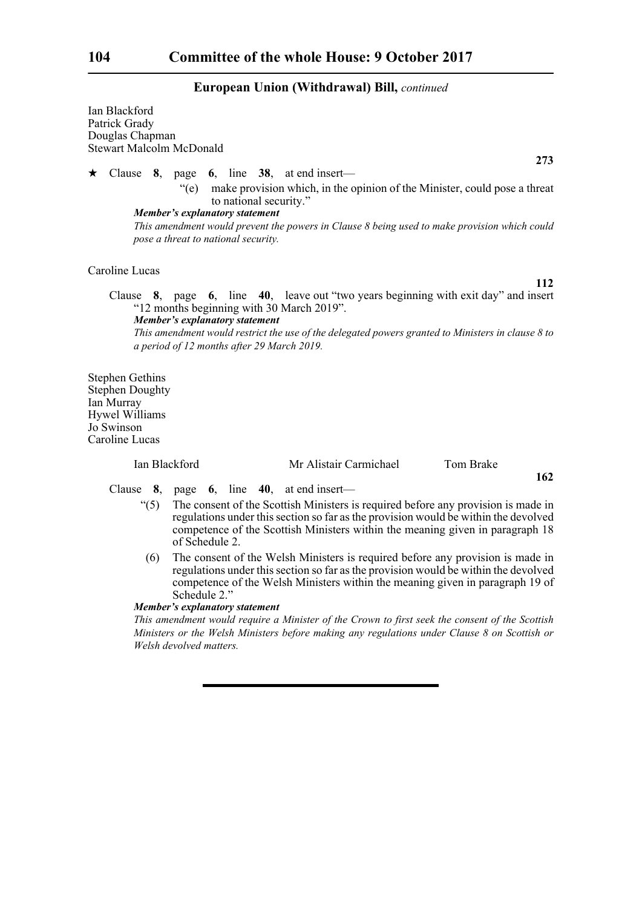Ian Blackford
Patrick Grady
Douglas Chapman
Stewart Malcolm McDonald

**273**

★ Clause **8**, page **6**, line **38**, at end insert—

"(e) make provision which, in the opinion of the Minister, could pose a threat to national security."

***Member's explanatory statement***

*This amendment would prevent the powers in Clause 8 being used to make provision which could pose a threat to national security.*

Caroline Lucas

**112**

Clause **8**, page **6**, line **40**, leave out "two years beginning with exit day" and insert "12 months beginning with 30 March 2019".

***Member's explanatory statement***

*This amendment would restrict the use of the delegated powers granted to Ministers in clause 8 to a period of 12 months after 29 March 2019.*

Stephen Gethins
Stephen Doughty
Ian Murray
Hywel Williams
Jo Swinson
Caroline Lucas

Ian Blackford    Mr Alistair Carmichael    Tom Brake

**162**

Clause **8**, page **6**, line **40**, at end insert—

"(5) The consent of the Scottish Ministers is required before any provision is made in regulations under this section so far as the provision would be within the devolved competence of the Scottish Ministers within the meaning given in paragraph 18 of Schedule 2.

(6) The consent of the Welsh Ministers is required before any provision is made in regulations under this section so far as the provision would be within the devolved competence of the Welsh Ministers within the meaning given in paragraph 19 of Schedule 2."

***Member's explanatory statement***

*This amendment would require a Minister of the Crown to first seek the consent of the Scottish Ministers or the Welsh Ministers before making any regulations under Clause 8 on Scottish or Welsh devolved matters.*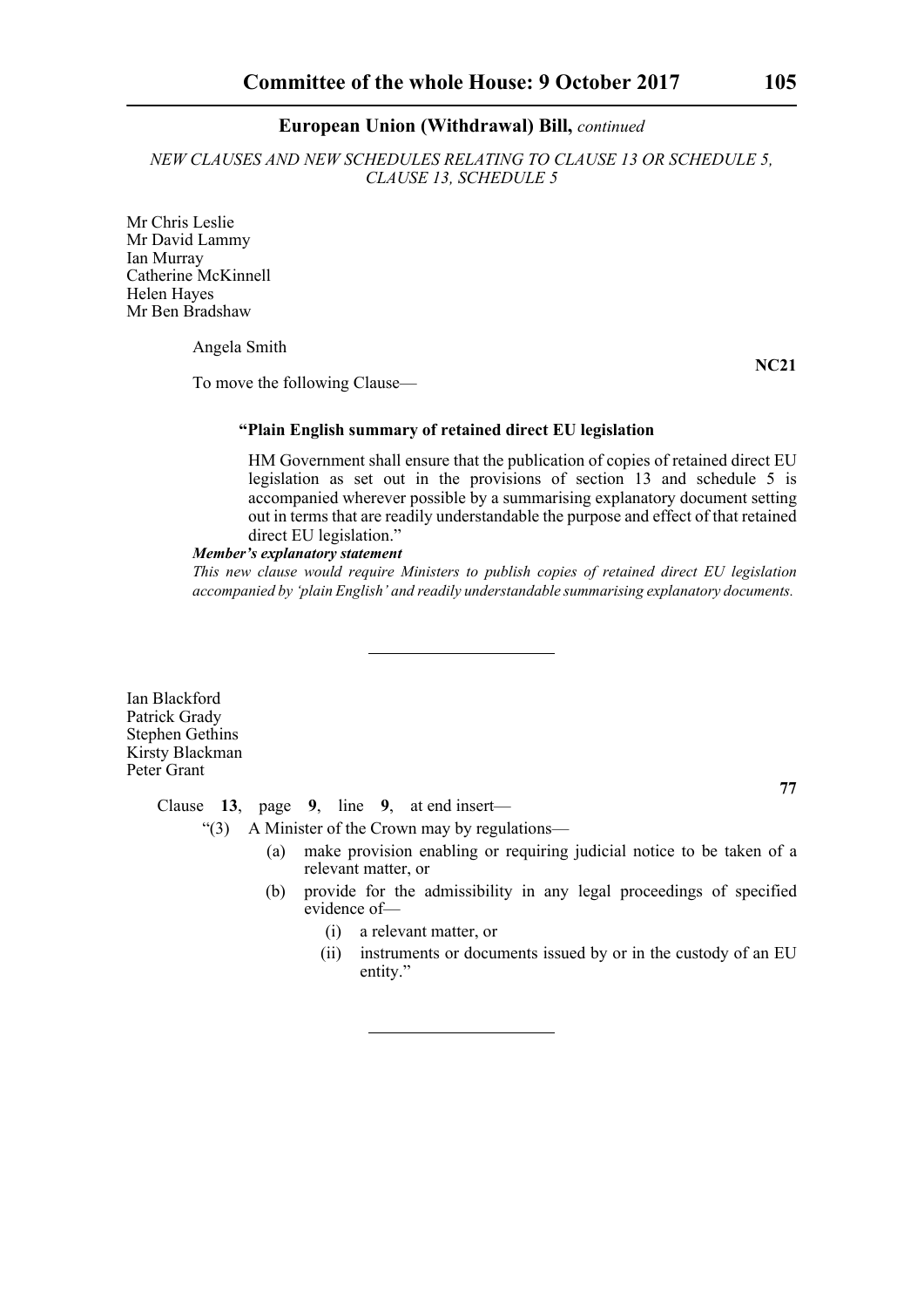**European Union (Withdrawal) Bill,** *continued*

*NEW CLAUSES AND NEW SCHEDULES RELATING TO CLAUSE 13 OR SCHEDULE 5, CLAUSE 13, SCHEDULE 5*

Mr Chris Leslie
Mr David Lammy
Ian Murray
Catherine McKinnell
Helen Hayes
Mr Ben Bradshaw

Angela Smith

**NC21**

To move the following Clause—

**"Plain English summary of retained direct EU legislation**

HM Government shall ensure that the publication of copies of retained direct EU legislation as set out in the provisions of section 13 and schedule 5 is accompanied wherever possible by a summarising explanatory document setting out in terms that are readily understandable the purpose and effect of that retained direct EU legislation."

***Member's explanatory statement***

*This new clause would require Ministers to publish copies of retained direct EU legislation accompanied by 'plain English' and readily understandable summarising explanatory documents.*

---

Ian Blackford
Patrick Grady
Stephen Gethins
Kirsty Blackman
Peter Grant

**77**

Clause **13**, page **9**, line **9**, at end insert—

"(3) A Minister of the Crown may by regulations—

(a) make provision enabling or requiring judicial notice to be taken of a relevant matter, or

(b) provide for the admissibility in any legal proceedings of specified evidence of—

(i) a relevant matter, or

(ii) instruments or documents issued by or in the custody of an EU entity."

---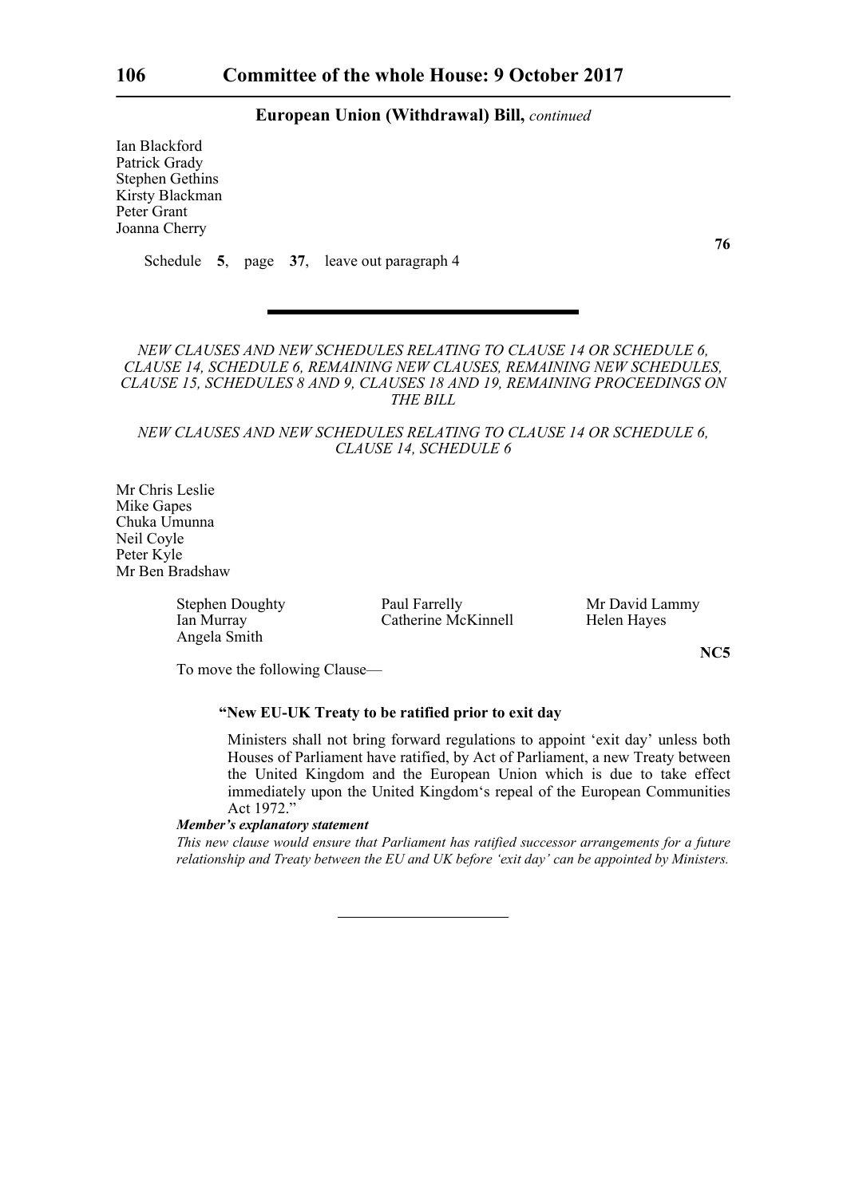Ian Blackford
Patrick Grady
Stephen Gethins
Kirsty Blackman
Peter Grant
Joanna Cherry

**76**

Schedule **5**, page **37**, leave out paragraph 4

---

*NEW CLAUSES AND NEW SCHEDULES RELATING TO CLAUSE 14 OR SCHEDULE 6, CLAUSE 14, SCHEDULE 6, REMAINING NEW CLAUSES, REMAINING NEW SCHEDULES, CLAUSE 15, SCHEDULES 8 AND 9, CLAUSES 18 AND 19, REMAINING PROCEEDINGS ON THE BILL*

*NEW CLAUSES AND NEW SCHEDULES RELATING TO CLAUSE 14 OR SCHEDULE 6, CLAUSE 14, SCHEDULE 6*

Mr Chris Leslie
Mike Gapes
Chuka Umunna
Neil Coyle
Peter Kyle
Mr Ben Bradshaw

Stephen Doughty
Paul Farrelly
Mr David Lammy
Ian Murray
Catherine McKinnell
Helen Hayes
Angela Smith

**NC5**

To move the following Clause—

**"New EU-UK Treaty to be ratified prior to exit day**

Ministers shall not bring forward regulations to appoint 'exit day' unless both Houses of Parliament have ratified, by Act of Parliament, a new Treaty between the United Kingdom and the European Union which is due to take effect immediately upon the United Kingdom's repeal of the European Communities Act 1972."

***Member's explanatory statement***

*This new clause would ensure that Parliament has ratified successor arrangements for a future relationship and Treaty between the EU and UK before 'exit day' can be appointed by Ministers.*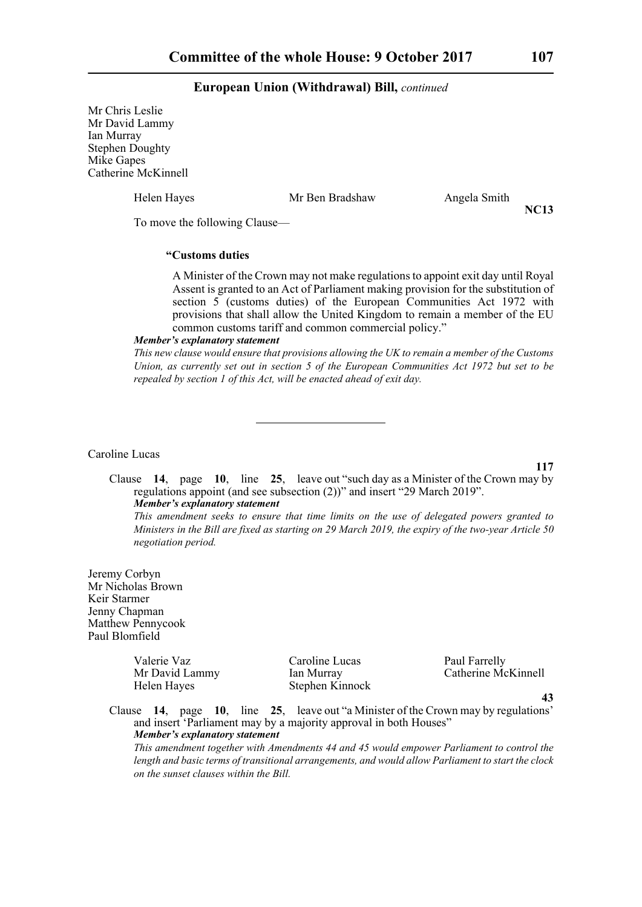Mr Chris Leslie
Mr David Lammy
Ian Murray
Stephen Doughty
Mike Gapes
Catherine McKinnell

Helen Hayes    Mr Ben Bradshaw    Angela Smith

**NC13**

To move the following Clause—

**"Customs duties**

A Minister of the Crown may not make regulations to appoint exit day until Royal Assent is granted to an Act of Parliament making provision for the substitution of section 5 (customs duties) of the European Communities Act 1972 with provisions that shall allow the United Kingdom to remain a member of the EU common customs tariff and common commercial policy."

***Member's explanatory statement***

*This new clause would ensure that provisions allowing the UK to remain a member of the Customs Union, as currently set out in section 5 of the European Communities Act 1972 but set to be repealed by section 1 of this Act, will be enacted ahead of exit day.*

---

Caroline Lucas

**117**

Clause **14**, page **10**, line **25**, leave out "such day as a Minister of the Crown may by regulations appoint (and see subsection (2))" and insert "29 March 2019".

***Member's explanatory statement***

*This amendment seeks to ensure that time limits on the use of delegated powers granted to Ministers in the Bill are fixed as starting on 29 March 2019, the expiry of the two-year Article 50 negotiation period.*

Jeremy Corbyn
Mr Nicholas Brown
Keir Starmer
Jenny Chapman
Matthew Pennycook
Paul Blomfield

Valerie Vaz    Caroline Lucas    Paul Farrelly
Mr David Lammy    Ian Murray    Catherine McKinnell
Helen Hayes    Stephen Kinnock

**43**

Clause **14**, page **10**, line **25**, leave out "a Minister of the Crown may by regulations' and insert 'Parliament may by a majority approval in both Houses"

***Member's explanatory statement***

*This amendment together with Amendments 44 and 45 would empower Parliament to control the length and basic terms of transitional arrangements, and would allow Parliament to start the clock on the sunset clauses within the Bill.*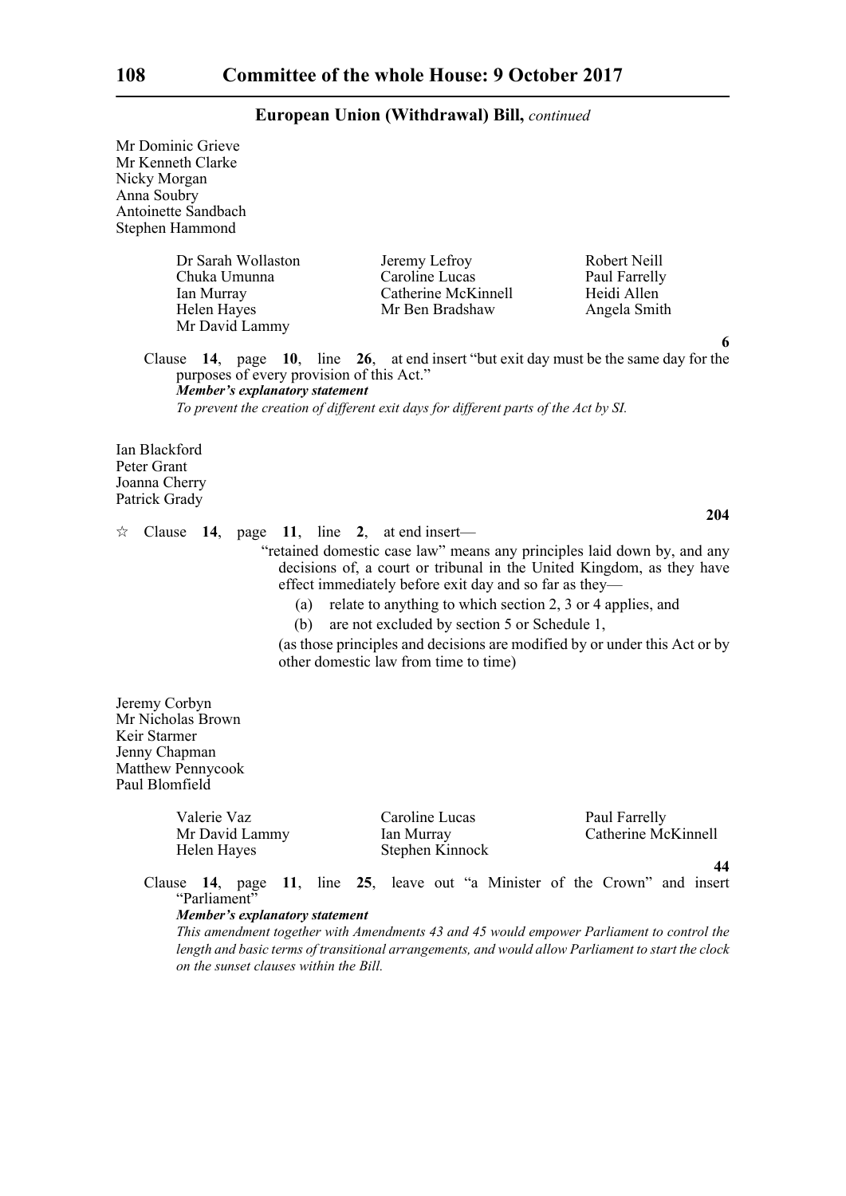Mr Dominic Grieve
Mr Kenneth Clarke
Nicky Morgan
Anna Soubry
Antoinette Sandbach
Stephen Hammond

Dr Sarah Wollaston
Chuka Umunna
Ian Murray
Helen Hayes
Mr David Lammy
Jeremy Lefroy
Caroline Lucas
Catherine McKinnell
Mr Ben Bradshaw
Robert Neill
Paul Farrelly
Heidi Allen
Angela Smith

**6**

Clause **14**, page **10**, line **26**, at end insert "but exit day must be the same day for the purposes of every provision of this Act."

***Member's explanatory statement***

*To prevent the creation of different exit days for different parts of the Act by SI.*

Ian Blackford
Peter Grant
Joanna Cherry
Patrick Grady

**204**

☆ Clause **14**, page **11**, line **2**, at end insert—

"retained domestic case law" means any principles laid down by, and any decisions of, a court or tribunal in the United Kingdom, as they have effect immediately before exit day and so far as they—

(a) relate to anything to which section 2, 3 or 4 applies, and

(b) are not excluded by section 5 or Schedule 1,

(as those principles and decisions are modified by or under this Act or by other domestic law from time to time)

Jeremy Corbyn
Mr Nicholas Brown
Keir Starmer
Jenny Chapman
Matthew Pennycook
Paul Blomfield

Valerie Vaz
Mr David Lammy
Helen Hayes
Caroline Lucas
Ian Murray
Stephen Kinnock
Paul Farrelly
Catherine McKinnell

**44**

Clause **14**, page **11**, line **25**, leave out "a Minister of the Crown" and insert "Parliament"

***Member's explanatory statement***

*This amendment together with Amendments 43 and 45 would empower Parliament to control the length and basic terms of transitional arrangements, and would allow Parliament to start the clock on the sunset clauses within the Bill.*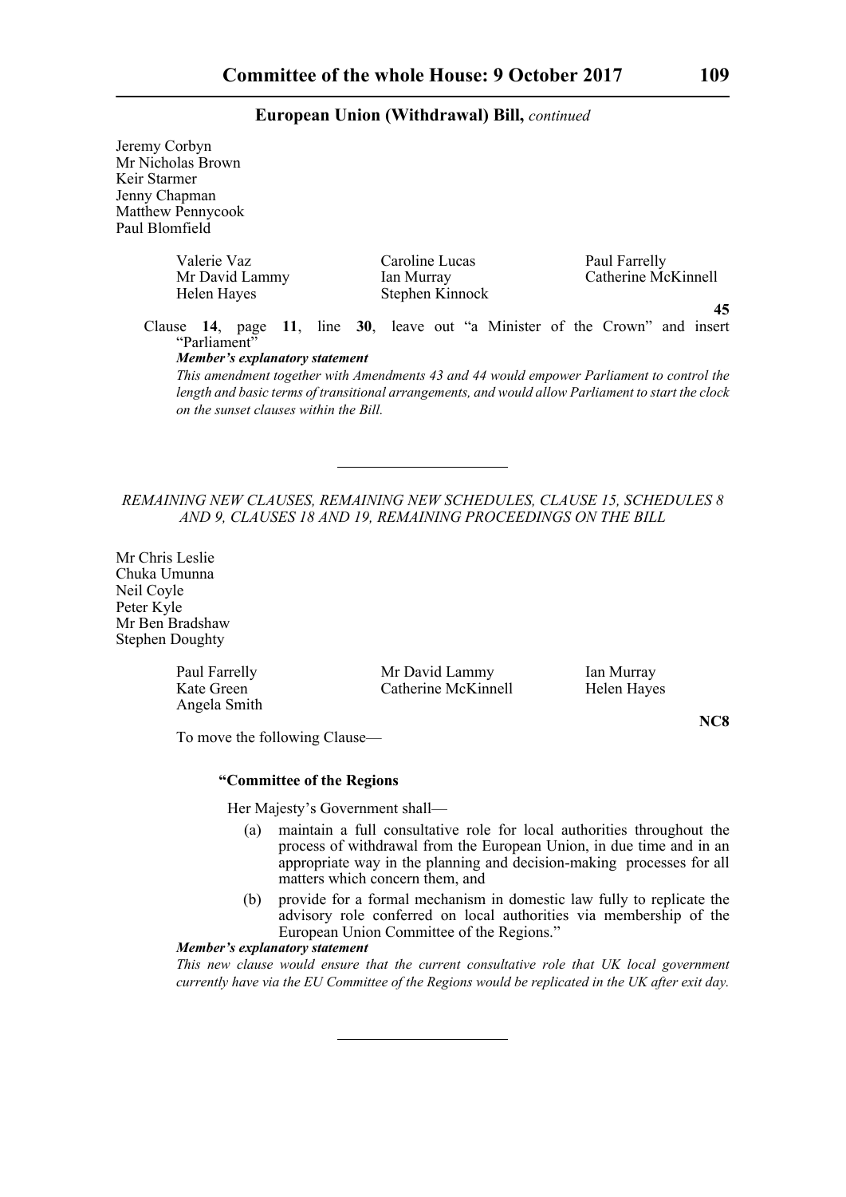Jeremy Corbyn
Mr Nicholas Brown
Keir Starmer
Jenny Chapman
Matthew Pennycook
Paul Blomfield

Valerie Vaz
Mr David Lammy
Helen Hayes
Caroline Lucas
Ian Murray
Stephen Kinnock
Paul Farrelly
Catherine McKinnell

**45**

Clause **14**, page **11**, line **30**, leave out "a Minister of the Crown" and insert "Parliament"

***Member's explanatory statement***

*This amendment together with Amendments 43 and 44 would empower Parliament to control the length and basic terms of transitional arrangements, and would allow Parliament to start the clock on the sunset clauses within the Bill.*

---

*REMAINING NEW CLAUSES, REMAINING NEW SCHEDULES, CLAUSE 15, SCHEDULES 8 AND 9, CLAUSES 18 AND 19, REMAINING PROCEEDINGS ON THE BILL*

Mr Chris Leslie
Chuka Umunna
Neil Coyle
Peter Kyle
Mr Ben Bradshaw
Stephen Doughty

Paul Farrelly
Kate Green
Angela Smith
Mr David Lammy
Catherine McKinnell
Ian Murray
Helen Hayes

**NC8**

To move the following Clause—

**"Committee of the Regions**

Her Majesty's Government shall—

(a) maintain a full consultative role for local authorities throughout the process of withdrawal from the European Union, in due time and in an appropriate way in the planning and decision-making processes for all matters which concern them, and

(b) provide for a formal mechanism in domestic law fully to replicate the advisory role conferred on local authorities via membership of the European Union Committee of the Regions."

***Member's explanatory statement***

*This new clause would ensure that the current consultative role that UK local government currently have via the EU Committee of the Regions would be replicated in the UK after exit day.*

---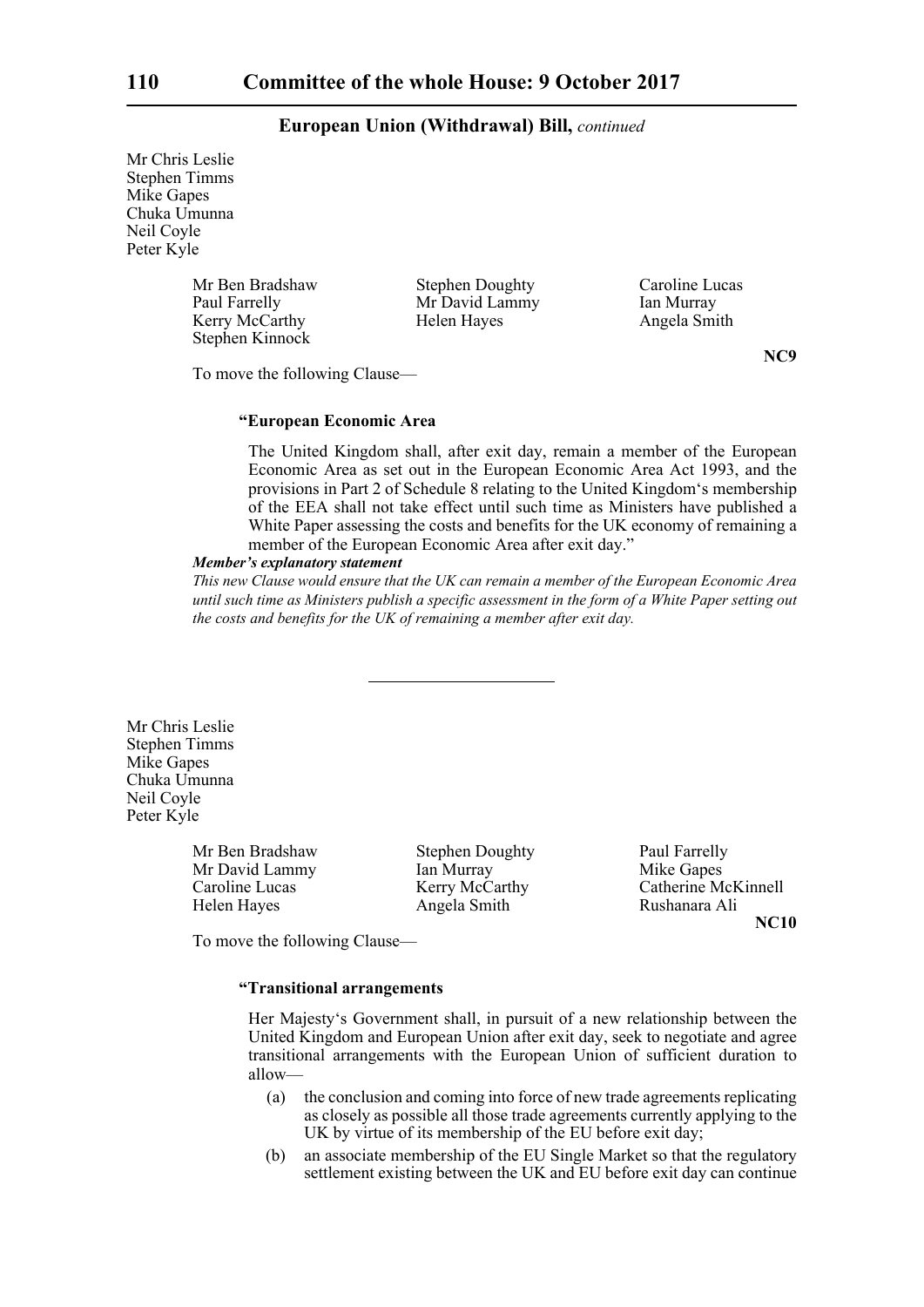## European Union (Withdrawal) Bill, *continued*

Mr Chris Leslie
Stephen Timms
Mike Gapes
Chuka Umunna
Neil Coyle
Peter Kyle

Mr Ben Bradshaw, Stephen Doughty, Caroline Lucas, Paul Farrelly, Mr David Lammy, Ian Murray, Kerry McCarthy, Helen Hayes, Angela Smith, Stephen Kinnock

**NC9**

To move the following Clause—

**"European Economic Area**

The United Kingdom shall, after exit day, remain a member of the European Economic Area as set out in the European Economic Area Act 1993, and the provisions in Part 2 of Schedule 8 relating to the United Kingdom's membership of the EEA shall not take effect until such time as Ministers have published a White Paper assessing the costs and benefits for the UK economy of remaining a member of the European Economic Area after exit day."

***Member's explanatory statement***

*This new Clause would ensure that the UK can remain a member of the European Economic Area until such time as Ministers publish a specific assessment in the form of a White Paper setting out the costs and benefits for the UK of remaining a member after exit day.*

---

Mr Chris Leslie
Stephen Timms
Mike Gapes
Chuka Umunna
Neil Coyle
Peter Kyle

Mr Ben Bradshaw, Stephen Doughty, Paul Farrelly, Mr David Lammy, Ian Murray, Mike Gapes, Caroline Lucas, Kerry McCarthy, Catherine McKinnell, Helen Hayes, Angela Smith, Rushanara Ali

**NC10**

To move the following Clause—

**"Transitional arrangements**

Her Majesty's Government shall, in pursuit of a new relationship between the United Kingdom and European Union after exit day, seek to negotiate and agree transitional arrangements with the European Union of sufficient duration to allow—

(a) the conclusion and coming into force of new trade agreements replicating as closely as possible all those trade agreements currently applying to the UK by virtue of its membership of the EU before exit day;

(b) an associate membership of the EU Single Market so that the regulatory settlement existing between the UK and EU before exit day can continue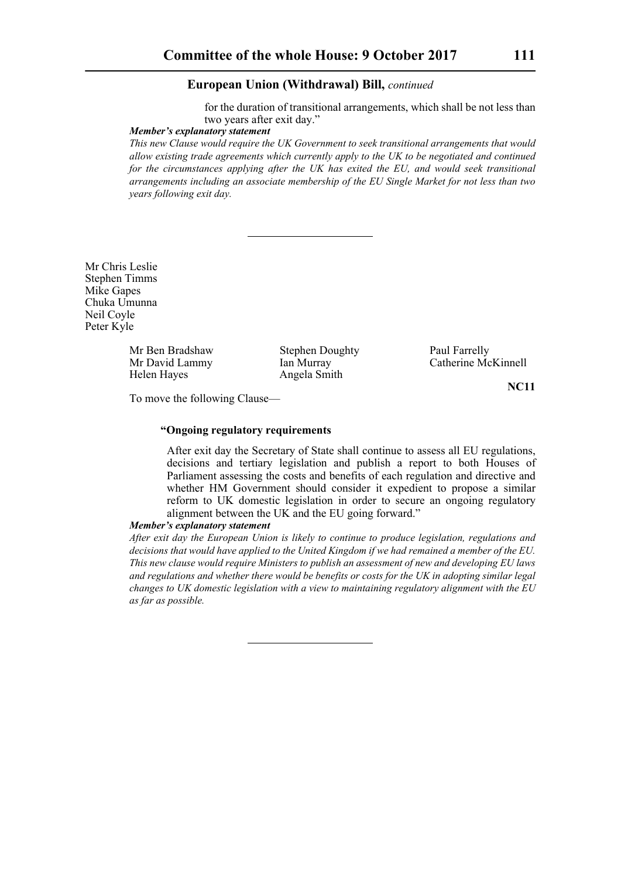for the duration of transitional arrangements, which shall be not less than two years after exit day."

***Member's explanatory statement***

*This new Clause would require the UK Government to seek transitional arrangements that would allow existing trade agreements which currently apply to the UK to be negotiated and continued for the circumstances applying after the UK has exited the EU, and would seek transitional arrangements including an associate membership of the EU Single Market for not less than two years following exit day.*

---

Mr Chris Leslie
Stephen Timms
Mike Gapes
Chuka Umunna
Neil Coyle
Peter Kyle

Mr Ben Bradshaw
Mr David Lammy
Helen Hayes
Stephen Doughty
Ian Murray
Angela Smith
Paul Farrelly
Catherine McKinnell

**NC11**

To move the following Clause—

**"Ongoing regulatory requirements**

After exit day the Secretary of State shall continue to assess all EU regulations, decisions and tertiary legislation and publish a report to both Houses of Parliament assessing the costs and benefits of each regulation and directive and whether HM Government should consider it expedient to propose a similar reform to UK domestic legislation in order to secure an ongoing regulatory alignment between the UK and the EU going forward."

***Member's explanatory statement***

*After exit day the European Union is likely to continue to produce legislation, regulations and decisions that would have applied to the United Kingdom if we had remained a member of the EU. This new clause would require Ministers to publish an assessment of new and developing EU laws and regulations and whether there would be benefits or costs for the UK in adopting similar legal changes to UK domestic legislation with a view to maintaining regulatory alignment with the EU as far as possible.*

---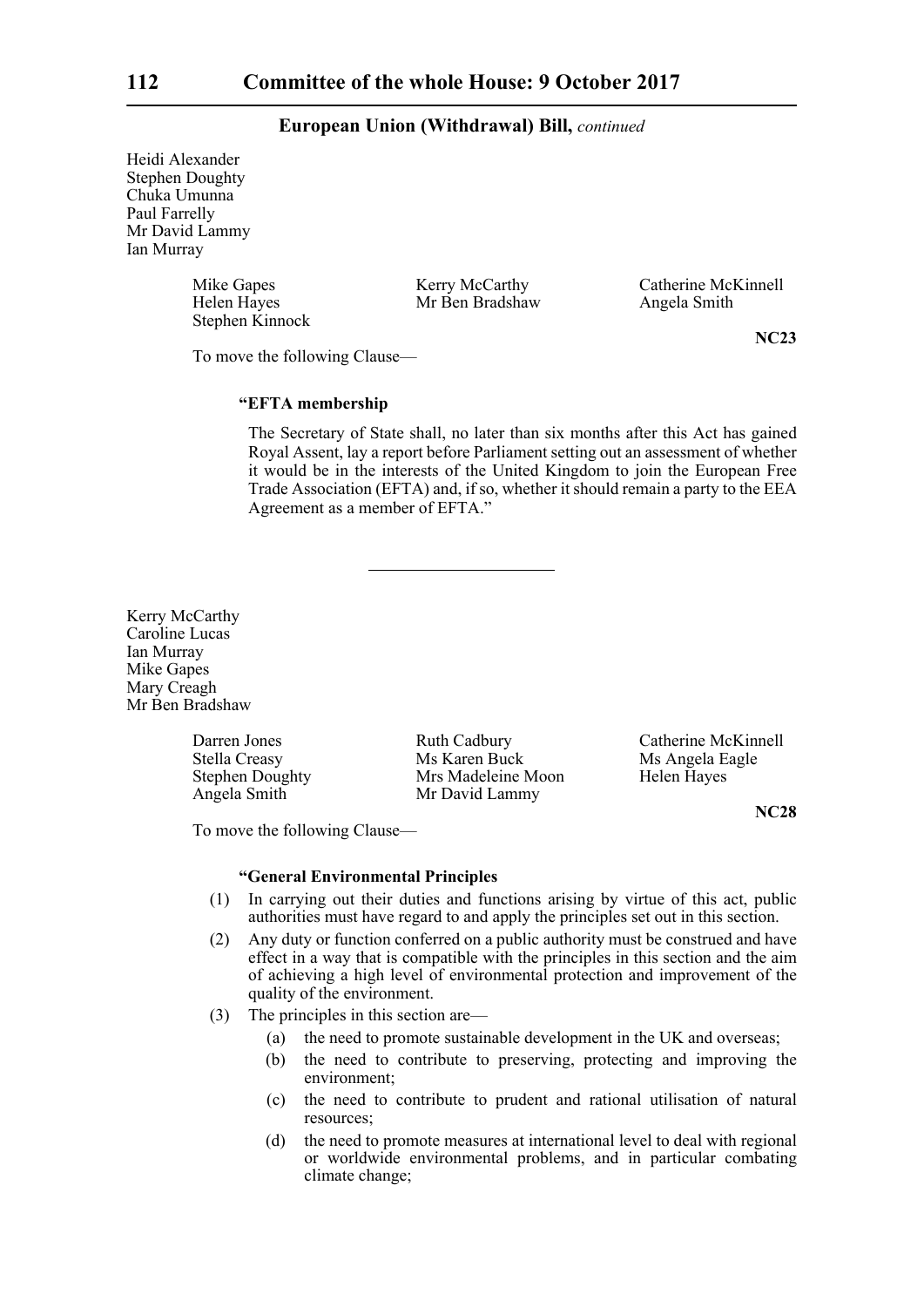Heidi Alexander
Stephen Doughty
Chuka Umunna
Paul Farrelly
Mr David Lammy
Ian Murray

Mike Gapes
Kerry McCarthy
Catherine McKinnell
Helen Hayes
Mr Ben Bradshaw
Angela Smith
Stephen Kinnock

**NC23**

To move the following Clause—

**"EFTA membership**

The Secretary of State shall, no later than six months after this Act has gained Royal Assent, lay a report before Parliament setting out an assessment of whether it would be in the interests of the United Kingdom to join the European Free Trade Association (EFTA) and, if so, whether it should remain a party to the EEA Agreement as a member of EFTA."

---

Kerry McCarthy
Caroline Lucas
Ian Murray
Mike Gapes
Mary Creagh
Mr Ben Bradshaw

Darren Jones
Ruth Cadbury
Catherine McKinnell
Stella Creasy
Ms Karen Buck
Ms Angela Eagle
Stephen Doughty
Mrs Madeleine Moon
Helen Hayes
Angela Smith
Mr David Lammy

**NC28**

To move the following Clause—

**"General Environmental Principles**

(1) In carrying out their duties and functions arising by virtue of this act, public authorities must have regard to and apply the principles set out in this section.

(2) Any duty or function conferred on a public authority must be construed and have effect in a way that is compatible with the principles in this section and the aim of achieving a high level of environmental protection and improvement of the quality of the environment.

(3) The principles in this section are—

(a) the need to promote sustainable development in the UK and overseas;

(b) the need to contribute to preserving, protecting and improving the environment;

(c) the need to contribute to prudent and rational utilisation of natural resources;

(d) the need to promote measures at international level to deal with regional or worldwide environmental problems, and in particular combating climate change;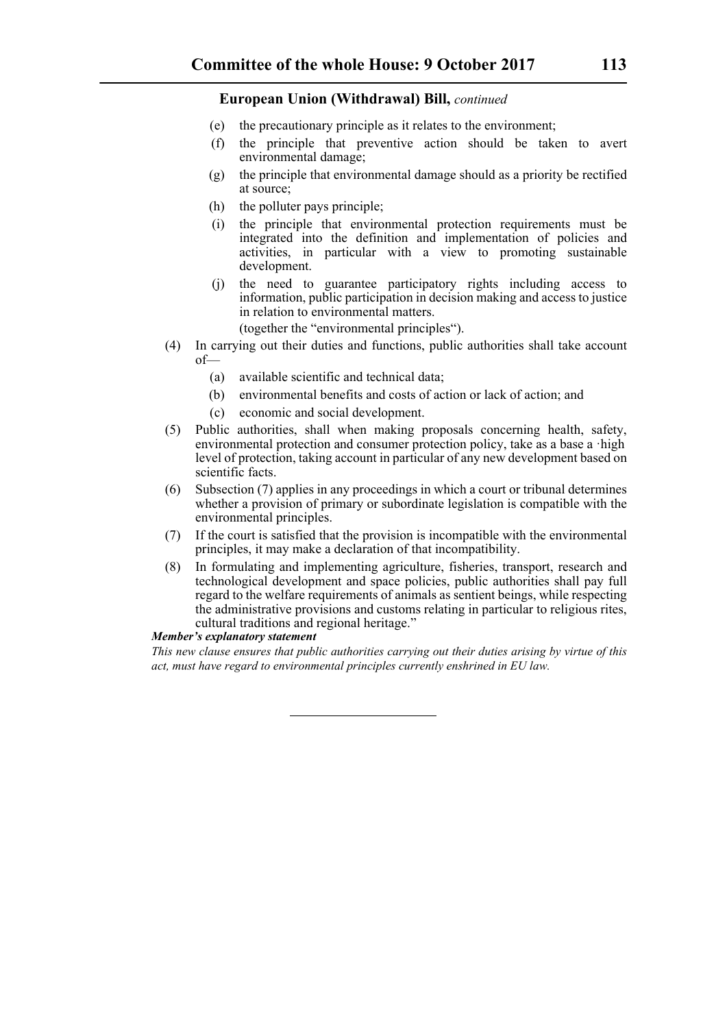**European Union (Withdrawal) Bill,** *continued*

(e) the precautionary principle as it relates to the environment;

(f) the principle that preventive action should be taken to avert environmental damage;

(g) the principle that environmental damage should as a priority be rectified at source;

(h) the polluter pays principle;

(i) the principle that environmental protection requirements must be integrated into the definition and implementation of policies and activities, in particular with a view to promoting sustainable development.

(j) the need to guarantee participatory rights including access to information, public participation in decision making and access to justice in relation to environmental matters.

(together the "environmental principles").

(4) In carrying out their duties and functions, public authorities shall take account of—

(a) available scientific and technical data;

(b) environmental benefits and costs of action or lack of action; and

(c) economic and social development.

(5) Public authorities, shall when making proposals concerning health, safety, environmental protection and consumer protection policy, take as a base a ·high level of protection, taking account in particular of any new development based on scientific facts.

(6) Subsection (7) applies in any proceedings in which a court or tribunal determines whether a provision of primary or subordinate legislation is compatible with the environmental principles.

(7) If the court is satisfied that the provision is incompatible with the environmental principles, it may make a declaration of that incompatibility.

(8) In formulating and implementing agriculture, fisheries, transport, research and technological development and space policies, public authorities shall pay full regard to the welfare requirements of animals as sentient beings, while respecting the administrative provisions and customs relating in particular to religious rites, cultural traditions and regional heritage."

***Member's explanatory statement***

*This new clause ensures that public authorities carrying out their duties arising by virtue of this act, must have regard to environmental principles currently enshrined in EU law.*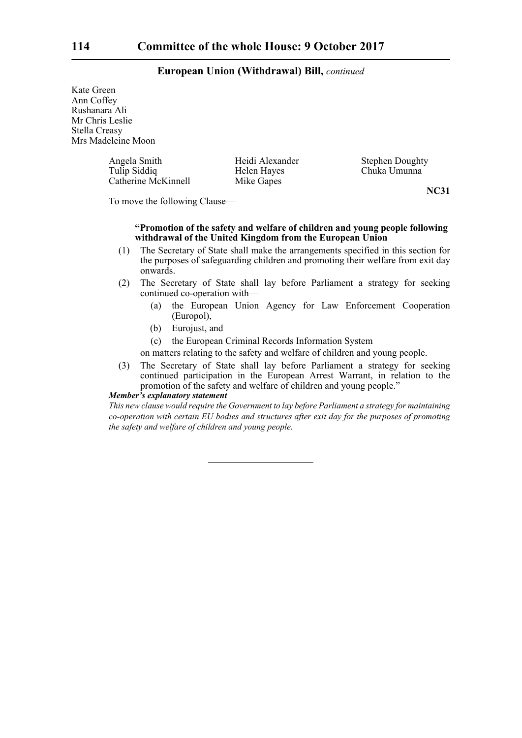Kate Green
Ann Coffey
Rushanara Ali
Mr Chris Leslie
Stella Creasy
Mrs Madeleine Moon

Angela Smith
Heidi Alexander
Stephen Doughty
Tulip Siddiq
Helen Hayes
Chuka Umunna
Catherine McKinnell
Mike Gapes

**NC31**

To move the following Clause—

**"Promotion of the safety and welfare of children and young people following withdrawal of the United Kingdom from the European Union**

(1) The Secretary of State shall make the arrangements specified in this section for the purposes of safeguarding children and promoting their welfare from exit day onwards.

(2) The Secretary of State shall lay before Parliament a strategy for seeking continued co-operation with—

(a) the European Union Agency for Law Enforcement Cooperation (Europol),

(b) Eurojust, and

(c) the European Criminal Records Information System

on matters relating to the safety and welfare of children and young people.

(3) The Secretary of State shall lay before Parliament a strategy for seeking continued participation in the European Arrest Warrant, in relation to the promotion of the safety and welfare of children and young people."

***Member's explanatory statement***

*This new clause would require the Government to lay before Parliament a strategy for maintaining co-operation with certain EU bodies and structures after exit day for the purposes of promoting the safety and welfare of children and young people.*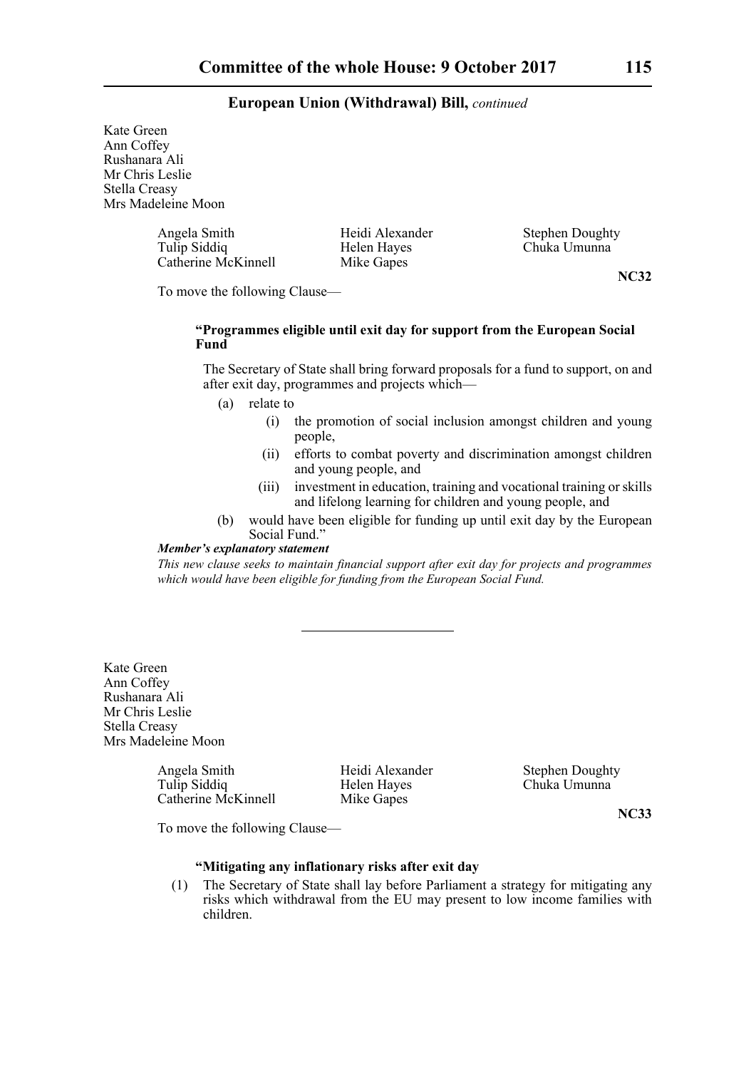Kate Green
Ann Coffey
Rushanara Ali
Mr Chris Leslie
Stella Creasy
Mrs Madeleine Moon

Angela Smith
Tulip Siddiq
Catherine McKinnell
Heidi Alexander
Helen Hayes
Mike Gapes
Stephen Doughty
Chuka Umunna

**NC32**

To move the following Clause—

**"Programmes eligible until exit day for support from the European Social Fund**

The Secretary of State shall bring forward proposals for a fund to support, on and after exit day, programmes and projects which—

(a) relate to

(i) the promotion of social inclusion amongst children and young people,

(ii) efforts to combat poverty and discrimination amongst children and young people, and

(iii) investment in education, training and vocational training or skills and lifelong learning for children and young people, and

(b) would have been eligible for funding up until exit day by the European Social Fund."

***Member's explanatory statement***

*This new clause seeks to maintain financial support after exit day for projects and programmes which would have been eligible for funding from the European Social Fund.*

---

Kate Green
Ann Coffey
Rushanara Ali
Mr Chris Leslie
Stella Creasy
Mrs Madeleine Moon

Angela Smith
Tulip Siddiq
Catherine McKinnell
Heidi Alexander
Helen Hayes
Mike Gapes
Stephen Doughty
Chuka Umunna

**NC33**

To move the following Clause—

**"Mitigating any inflationary risks after exit day**

(1) The Secretary of State shall lay before Parliament a strategy for mitigating any risks which withdrawal from the EU may present to low income families with children.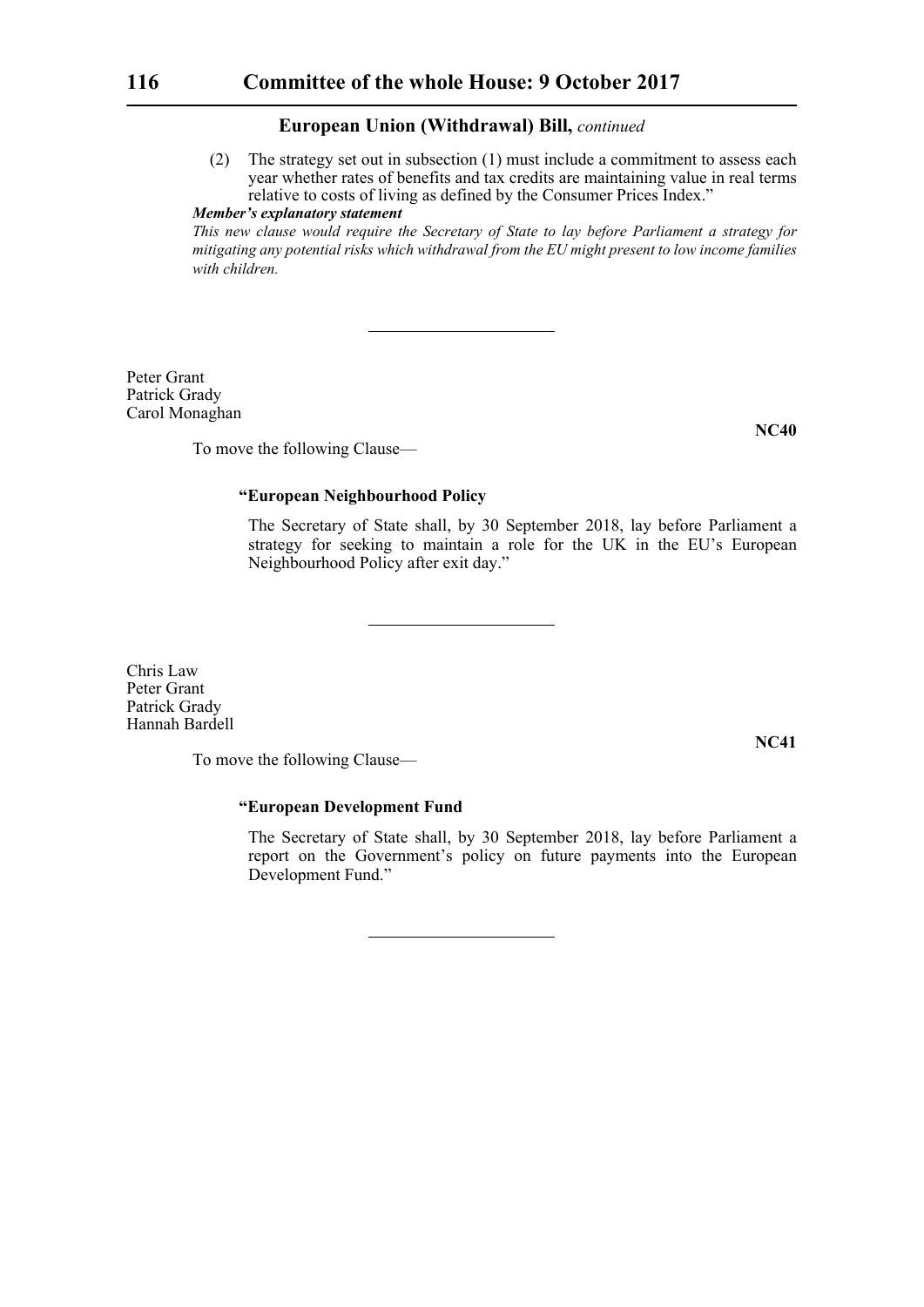(2) The strategy set out in subsection (1) must include a commitment to assess each year whether rates of benefits and tax credits are maintaining value in real terms relative to costs of living as defined by the Consumer Prices Index.”

***Member's explanatory statement***

*This new clause would require the Secretary of State to lay before Parliament a strategy for mitigating any potential risks which withdrawal from the EU might present to low income families with children.*

---

Peter Grant
Patrick Grady
Carol Monaghan

**NC40**

To move the following Clause—

**“European Neighbourhood Policy**

The Secretary of State shall, by 30 September 2018, lay before Parliament a strategy for seeking to maintain a role for the UK in the EU's European Neighbourhood Policy after exit day.”

---

Chris Law
Peter Grant
Patrick Grady
Hannah Bardell

**NC41**

To move the following Clause—

**“European Development Fund**

The Secretary of State shall, by 30 September 2018, lay before Parliament a report on the Government's policy on future payments into the European Development Fund.”

---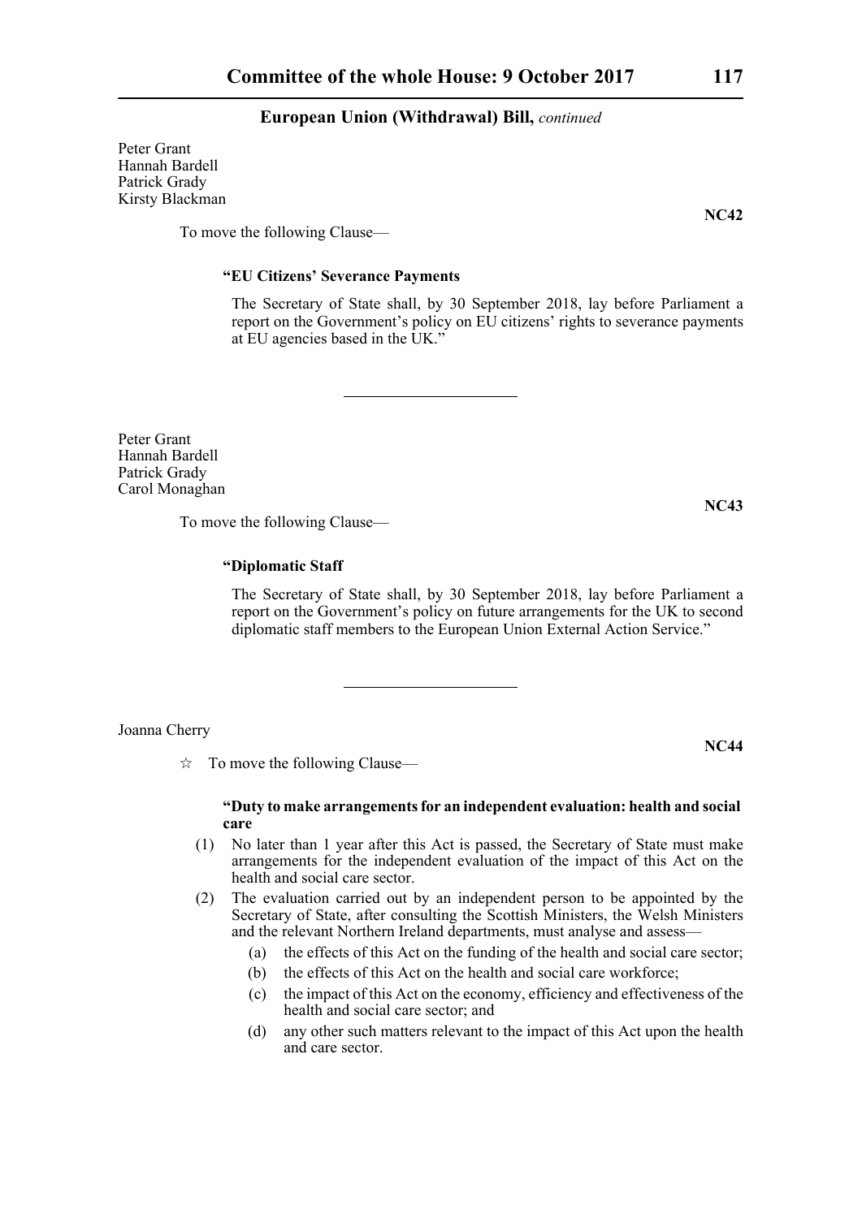Peter Grant
Hannah Bardell
Patrick Grady
Kirsty Blackman

**NC42**

To move the following Clause—

**"EU Citizens' Severance Payments**

The Secretary of State shall, by 30 September 2018, lay before Parliament a report on the Government's policy on EU citizens' rights to severance payments at EU agencies based in the UK."

---

Peter Grant
Hannah Bardell
Patrick Grady
Carol Monaghan

**NC43**

To move the following Clause—

**"Diplomatic Staff**

The Secretary of State shall, by 30 September 2018, lay before Parliament a report on the Government's policy on future arrangements for the UK to second diplomatic staff members to the European Union External Action Service."

---

Joanna Cherry

**NC44**

☆ To move the following Clause—

**"Duty to make arrangements for an independent evaluation: health and social care**

(1) No later than 1 year after this Act is passed, the Secretary of State must make arrangements for the independent evaluation of the impact of this Act on the health and social care sector.

(2) The evaluation carried out by an independent person to be appointed by the Secretary of State, after consulting the Scottish Ministers, the Welsh Ministers and the relevant Northern Ireland departments, must analyse and assess—

  (a) the effects of this Act on the funding of the health and social care sector;

  (b) the effects of this Act on the health and social care workforce;

  (c) the impact of this Act on the economy, efficiency and effectiveness of the health and social care sector; and

  (d) any other such matters relevant to the impact of this Act upon the health and care sector.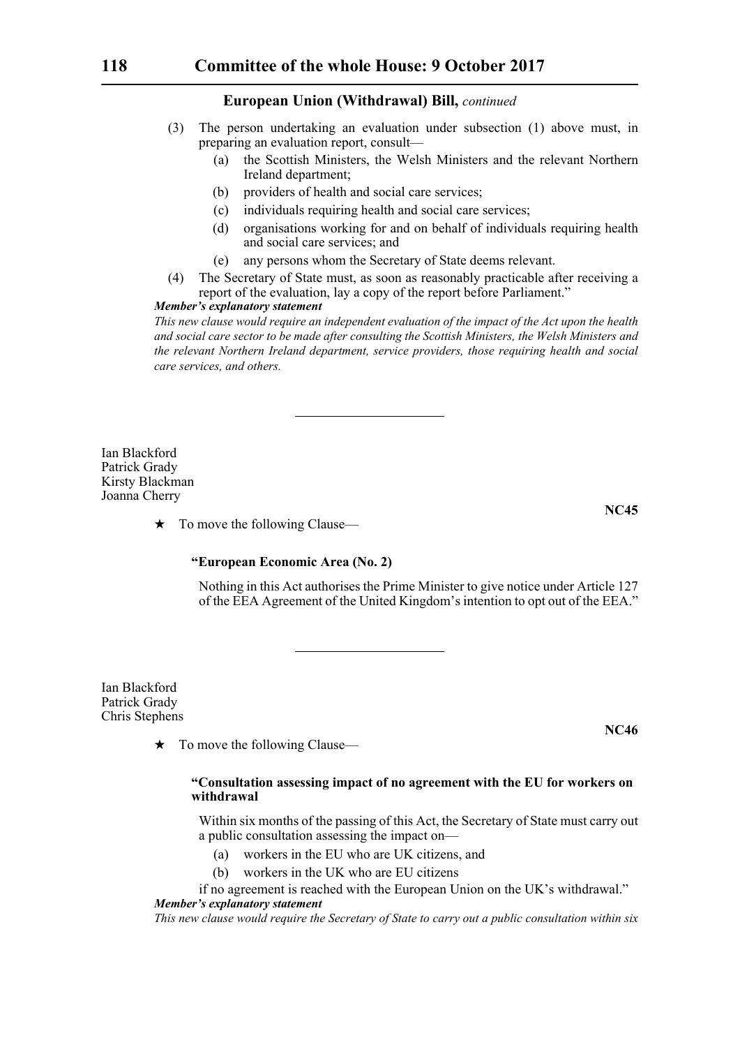European Union (Withdrawal) Bill, *continued*

(3) The person undertaking an evaluation under subsection (1) above must, in preparing an evaluation report, consult—

(a) the Scottish Ministers, the Welsh Ministers and the relevant Northern Ireland department;

(b) providers of health and social care services;

(c) individuals requiring health and social care services;

(d) organisations working for and on behalf of individuals requiring health and social care services; and

(e) any persons whom the Secretary of State deems relevant.

(4) The Secretary of State must, as soon as reasonably practicable after receiving a report of the evaluation, lay a copy of the report before Parliament."

***Member's explanatory statement***

*This new clause would require an independent evaluation of the impact of the Act upon the health and social care sector to be made after consulting the Scottish Ministers, the Welsh Ministers and the relevant Northern Ireland department, service providers, those requiring health and social care services, and others.*

---

Ian Blackford
Patrick Grady
Kirsty Blackman
Joanna Cherry

**NC45**

★ To move the following Clause—

**"European Economic Area (No. 2)**

Nothing in this Act authorises the Prime Minister to give notice under Article 127 of the EEA Agreement of the United Kingdom's intention to opt out of the EEA."

---

Ian Blackford
Patrick Grady
Chris Stephens

**NC46**

★ To move the following Clause—

**"Consultation assessing impact of no agreement with the EU for workers on withdrawal**

Within six months of the passing of this Act, the Secretary of State must carry out a public consultation assessing the impact on—

(a) workers in the EU who are UK citizens, and

(b) workers in the UK who are EU citizens

if no agreement is reached with the European Union on the UK's withdrawal."

***Member's explanatory statement***

*This new clause would require the Secretary of State to carry out a public consultation within six*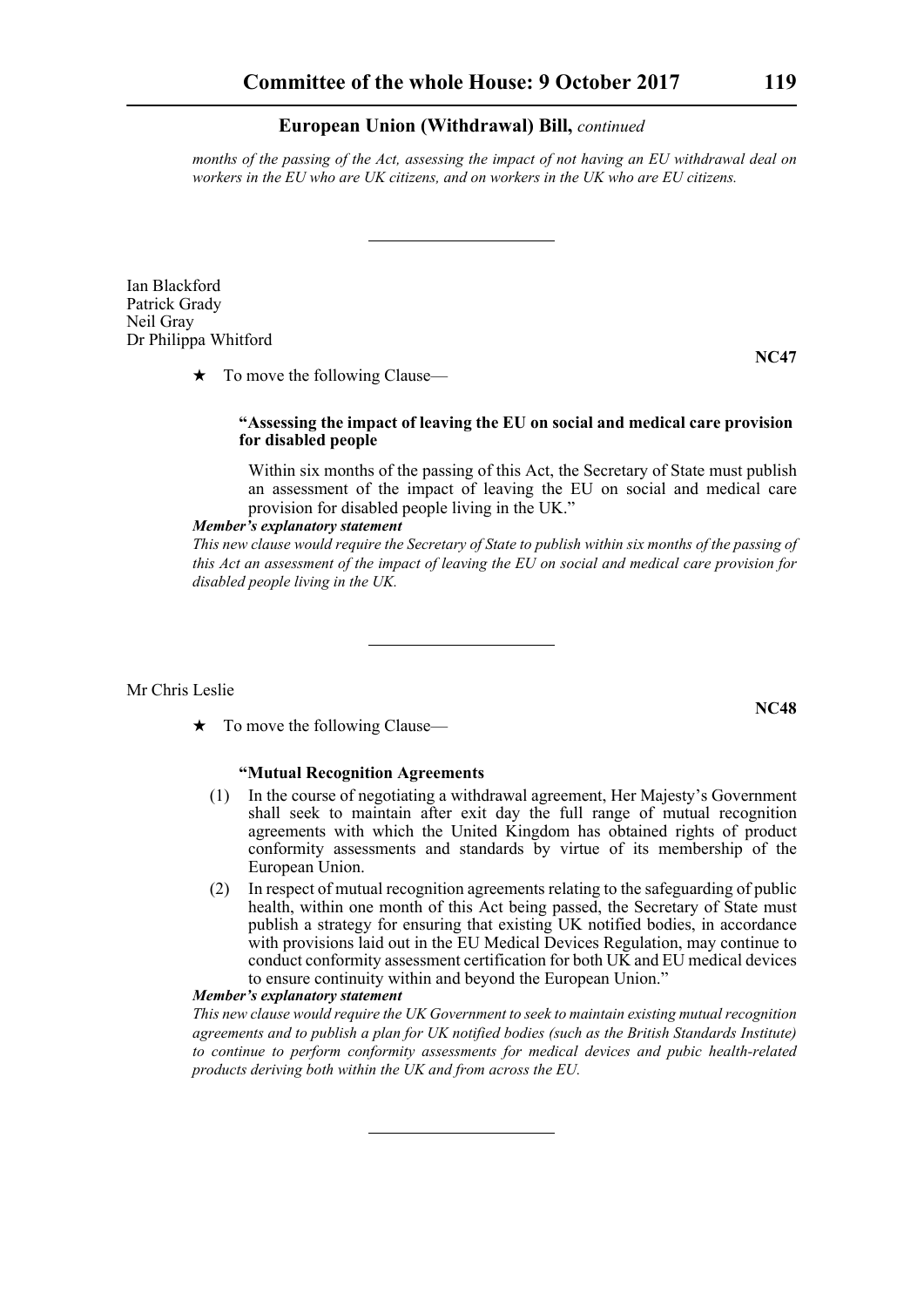*months of the passing of the Act, assessing the impact of not having an EU withdrawal deal on workers in the EU who are UK citizens, and on workers in the UK who are EU citizens.*

---

Ian Blackford
Patrick Grady
Neil Gray
Dr Philippa Whitford

**NC47**

★ To move the following Clause—

**"Assessing the impact of leaving the EU on social and medical care provision for disabled people**

Within six months of the passing of this Act, the Secretary of State must publish an assessment of the impact of leaving the EU on social and medical care provision for disabled people living in the UK."

***Member's explanatory statement***

*This new clause would require the Secretary of State to publish within six months of the passing of this Act an assessment of the impact of leaving the EU on social and medical care provision for disabled people living in the UK.*

---

Mr Chris Leslie

**NC48**

★ To move the following Clause—

**"Mutual Recognition Agreements**

(1) In the course of negotiating a withdrawal agreement, Her Majesty's Government shall seek to maintain after exit day the full range of mutual recognition agreements with which the United Kingdom has obtained rights of product conformity assessments and standards by virtue of its membership of the European Union.

(2) In respect of mutual recognition agreements relating to the safeguarding of public health, within one month of this Act being passed, the Secretary of State must publish a strategy for ensuring that existing UK notified bodies, in accordance with provisions laid out in the EU Medical Devices Regulation, may continue to conduct conformity assessment certification for both UK and EU medical devices to ensure continuity within and beyond the European Union."

***Member's explanatory statement***

*This new clause would require the UK Government to seek to maintain existing mutual recognition agreements and to publish a plan for UK notified bodies (such as the British Standards Institute) to continue to perform conformity assessments for medical devices and pubic health-related products deriving both within the UK and from across the EU.*

---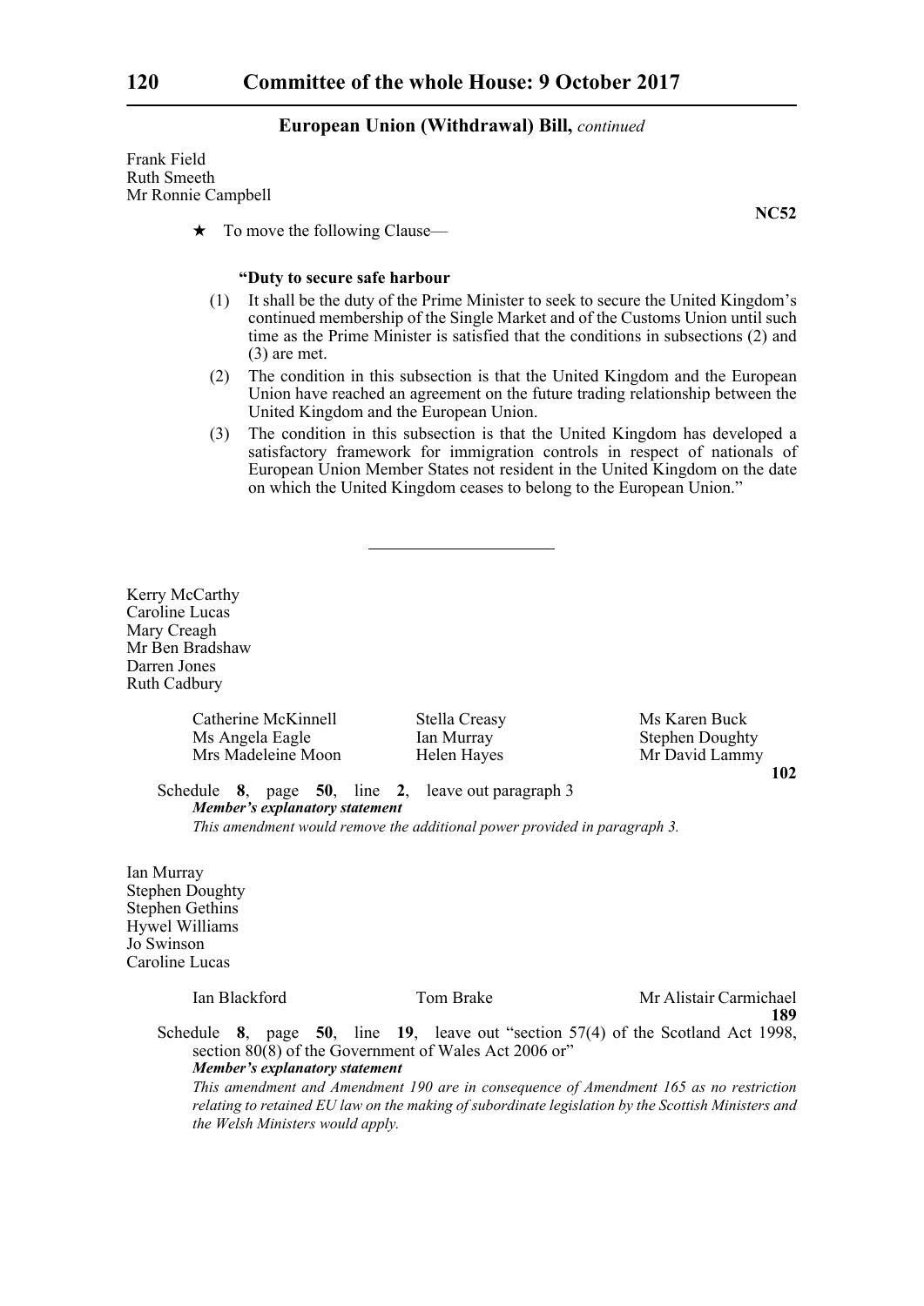Frank Field
Ruth Smeeth
Mr Ronnie Campbell

**NC52**

★ To move the following Clause—

**"Duty to secure safe harbour**

(1) It shall be the duty of the Prime Minister to seek to secure the United Kingdom's continued membership of the Single Market and of the Customs Union until such time as the Prime Minister is satisfied that the conditions in subsections (2) and (3) are met.

(2) The condition in this subsection is that the United Kingdom and the European Union have reached an agreement on the future trading relationship between the United Kingdom and the European Union.

(3) The condition in this subsection is that the United Kingdom has developed a satisfactory framework for immigration controls in respect of nationals of European Union Member States not resident in the United Kingdom on the date on which the United Kingdom ceases to belong to the European Union."

---

Kerry McCarthy
Caroline Lucas
Mary Creagh
Mr Ben Bradshaw
Darren Jones
Ruth Cadbury

Catherine McKinnell
Ms Angela Eagle
Mrs Madeleine Moon
Stella Creasy
Ian Murray
Helen Hayes
Ms Karen Buck
Stephen Doughty
Mr David Lammy

**102**

Schedule **8**, page **50**, line **2**, leave out paragraph 3

***Member's explanatory statement***

*This amendment would remove the additional power provided in paragraph 3.*

Ian Murray
Stephen Doughty
Stephen Gethins
Hywel Williams
Jo Swinson
Caroline Lucas

Ian Blackford
Tom Brake
Mr Alistair Carmichael

**189**

Schedule **8**, page **50**, line **19**, leave out "section 57(4) of the Scotland Act 1998, section 80(8) of the Government of Wales Act 2006 or"

***Member's explanatory statement***

*This amendment and Amendment 190 are in consequence of Amendment 165 as no restriction relating to retained EU law on the making of subordinate legislation by the Scottish Ministers and the Welsh Ministers would apply.*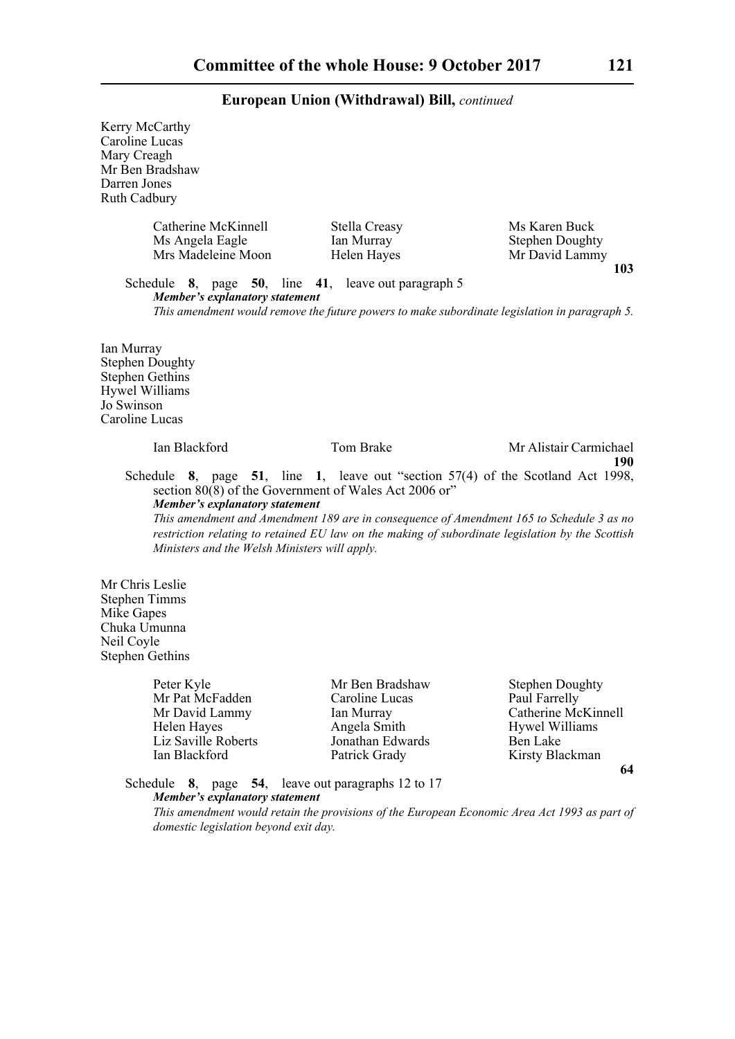European Union (Withdrawal) Bill, *continued*

Kerry McCarthy
Caroline Lucas
Mary Creagh
Mr Ben Bradshaw
Darren Jones
Ruth Cadbury

Catherine McKinnell    Stella Creasy    Ms Karen Buck
Ms Angela Eagle    Ian Murray    Stephen Doughty
Mrs Madeleine Moon    Helen Hayes    Mr David Lammy

**103**

Schedule **8**, page **50**, line **41**, leave out paragraph 5

***Member's explanatory statement***

*This amendment would remove the future powers to make subordinate legislation in paragraph 5.*

Ian Murray
Stephen Doughty
Stephen Gethins
Hywel Williams
Jo Swinson
Caroline Lucas

Ian Blackford    Tom Brake    Mr Alistair Carmichael

**190**

Schedule **8**, page **51**, line **1**, leave out "section 57(4) of the Scotland Act 1998, section 80(8) of the Government of Wales Act 2006 or"

***Member's explanatory statement***

*This amendment and Amendment 189 are in consequence of Amendment 165 to Schedule 3 as no restriction relating to retained EU law on the making of subordinate legislation by the Scottish Ministers and the Welsh Ministers will apply.*

Mr Chris Leslie
Stephen Timms
Mike Gapes
Chuka Umunna
Neil Coyle
Stephen Gethins

Peter Kyle    Mr Ben Bradshaw    Stephen Doughty
Mr Pat McFadden    Caroline Lucas    Paul Farrelly
Mr David Lammy    Ian Murray    Catherine McKinnell
Helen Hayes    Angela Smith    Hywel Williams
Liz Saville Roberts    Jonathan Edwards    Ben Lake
Ian Blackford    Patrick Grady    Kirsty Blackman

**64**

Schedule **8**, page **54**, leave out paragraphs 12 to 17

***Member's explanatory statement***

*This amendment would retain the provisions of the European Economic Area Act 1993 as part of domestic legislation beyond exit day.*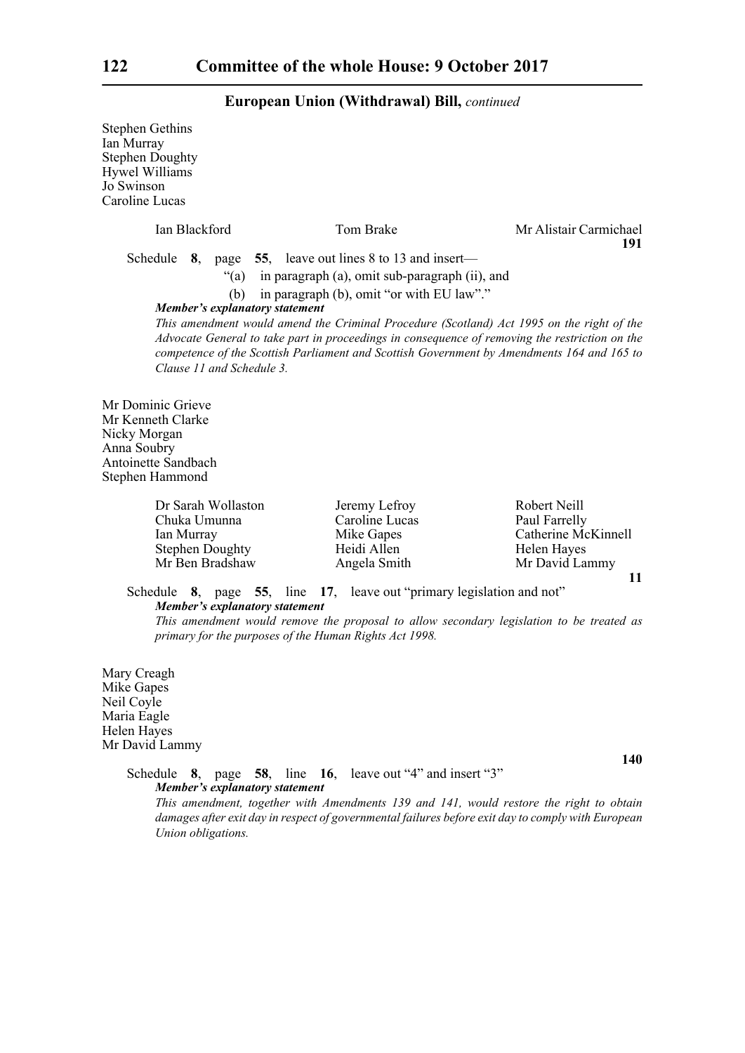**European Union (Withdrawal) Bill,** *continued*

Stephen Gethins
Ian Murray
Stephen Doughty
Hywel Williams
Jo Swinson
Caroline Lucas

| | | |
|---|---|---|
| Ian Blackford | Tom Brake | Mr Alistair Carmichael |

**191**

Schedule **8**, page **55**, leave out lines 8 to 13 and insert—

"(a) in paragraph (a), omit sub-paragraph (ii), and

(b) in paragraph (b), omit "or with EU law"."

***Member's explanatory statement***

*This amendment would amend the Criminal Procedure (Scotland) Act 1995 on the right of the Advocate General to take part in proceedings in consequence of removing the restriction on the competence of the Scottish Parliament and Scottish Government by Amendments 164 and 165 to Clause 11 and Schedule 3.*

Mr Dominic Grieve
Mr Kenneth Clarke
Nicky Morgan
Anna Soubry
Antoinette Sandbach
Stephen Hammond

| | | |
|---|---|---|
| Dr Sarah Wollaston | Jeremy Lefroy | Robert Neill |
| Chuka Umunna | Caroline Lucas | Paul Farrelly |
| Ian Murray | Mike Gapes | Catherine McKinnell |
| Stephen Doughty | Heidi Allen | Helen Hayes |
| Mr Ben Bradshaw | Angela Smith | Mr David Lammy |

**11**

Schedule **8**, page **55**, line **17**, leave out "primary legislation and not"

***Member's explanatory statement***

*This amendment would remove the proposal to allow secondary legislation to be treated as primary for the purposes of the Human Rights Act 1998.*

Mary Creagh
Mike Gapes
Neil Coyle
Maria Eagle
Helen Hayes
Mr David Lammy

**140**

Schedule **8**, page **58**, line **16**, leave out "4" and insert "3"

***Member's explanatory statement***

*This amendment, together with Amendments 139 and 141, would restore the right to obtain damages after exit day in respect of governmental failures before exit day to comply with European Union obligations.*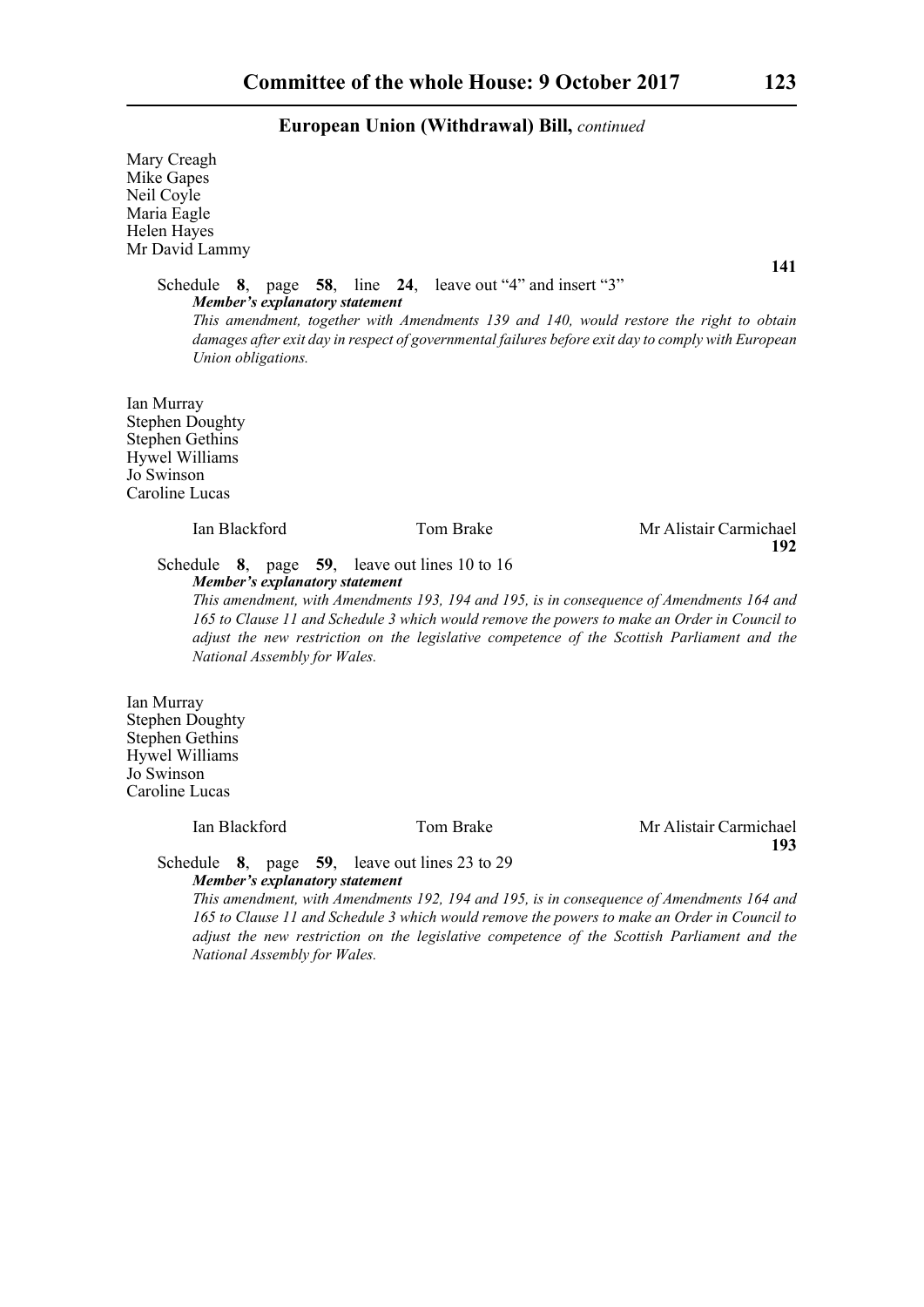Mary Creagh
Mike Gapes
Neil Coyle
Maria Eagle
Helen Hayes
Mr David Lammy

**141**

Schedule **8**, page **58**, line **24**, leave out "4" and insert "3"

***Member's explanatory statement***

*This amendment, together with Amendments 139 and 140, would restore the right to obtain damages after exit day in respect of governmental failures before exit day to comply with European Union obligations.*

Ian Murray
Stephen Doughty
Stephen Gethins
Hywel Williams
Jo Swinson
Caroline Lucas

Ian Blackford    Tom Brake    Mr Alistair Carmichael

**192**

Schedule **8**, page **59**, leave out lines 10 to 16

***Member's explanatory statement***

*This amendment, with Amendments 193, 194 and 195, is in consequence of Amendments 164 and 165 to Clause 11 and Schedule 3 which would remove the powers to make an Order in Council to adjust the new restriction on the legislative competence of the Scottish Parliament and the National Assembly for Wales.*

Ian Murray
Stephen Doughty
Stephen Gethins
Hywel Williams
Jo Swinson
Caroline Lucas

Ian Blackford    Tom Brake    Mr Alistair Carmichael

**193**

Schedule **8**, page **59**, leave out lines 23 to 29

***Member's explanatory statement***

*This amendment, with Amendments 192, 194 and 195, is in consequence of Amendments 164 and 165 to Clause 11 and Schedule 3 which would remove the powers to make an Order in Council to adjust the new restriction on the legislative competence of the Scottish Parliament and the National Assembly for Wales.*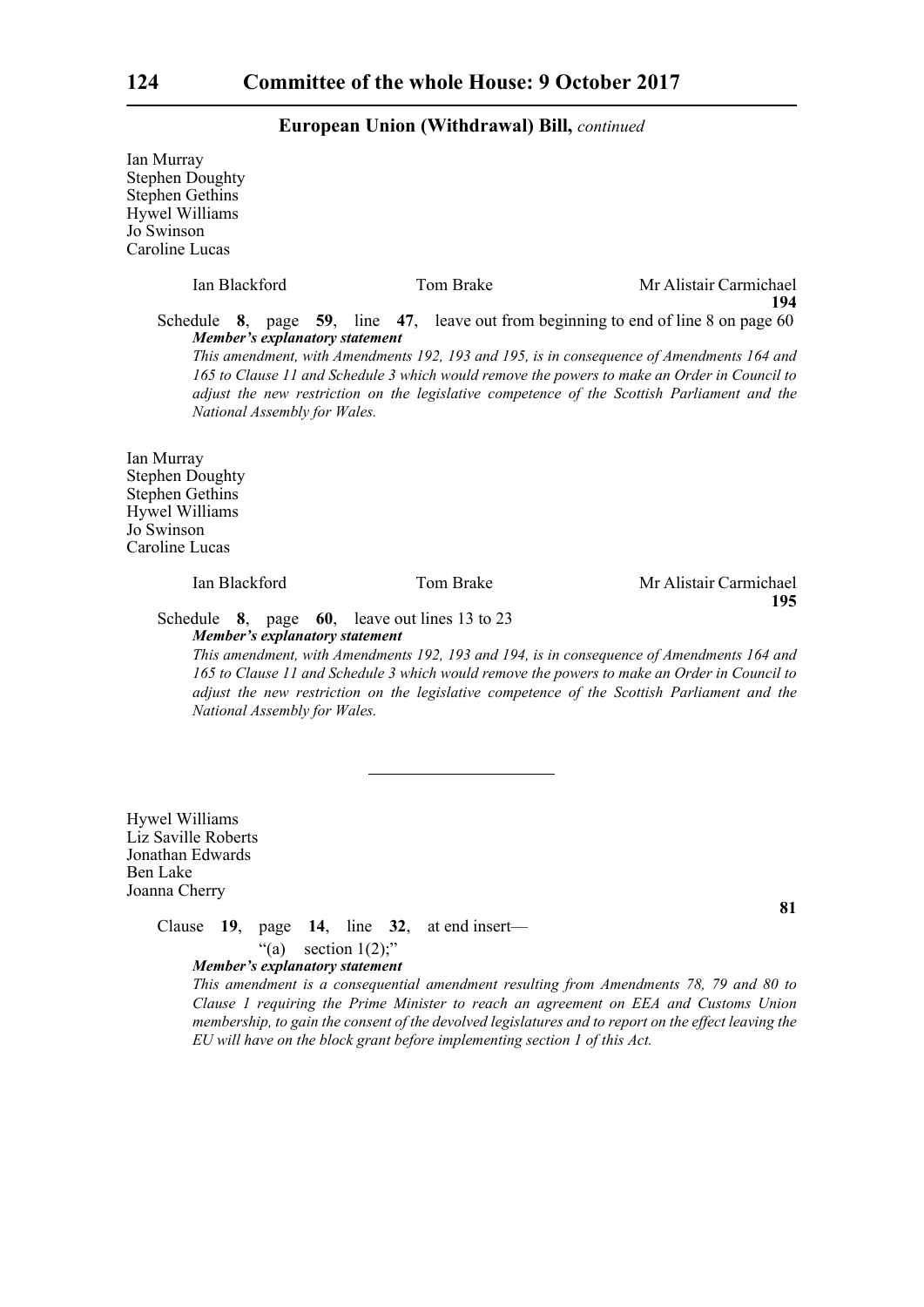Ian Murray
Stephen Doughty
Stephen Gethins
Hywel Williams
Jo Swinson
Caroline Lucas

Ian Blackford Tom Brake Mr Alistair Carmichael

**194**

Schedule **8**, page **59**, line **47**, leave out from beginning to end of line 8 on page 60

***Member's explanatory statement***

*This amendment, with Amendments 192, 193 and 195, is in consequence of Amendments 164 and 165 to Clause 11 and Schedule 3 which would remove the powers to make an Order in Council to adjust the new restriction on the legislative competence of the Scottish Parliament and the National Assembly for Wales.*

Ian Murray
Stephen Doughty
Stephen Gethins
Hywel Williams
Jo Swinson
Caroline Lucas

Ian Blackford Tom Brake Mr Alistair Carmichael

**195**

Schedule **8**, page **60**, leave out lines 13 to 23

***Member's explanatory statement***

*This amendment, with Amendments 192, 193 and 194, is in consequence of Amendments 164 and 165 to Clause 11 and Schedule 3 which would remove the powers to make an Order in Council to adjust the new restriction on the legislative competence of the Scottish Parliament and the National Assembly for Wales.*

---

Hywel Williams
Liz Saville Roberts
Jonathan Edwards
Ben Lake
Joanna Cherry

**81**

Clause **19**, page **14**, line **32**, at end insert—

"(a) section 1(2);"

***Member's explanatory statement***

*This amendment is a consequential amendment resulting from Amendments 78, 79 and 80 to Clause 1 requiring the Prime Minister to reach an agreement on EEA and Customs Union membership, to gain the consent of the devolved legislatures and to report on the effect leaving the EU will have on the block grant before implementing section 1 of this Act.*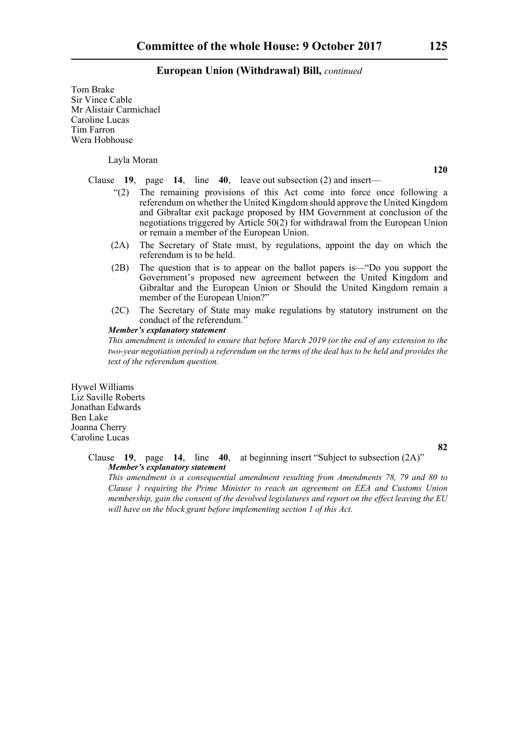## European Union (Withdrawal) Bill, *continued*

Tom Brake
Sir Vince Cable
Mr Alistair Carmichael
Caroline Lucas
Tim Farron
Wera Hobhouse

Layla Moran

**120**

Clause **19**, page **14**, line **40**, leave out subsection (2) and insert—

"(2) The remaining provisions of this Act come into force once following a referendum on whether the United Kingdom should approve the United Kingdom and Gibraltar exit package proposed by HM Government at conclusion of the negotiations triggered by Article 50(2) for withdrawal from the European Union or remain a member of the European Union.

(2A) The Secretary of State must, by regulations, appoint the day on which the referendum is to be held.

(2B) The question that is to appear on the ballot papers is—"Do you support the Government's proposed new agreement between the United Kingdom and Gibraltar and the European Union or Should the United Kingdom remain a member of the European Union?"

(2C) The Secretary of State may make regulations by statutory instrument on the conduct of the referendum."

***Member's explanatory statement***

*This amendment is intended to ensure that before March 2019 (or the end of any extension to the two-year negotiation period) a referendum on the terms of the deal has to be held and provides the text of the referendum question.*

Hywel Williams
Liz Saville Roberts
Jonathan Edwards
Ben Lake
Joanna Cherry
Caroline Lucas

**82**

Clause **19**, page **14**, line **40**, at beginning insert "Subject to subsection (2A)"

***Member's explanatory statement***

*This amendment is a consequential amendment resulting from Amendments 78, 79 and 80 to Clause 1 requiring the Prime Minister to reach an agreement on EEA and Customs Union membership, gain the consent of the devolved legislatures and report on the effect leaving the EU will have on the block grant before implementing section 1 of this Act.*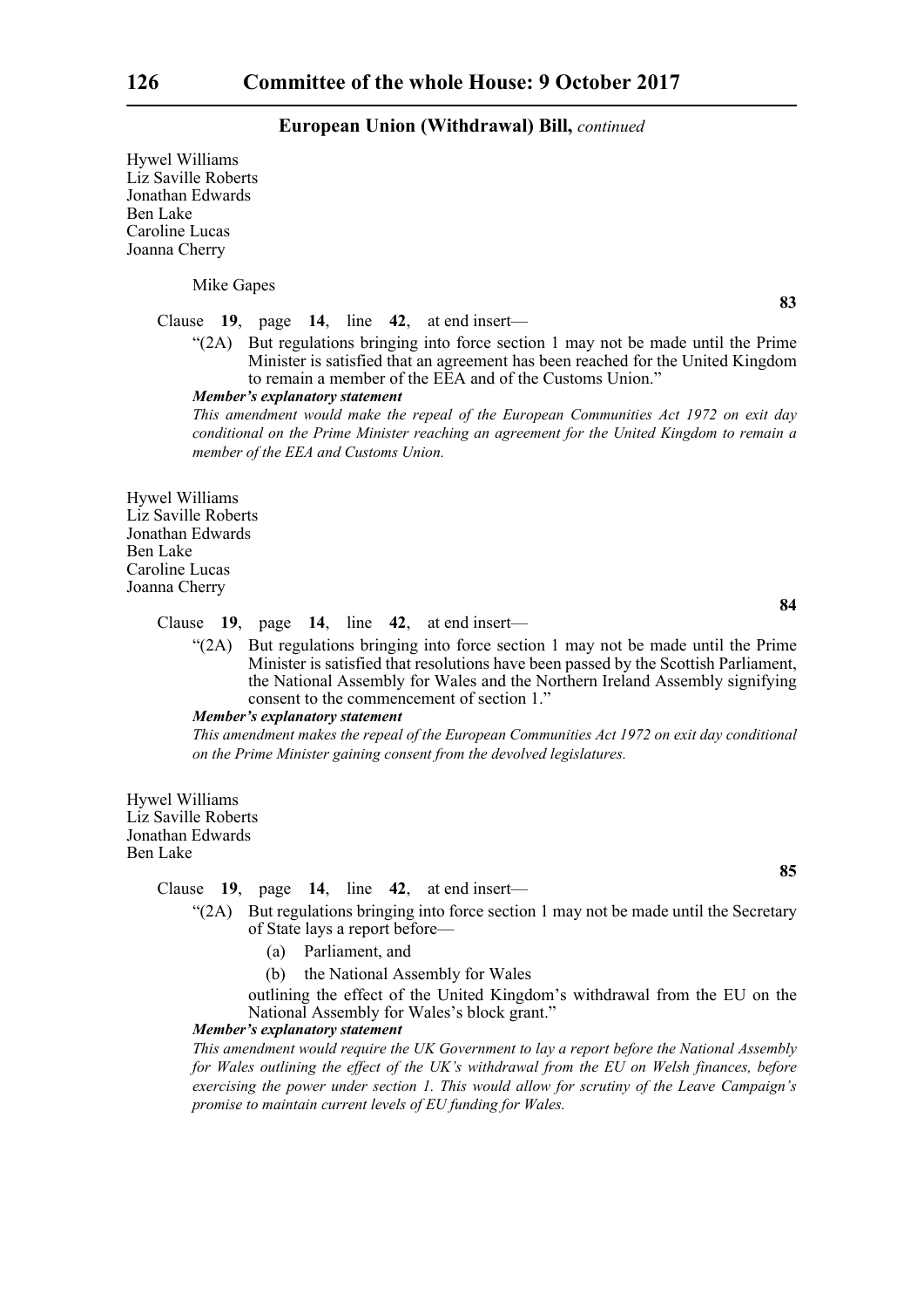Hywel Williams
Liz Saville Roberts
Jonathan Edwards
Ben Lake
Caroline Lucas
Joanna Cherry

Mike Gapes

**83**

Clause **19**, page **14**, line **42**, at end insert—

"(2A) But regulations bringing into force section 1 may not be made until the Prime Minister is satisfied that an agreement has been reached for the United Kingdom to remain a member of the EEA and of the Customs Union."

***Member's explanatory statement***

*This amendment would make the repeal of the European Communities Act 1972 on exit day conditional on the Prime Minister reaching an agreement for the United Kingdom to remain a member of the EEA and Customs Union.*

Hywel Williams
Liz Saville Roberts
Jonathan Edwards
Ben Lake
Caroline Lucas
Joanna Cherry

**84**

Clause **19**, page **14**, line **42**, at end insert—

"(2A) But regulations bringing into force section 1 may not be made until the Prime Minister is satisfied that resolutions have been passed by the Scottish Parliament, the National Assembly for Wales and the Northern Ireland Assembly signifying consent to the commencement of section 1."

***Member's explanatory statement***

*This amendment makes the repeal of the European Communities Act 1972 on exit day conditional on the Prime Minister gaining consent from the devolved legislatures.*

Hywel Williams
Liz Saville Roberts
Jonathan Edwards
Ben Lake

**85**

Clause **19**, page **14**, line **42**, at end insert—

"(2A) But regulations bringing into force section 1 may not be made until the Secretary of State lays a report before—

(a) Parliament, and

(b) the National Assembly for Wales

outlining the effect of the United Kingdom's withdrawal from the EU on the National Assembly for Wales's block grant."

***Member's explanatory statement***

*This amendment would require the UK Government to lay a report before the National Assembly for Wales outlining the effect of the UK's withdrawal from the EU on Welsh finances, before exercising the power under section 1. This would allow for scrutiny of the Leave Campaign's promise to maintain current levels of EU funding for Wales.*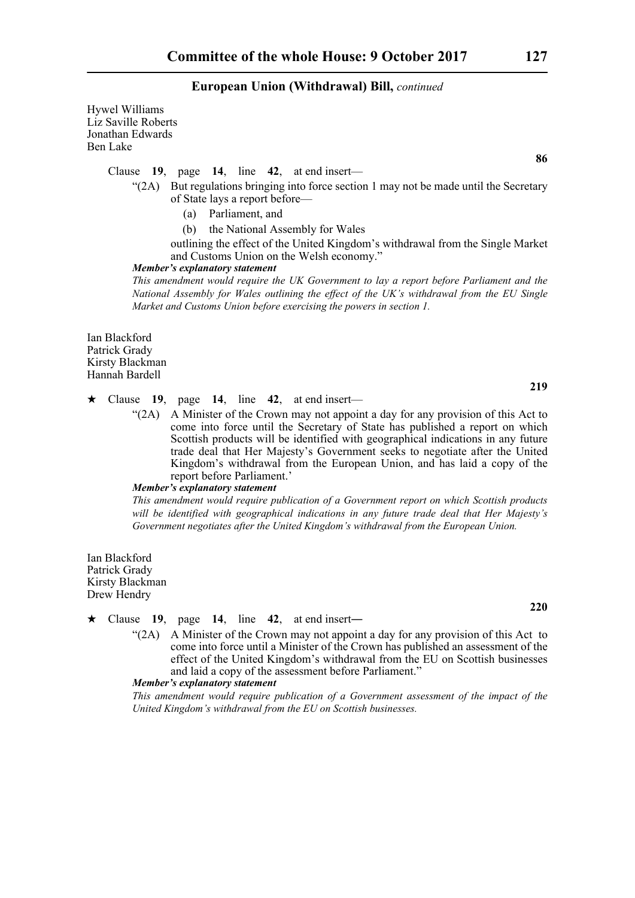Hywel Williams
Liz Saville Roberts
Jonathan Edwards
Ben Lake

**86**

Clause **19**, page **14**, line **42**, at end insert—

"(2A) But regulations bringing into force section 1 may not be made until the Secretary of State lays a report before—

(a) Parliament, and

(b) the National Assembly for Wales

outlining the effect of the United Kingdom's withdrawal from the Single Market and Customs Union on the Welsh economy."

***Member's explanatory statement***

*This amendment would require the UK Government to lay a report before Parliament and the National Assembly for Wales outlining the effect of the UK's withdrawal from the EU Single Market and Customs Union before exercising the powers in section 1.*

Ian Blackford
Patrick Grady
Kirsty Blackman
Hannah Bardell

**219**

★ Clause **19**, page **14**, line **42**, at end insert—

"(2A) A Minister of the Crown may not appoint a day for any provision of this Act to come into force until the Secretary of State has published a report on which Scottish products will be identified with geographical indications in any future trade deal that Her Majesty's Government seeks to negotiate after the United Kingdom's withdrawal from the European Union, and has laid a copy of the report before Parliament.'

***Member's explanatory statement***

*This amendment would require publication of a Government report on which Scottish products will be identified with geographical indications in any future trade deal that Her Majesty's Government negotiates after the United Kingdom's withdrawal from the European Union.*

Ian Blackford
Patrick Grady
Kirsty Blackman
Drew Hendry

**220**

★ Clause **19**, page **14**, line **42**, at end insert—

"(2A) A Minister of the Crown may not appoint a day for any provision of this Act to come into force until a Minister of the Crown has published an assessment of the effect of the United Kingdom's withdrawal from the EU on Scottish businesses and laid a copy of the assessment before Parliament."

***Member's explanatory statement***

*This amendment would require publication of a Government assessment of the impact of the United Kingdom's withdrawal from the EU on Scottish businesses.*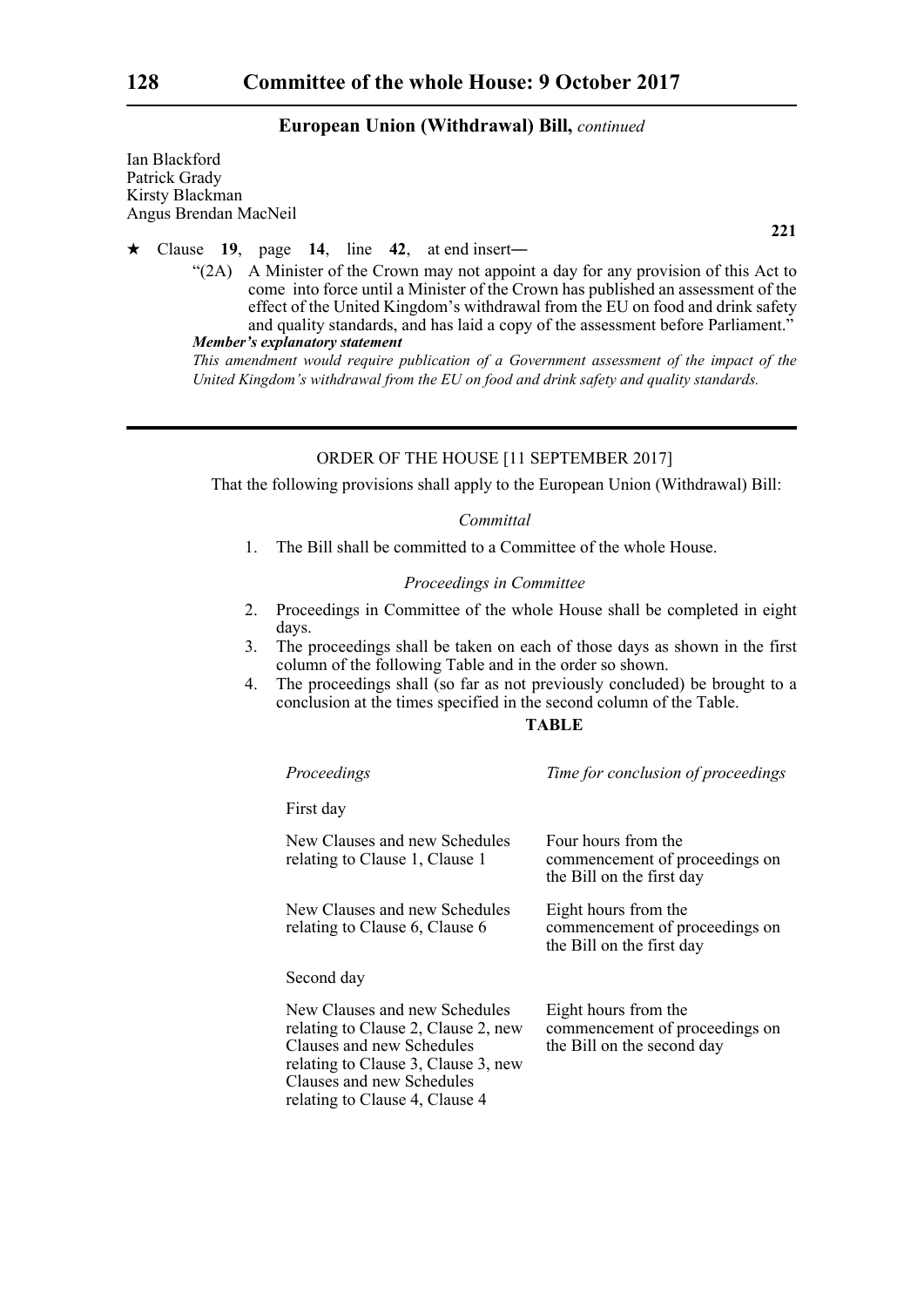**European Union (Withdrawal) Bill,** *continued*

Ian Blackford
Patrick Grady
Kirsty Blackman
Angus Brendan MacNeil

**221**

★ Clause **19**, page **14**, line **42**, at end insert—

"(2A) A Minister of the Crown may not appoint a day for any provision of this Act to come into force until a Minister of the Crown has published an assessment of the effect of the United Kingdom's withdrawal from the EU on food and drink safety and quality standards, and has laid a copy of the assessment before Parliament."

***Member's explanatory statement***

*This amendment would require publication of a Government assessment of the impact of the United Kingdom's withdrawal from the EU on food and drink safety and quality standards.*

---

ORDER OF THE HOUSE [11 SEPTEMBER 2017]

That the following provisions shall apply to the European Union (Withdrawal) Bill:

*Committal*

1. The Bill shall be committed to a Committee of the whole House.

*Proceedings in Committee*

2. Proceedings in Committee of the whole House shall be completed in eight days.
3. The proceedings shall be taken on each of those days as shown in the first column of the following Table and in the order so shown.
4. The proceedings shall (so far as not previously concluded) be brought to a conclusion at the times specified in the second column of the Table.

**TABLE**

| *Proceedings* | *Time for conclusion of proceedings* |
|---|---|
| First day | |
| New Clauses and new Schedules relating to Clause 1, Clause 1 | Four hours from the commencement of proceedings on the Bill on the first day |
| New Clauses and new Schedules relating to Clause 6, Clause 6 | Eight hours from the commencement of proceedings on the Bill on the first day |
| Second day | |
| New Clauses and new Schedules relating to Clause 2, Clause 2, new Clauses and new Schedules relating to Clause 3, Clause 3, new Clauses and new Schedules relating to Clause 4, Clause 4 | Eight hours from the commencement of proceedings on the Bill on the second day |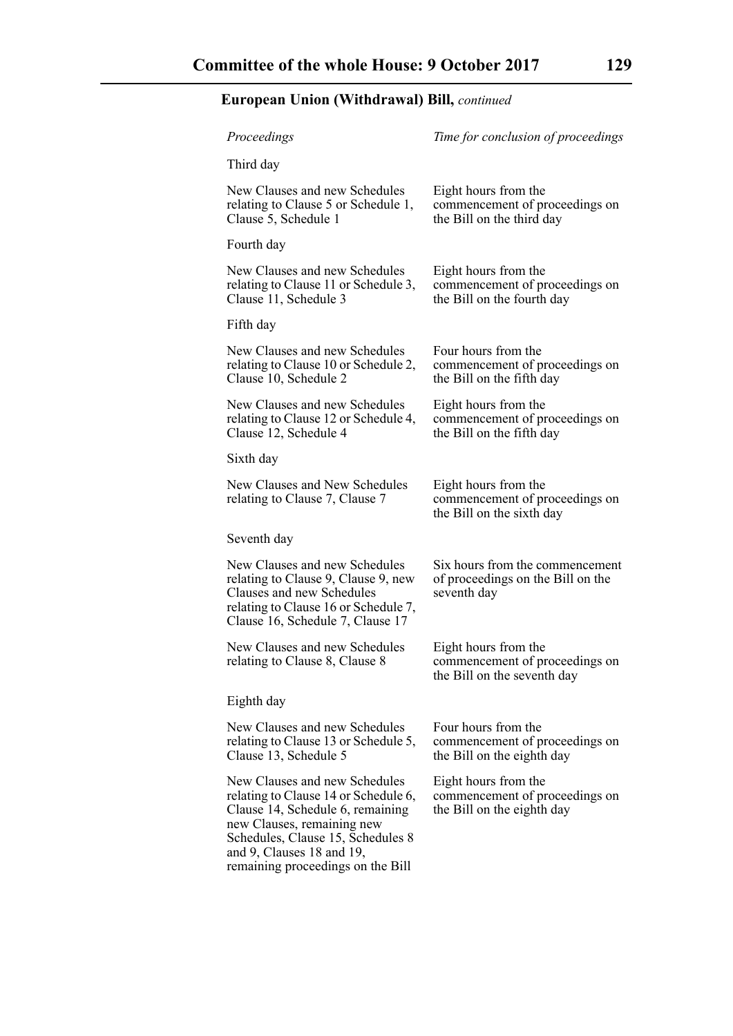**European Union (Withdrawal) Bill,** *continued*

| *Proceedings* | *Time for conclusion of proceedings* |
| --- | --- |
| Third day | |
| New Clauses and new Schedules relating to Clause 5 or Schedule 1, Clause 5, Schedule 1 | Eight hours from the commencement of proceedings on the Bill on the third day |
| Fourth day | |
| New Clauses and new Schedules relating to Clause 11 or Schedule 3, Clause 11, Schedule 3 | Eight hours from the commencement of proceedings on the Bill on the fourth day |
| Fifth day | |
| New Clauses and new Schedules relating to Clause 10 or Schedule 2, Clause 10, Schedule 2 | Four hours from the commencement of proceedings on the Bill on the fifth day |
| New Clauses and new Schedules relating to Clause 12 or Schedule 4, Clause 12, Schedule 4 | Eight hours from the commencement of proceedings on the Bill on the fifth day |
| Sixth day | |
| New Clauses and New Schedules relating to Clause 7, Clause 7 | Eight hours from the commencement of proceedings on the Bill on the sixth day |
| Seventh day | |
| New Clauses and new Schedules relating to Clause 9, Clause 9, new Clauses and new Schedules relating to Clause 16 or Schedule 7, Clause 16, Schedule 7, Clause 17 | Six hours from the commencement of proceedings on the Bill on the seventh day |
| New Clauses and new Schedules relating to Clause 8, Clause 8 | Eight hours from the commencement of proceedings on the Bill on the seventh day |
| Eighth day | |
| New Clauses and new Schedules relating to Clause 13 or Schedule 5, Clause 13, Schedule 5 | Four hours from the commencement of proceedings on the Bill on the eighth day |
| New Clauses and new Schedules relating to Clause 14 or Schedule 6, Clause 14, Schedule 6, remaining new Clauses, remaining new Schedules, Clause 15, Schedules 8 and 9, Clauses 18 and 19, remaining proceedings on the Bill | Eight hours from the commencement of proceedings on the Bill on the eighth day |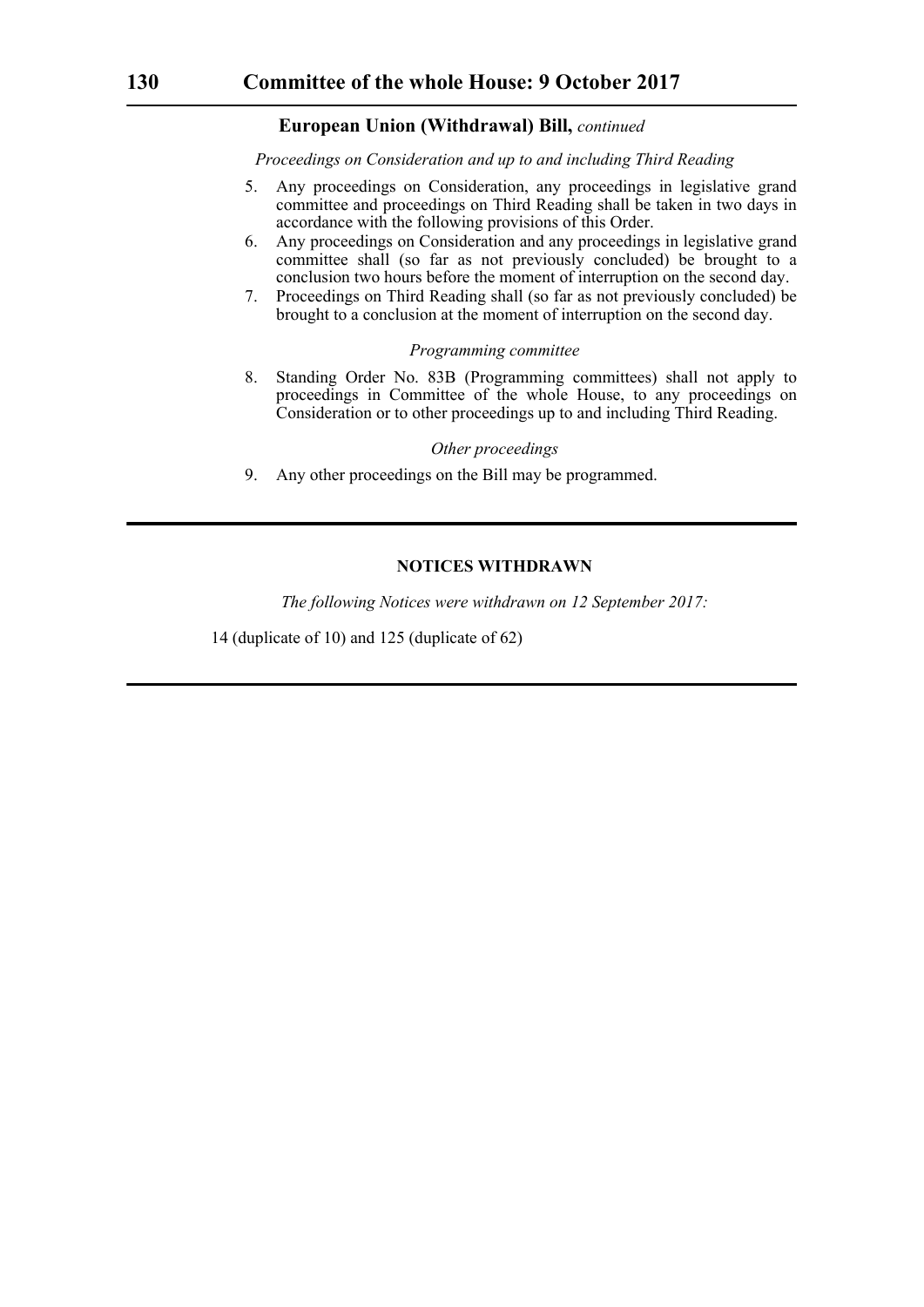**European Union (Withdrawal) Bill,** *continued*

*Proceedings on Consideration and up to and including Third Reading*

5. Any proceedings on Consideration, any proceedings in legislative grand committee and proceedings on Third Reading shall be taken in two days in accordance with the following provisions of this Order.
6. Any proceedings on Consideration and any proceedings in legislative grand committee shall (so far as not previously concluded) be brought to a conclusion two hours before the moment of interruption on the second day.
7. Proceedings on Third Reading shall (so far as not previously concluded) be brought to a conclusion at the moment of interruption on the second day.

*Programming committee*

8. Standing Order No. 83B (Programming committees) shall not apply to proceedings in Committee of the whole House, to any proceedings on Consideration or to other proceedings up to and including Third Reading.

*Other proceedings*

9. Any other proceedings on the Bill may be programmed.

---

**NOTICES WITHDRAWN**

*The following Notices were withdrawn on 12 September 2017:*

14 (duplicate of 10) and 125 (duplicate of 62)